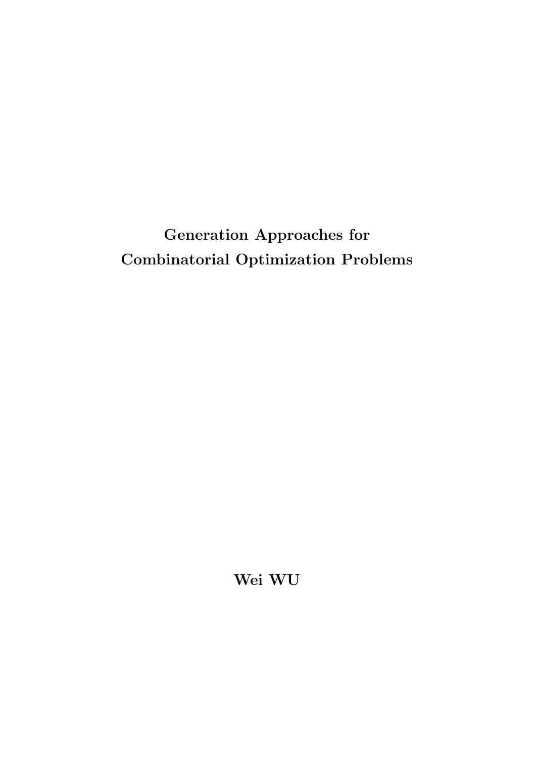# Generation Approaches for Combinatorial Optimization Problems

**Wei WU**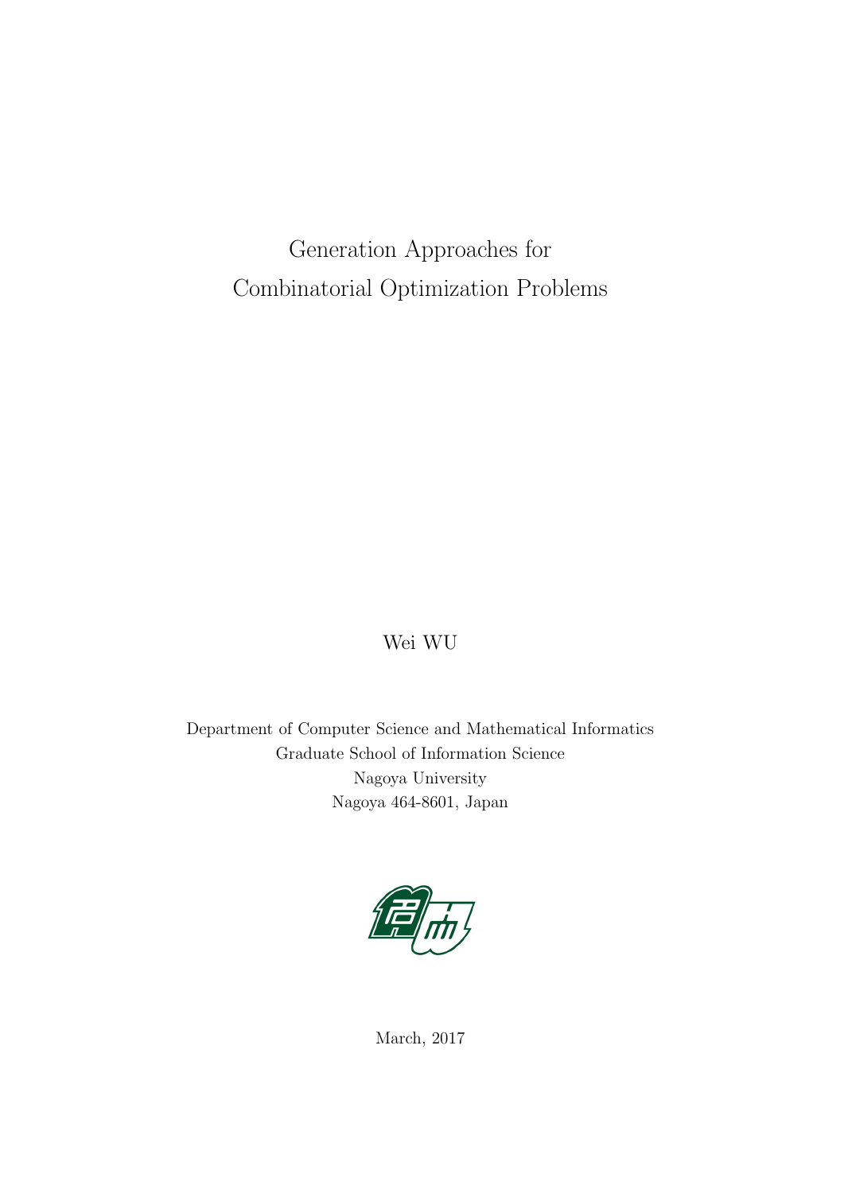# Generation Approaches for Combinatorial Optimization Problems

Wei WU

Department of Computer Science and Mathematical Informatics
Graduate School of Information Science
Nagoya University
Nagoya 464-8601, Japan

March, 2017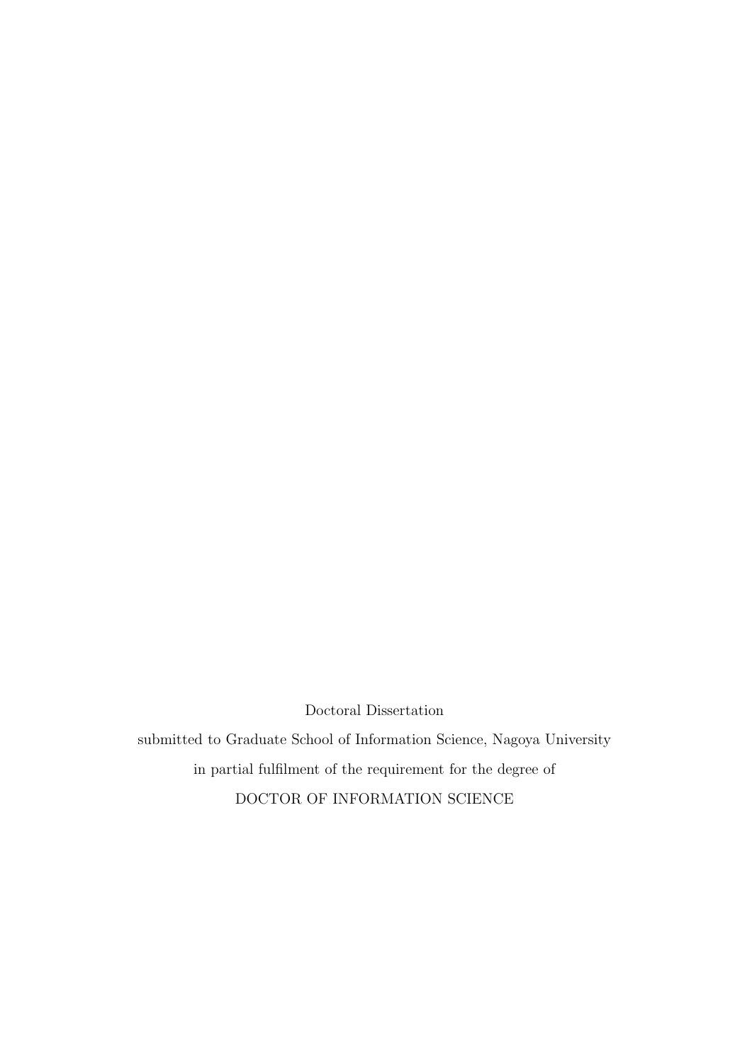Doctoral Dissertation

submitted to Graduate School of Information Science, Nagoya University

in partial fulfilment of the requirement for the degree of

DOCTOR OF INFORMATION SCIENCE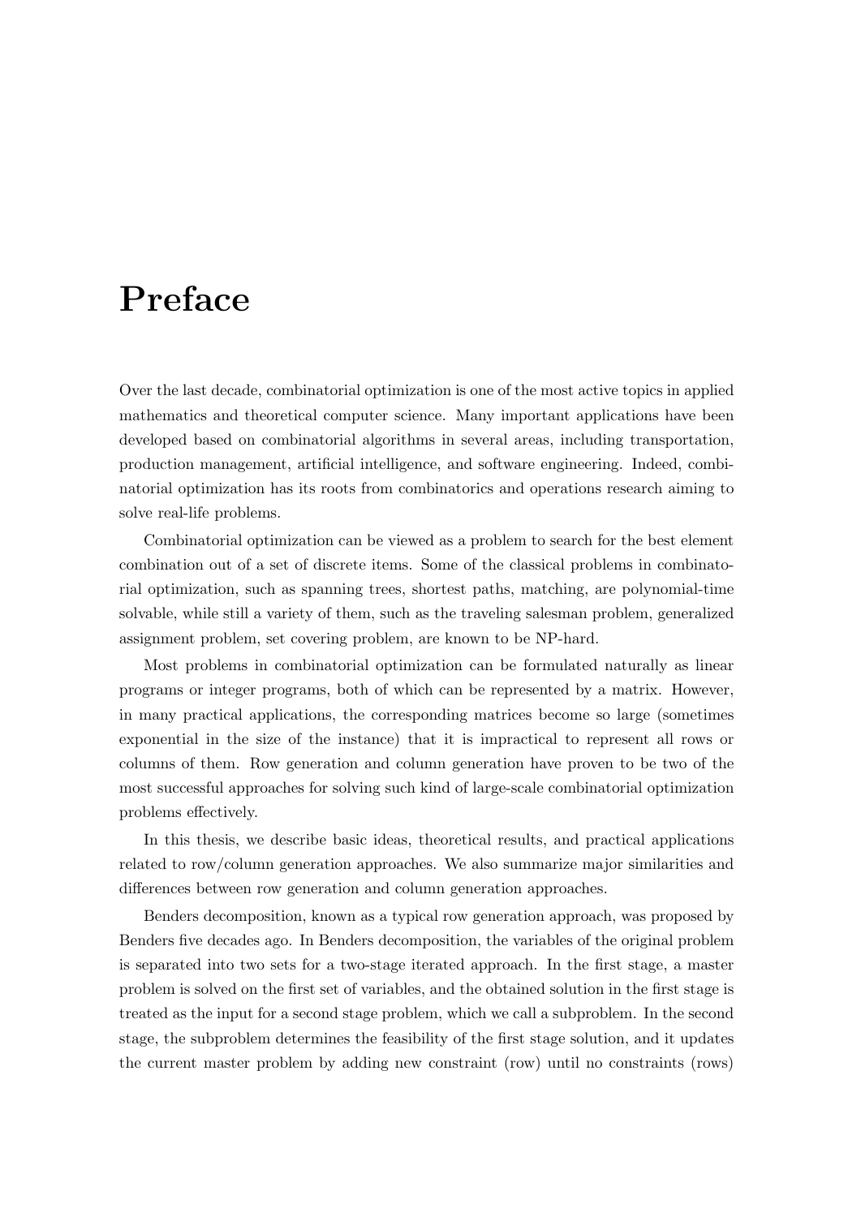# Preface

Over the last decade, combinatorial optimization is one of the most active topics in applied mathematics and theoretical computer science. Many important applications have been developed based on combinatorial algorithms in several areas, including transportation, production management, artificial intelligence, and software engineering. Indeed, combinatorial optimization has its roots from combinatorics and operations research aiming to solve real-life problems.

Combinatorial optimization can be viewed as a problem to search for the best element combination out of a set of discrete items. Some of the classical problems in combinatorial optimization, such as spanning trees, shortest paths, matching, are polynomial-time solvable, while still a variety of them, such as the traveling salesman problem, generalized assignment problem, set covering problem, are known to be NP-hard.

Most problems in combinatorial optimization can be formulated naturally as linear programs or integer programs, both of which can be represented by a matrix. However, in many practical applications, the corresponding matrices become so large (sometimes exponential in the size of the instance) that it is impractical to represent all rows or columns of them. Row generation and column generation have proven to be two of the most successful approaches for solving such kind of large-scale combinatorial optimization problems effectively.

In this thesis, we describe basic ideas, theoretical results, and practical applications related to row/column generation approaches. We also summarize major similarities and differences between row generation and column generation approaches.

Benders decomposition, known as a typical row generation approach, was proposed by Benders five decades ago. In Benders decomposition, the variables of the original problem is separated into two sets for a two-stage iterated approach. In the first stage, a master problem is solved on the first set of variables, and the obtained solution in the first stage is treated as the input for a second stage problem, which we call a subproblem. In the second stage, the subproblem determines the feasibility of the first stage solution, and it updates the current master problem by adding new constraint (row) until no constraints (rows)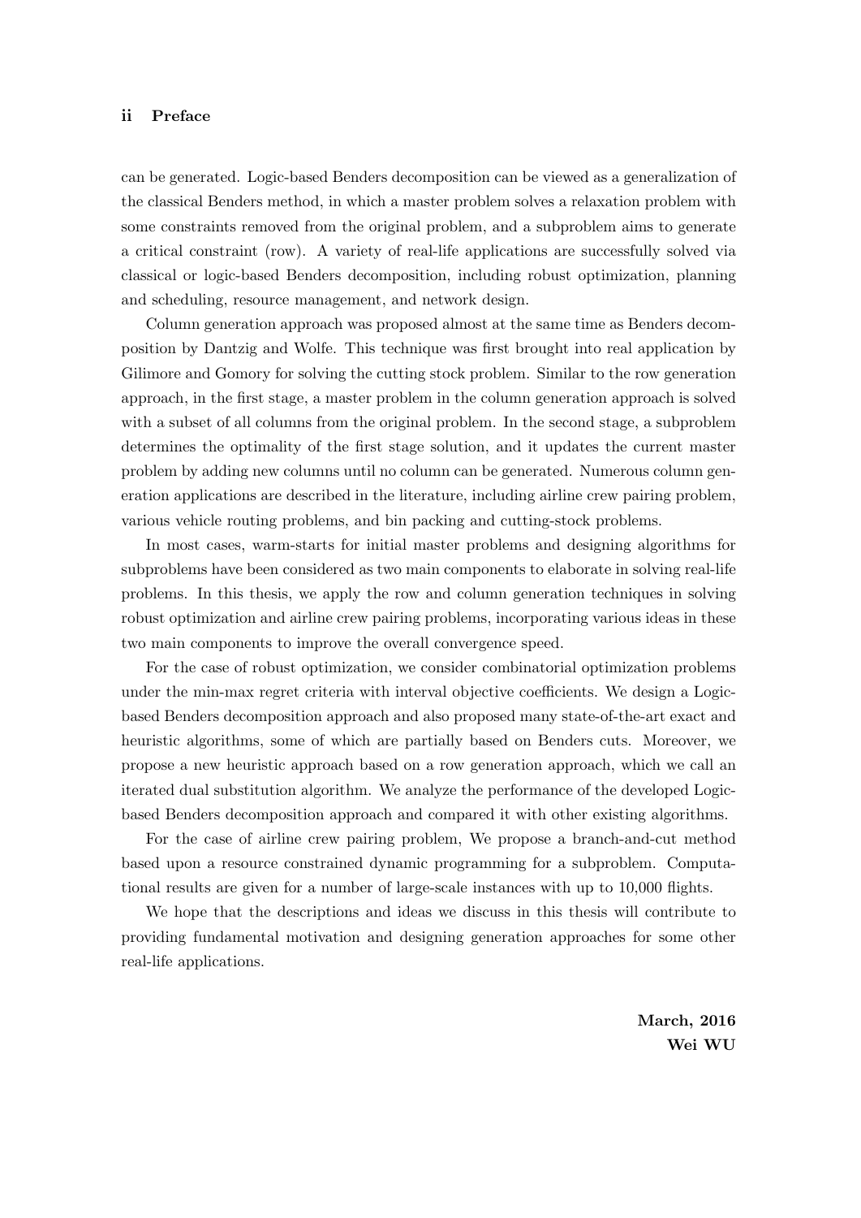can be generated. Logic-based Benders decomposition can be viewed as a generalization of the classical Benders method, in which a master problem solves a relaxation problem with some constraints removed from the original problem, and a subproblem aims to generate a critical constraint (row). A variety of real-life applications are successfully solved via classical or logic-based Benders decomposition, including robust optimization, planning and scheduling, resource management, and network design.

Column generation approach was proposed almost at the same time as Benders decomposition by Dantzig and Wolfe. This technique was first brought into real application by Gilimore and Gomory for solving the cutting stock problem. Similar to the row generation approach, in the first stage, a master problem in the column generation approach is solved with a subset of all columns from the original problem. In the second stage, a subproblem determines the optimality of the first stage solution, and it updates the current master problem by adding new columns until no column can be generated. Numerous column generation applications are described in the literature, including airline crew pairing problem, various vehicle routing problems, and bin packing and cutting-stock problems.

In most cases, warm-starts for initial master problems and designing algorithms for subproblems have been considered as two main components to elaborate in solving real-life problems. In this thesis, we apply the row and column generation techniques in solving robust optimization and airline crew pairing problems, incorporating various ideas in these two main components to improve the overall convergence speed.

For the case of robust optimization, we consider combinatorial optimization problems under the min-max regret criteria with interval objective coefficients. We design a Logic-based Benders decomposition approach and also proposed many state-of-the-art exact and heuristic algorithms, some of which are partially based on Benders cuts. Moreover, we propose a new heuristic approach based on a row generation approach, which we call an iterated dual substitution algorithm. We analyze the performance of the developed Logic-based Benders decomposition approach and compared it with other existing algorithms.

For the case of airline crew pairing problem, We propose a branch-and-cut method based upon a resource constrained dynamic programming for a subproblem. Computational results are given for a number of large-scale instances with up to 10,000 flights.

We hope that the descriptions and ideas we discuss in this thesis will contribute to providing fundamental motivation and designing generation approaches for some other real-life applications.

**March, 2016**
**Wei WU**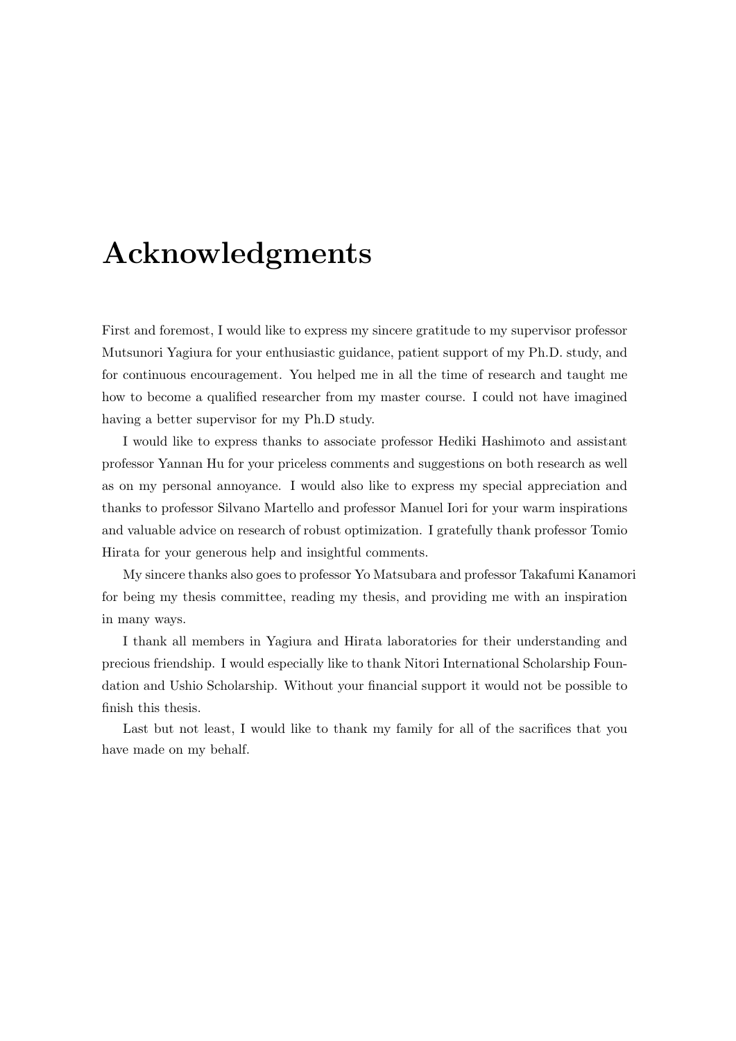# Acknowledgments

First and foremost, I would like to express my sincere gratitude to my supervisor professor Mutsunori Yagiura for your enthusiastic guidance, patient support of my Ph.D. study, and for continuous encouragement. You helped me in all the time of research and taught me how to become a qualified researcher from my master course. I could not have imagined having a better supervisor for my Ph.D study.

I would like to express thanks to associate professor Hediki Hashimoto and assistant professor Yannan Hu for your priceless comments and suggestions on both research as well as on my personal annoyance. I would also like to express my special appreciation and thanks to professor Silvano Martello and professor Manuel Iori for your warm inspirations and valuable advice on research of robust optimization. I gratefully thank professor Tomio Hirata for your generous help and insightful comments.

My sincere thanks also goes to professor Yo Matsubara and professor Takafumi Kanamori for being my thesis committee, reading my thesis, and providing me with an inspiration in many ways.

I thank all members in Yagiura and Hirata laboratories for their understanding and precious friendship. I would especially like to thank Nitori International Scholarship Foundation and Ushio Scholarship. Without your financial support it would not be possible to finish this thesis.

Last but not least, I would like to thank my family for all of the sacrifices that you have made on my behalf.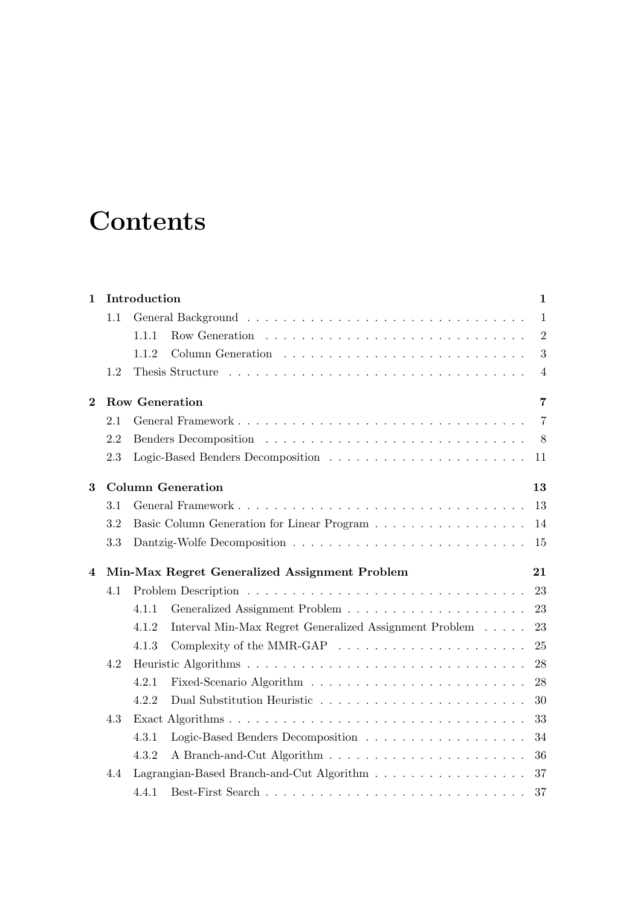# Contents

**1 Introduction** **1**

- 1.1 General Background . . . . . . . . . . . . . . . . . . . . . . . . . . . . . . . 1
  - 1.1.1 Row Generation . . . . . . . . . . . . . . . . . . . . . . . . . . . . 2
  - 1.1.2 Column Generation . . . . . . . . . . . . . . . . . . . . . . . . . . 3
- 1.2 Thesis Structure . . . . . . . . . . . . . . . . . . . . . . . . . . . . . . . . 4

**2 Row Generation** **7**

- 2.1 General Framework . . . . . . . . . . . . . . . . . . . . . . . . . . . . . . . 7
- 2.2 Benders Decomposition . . . . . . . . . . . . . . . . . . . . . . . . . . . . . 8
- 2.3 Logic-Based Benders Decomposition . . . . . . . . . . . . . . . . . . . . . . 11

**3 Column Generation** **13**

- 3.1 General Framework . . . . . . . . . . . . . . . . . . . . . . . . . . . . . . . 13
- 3.2 Basic Column Generation for Linear Program . . . . . . . . . . . . . . . . . 14
- 3.3 Dantzig-Wolfe Decomposition . . . . . . . . . . . . . . . . . . . . . . . . . . 15

**4 Min-Max Regret Generalized Assignment Problem** **21**

- 4.1 Problem Description . . . . . . . . . . . . . . . . . . . . . . . . . . . . . . . 23
  - 4.1.1 Generalized Assignment Problem . . . . . . . . . . . . . . . . . . . . 23
  - 4.1.2 Interval Min-Max Regret Generalized Assignment Problem . . . . . 23
  - 4.1.3 Complexity of the MMR-GAP . . . . . . . . . . . . . . . . . . . . . 25
- 4.2 Heuristic Algorithms . . . . . . . . . . . . . . . . . . . . . . . . . . . . . . . 28
  - 4.2.1 Fixed-Scenario Algorithm . . . . . . . . . . . . . . . . . . . . . . . . 28
  - 4.2.2 Dual Substitution Heuristic . . . . . . . . . . . . . . . . . . . . . . . 30
- 4.3 Exact Algorithms . . . . . . . . . . . . . . . . . . . . . . . . . . . . . . . . 33
  - 4.3.1 Logic-Based Benders Decomposition . . . . . . . . . . . . . . . . . . 34
  - 4.3.2 A Branch-and-Cut Algorithm . . . . . . . . . . . . . . . . . . . . . . 36
- 4.4 Lagrangian-Based Branch-and-Cut Algorithm . . . . . . . . . . . . . . . . . 37
  - 4.4.1 Best-First Search . . . . . . . . . . . . . . . . . . . . . . . . . . . . . 37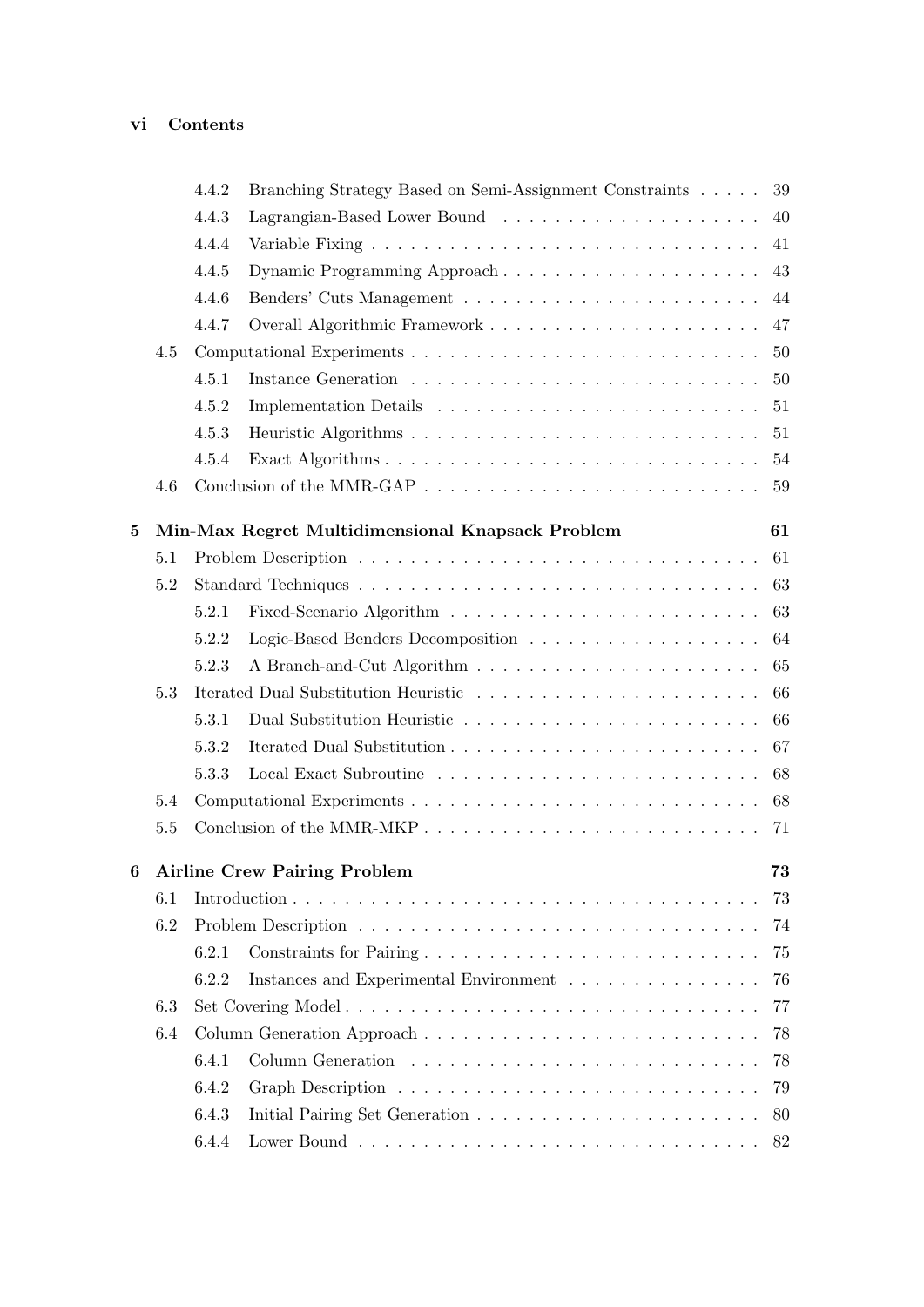4.4.2 Branching Strategy Based on Semi-Assignment Constraints . . . . . 39
4.4.3 Lagrangian-Based Lower Bound . . . . . . . . . . . . . . . . . . . . 40
4.4.4 Variable Fixing . . . . . . . . . . . . . . . . . . . . . . . . . . . . 41
4.4.5 Dynamic Programming Approach . . . . . . . . . . . . . . . . . . . . 43
4.4.6 Benders' Cuts Management . . . . . . . . . . . . . . . . . . . . . . 44
4.4.7 Overall Algorithmic Framework . . . . . . . . . . . . . . . . . . . . 47

4.5 Computational Experiments . . . . . . . . . . . . . . . . . . . . . . . . 50
4.5.1 Instance Generation . . . . . . . . . . . . . . . . . . . . . . . . . 50
4.5.2 Implementation Details . . . . . . . . . . . . . . . . . . . . . . . . 51
4.5.3 Heuristic Algorithms . . . . . . . . . . . . . . . . . . . . . . . . . 51
4.5.4 Exact Algorithms . . . . . . . . . . . . . . . . . . . . . . . . . . . 54

4.6 Conclusion of the MMR-GAP . . . . . . . . . . . . . . . . . . . . . . . . 59

**5 Min-Max Regret Multidimensional Knapsack Problem 61**

5.1 Problem Description . . . . . . . . . . . . . . . . . . . . . . . . . . . 61

5.2 Standard Techniques . . . . . . . . . . . . . . . . . . . . . . . . . . . 63
5.2.1 Fixed-Scenario Algorithm . . . . . . . . . . . . . . . . . . . . . . . 63
5.2.2 Logic-Based Benders Decomposition . . . . . . . . . . . . . . . . . . 64
5.2.3 A Branch-and-Cut Algorithm . . . . . . . . . . . . . . . . . . . . . . 65

5.3 Iterated Dual Substitution Heuristic . . . . . . . . . . . . . . . . . . 66
5.3.1 Dual Substitution Heuristic . . . . . . . . . . . . . . . . . . . . . . 66
5.3.2 Iterated Dual Substitution . . . . . . . . . . . . . . . . . . . . . . 67
5.3.3 Local Exact Subroutine . . . . . . . . . . . . . . . . . . . . . . . . 68

5.4 Computational Experiments . . . . . . . . . . . . . . . . . . . . . . . . 68

5.5 Conclusion of the MMR-MKP . . . . . . . . . . . . . . . . . . . . . . . . 71

**6 Airline Crew Pairing Problem 73**

6.1 Introduction . . . . . . . . . . . . . . . . . . . . . . . . . . . . . . . 73

6.2 Problem Description . . . . . . . . . . . . . . . . . . . . . . . . . . . 74
6.2.1 Constraints for Pairing . . . . . . . . . . . . . . . . . . . . . . . . 75
6.2.2 Instances and Experimental Environment . . . . . . . . . . . . . . . 76

6.3 Set Covering Model . . . . . . . . . . . . . . . . . . . . . . . . . . . . 77

6.4 Column Generation Approach . . . . . . . . . . . . . . . . . . . . . . . . 78
6.4.1 Column Generation . . . . . . . . . . . . . . . . . . . . . . . . . . . 78
6.4.2 Graph Description . . . . . . . . . . . . . . . . . . . . . . . . . . . 79
6.4.3 Initial Pairing Set Generation . . . . . . . . . . . . . . . . . . . . . 80
6.4.4 Lower Bound . . . . . . . . . . . . . . . . . . . . . . . . . . . . . . 82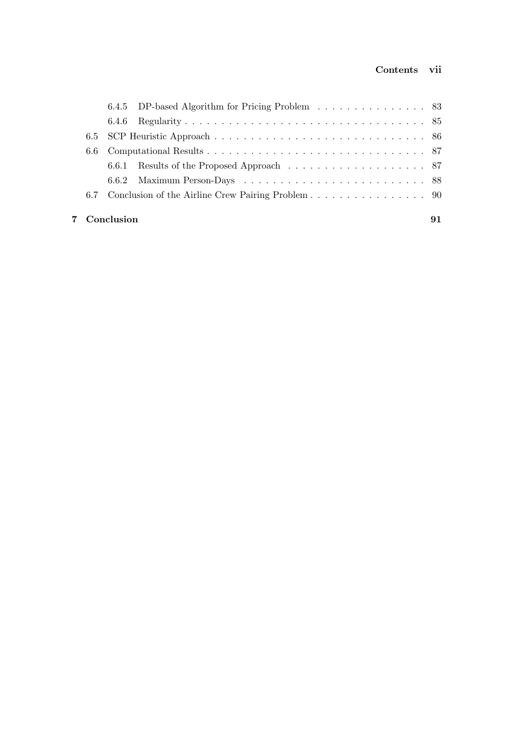6.4.5 DP-based Algorithm for Pricing Problem . . . . . . . . . . . . . . . 83

6.4.6 Regularity . . . . . . . . . . . . . . . . . . . . . . . . . . . . . . . . 85

6.5 SCP Heuristic Approach . . . . . . . . . . . . . . . . . . . . . . . . . . . . 86

6.6 Computational Results . . . . . . . . . . . . . . . . . . . . . . . . . . . . . 87

6.6.1 Results of the Proposed Approach . . . . . . . . . . . . . . . . . . 87

6.6.2 Maximum Person-Days . . . . . . . . . . . . . . . . . . . . . . . . 88

6.7 Conclusion of the Airline Crew Pairing Problem . . . . . . . . . . . . . . . . 90

**7 Conclusion** **91**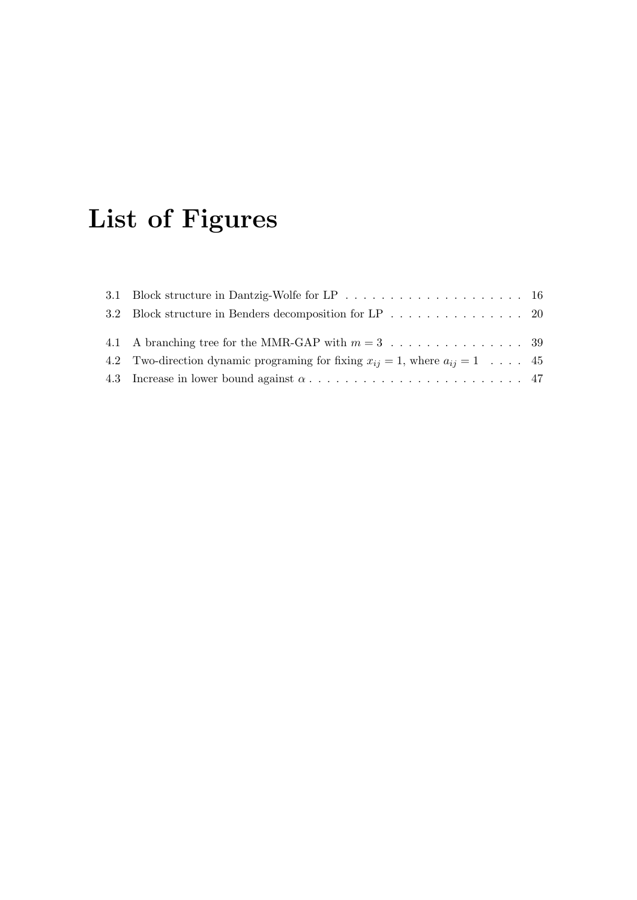# List of Figures

3.1 Block structure in Dantzig-Wolfe for LP . . . . . . . . . . . . . . . . . . . . 16
3.2 Block structure in Benders decomposition for LP . . . . . . . . . . . . . . . 20

4.1 A branching tree for the MMR-GAP with $m = 3$ . . . . . . . . . . . . . . . 39
4.2 Two-direction dynamic programing for fixing $x_{ij} = 1$, where $a_{ij} = 1$ . . . . 45
4.3 Increase in lower bound against $\alpha$ . . . . . . . . . . . . . . . . . . . . . . . . 47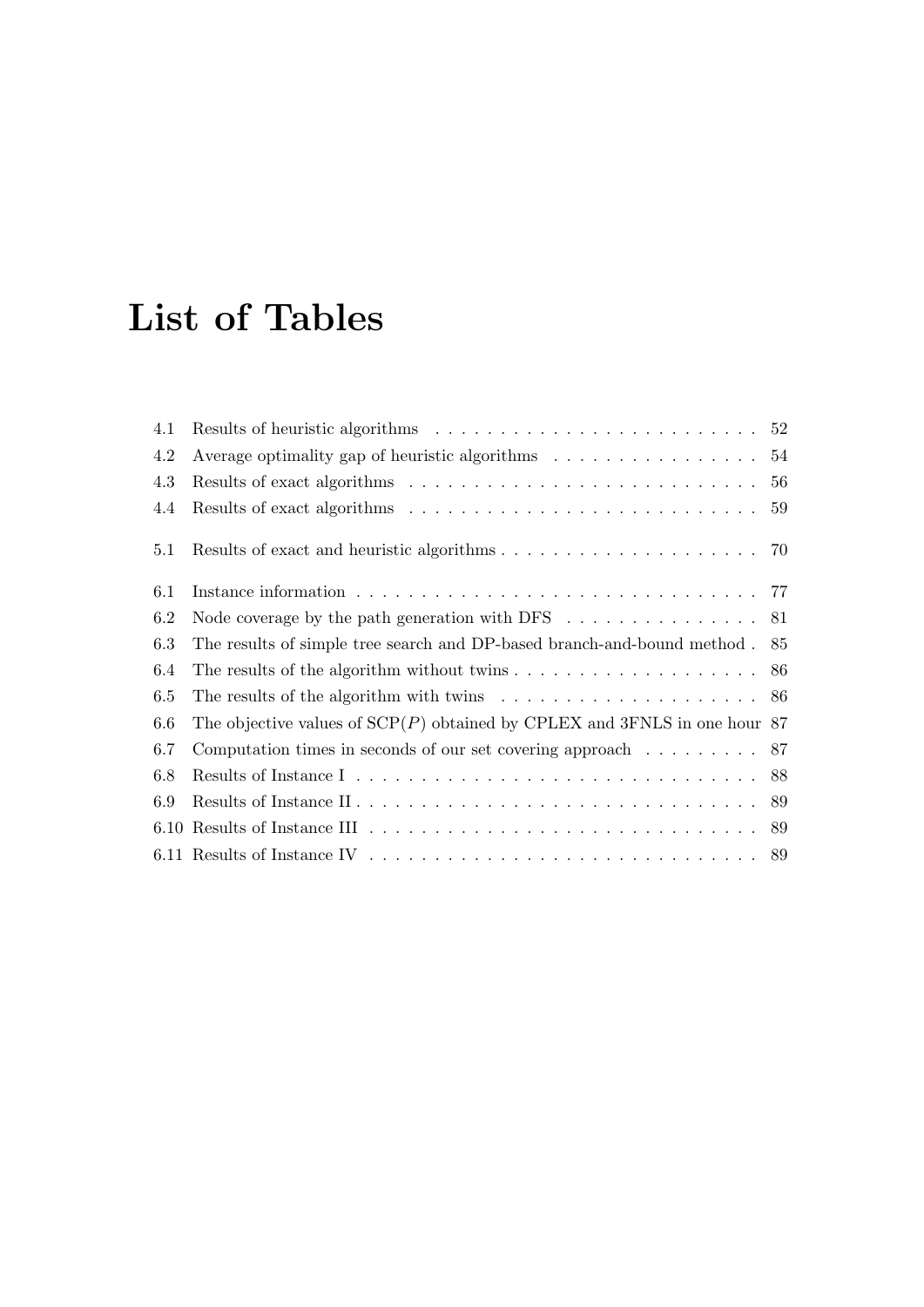# List of Tables

4.1 Results of heuristic algorithms . . . . . . . . . . . . . . . . . . . . . . . . . 52
4.2 Average optimality gap of heuristic algorithms . . . . . . . . . . . . . . . . 54
4.3 Results of exact algorithms . . . . . . . . . . . . . . . . . . . . . . . . . . . 56
4.4 Results of exact algorithms . . . . . . . . . . . . . . . . . . . . . . . . . . . 59

5.1 Results of exact and heuristic algorithms . . . . . . . . . . . . . . . . . . . . 70

6.1 Instance information . . . . . . . . . . . . . . . . . . . . . . . . . . . . . . . 77
6.2 Node coverage by the path generation with DFS . . . . . . . . . . . . . . . 81
6.3 The results of simple tree search and DP-based branch-and-bound method . 85
6.4 The results of the algorithm without twins . . . . . . . . . . . . . . . . . . . 86
6.5 The results of the algorithm with twins . . . . . . . . . . . . . . . . . . . . 86
6.6 The objective values of SCP($P$) obtained by CPLEX and 3FNLS in one hour 87
6.7 Computation times in seconds of our set covering approach . . . . . . . . . 87
6.8 Results of Instance I . . . . . . . . . . . . . . . . . . . . . . . . . . . . . . . 88
6.9 Results of Instance II . . . . . . . . . . . . . . . . . . . . . . . . . . . . . . . 89
6.10 Results of Instance III . . . . . . . . . . . . . . . . . . . . . . . . . . . . . . 89
6.11 Results of Instance IV . . . . . . . . . . . . . . . . . . . . . . . . . . . . . . 89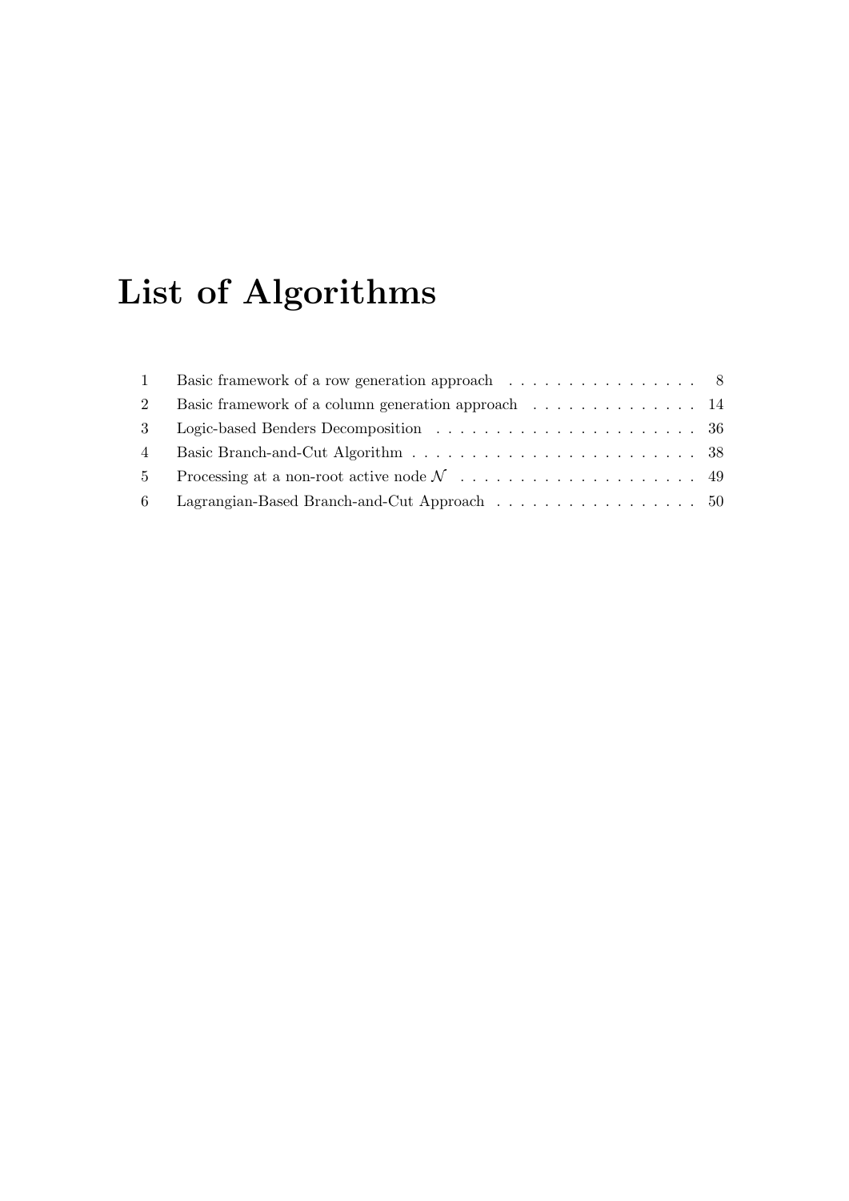# List of Algorithms

| | | |
|---|---|---|
| 1 | Basic framework of a row generation approach | 8 |
| 2 | Basic framework of a column generation approach | 14 |
| 3 | Logic-based Benders Decomposition | 36 |
| 4 | Basic Branch-and-Cut Algorithm | 38 |
| 5 | Processing at a non-root active node $\mathcal{N}$ | 49 |
| 6 | Lagrangian-Based Branch-and-Cut Approach | 50 |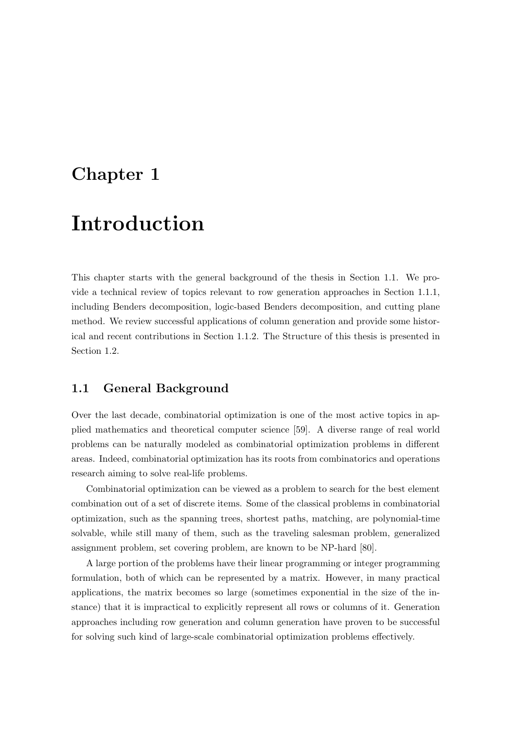# Chapter 1

# Introduction

This chapter starts with the general background of the thesis in Section 1.1. We provide a technical review of topics relevant to row generation approaches in Section 1.1.1, including Benders decomposition, logic-based Benders decomposition, and cutting plane method. We review successful applications of column generation and provide some historical and recent contributions in Section 1.1.2. The Structure of this thesis is presented in Section 1.2.

## 1.1 General Background

Over the last decade, combinatorial optimization is one of the most active topics in applied mathematics and theoretical computer science [59]. A diverse range of real world problems can be naturally modeled as combinatorial optimization problems in different areas. Indeed, combinatorial optimization has its roots from combinatorics and operations research aiming to solve real-life problems.

Combinatorial optimization can be viewed as a problem to search for the best element combination out of a set of discrete items. Some of the classical problems in combinatorial optimization, such as the spanning trees, shortest paths, matching, are polynomial-time solvable, while still many of them, such as the traveling salesman problem, generalized assignment problem, set covering problem, are known to be NP-hard [80].

A large portion of the problems have their linear programming or integer programming formulation, both of which can be represented by a matrix. However, in many practical applications, the matrix becomes so large (sometimes exponential in the size of the instance) that it is impractical to explicitly represent all rows or columns of it. Generation approaches including row generation and column generation have proven to be successful for solving such kind of large-scale combinatorial optimization problems effectively.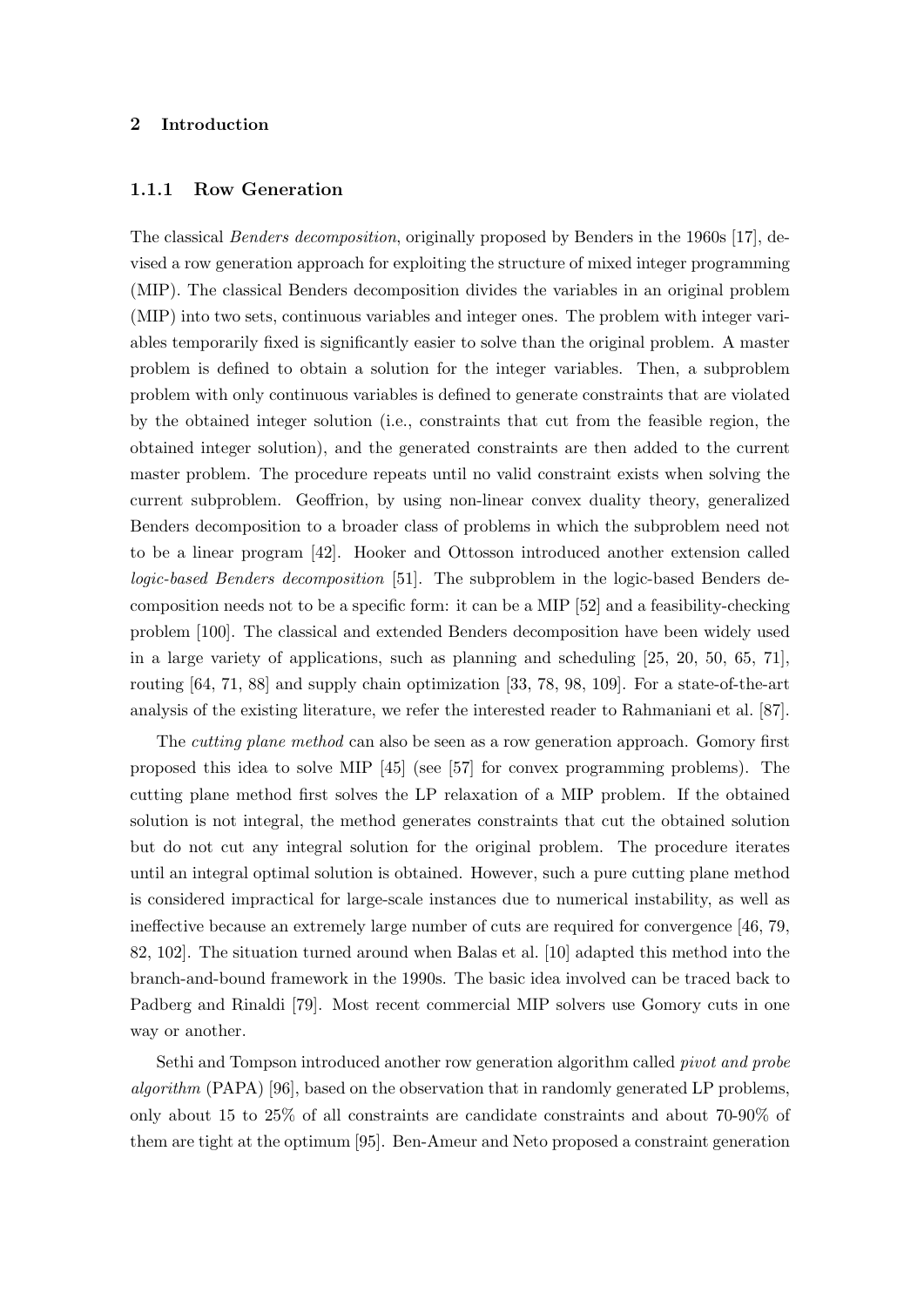### 1.1.1 Row Generation

The classical *Benders decomposition*, originally proposed by Benders in the 1960s [17], devised a row generation approach for exploiting the structure of mixed integer programming (MIP). The classical Benders decomposition divides the variables in an original problem (MIP) into two sets, continuous variables and integer ones. The problem with integer variables temporarily fixed is significantly easier to solve than the original problem. A master problem is defined to obtain a solution for the integer variables. Then, a subproblem problem with only continuous variables is defined to generate constraints that are violated by the obtained integer solution (i.e., constraints that cut from the feasible region, the obtained integer solution), and the generated constraints are then added to the current master problem. The procedure repeats until no valid constraint exists when solving the current subproblem. Geoffrion, by using non-linear convex duality theory, generalized Benders decomposition to a broader class of problems in which the subproblem need not to be a linear program [42]. Hooker and Ottosson introduced another extension called *logic-based Benders decomposition* [51]. The subproblem in the logic-based Benders decomposition needs not to be a specific form: it can be a MIP [52] and a feasibility-checking problem [100]. The classical and extended Benders decomposition have been widely used in a large variety of applications, such as planning and scheduling [25, 20, 50, 65, 71], routing [64, 71, 88] and supply chain optimization [33, 78, 98, 109]. For a state-of-the-art analysis of the existing literature, we refer the interested reader to Rahmaniani et al. [87].

The *cutting plane method* can also be seen as a row generation approach. Gomory first proposed this idea to solve MIP [45] (see [57] for convex programming problems). The cutting plane method first solves the LP relaxation of a MIP problem. If the obtained solution is not integral, the method generates constraints that cut the obtained solution but do not cut any integral solution for the original problem. The procedure iterates until an integral optimal solution is obtained. However, such a pure cutting plane method is considered impractical for large-scale instances due to numerical instability, as well as ineffective because an extremely large number of cuts are required for convergence [46, 79, 82, 102]. The situation turned around when Balas et al. [10] adapted this method into the branch-and-bound framework in the 1990s. The basic idea involved can be traced back to Padberg and Rinaldi [79]. Most recent commercial MIP solvers use Gomory cuts in one way or another.

Sethi and Tompson introduced another row generation algorithm called *pivot and probe algorithm* (PAPA) [96], based on the observation that in randomly generated LP problems, only about 15 to 25% of all constraints are candidate constraints and about 70-90% of them are tight at the optimum [95]. Ben-Ameur and Neto proposed a constraint generation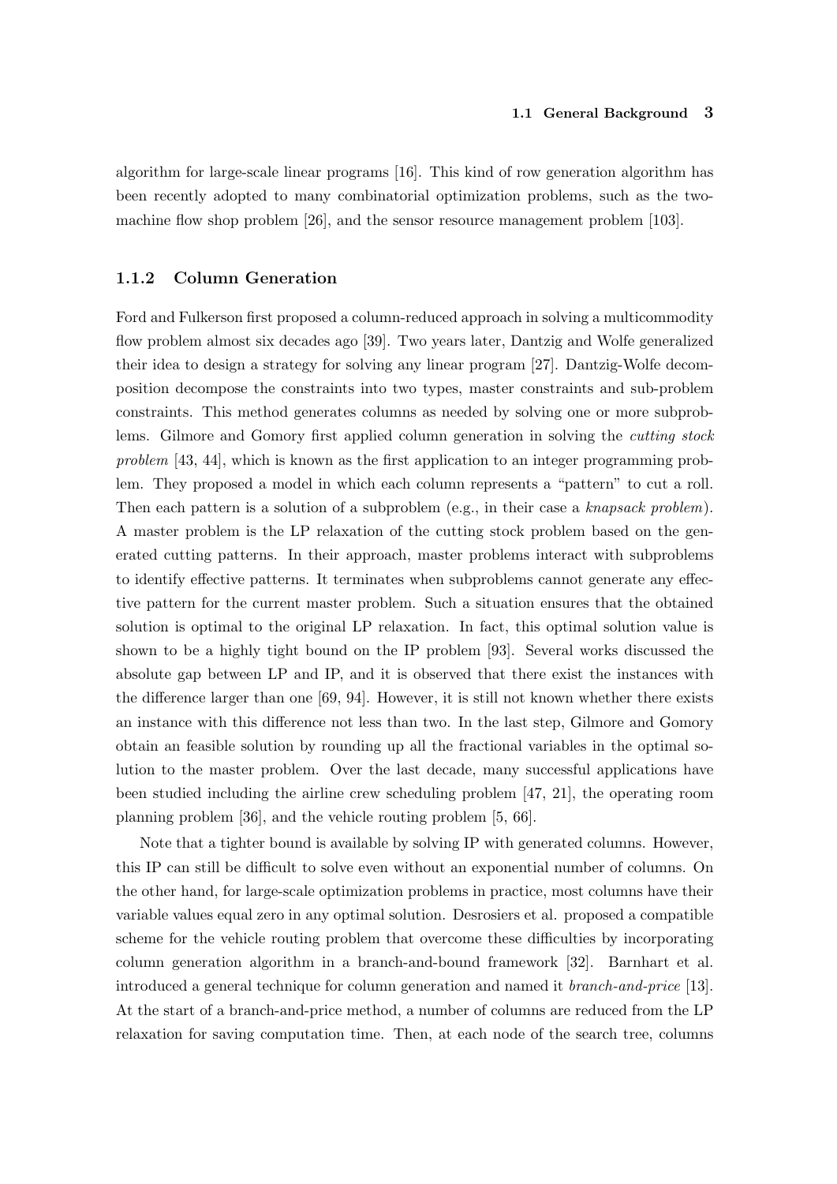algorithm for large-scale linear programs [16]. This kind of row generation algorithm has been recently adopted to many combinatorial optimization problems, such as the two-machine flow shop problem [26], and the sensor resource management problem [103].

### 1.1.2 Column Generation

Ford and Fulkerson first proposed a column-reduced approach in solving a multicommodity flow problem almost six decades ago [39]. Two years later, Dantzig and Wolfe generalized their idea to design a strategy for solving any linear program [27]. Dantzig-Wolfe decomposition decompose the constraints into two types, master constraints and sub-problem constraints. This method generates columns as needed by solving one or more subproblems. Gilmore and Gomory first applied column generation in solving the *cutting stock problem* [43, 44], which is known as the first application to an integer programming problem. They proposed a model in which each column represents a "pattern" to cut a roll. Then each pattern is a solution of a subproblem (e.g., in their case a *knapsack problem*). A master problem is the LP relaxation of the cutting stock problem based on the generated cutting patterns. In their approach, master problems interact with subproblems to identify effective patterns. It terminates when subproblems cannot generate any effective pattern for the current master problem. Such a situation ensures that the obtained solution is optimal to the original LP relaxation. In fact, this optimal solution value is shown to be a highly tight bound on the IP problem [93]. Several works discussed the absolute gap between LP and IP, and it is observed that there exist the instances with the difference larger than one [69, 94]. However, it is still not known whether there exists an instance with this difference not less than two. In the last step, Gilmore and Gomory obtain an feasible solution by rounding up all the fractional variables in the optimal solution to the master problem. Over the last decade, many successful applications have been studied including the airline crew scheduling problem [47, 21], the operating room planning problem [36], and the vehicle routing problem [5, 66].

Note that a tighter bound is available by solving IP with generated columns. However, this IP can still be difficult to solve even without an exponential number of columns. On the other hand, for large-scale optimization problems in practice, most columns have their variable values equal zero in any optimal solution. Desrosiers et al. proposed a compatible scheme for the vehicle routing problem that overcome these difficulties by incorporating column generation algorithm in a branch-and-bound framework [32]. Barnhart et al. introduced a general technique for column generation and named it *branch-and-price* [13]. At the start of a branch-and-price method, a number of columns are reduced from the LP relaxation for saving computation time. Then, at each node of the search tree, columns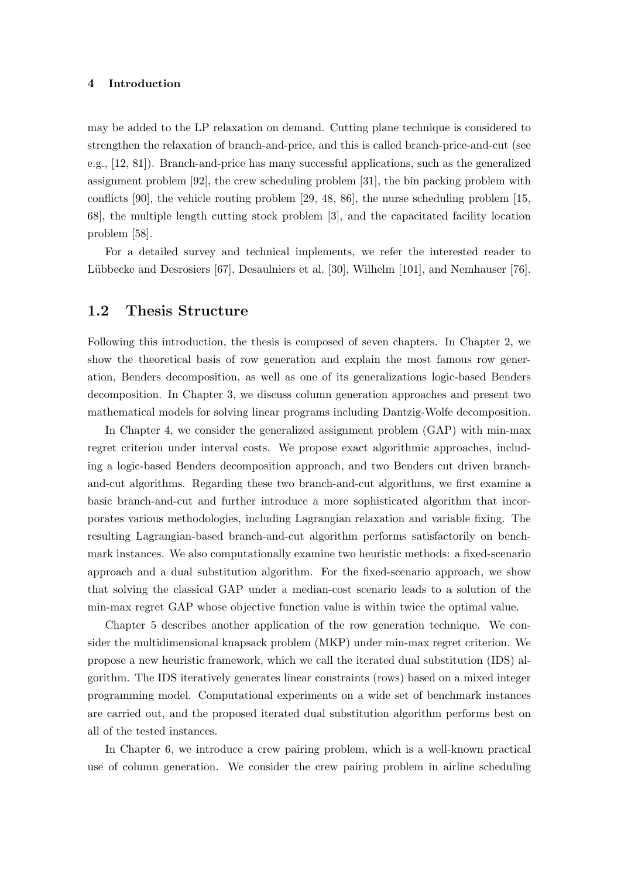may be added to the LP relaxation on demand. Cutting plane technique is considered to strengthen the relaxation of branch-and-price, and this is called branch-price-and-cut (see e.g., [12, 81]). Branch-and-price has many successful applications, such as the generalized assignment problem [92], the crew scheduling problem [31], the bin packing problem with conflicts [90], the vehicle routing problem [29, 48, 86], the nurse scheduling problem [15, 68], the multiple length cutting stock problem [3], and the capacitated facility location problem [58].

For a detailed survey and technical implements, we refer the interested reader to Lübbecke and Desrosiers [67], Desaulniers et al. [30], Wilhelm [101], and Nemhauser [76].

## 1.2 Thesis Structure

Following this introduction, the thesis is composed of seven chapters. In Chapter 2, we show the theoretical basis of row generation and explain the most famous row generation, Benders decomposition, as well as one of its generalizations logic-based Benders decomposition. In Chapter 3, we discuss column generation approaches and present two mathematical models for solving linear programs including Dantzig-Wolfe decomposition.

In Chapter 4, we consider the generalized assignment problem (GAP) with min-max regret criterion under interval costs. We propose exact algorithmic approaches, including a logic-based Benders decomposition approach, and two Benders cut driven branch-and-cut algorithms. Regarding these two branch-and-cut algorithms, we first examine a basic branch-and-cut and further introduce a more sophisticated algorithm that incorporates various methodologies, including Lagrangian relaxation and variable fixing. The resulting Lagrangian-based branch-and-cut algorithm performs satisfactorily on benchmark instances. We also computationally examine two heuristic methods: a fixed-scenario approach and a dual substitution algorithm. For the fixed-scenario approach, we show that solving the classical GAP under a median-cost scenario leads to a solution of the min-max regret GAP whose objective function value is within twice the optimal value.

Chapter 5 describes another application of the row generation technique. We consider the multidimensional knapsack problem (MKP) under min-max regret criterion. We propose a new heuristic framework, which we call the iterated dual substitution (IDS) algorithm. The IDS iteratively generates linear constraints (rows) based on a mixed integer programming model. Computational experiments on a wide set of benchmark instances are carried out, and the proposed iterated dual substitution algorithm performs best on all of the tested instances.

In Chapter 6, we introduce a crew pairing problem, which is a well-known practical use of column generation. We consider the crew pairing problem in airline scheduling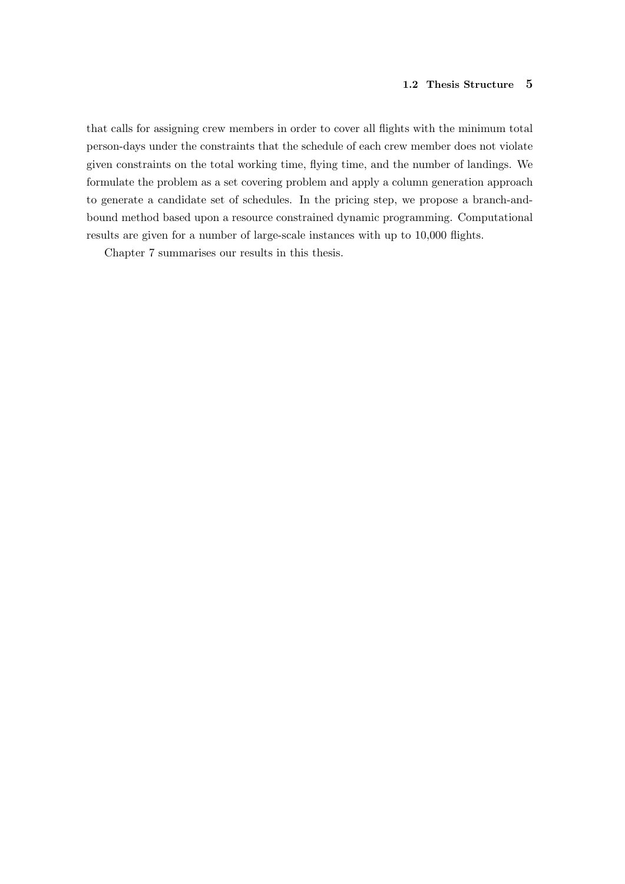that calls for assigning crew members in order to cover all flights with the minimum total person-days under the constraints that the schedule of each crew member does not violate given constraints on the total working time, flying time, and the number of landings. We formulate the problem as a set covering problem and apply a column generation approach to generate a candidate set of schedules. In the pricing step, we propose a branch-and-bound method based upon a resource constrained dynamic programming. Computational results are given for a number of large-scale instances with up to 10,000 flights.

Chapter 7 summarises our results in this thesis.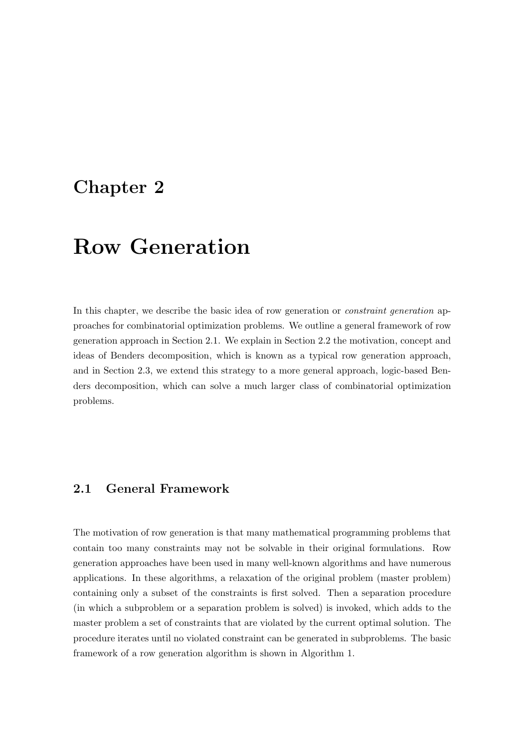# Chapter 2

# Row Generation

In this chapter, we describe the basic idea of row generation or *constraint generation* approaches for combinatorial optimization problems. We outline a general framework of row generation approach in Section 2.1. We explain in Section 2.2 the motivation, concept and ideas of Benders decomposition, which is known as a typical row generation approach, and in Section 2.3, we extend this strategy to a more general approach, logic-based Benders decomposition, which can solve a much larger class of combinatorial optimization problems.

## 2.1 General Framework

The motivation of row generation is that many mathematical programming problems that contain too many constraints may not be solvable in their original formulations. Row generation approaches have been used in many well-known algorithms and have numerous applications. In these algorithms, a relaxation of the original problem (master problem) containing only a subset of the constraints is first solved. Then a separation procedure (in which a subproblem or a separation problem is solved) is invoked, which adds to the master problem a set of constraints that are violated by the current optimal solution. The procedure iterates until no violated constraint can be generated in subproblems. The basic framework of a row generation algorithm is shown in Algorithm 1.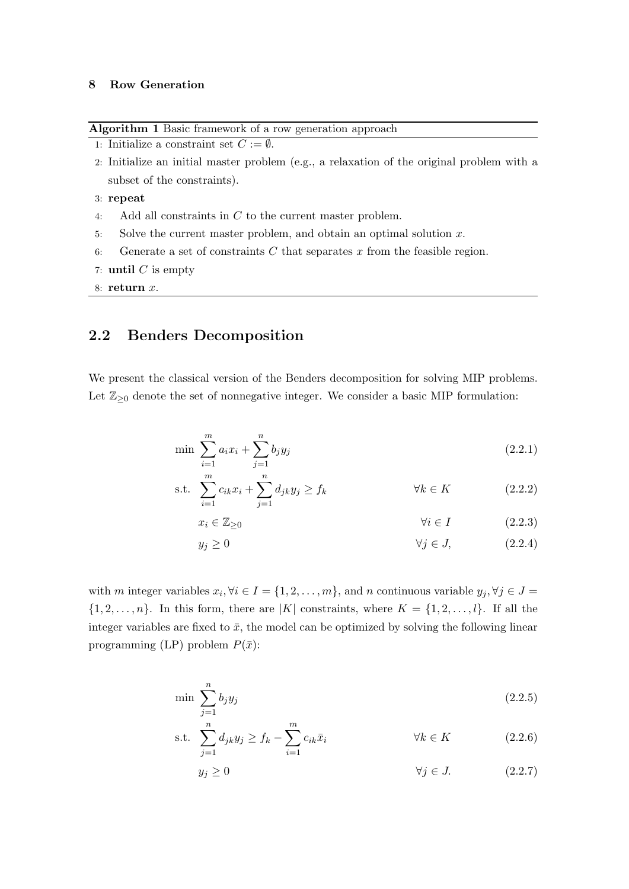**Algorithm 1** Basic framework of a row generation approach

1: Initialize a constraint set $C := \emptyset$.
2: Initialize an initial master problem (e.g., a relaxation of the original problem with a subset of the constraints).
3: **repeat**
4: Add all constraints in $C$ to the current master problem.
5: Solve the current master problem, and obtain an optimal solution $x$.
6: Generate a set of constraints $C$ that separates $x$ from the feasible region.
7: **until** $C$ is empty
8: **return** $x$.

## 2.2 Benders Decomposition

We present the classical version of the Benders decomposition for solving MIP problems. Let $\mathbb{Z}_{\geq 0}$ denote the set of nonnegative integer. We consider a basic MIP formulation:

$$\min \sum_{i=1}^{m} a_i x_i + \sum_{j=1}^{n} b_j y_j \tag{2.2.1}$$

$$\text{s.t.} \sum_{i=1}^{m} c_{ik} x_i + \sum_{j=1}^{n} d_{jk} y_j \geq f_k \qquad \forall k \in K \tag{2.2.2}$$

$$x_i \in \mathbb{Z}_{\geq 0} \qquad \forall i \in I \tag{2.2.3}$$

$$y_j \geq 0 \qquad \forall j \in J, \tag{2.2.4}$$

with $m$ integer variables $x_i, \forall i \in I = \{1, 2, \ldots, m\}$, and $n$ continuous variable $y_j, \forall j \in J = \{1, 2, \ldots, n\}$. In this form, there are $|K|$ constraints, where $K = \{1, 2, \ldots, l\}$. If all the integer variables are fixed to $\bar{x}$, the model can be optimized by solving the following linear programming (LP) problem $P(\bar{x})$:

$$\min \sum_{j=1}^{n} b_j y_j \tag{2.2.5}$$

$$\text{s.t.} \sum_{j=1}^{n} d_{jk} y_j \geq f_k - \sum_{i=1}^{m} c_{ik} \bar{x}_i \qquad \forall k \in K \tag{2.2.6}$$

$$y_j \geq 0 \qquad \forall j \in J. \tag{2.2.7}$$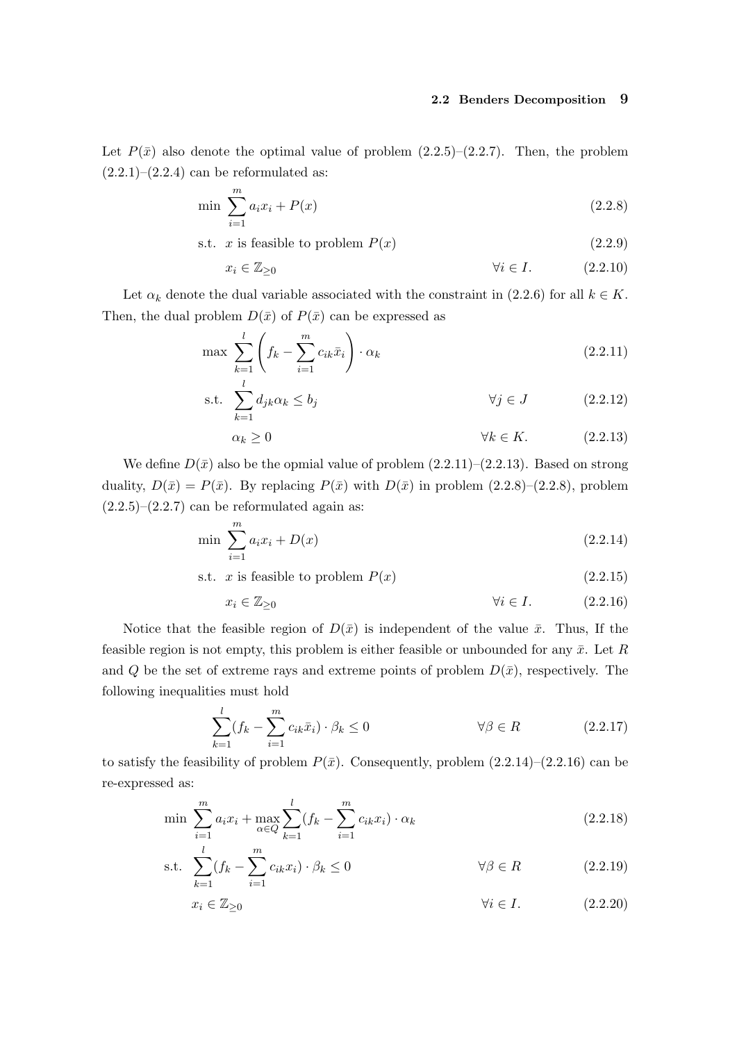Let $P(\bar{x})$ also denote the optimal value of problem (2.2.5)–(2.2.7). Then, the problem (2.2.1)–(2.2.4) can be reformulated as:

$$\min \sum_{i=1}^{m} a_i x_i + P(x) \tag{2.2.8}$$

$$\text{s.t. } x \text{ is feasible to problem } P(x) \tag{2.2.9}$$

$$x_i \in \mathbb{Z}_{\geq 0} \qquad \forall i \in I. \tag{2.2.10}$$

Let $\alpha_k$ denote the dual variable associated with the constraint in (2.2.6) for all $k \in K$. Then, the dual problem $D(\bar{x})$ of $P(\bar{x})$ can be expressed as

$$\max \sum_{k=1}^{l} \left( f_k - \sum_{i=1}^{m} c_{ik} \bar{x}_i \right) \cdot \alpha_k \tag{2.2.11}$$

$$\text{s.t. } \sum_{k=1}^{l} d_{jk} \alpha_k \leq b_j \qquad \forall j \in J \tag{2.2.12}$$

$$\alpha_k \geq 0 \qquad \forall k \in K. \tag{2.2.13}$$

We define $D(\bar{x})$ also be the opmial value of problem (2.2.11)–(2.2.13). Based on strong duality, $D(\bar{x}) = P(\bar{x})$. By replacing $P(\bar{x})$ with $D(\bar{x})$ in problem (2.2.8)–(2.2.8), problem (2.2.5)–(2.2.7) can be reformulated again as:

$$\min \sum_{i=1}^{m} a_i x_i + D(x) \tag{2.2.14}$$

$$\text{s.t. } x \text{ is feasible to problem } P(x) \tag{2.2.15}$$

$$x_i \in \mathbb{Z}_{\geq 0} \qquad \forall i \in I. \tag{2.2.16}$$

Notice that the feasible region of $D(\bar{x})$ is independent of the value $\bar{x}$. Thus, If the feasible region is not empty, this problem is either feasible or unbounded for any $\bar{x}$. Let $R$ and $Q$ be the set of extreme rays and extreme points of problem $D(\bar{x})$, respectively. The following inequalities must hold

$$\sum_{k=1}^{l} (f_k - \sum_{i=1}^{m} c_{ik} \bar{x}_i) \cdot \beta_k \leq 0 \qquad \forall \beta \in R \tag{2.2.17}$$

to satisfy the feasibility of problem $P(\bar{x})$. Consequently, problem (2.2.14)–(2.2.16) can be re-expressed as:

$$\min \sum_{i=1}^{m} a_i x_i + \max_{\alpha \in Q} \sum_{k=1}^{l} (f_k - \sum_{i=1}^{m} c_{ik} x_i) \cdot \alpha_k \tag{2.2.18}$$

$$\text{s.t. } \sum_{k=1}^{l} (f_k - \sum_{i=1}^{m} c_{ik} x_i) \cdot \beta_k \leq 0 \qquad \forall \beta \in R \tag{2.2.19}$$

$$x_i \in \mathbb{Z}_{\geq 0} \qquad \forall i \in I. \tag{2.2.20}$$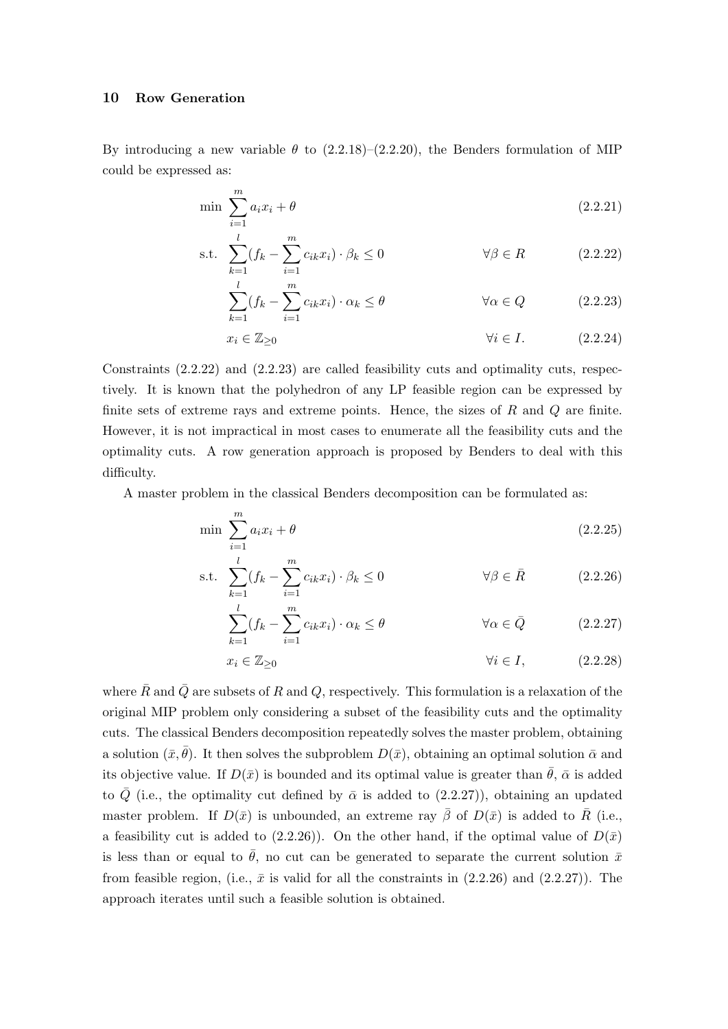By introducing a new variable $\theta$ to (2.2.18)–(2.2.20), the Benders formulation of MIP could be expressed as:

$$\min \sum_{i=1}^{m} a_i x_i + \theta \tag{2.2.21}$$

$$\text{s.t.} \quad \sum_{k=1}^{l} (f_k - \sum_{i=1}^{m} c_{ik} x_i) \cdot \beta_k \leq 0 \qquad \forall \beta \in R \tag{2.2.22}$$

$$\sum_{k=1}^{l} (f_k - \sum_{i=1}^{m} c_{ik} x_i) \cdot \alpha_k \leq \theta \qquad \forall \alpha \in Q \tag{2.2.23}$$

$$x_i \in \mathbb{Z}_{\geq 0} \qquad \forall i \in I. \tag{2.2.24}$$

Constraints (2.2.22) and (2.2.23) are called feasibility cuts and optimality cuts, respectively. It is known that the polyhedron of any LP feasible region can be expressed by finite sets of extreme rays and extreme points. Hence, the sizes of $R$ and $Q$ are finite. However, it is not impractical in most cases to enumerate all the feasibility cuts and the optimality cuts. A row generation approach is proposed by Benders to deal with this difficulty.

A master problem in the classical Benders decomposition can be formulated as:

$$\min \sum_{i=1}^{m} a_i x_i + \theta \tag{2.2.25}$$

$$\text{s.t.} \quad \sum_{k=1}^{l} (f_k - \sum_{i=1}^{m} c_{ik} x_i) \cdot \beta_k \leq 0 \qquad \forall \beta \in \bar{R} \tag{2.2.26}$$

$$\sum_{k=1}^{l} (f_k - \sum_{i=1}^{m} c_{ik} x_i) \cdot \alpha_k \leq \theta \qquad \forall \alpha \in \bar{Q} \tag{2.2.27}$$

$$x_i \in \mathbb{Z}_{\geq 0} \qquad \forall i \in I, \tag{2.2.28}$$

where $\bar{R}$ and $\bar{Q}$ are subsets of $R$ and $Q$, respectively. This formulation is a relaxation of the original MIP problem only considering a subset of the feasibility cuts and the optimality cuts. The classical Benders decomposition repeatedly solves the master problem, obtaining a solution $(\bar{x}, \bar{\theta})$. It then solves the subproblem $D(\bar{x})$, obtaining an optimal solution $\bar{\alpha}$ and its objective value. If $D(\bar{x})$ is bounded and its optimal value is greater than $\bar{\theta}$, $\bar{\alpha}$ is added to $\bar{Q}$ (i.e., the optimality cut defined by $\bar{\alpha}$ is added to (2.2.27)), obtaining an updated master problem. If $D(\bar{x})$ is unbounded, an extreme ray $\bar{\beta}$ of $D(\bar{x})$ is added to $\bar{R}$ (i.e., a feasibility cut is added to (2.2.26)). On the other hand, if the optimal value of $D(\bar{x})$ is less than or equal to $\bar{\theta}$, no cut can be generated to separate the current solution $\bar{x}$ from feasible region, (i.e., $\bar{x}$ is valid for all the constraints in (2.2.26) and (2.2.27)). The approach iterates until such a feasible solution is obtained.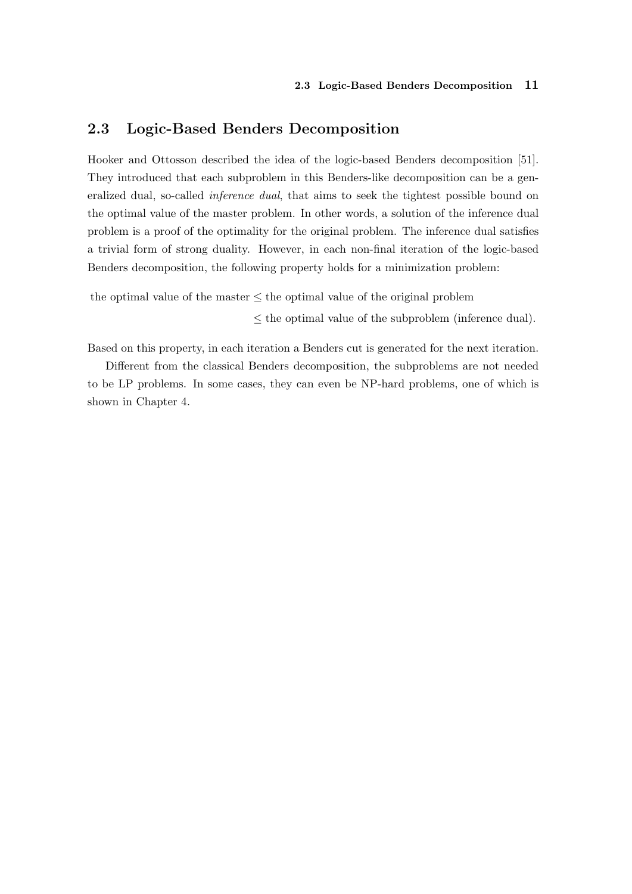## 2.3 Logic-Based Benders Decomposition

Hooker and Ottosson described the idea of the logic-based Benders decomposition [51]. They introduced that each subproblem in this Benders-like decomposition can be a generalized dual, so-called *inference dual*, that aims to seek the tightest possible bound on the optimal value of the master problem. In other words, a solution of the inference dual problem is a proof of the optimality for the original problem. The inference dual satisfies a trivial form of strong duality. However, in each non-final iteration of the logic-based Benders decomposition, the following property holds for a minimization problem:

the optimal value of the master $\leq$ the optimal value of the original problem

$\leq$ the optimal value of the subproblem (inference dual).

Based on this property, in each iteration a Benders cut is generated for the next iteration.

Different from the classical Benders decomposition, the subproblems are not needed to be LP problems. In some cases, they can even be NP-hard problems, one of which is shown in Chapter 4.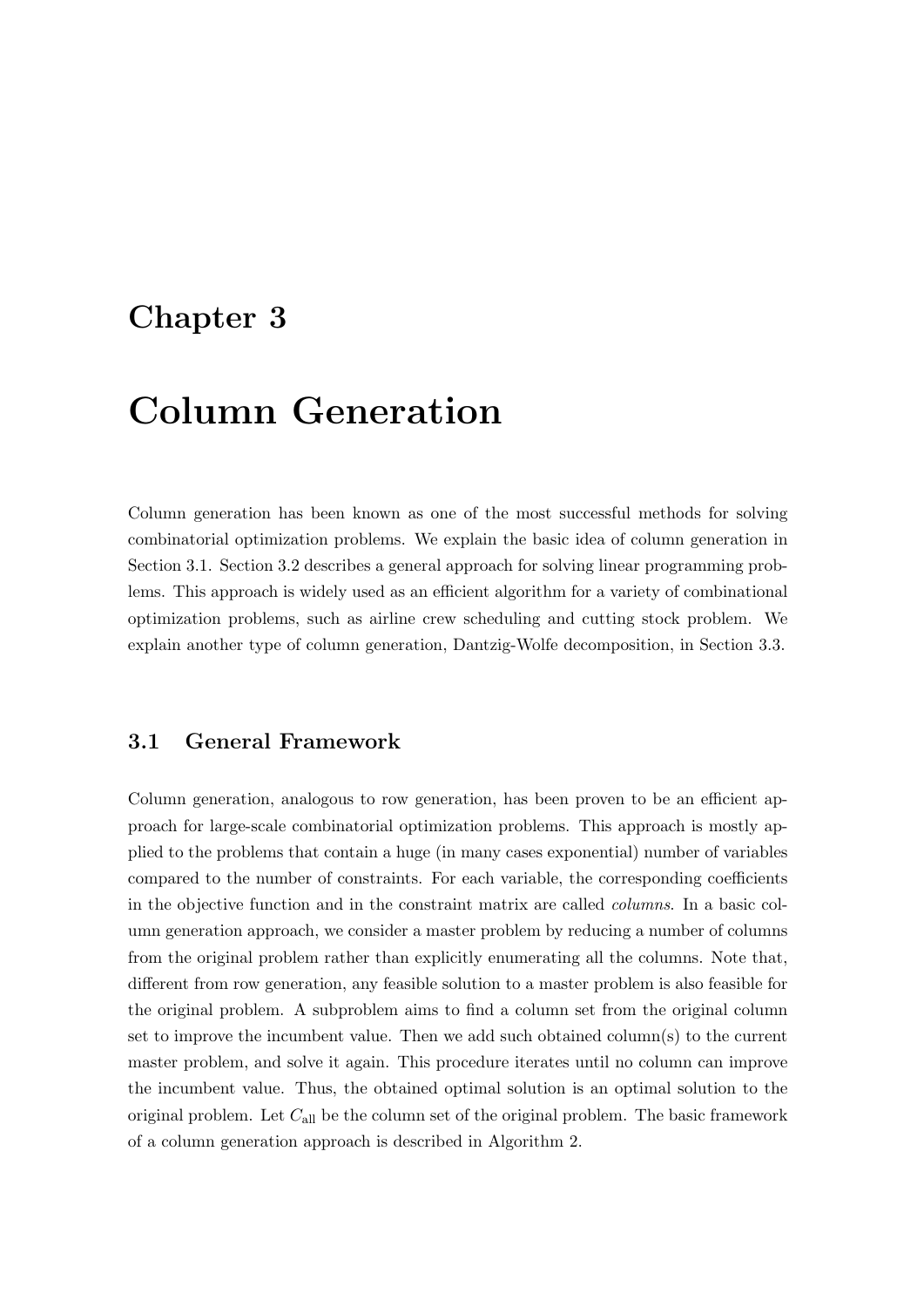# Chapter 3

# Column Generation

Column generation has been known as one of the most successful methods for solving combinatorial optimization problems. We explain the basic idea of column generation in Section 3.1. Section 3.2 describes a general approach for solving linear programming problems. This approach is widely used as an efficient algorithm for a variety of combinational optimization problems, such as airline crew scheduling and cutting stock problem. We explain another type of column generation, Dantzig-Wolfe decomposition, in Section 3.3.

## 3.1 General Framework

Column generation, analogous to row generation, has been proven to be an efficient approach for large-scale combinatorial optimization problems. This approach is mostly applied to the problems that contain a huge (in many cases exponential) number of variables compared to the number of constraints. For each variable, the corresponding coefficients in the objective function and in the constraint matrix are called *columns*. In a basic column generation approach, we consider a master problem by reducing a number of columns from the original problem rather than explicitly enumerating all the columns. Note that, different from row generation, any feasible solution to a master problem is also feasible for the original problem. A subproblem aims to find a column set from the original column set to improve the incumbent value. Then we add such obtained column(s) to the current master problem, and solve it again. This procedure iterates until no column can improve the incumbent value. Thus, the obtained optimal solution is an optimal solution to the original problem. Let $C_{\text{all}}$ be the column set of the original problem. The basic framework of a column generation approach is described in Algorithm 2.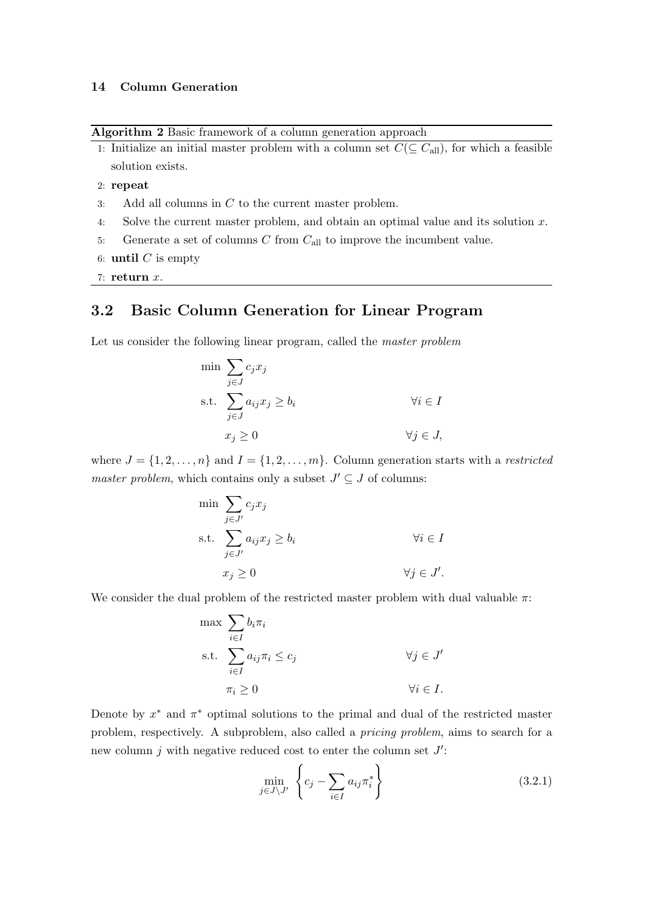**Algorithm 2** Basic framework of a column generation approach

1: Initialize an initial master problem with a column set $C(\subseteq C_{\text{all}})$, for which a feasible solution exists.
2: **repeat**
3: Add all columns in $C$ to the current master problem.
4: Solve the current master problem, and obtain an optimal value and its solution $x$.
5: Generate a set of columns $C$ from $C_{\text{all}}$ to improve the incumbent value.
6: **until** $C$ is empty
7: **return** $x$.

## 3.2 Basic Column Generation for Linear Program

Let us consider the following linear program, called the *master problem*

$$
\begin{aligned}
\min\ & \sum_{j \in J} c_j x_j \\
\text{s.t.}\ & \sum_{j \in J} a_{ij} x_j \geq b_i && \forall i \in I \\
& x_j \geq 0 && \forall j \in J,
\end{aligned}
$$

where $J = \{1, 2, \ldots, n\}$ and $I = \{1, 2, \ldots, m\}$. Column generation starts with a *restricted master problem*, which contains only a subset $J' \subseteq J$ of columns:

$$
\begin{aligned}
\min\ & \sum_{j \in J'} c_j x_j \\
\text{s.t.}\ & \sum_{j \in J'} a_{ij} x_j \geq b_i && \forall i \in I \\
& x_j \geq 0 && \forall j \in J'.
\end{aligned}
$$

We consider the dual problem of the restricted master problem with dual valuable $\pi$:

$$
\begin{aligned}
\max\ & \sum_{i \in I} b_i \pi_i \\
\text{s.t.}\ & \sum_{i \in I} a_{ij} \pi_i \leq c_j && \forall j \in J' \\
& \pi_i \geq 0 && \forall i \in I.
\end{aligned}
$$

Denote by $x^*$ and $\pi^*$ optimal solutions to the primal and dual of the restricted master problem, respectively. A subproblem, also called a *pricing problem*, aims to search for a new column $j$ with negative reduced cost to enter the column set $J'$:

$$
\min_{j \in J \setminus J'} \left\{ c_j - \sum_{i \in I} a_{ij} \pi_i^* \right\} \tag{3.2.1}
$$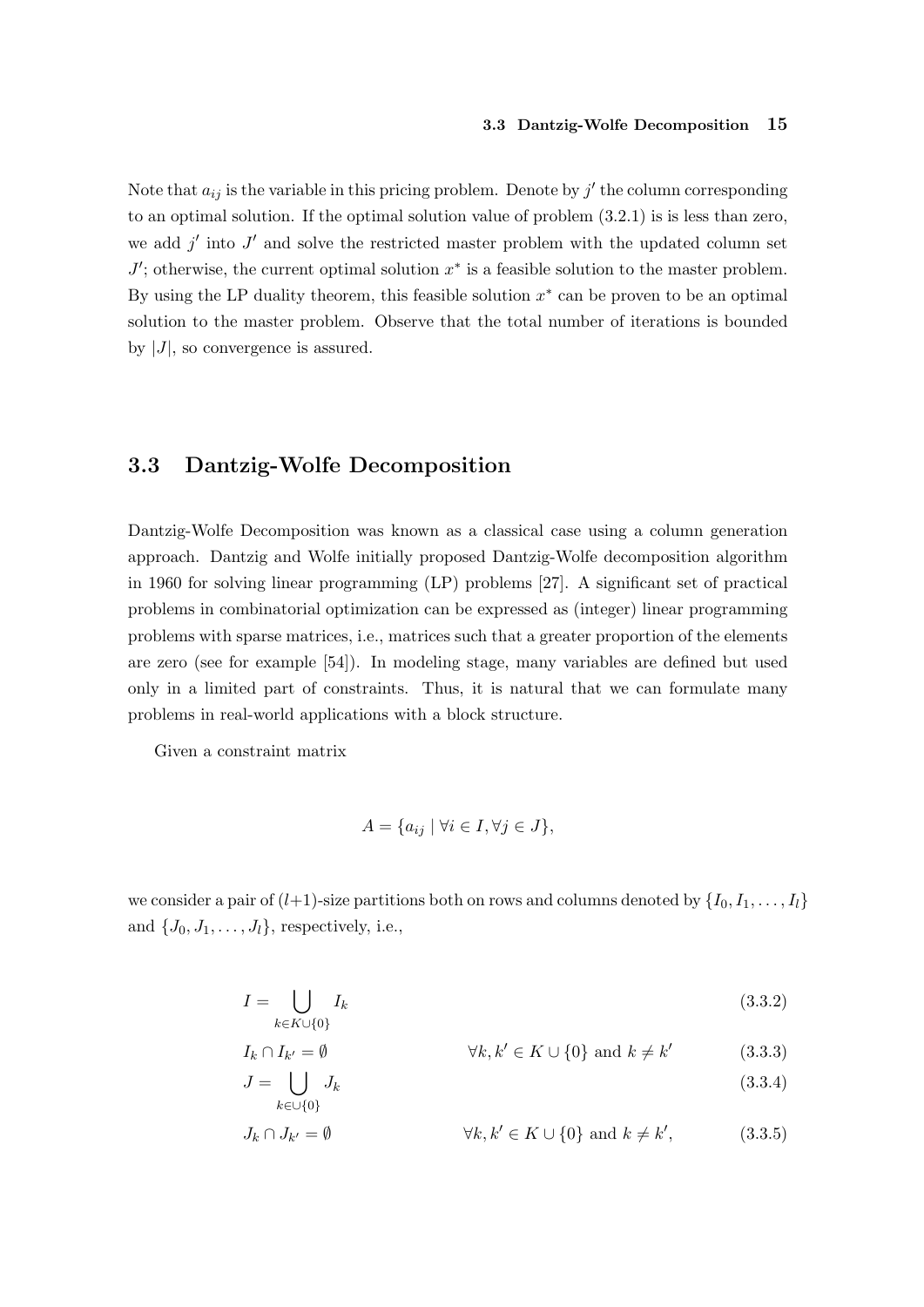Note that $a_{ij}$ is the variable in this pricing problem. Denote by $j'$ the column corresponding to an optimal solution. If the optimal solution value of problem (3.2.1) is is less than zero, we add $j'$ into $J'$ and solve the restricted master problem with the updated column set $J'$; otherwise, the current optimal solution $x^*$ is a feasible solution to the master problem. By using the LP duality theorem, this feasible solution $x^*$ can be proven to be an optimal solution to the master problem. Observe that the total number of iterations is bounded by $|J|$, so convergence is assured.

## 3.3 Dantzig-Wolfe Decomposition

Dantzig-Wolfe Decomposition was known as a classical case using a column generation approach. Dantzig and Wolfe initially proposed Dantzig-Wolfe decomposition algorithm in 1960 for solving linear programming (LP) problems [27]. A significant set of practical problems in combinatorial optimization can be expressed as (integer) linear programming problems with sparse matrices, i.e., matrices such that a greater proportion of the elements are zero (see for example [54]). In modeling stage, many variables are defined but used only in a limited part of constraints. Thus, it is natural that we can formulate many problems in real-world applications with a block structure.

Given a constraint matrix

$$A = \{a_{ij} \mid \forall i \in I, \forall j \in J\},$$

we consider a pair of ($l$+1)-size partitions both on rows and columns denoted by $\{I_0, I_1, \ldots, I_l\}$ and $\{J_0, J_1, \ldots, J_l\}$, respectively, i.e.,

$$I = \bigcup_{k \in K \cup \{0\}} I_k \tag{3.3.2}$$

$$I_k \cap I_{k'} = \emptyset \qquad \forall k, k' \in K \cup \{0\} \text{ and } k \neq k' \tag{3.3.3}$$

$$J = \bigcup_{k \in \cup \{0\}} J_k \tag{3.3.4}$$

$$J_k \cap J_{k'} = \emptyset \qquad \forall k, k' \in K \cup \{0\} \text{ and } k \neq k', \tag{3.3.5}$$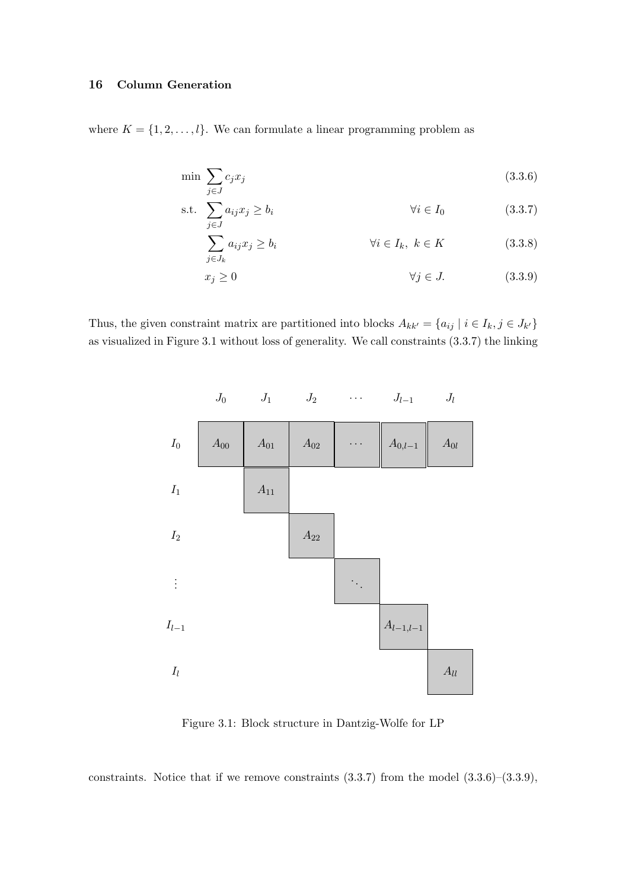where $K = \{1, 2, \ldots, l\}$. We can formulate a linear programming problem as

$$\min \sum_{j \in J} c_j x_j \tag{3.3.6}$$

$$\text{s.t.} \sum_{j \in J} a_{ij} x_j \geq b_i \qquad \forall i \in I_0 \tag{3.3.7}$$

$$\sum_{j \in J_k} a_{ij} x_j \geq b_i \qquad \forall i \in I_k,\ k \in K \tag{3.3.8}$$

$$x_j \geq 0 \qquad \forall j \in J. \tag{3.3.9}$$

Thus, the given constraint matrix are partitioned into blocks $A_{kk'} = \{a_{ij} \mid i \in I_k, j \in J_{k'}\}$ as visualized in Figure 3.1 without loss of generality. We call constraints (3.3.7) the linking

| | $J_0$ | $J_1$ | $J_2$ | $\cdots$ | $J_{l-1}$ | $J_l$ |
|---|---|---|---|---|---|---|
| $I_0$ | $A_{00}$ | $A_{01}$ | $A_{02}$ | $\cdots$ | $A_{0,l-1}$ | $A_{0l}$ |
| $I_1$ | | $A_{11}$ | | | | |
| $I_2$ | | | $A_{22}$ | | | |
| $\vdots$ | | | | $\ddots$ | | |
| $I_{l-1}$ | | | | | $A_{l-1,l-1}$ | |
| $I_l$ | | | | | | $A_{ll}$ |

Figure 3.1: Block structure in Dantzig-Wolfe for LP

constraints. Notice that if we remove constraints (3.3.7) from the model (3.3.6)–(3.3.9),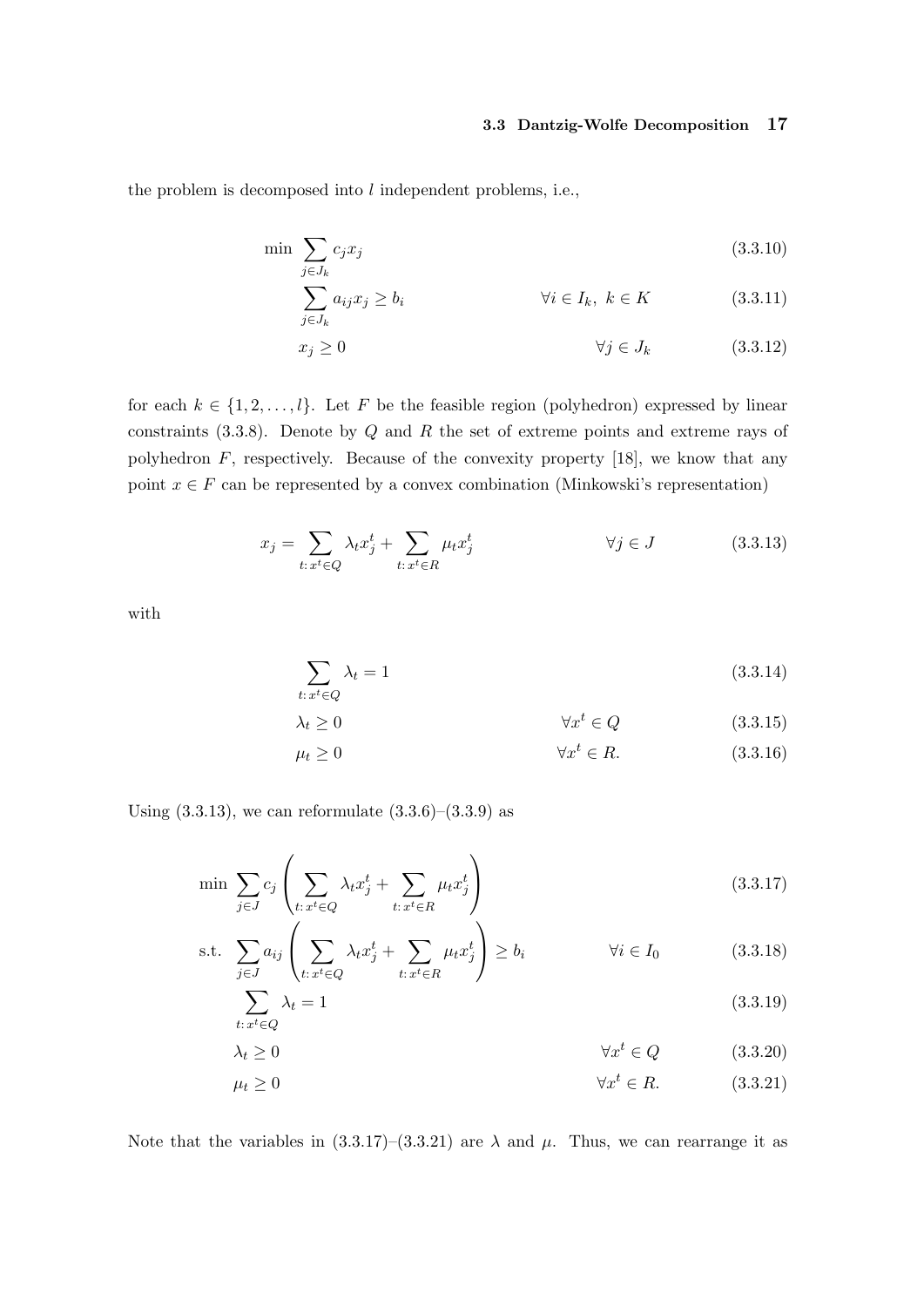the problem is decomposed into $l$ independent problems, i.e.,

$$\min \sum_{j \in J_k} c_j x_j \tag{3.3.10}$$

$$\sum_{j \in J_k} a_{ij} x_j \geq b_i \qquad \forall i \in I_k,\ k \in K \tag{3.3.11}$$

$$x_j \geq 0 \qquad \forall j \in J_k \tag{3.3.12}$$

for each $k \in \{1, 2, \ldots, l\}$. Let $F$ be the feasible region (polyhedron) expressed by linear constraints (3.3.8). Denote by $Q$ and $R$ the set of extreme points and extreme rays of polyhedron $F$, respectively. Because of the convexity property [18], we know that any point $x \in F$ can be represented by a convex combination (Minkowski's representation)

$$x_j = \sum_{t:\, x^t \in Q} \lambda_t x_j^t + \sum_{t:\, x^t \in R} \mu_t x_j^t \qquad \forall j \in J \tag{3.3.13}$$

with

$$\sum_{t:\, x^t \in Q} \lambda_t = 1 \tag{3.3.14}$$

$$\lambda_t \geq 0 \qquad \forall x^t \in Q \tag{3.3.15}$$

$$\mu_t \geq 0 \qquad \forall x^t \in R. \tag{3.3.16}$$

Using (3.3.13), we can reformulate (3.3.6)–(3.3.9) as

$$\min \sum_{j \in J} c_j \left( \sum_{t:\, x^t \in Q} \lambda_t x_j^t + \sum_{t:\, x^t \in R} \mu_t x_j^t \right) \tag{3.3.17}$$

$$\text{s.t.} \sum_{j \in J} a_{ij} \left( \sum_{t:\, x^t \in Q} \lambda_t x_j^t + \sum_{t:\, x^t \in R} \mu_t x_j^t \right) \geq b_i \qquad \forall i \in I_0 \tag{3.3.18}$$

$$\sum_{t:\, x^t \in Q} \lambda_t = 1 \tag{3.3.19}$$

$$\lambda_t \geq 0 \qquad \forall x^t \in Q \tag{3.3.20}$$

$$\mu_t \geq 0 \qquad \forall x^t \in R. \tag{3.3.21}$$

Note that the variables in (3.3.17)–(3.3.21) are $\lambda$ and $\mu$. Thus, we can rearrange it as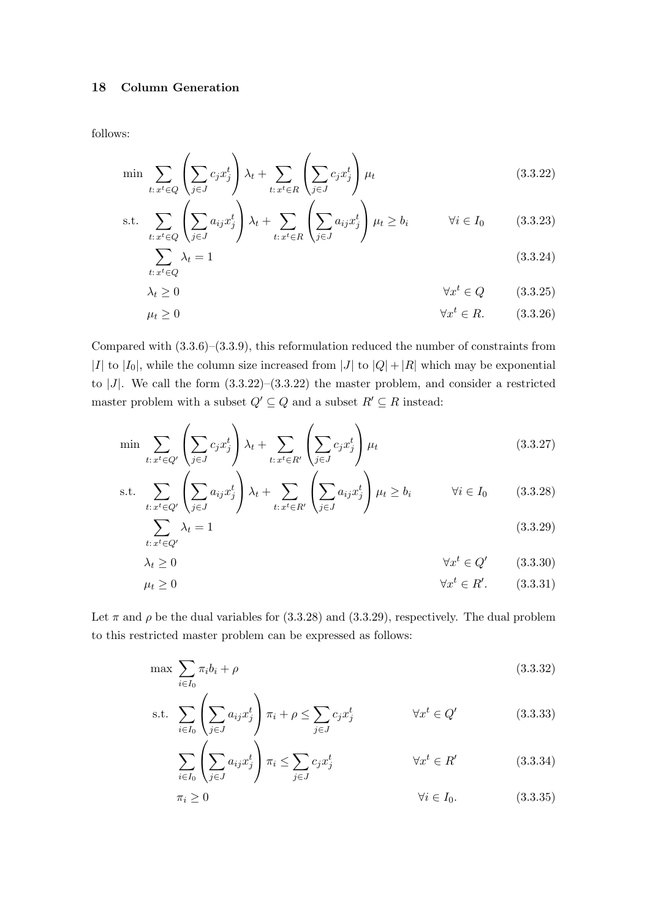follows:

$$\min \sum_{t:\, x^t \in Q} \left( \sum_{j \in J} c_j x_j^t \right) \lambda_t + \sum_{t:\, x^t \in R} \left( \sum_{j \in J} c_j x_j^t \right) \mu_t \tag{3.3.22}$$

$$\text{s.t.} \sum_{t:\, x^t \in Q} \left( \sum_{j \in J} a_{ij} x_j^t \right) \lambda_t + \sum_{t:\, x^t \in R} \left( \sum_{j \in J} a_{ij} x_j^t \right) \mu_t \geq b_i \qquad \forall i \in I_0 \tag{3.3.23}$$

$$\sum_{t:\, x^t \in Q} \lambda_t = 1 \tag{3.3.24}$$

$$\lambda_t \geq 0 \qquad \forall x^t \in Q \tag{3.3.25}$$

$$\mu_t \geq 0 \qquad \forall x^t \in R. \tag{3.3.26}$$

Compared with (3.3.6)–(3.3.9), this reformulation reduced the number of constraints from $|I|$ to $|I_0|$, while the column size increased from $|J|$ to $|Q| + |R|$ which may be exponential to $|J|$. We call the form (3.3.22)–(3.3.22) the master problem, and consider a restricted master problem with a subset $Q' \subseteq Q$ and a subset $R' \subseteq R$ instead:

$$\min \sum_{t:\, x^t \in Q'} \left( \sum_{j \in J} c_j x_j^t \right) \lambda_t + \sum_{t:\, x^t \in R'} \left( \sum_{j \in J} c_j x_j^t \right) \mu_t \tag{3.3.27}$$

$$\text{s.t.} \sum_{t:\, x^t \in Q'} \left( \sum_{j \in J} a_{ij} x_j^t \right) \lambda_t + \sum_{t:\, x^t \in R'} \left( \sum_{j \in J} a_{ij} x_j^t \right) \mu_t \geq b_i \qquad \forall i \in I_0 \tag{3.3.28}$$

$$\sum_{t:\, x^t \in Q'} \lambda_t = 1 \tag{3.3.29}$$

$$\lambda_t \geq 0 \qquad \forall x^t \in Q' \tag{3.3.30}$$

$$\mu_t \geq 0 \qquad \forall x^t \in R'. \tag{3.3.31}$$

Let $\pi$ and $\rho$ be the dual variables for (3.3.28) and (3.3.29), respectively. The dual problem to this restricted master problem can be expressed as follows:

$$\max \sum_{i \in I_0} \pi_i b_i + \rho \tag{3.3.32}$$

$$\text{s.t.} \sum_{i \in I_0} \left( \sum_{j \in J} a_{ij} x_j^t \right) \pi_i + \rho \leq \sum_{j \in J} c_j x_j^t \qquad \forall x^t \in Q' \tag{3.3.33}$$

$$\sum_{i \in I_0} \left( \sum_{j \in J} a_{ij} x_j^t \right) \pi_i \leq \sum_{j \in J} c_j x_j^t \qquad \forall x^t \in R' \tag{3.3.34}$$

$$\pi_i \geq 0 \qquad \forall i \in I_0. \tag{3.3.35}$$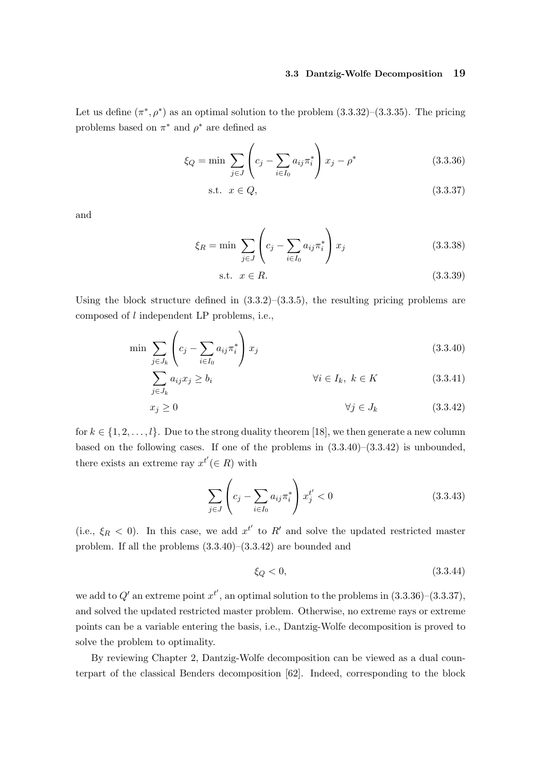Let us define $(\pi^*, \rho^*)$ as an optimal solution to the problem (3.3.32)–(3.3.35). The pricing problems based on $\pi^*$ and $\rho^*$ are defined as

$$\xi_Q = \min \sum_{j \in J} \left( c_j - \sum_{i \in I_0} a_{ij} \pi_i^* \right) x_j - \rho^* \tag{3.3.36}$$

$$\text{s.t.} \;\; x \in Q, \tag{3.3.37}$$

and

$$\xi_R = \min \sum_{j \in J} \left( c_j - \sum_{i \in I_0} a_{ij} \pi_i^* \right) x_j \tag{3.3.38}$$

$$\text{s.t.} \;\; x \in R. \tag{3.3.39}$$

Using the block structure defined in (3.3.2)–(3.3.5), the resulting pricing problems are composed of $l$ independent LP problems, i.e.,

$$\min \sum_{j \in J_k} \left( c_j - \sum_{i \in I_0} a_{ij} \pi_i^* \right) x_j \tag{3.3.40}$$

$$\sum_{j \in J_k} a_{ij} x_j \geq b_i \qquad \forall i \in I_k, \; k \in K \tag{3.3.41}$$

$$x_j \geq 0 \qquad \forall j \in J_k \tag{3.3.42}$$

for $k \in \{1, 2, \ldots, l\}$. Due to the strong duality theorem [18], we then generate a new column based on the following cases. If one of the problems in (3.3.40)–(3.3.42) is unbounded, there exists an extreme ray $x^{t'} (\in R)$ with

$$\sum_{j \in J} \left( c_j - \sum_{i \in I_0} a_{ij} \pi_i^* \right) x_j^{t'} < 0 \tag{3.3.43}$$

(i.e., $\xi_R < 0$). In this case, we add $x^{t'}$ to $R'$ and solve the updated restricted master problem. If all the problems (3.3.40)–(3.3.42) are bounded and

$$\xi_Q < 0, \tag{3.3.44}$$

we add to $Q'$ an extreme point $x^{t'}$, an optimal solution to the problems in (3.3.36)–(3.3.37), and solved the updated restricted master problem. Otherwise, no extreme rays or extreme points can be a variable entering the basis, i.e., Dantzig-Wolfe decomposition is proved to solve the problem to optimality.

By reviewing Chapter 2, Dantzig-Wolfe decomposition can be viewed as a dual counterpart of the classical Benders decomposition [62]. Indeed, corresponding to the block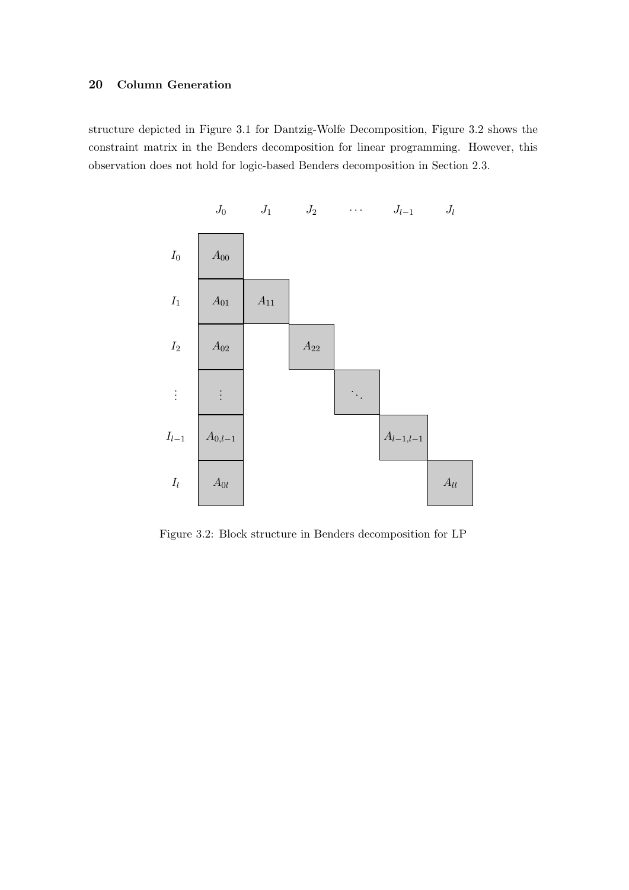structure depicted in Figure 3.1 for Dantzig-Wolfe Decomposition, Figure 3.2 shows the constraint matrix in the Benders decomposition for linear programming. However, this observation does not hold for logic-based Benders decomposition in Section 2.3.

| | $J_0$ | $J_1$ | $J_2$ | $\cdots$ | $J_{l-1}$ | $J_l$ |
|---|---|---|---|---|---|---|
| $I_0$ | $A_{00}$ | | | | | |
| $I_1$ | $A_{01}$ | $A_{11}$ | | | | |
| $I_2$ | $A_{02}$ | | $A_{22}$ | | | |
| $\vdots$ | $\vdots$ | | | $\ddots$ | | |
| $I_{l-1}$ | $A_{0,l-1}$ | | | | $A_{l-1,l-1}$ | |
| $I_l$ | $A_{0l}$ | | | | | $A_{ll}$ |

Figure 3.2: Block structure in Benders decomposition for LP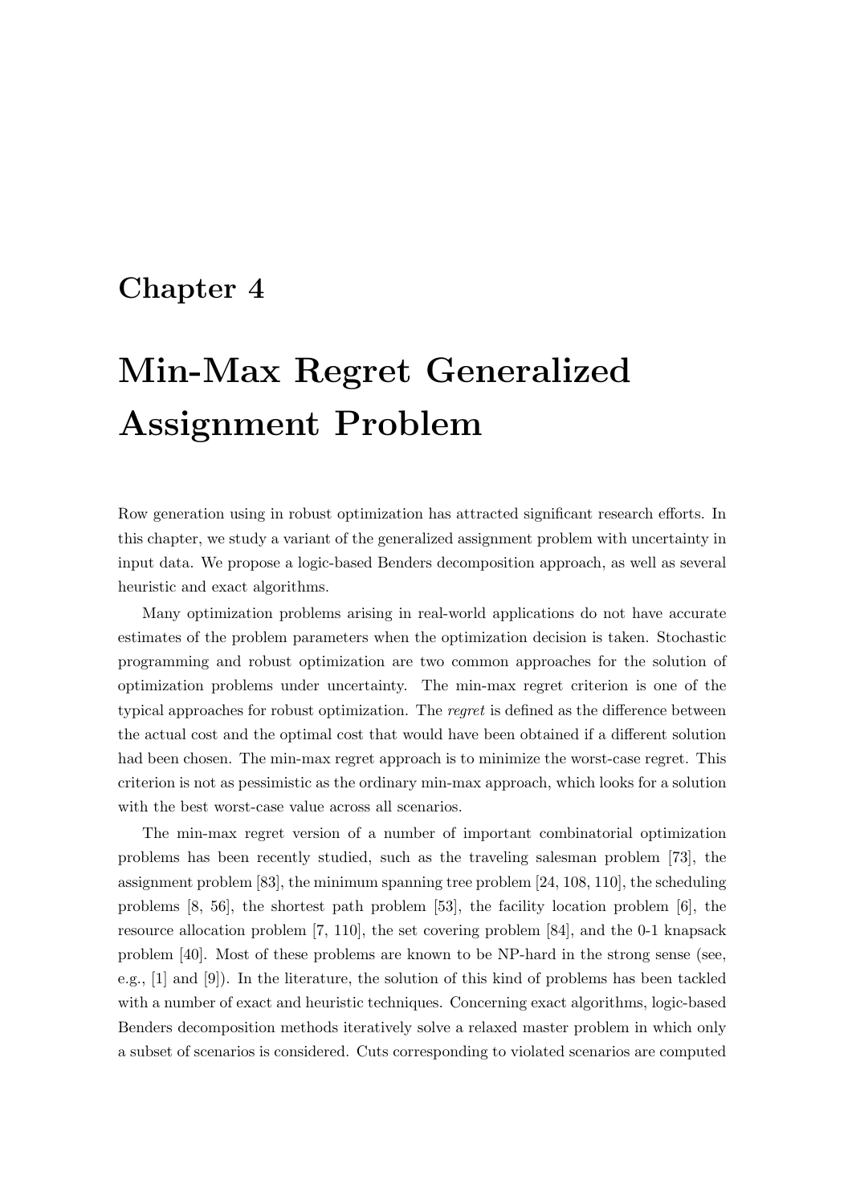# Chapter 4

# Min-Max Regret Generalized Assignment Problem

Row generation using in robust optimization has attracted significant research efforts. In this chapter, we study a variant of the generalized assignment problem with uncertainty in input data. We propose a logic-based Benders decomposition approach, as well as several heuristic and exact algorithms.

Many optimization problems arising in real-world applications do not have accurate estimates of the problem parameters when the optimization decision is taken. Stochastic programming and robust optimization are two common approaches for the solution of optimization problems under uncertainty. The min-max regret criterion is one of the typical approaches for robust optimization. The *regret* is defined as the difference between the actual cost and the optimal cost that would have been obtained if a different solution had been chosen. The min-max regret approach is to minimize the worst-case regret. This criterion is not as pessimistic as the ordinary min-max approach, which looks for a solution with the best worst-case value across all scenarios.

The min-max regret version of a number of important combinatorial optimization problems has been recently studied, such as the traveling salesman problem [73], the assignment problem [83], the minimum spanning tree problem [24, 108, 110], the scheduling problems [8, 56], the shortest path problem [53], the facility location problem [6], the resource allocation problem [7, 110], the set covering problem [84], and the 0-1 knapsack problem [40]. Most of these problems are known to be NP-hard in the strong sense (see, e.g., [1] and [9]). In the literature, the solution of this kind of problems has been tackled with a number of exact and heuristic techniques. Concerning exact algorithms, logic-based Benders decomposition methods iteratively solve a relaxed master problem in which only a subset of scenarios is considered. Cuts corresponding to violated scenarios are computed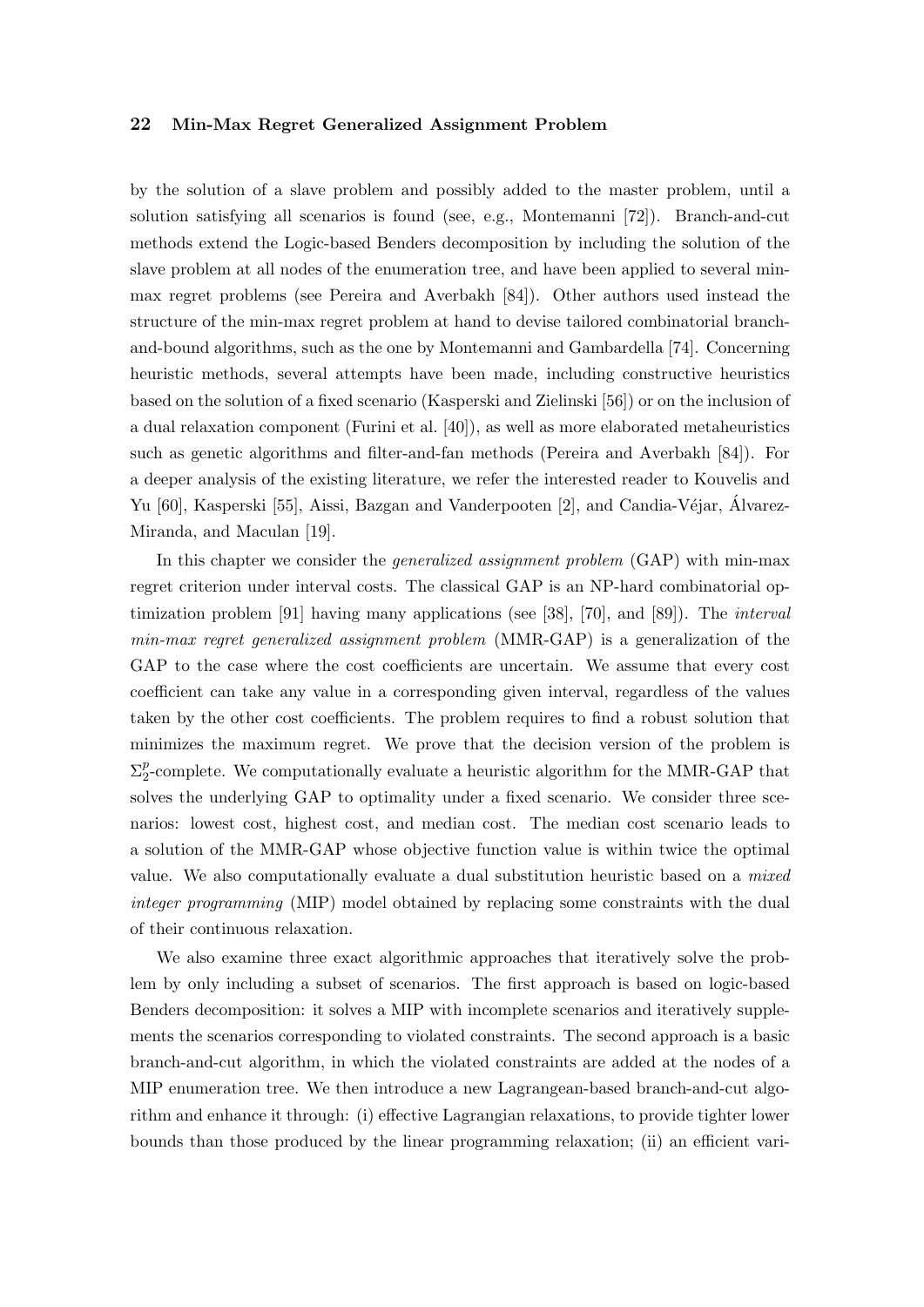by the solution of a slave problem and possibly added to the master problem, until a solution satisfying all scenarios is found (see, e.g., Montemanni [72]). Branch-and-cut methods extend the Logic-based Benders decomposition by including the solution of the slave problem at all nodes of the enumeration tree, and have been applied to several min-max regret problems (see Pereira and Averbakh [84]). Other authors used instead the structure of the min-max regret problem at hand to devise tailored combinatorial branch-and-bound algorithms, such as the one by Montemanni and Gambardella [74]. Concerning heuristic methods, several attempts have been made, including constructive heuristics based on the solution of a fixed scenario (Kasperski and Zielinski [56]) or on the inclusion of a dual relaxation component (Furini et al. [40]), as well as more elaborated metaheuristics such as genetic algorithms and filter-and-fan methods (Pereira and Averbakh [84]). For a deeper analysis of the existing literature, we refer the interested reader to Kouvelis and Yu [60], Kasperski [55], Aissi, Bazgan and Vanderpooten [2], and Candia-Véjar, Álvarez-Miranda, and Maculan [19].

In this chapter we consider the *generalized assignment problem* (GAP) with min-max regret criterion under interval costs. The classical GAP is an NP-hard combinatorial optimization problem [91] having many applications (see [38], [70], and [89]). The *interval min-max regret generalized assignment problem* (MMR-GAP) is a generalization of the GAP to the case where the cost coefficients are uncertain. We assume that every cost coefficient can take any value in a corresponding given interval, regardless of the values taken by the other cost coefficients. The problem requires to find a robust solution that minimizes the maximum regret. We prove that the decision version of the problem is $\Sigma_2^p$-complete. We computationally evaluate a heuristic algorithm for the MMR-GAP that solves the underlying GAP to optimality under a fixed scenario. We consider three scenarios: lowest cost, highest cost, and median cost. The median cost scenario leads to a solution of the MMR-GAP whose objective function value is within twice the optimal value. We also computationally evaluate a dual substitution heuristic based on a *mixed integer programming* (MIP) model obtained by replacing some constraints with the dual of their continuous relaxation.

We also examine three exact algorithmic approaches that iteratively solve the problem by only including a subset of scenarios. The first approach is based on logic-based Benders decomposition: it solves a MIP with incomplete scenarios and iteratively supplements the scenarios corresponding to violated constraints. The second approach is a basic branch-and-cut algorithm, in which the violated constraints are added at the nodes of a MIP enumeration tree. We then introduce a new Lagrangean-based branch-and-cut algorithm and enhance it through: (i) effective Lagrangian relaxations, to provide tighter lower bounds than those produced by the linear programming relaxation; (ii) an efficient vari-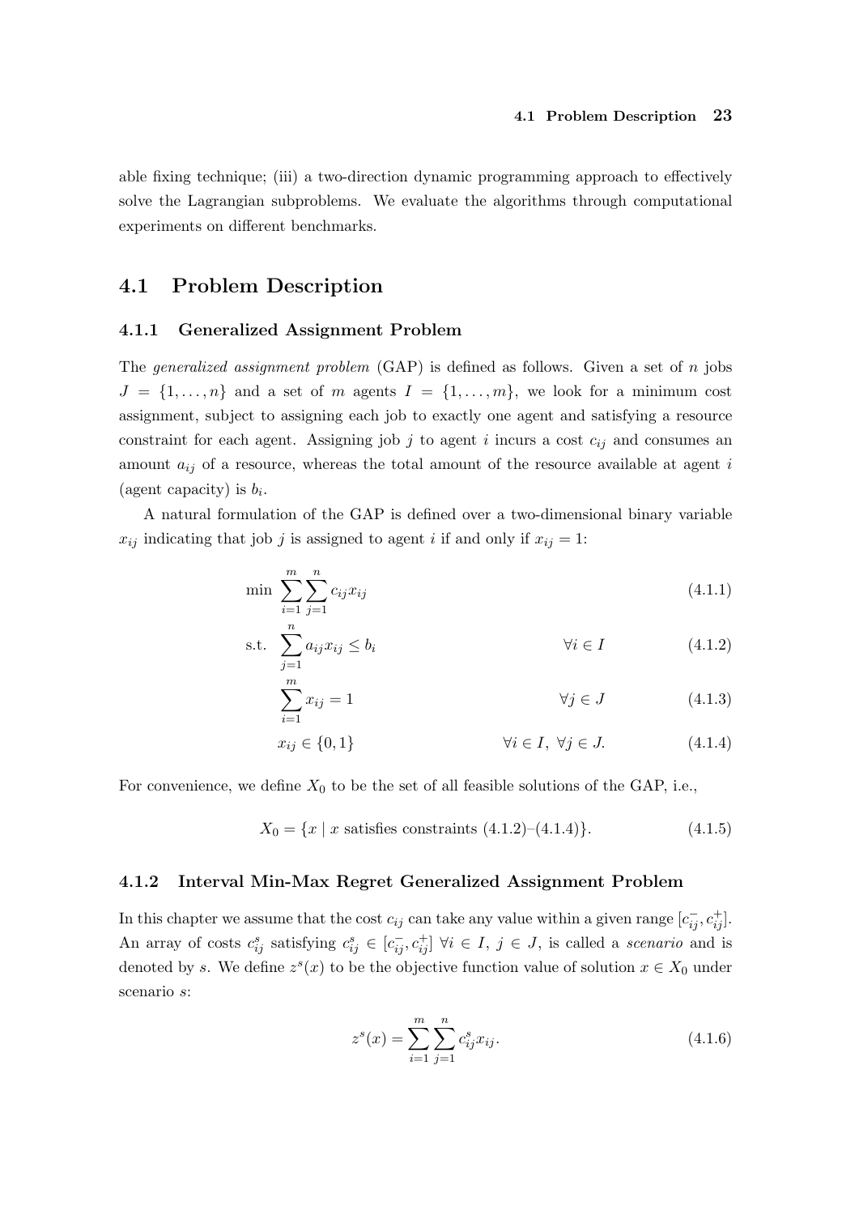able fixing technique; (iii) a two-direction dynamic programming approach to effectively solve the Lagrangian subproblems. We evaluate the algorithms through computational experiments on different benchmarks.

## 4.1 Problem Description

### 4.1.1 Generalized Assignment Problem

The *generalized assignment problem* (GAP) is defined as follows. Given a set of $n$ jobs $J = \{1, \ldots, n\}$ and a set of $m$ agents $I = \{1, \ldots, m\}$, we look for a minimum cost assignment, subject to assigning each job to exactly one agent and satisfying a resource constraint for each agent. Assigning job $j$ to agent $i$ incurs a cost $c_{ij}$ and consumes an amount $a_{ij}$ of a resource, whereas the total amount of the resource available at agent $i$ (agent capacity) is $b_i$.

A natural formulation of the GAP is defined over a two-dimensional binary variable $x_{ij}$ indicating that job $j$ is assigned to agent $i$ if and only if $x_{ij} = 1$:

$$\min \ \sum_{i=1}^{m} \sum_{j=1}^{n} c_{ij} x_{ij} \tag{4.1.1}$$

$$\text{s.t.} \ \sum_{j=1}^{n} a_{ij} x_{ij} \leq b_i \qquad \forall i \in I \tag{4.1.2}$$

$$\sum_{i=1}^{m} x_{ij} = 1 \qquad \forall j \in J \tag{4.1.3}$$

$$x_{ij} \in \{0, 1\} \qquad \forall i \in I, \ \forall j \in J. \tag{4.1.4}$$

For convenience, we define $X_0$ to be the set of all feasible solutions of the GAP, i.e.,

$$X_0 = \{x \mid x \text{ satisfies constraints (4.1.2)–(4.1.4)}\}. \tag{4.1.5}$$

### 4.1.2 Interval Min-Max Regret Generalized Assignment Problem

In this chapter we assume that the cost $c_{ij}$ can take any value within a given range $[c_{ij}^-, c_{ij}^+]$. An array of costs $c_{ij}^s$ satisfying $c_{ij}^s \in [c_{ij}^-, c_{ij}^+]$ $\forall i \in I, \ j \in J$, is called a *scenario* and is denoted by $s$. We define $z^s(x)$ to be the objective function value of solution $x \in X_0$ under scenario $s$:

$$z^s(x) = \sum_{i=1}^{m} \sum_{j=1}^{n} c_{ij}^s x_{ij}. \tag{4.1.6}$$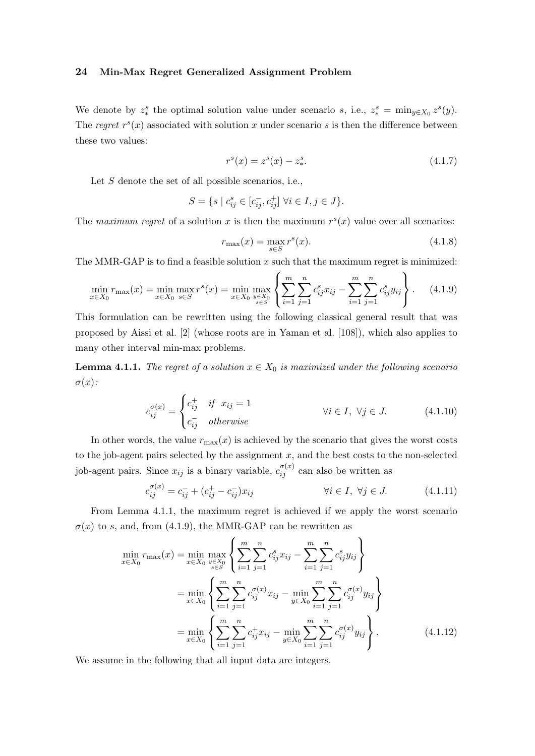We denote by $z_*^s$ the optimal solution value under scenario $s$, i.e., $z_*^s = \min_{y \in X_0} z^s(y)$. The *regret* $r^s(x)$ associated with solution $x$ under scenario $s$ is then the difference between these two values:

$$r^s(x) = z^s(x) - z_*^s. \tag{4.1.7}$$

Let $S$ denote the set of all possible scenarios, i.e.,

$$S = \{s \mid c_{ij}^s \in [c_{ij}^-, c_{ij}^+] \ \forall i \in I, j \in J\}.$$

The *maximum regret* of a solution $x$ is then the maximum $r^s(x)$ value over all scenarios:

$$r_{\max}(x) = \max_{s \in S} r^s(x). \tag{4.1.8}$$

The MMR-GAP is to find a feasible solution $x$ such that the maximum regret is minimized:

$$\min_{x \in X_0} r_{\max}(x) = \min_{x \in X_0} \max_{s \in S} r^s(x) = \min_{x \in X_0} \max_{\substack{y \in X_0 \\ s \in S}} \left\{ \sum_{i=1}^{m} \sum_{j=1}^{n} c_{ij}^s x_{ij} - \sum_{i=1}^{m} \sum_{j=1}^{n} c_{ij}^s y_{ij} \right\}. \tag{4.1.9}$$

This formulation can be rewritten using the following classical general result that was proposed by Aissi et al. [2] (whose roots are in Yaman et al. [108]), which also applies to many other interval min-max problems.

**Lemma 4.1.1.** *The regret of a solution $x \in X_0$ is maximized under the following scenario $\sigma(x)$:*

$$c_{ij}^{\sigma(x)} = \begin{cases} c_{ij}^+ & \text{if } x_{ij} = 1 \\ c_{ij}^- & \text{otherwise} \end{cases} \qquad \forall i \in I, \ \forall j \in J. \tag{4.1.10}$$

In other words, the value $r_{\max}(x)$ is achieved by the scenario that gives the worst costs to the job-agent pairs selected by the assignment $x$, and the best costs to the non-selected job-agent pairs. Since $x_{ij}$ is a binary variable, $c_{ij}^{\sigma(x)}$ can also be written as

$$c_{ij}^{\sigma(x)} = c_{ij}^- + (c_{ij}^+ - c_{ij}^-) x_{ij} \qquad \forall i \in I, \ \forall j \in J. \tag{4.1.11}$$

From Lemma 4.1.1, the maximum regret is achieved if we apply the worst scenario $\sigma(x)$ to $s$, and, from (4.1.9), the MMR-GAP can be rewritten as

$$\begin{aligned} \min_{x \in X_0} r_{\max}(x) &= \min_{x \in X_0} \max_{\substack{y \in X_0 \\ s \in S}} \left\{ \sum_{i=1}^{m} \sum_{j=1}^{n} c_{ij}^s x_{ij} - \sum_{i=1}^{m} \sum_{j=1}^{n} c_{ij}^s y_{ij} \right\} \\ &= \min_{x \in X_0} \left\{ \sum_{i=1}^{m} \sum_{j=1}^{n} c_{ij}^{\sigma(x)} x_{ij} - \min_{y \in X_0} \sum_{i=1}^{m} \sum_{j=1}^{n} c_{ij}^{\sigma(x)} y_{ij} \right\} \\ &= \min_{x \in X_0} \left\{ \sum_{i=1}^{m} \sum_{j=1}^{n} c_{ij}^{+} x_{ij} - \min_{y \in X_0} \sum_{i=1}^{m} \sum_{j=1}^{n} c_{ij}^{\sigma(x)} y_{ij} \right\}. \end{aligned} \tag{4.1.12}$$

We assume in the following that all input data are integers.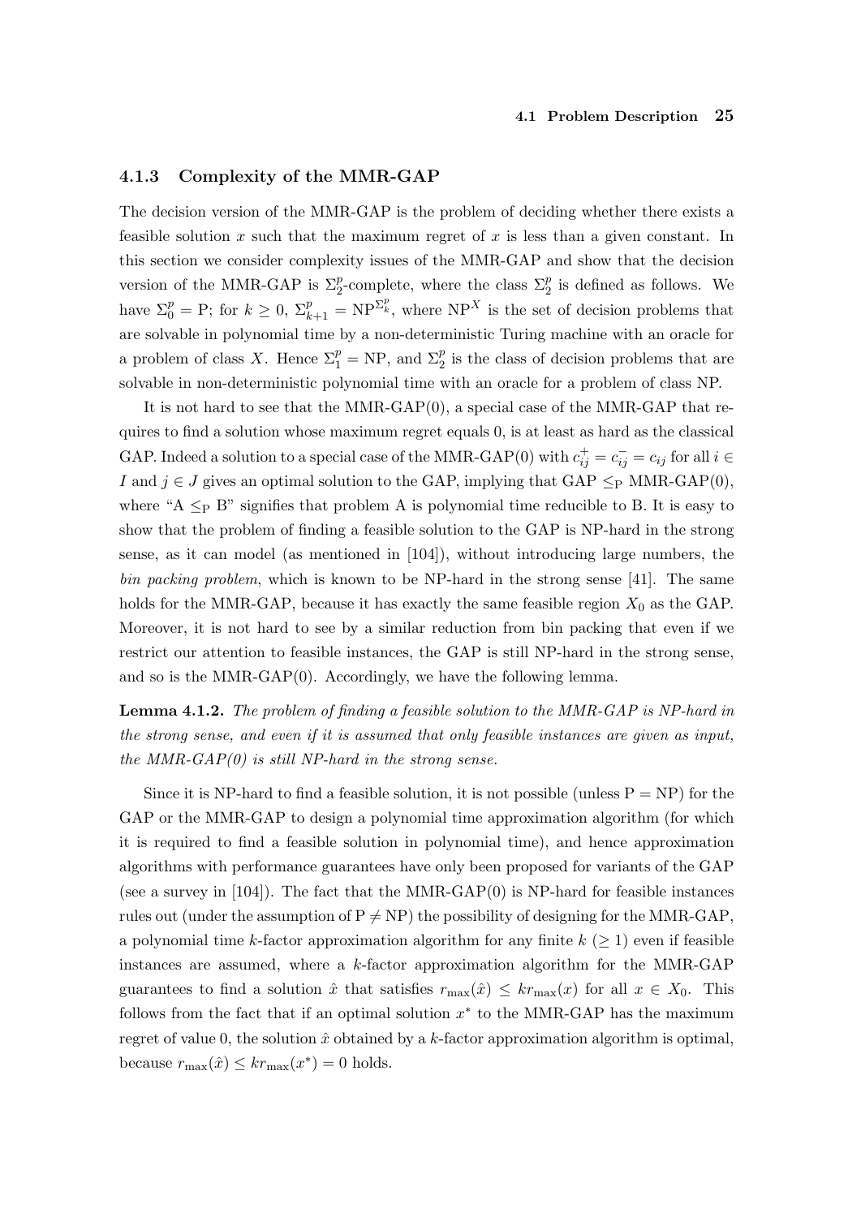### 4.1.3 Complexity of the MMR-GAP

The decision version of the MMR-GAP is the problem of deciding whether there exists a feasible solution $x$ such that the maximum regret of $x$ is less than a given constant. In this section we consider complexity issues of the MMR-GAP and show that the decision version of the MMR-GAP is $\Sigma_2^p$-complete, where the class $\Sigma_2^p$ is defined as follows. We have $\Sigma_0^p = \mathrm{P}$; for $k \geq 0$, $\Sigma_{k+1}^p = \mathrm{NP}^{\Sigma_k^p}$, where $\mathrm{NP}^X$ is the set of decision problems that are solvable in polynomial time by a non-deterministic Turing machine with an oracle for a problem of class $X$. Hence $\Sigma_1^p = \mathrm{NP}$, and $\Sigma_2^p$ is the class of decision problems that are solvable in non-deterministic polynomial time with an oracle for a problem of class NP.

It is not hard to see that the MMR-GAP(0), a special case of the MMR-GAP that requires to find a solution whose maximum regret equals 0, is at least as hard as the classical GAP. Indeed a solution to a special case of the MMR-GAP(0) with $c_{ij}^+ = c_{ij}^- = c_{ij}$ for all $i \in I$ and $j \in J$ gives an optimal solution to the GAP, implying that GAP $\leq_{\mathrm{P}}$ MMR-GAP(0), where "A $\leq_{\mathrm{P}}$ B" signifies that problem A is polynomial time reducible to B. It is easy to show that the problem of finding a feasible solution to the GAP is NP-hard in the strong sense, as it can model (as mentioned in [104]), without introducing large numbers, the *bin packing problem*, which is known to be NP-hard in the strong sense [41]. The same holds for the MMR-GAP, because it has exactly the same feasible region $X_0$ as the GAP. Moreover, it is not hard to see by a similar reduction from bin packing that even if we restrict our attention to feasible instances, the GAP is still NP-hard in the strong sense, and so is the MMR-GAP(0). Accordingly, we have the following lemma.

**Lemma 4.1.2.** *The problem of finding a feasible solution to the MMR-GAP is NP-hard in the strong sense, and even if it is assumed that only feasible instances are given as input, the MMR-GAP(0) is still NP-hard in the strong sense.*

Since it is NP-hard to find a feasible solution, it is not possible (unless P = NP) for the GAP or the MMR-GAP to design a polynomial time approximation algorithm (for which it is required to find a feasible solution in polynomial time), and hence approximation algorithms with performance guarantees have only been proposed for variants of the GAP (see a survey in [104]). The fact that the MMR-GAP(0) is NP-hard for feasible instances rules out (under the assumption of P $\neq$ NP) the possibility of designing for the MMR-GAP, a polynomial time $k$-factor approximation algorithm for any finite $k$ ($\geq 1$) even if feasible instances are assumed, where a $k$-factor approximation algorithm for the MMR-GAP guarantees to find a solution $\hat{x}$ that satisfies $r_{\max}(\hat{x}) \leq k r_{\max}(x)$ for all $x \in X_0$. This follows from the fact that if an optimal solution $x^*$ to the MMR-GAP has the maximum regret of value 0, the solution $\hat{x}$ obtained by a $k$-factor approximation algorithm is optimal, because $r_{\max}(\hat{x}) \leq k r_{\max}(x^*) = 0$ holds.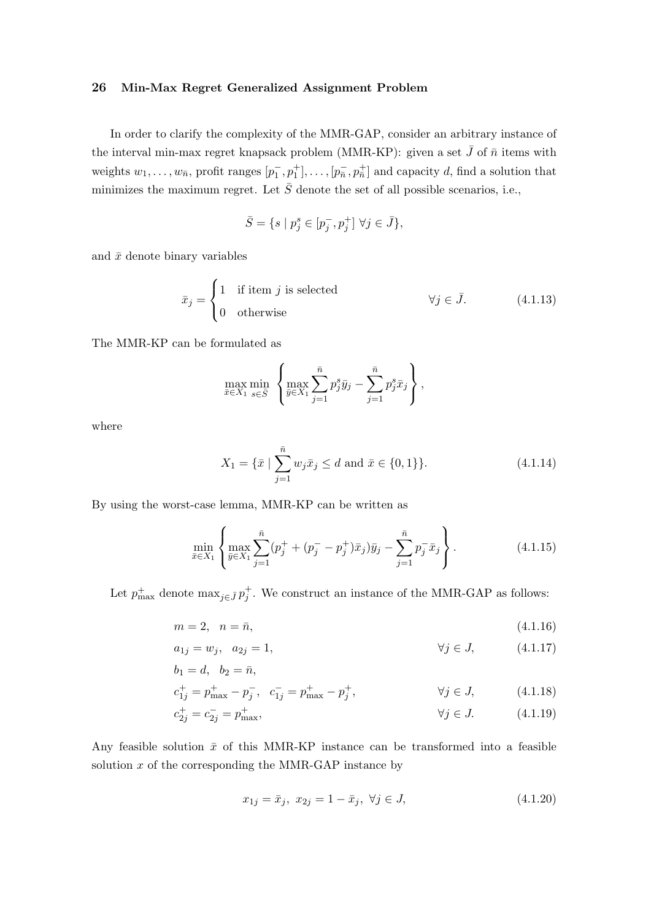In order to clarify the complexity of the MMR-GAP, consider an arbitrary instance of the interval min-max regret knapsack problem (MMR-KP): given a set $\bar{J}$ of $\bar{n}$ items with weights $w_1, \ldots, w_{\bar{n}}$, profit ranges $[p_1^-, p_1^+], \ldots, [p_{\bar{n}}^-, p_{\bar{n}}^+]$ and capacity $d$, find a solution that minimizes the maximum regret. Let $\bar{S}$ denote the set of all possible scenarios, i.e.,

$$\bar{S} = \{s \mid p_j^s \in [p_j^-, p_j^+] \ \forall j \in \bar{J}\},$$

and $\bar{x}$ denote binary variables

$$\bar{x}_j = \begin{cases} 1 & \text{if item } j \text{ is selected} \\ 0 & \text{otherwise} \end{cases} \qquad \forall j \in \bar{J}. \tag{4.1.13}$$

The MMR-KP can be formulated as

$$\max_{\bar{x} \in X_1} \min_{s \in \bar{S}} \left\{ \max_{\bar{y} \in X_1} \sum_{j=1}^{\bar{n}} p_j^s \bar{y}_j - \sum_{j=1}^{\bar{n}} p_j^s \bar{x}_j \right\},$$

where

$$X_1 = \{\bar{x} \mid \sum_{j=1}^{\bar{n}} w_j \bar{x}_j \leq d \text{ and } \bar{x} \in \{0,1\}\}. \tag{4.1.14}$$

By using the worst-case lemma, MMR-KP can be written as

$$\min_{\bar{x} \in X_1} \left\{ \max_{\bar{y} \in X_1} \sum_{j=1}^{\bar{n}} (p_j^+ + (p_j^- - p_j^+)\bar{x}_j)\bar{y}_j - \sum_{j=1}^{\bar{n}} p_j^- \bar{x}_j \right\}. \tag{4.1.15}$$

Let $p_{\max}^+$ denote $\max_{j \in \bar{J}} p_j^+$. We construct an instance of the MMR-GAP as follows:

$$m = 2, \quad n = \bar{n}, \tag{4.1.16}$$

$$a_{1j} = w_j, \quad a_{2j} = 1, \qquad \forall j \in J, \tag{4.1.17}$$

$$b_1 = d, \quad b_2 = \bar{n},$$

$$c_{1j}^+ = p_{\max}^+ - p_j^-, \quad c_{1j}^- = p_{\max}^+ - p_j^+, \qquad \forall j \in J, \tag{4.1.18}$$

$$c_{2j}^+ = c_{2j}^- = p_{\max}^+, \qquad \forall j \in J. \tag{4.1.19}$$

Any feasible solution $\bar{x}$ of this MMR-KP instance can be transformed into a feasible solution $x$ of the corresponding the MMR-GAP instance by

$$x_{1j} = \bar{x}_j, \ x_{2j} = 1 - \bar{x}_j, \ \forall j \in J, \tag{4.1.20}$$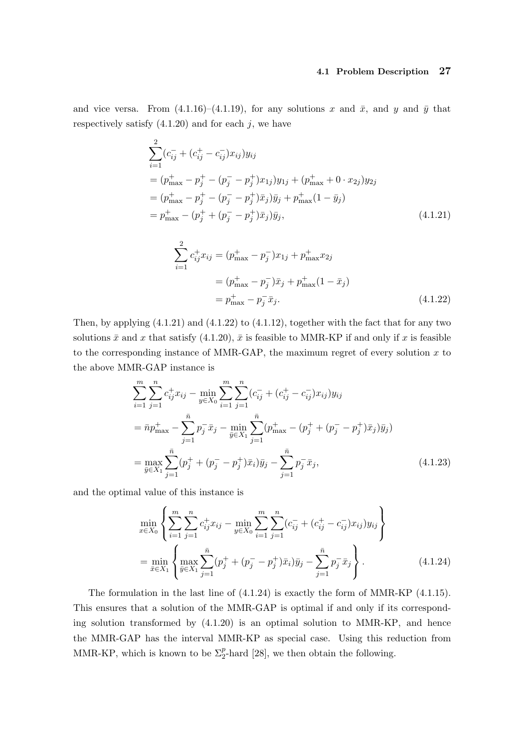and vice versa. From (4.1.16)–(4.1.19), for any solutions $x$ and $\bar{x}$, and $y$ and $\bar{y}$ that respectively satisfy (4.1.20) and for each $j$, we have

$$
\begin{aligned}
&\sum_{i=1}^{2}(c_{ij}^{-} + (c_{ij}^{+} - c_{ij}^{-})x_{ij})y_{ij} \\
&= (p_{\max}^{+} - p_{j}^{+} - (p_{j}^{-} - p_{j}^{+})x_{1j})y_{1j} + (p_{\max}^{+} + 0 \cdot x_{2j})y_{2j} \\
&= (p_{\max}^{+} - p_{j}^{+} - (p_{j}^{-} - p_{j}^{+})\bar{x}_{j})\bar{y}_{j} + p_{\max}^{+}(1 - \bar{y}_{j}) \\
&= p_{\max}^{+} - (p_{j}^{+} + (p_{j}^{-} - p_{j}^{+})\bar{x}_{j})\bar{y}_{j},
\end{aligned}
\tag{4.1.21}
$$

$$
\begin{aligned}
\sum_{i=1}^{2} c_{ij}^{+} x_{ij} &= (p_{\max}^{+} - p_{j}^{-})x_{1j} + p_{\max}^{+} x_{2j} \\
&= (p_{\max}^{+} - p_{j}^{-})\bar{x}_{j} + p_{\max}^{+}(1 - \bar{x}_{j}) \\
&= p_{\max}^{+} - p_{j}^{-}\bar{x}_{j}.
\end{aligned}
\tag{4.1.22}
$$

Then, by applying (4.1.21) and (4.1.22) to (4.1.12), together with the fact that for any two solutions $\bar{x}$ and $x$ that satisfy (4.1.20), $\bar{x}$ is feasible to MMR-KP if and only if $x$ is feasible to the corresponding instance of MMR-GAP, the maximum regret of every solution $x$ to the above MMR-GAP instance is

$$
\begin{aligned}
&\sum_{i=1}^{m}\sum_{j=1}^{n} c_{ij}^{+} x_{ij} - \min_{y \in X_0} \sum_{i=1}^{m}\sum_{j=1}^{n}(c_{ij}^{-} + (c_{ij}^{+} - c_{ij}^{-})x_{ij})y_{ij} \\
&= \bar{n} p_{\max}^{+} - \sum_{j=1}^{\bar{n}} p_{j}^{-}\bar{x}_{j} - \min_{\bar{y} \in X_1} \sum_{j=1}^{\bar{n}}(p_{\max}^{+} - (p_{j}^{+} + (p_{j}^{-} - p_{j}^{+})\bar{x}_{j})\bar{y}_{j}) \\
&= \max_{\bar{y} \in X_1} \sum_{j=1}^{\bar{n}}(p_{j}^{+} + (p_{j}^{-} - p_{j}^{+})\bar{x}_{i})\bar{y}_{j} - \sum_{j=1}^{\bar{n}} p_{j}^{-}\bar{x}_{j},
\end{aligned}
\tag{4.1.23}
$$

and the optimal value of this instance is

$$
\begin{aligned}
&\min_{x \in X_0}\left\{\sum_{i=1}^{m}\sum_{j=1}^{n} c_{ij}^{+} x_{ij} - \min_{y \in X_0}\sum_{i=1}^{m}\sum_{j=1}^{n}(c_{ij}^{-} + (c_{ij}^{+} - c_{ij}^{-})x_{ij})y_{ij}\right\} \\
&= \min_{\bar{x} \in X_1}\left\{\max_{\bar{y} \in X_1}\sum_{j=1}^{\bar{n}}(p_{j}^{+} + (p_{j}^{-} - p_{j}^{+})\bar{x}_{i})\bar{y}_{j} - \sum_{j=1}^{\bar{n}} p_{j}^{-}\bar{x}_{j}\right\}.
\end{aligned}
\tag{4.1.24}
$$

The formulation in the last line of (4.1.24) is exactly the form of MMR-KP (4.1.15). This ensures that a solution of the MMR-GAP is optimal if and only if its corresponding solution transformed by (4.1.20) is an optimal solution to MMR-KP, and hence the MMR-GAP has the interval MMR-KP as special case. Using this reduction from MMR-KP, which is known to be $\Sigma_2^p$-hard [28], we then obtain the following.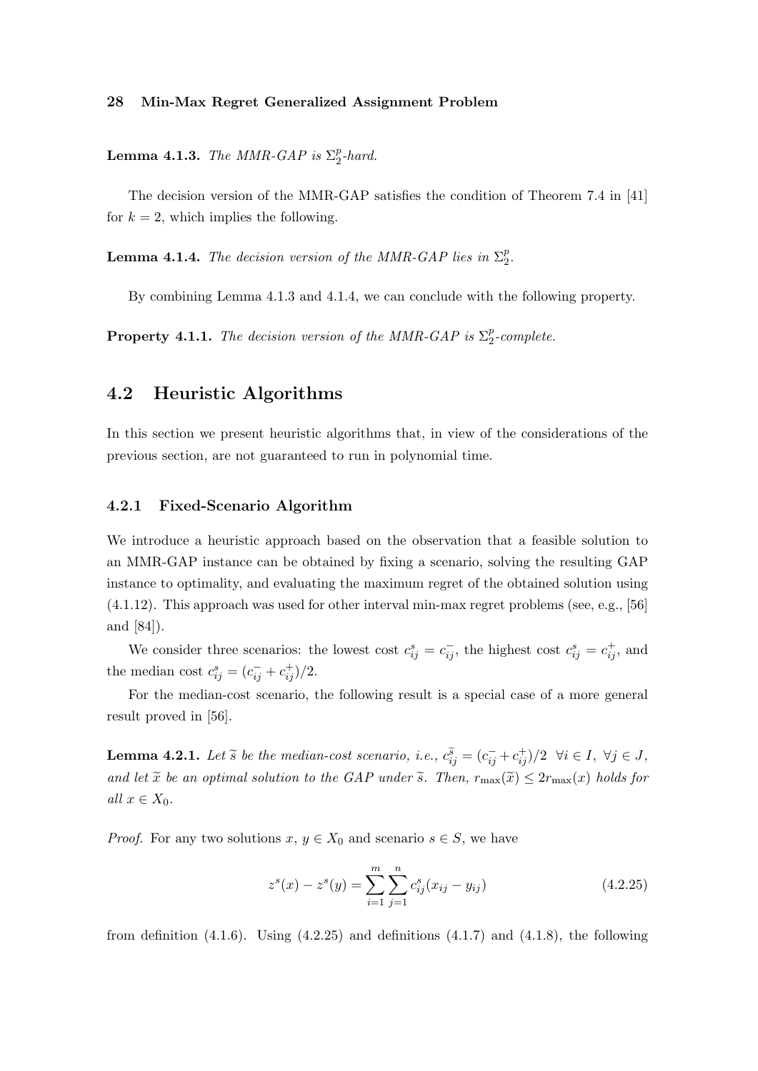**Lemma 4.1.3.** *The MMR-GAP is $\Sigma_2^p$-hard.*

The decision version of the MMR-GAP satisfies the condition of Theorem 7.4 in [41] for $k = 2$, which implies the following.

**Lemma 4.1.4.** *The decision version of the MMR-GAP lies in $\Sigma_2^p$.*

By combining Lemma 4.1.3 and 4.1.4, we can conclude with the following property.

**Property 4.1.1.** *The decision version of the MMR-GAP is $\Sigma_2^p$-complete.*

## 4.2 Heuristic Algorithms

In this section we present heuristic algorithms that, in view of the considerations of the previous section, are not guaranteed to run in polynomial time.

### 4.2.1 Fixed-Scenario Algorithm

We introduce a heuristic approach based on the observation that a feasible solution to an MMR-GAP instance can be obtained by fixing a scenario, solving the resulting GAP instance to optimality, and evaluating the maximum regret of the obtained solution using (4.1.12). This approach was used for other interval min-max regret problems (see, e.g., [56] and [84]).

We consider three scenarios: the lowest cost $c_{ij}^s = c_{ij}^-$, the highest cost $c_{ij}^s = c_{ij}^+$, and the median cost $c_{ij}^s = (c_{ij}^- + c_{ij}^+)/2$.

For the median-cost scenario, the following result is a special case of a more general result proved in [56].

**Lemma 4.2.1.** *Let $\widetilde{s}$ be the median-cost scenario, i.e., $c_{ij}^{\widetilde{s}} = (c_{ij}^- + c_{ij}^+)/2 \;\; \forall i \in I, \; \forall j \in J$, and let $\widetilde{x}$ be an optimal solution to the GAP under $\widetilde{s}$. Then, $r_{\max}(\widetilde{x}) \leq 2r_{\max}(x)$ holds for all $x \in X_0$.*

*Proof.* For any two solutions $x$, $y \in X_0$ and scenario $s \in S$, we have

$$z^s(x) - z^s(y) = \sum_{i=1}^{m} \sum_{j=1}^{n} c_{ij}^s (x_{ij} - y_{ij}) \tag{4.2.25}$$

from definition (4.1.6). Using (4.2.25) and definitions (4.1.7) and (4.1.8), the following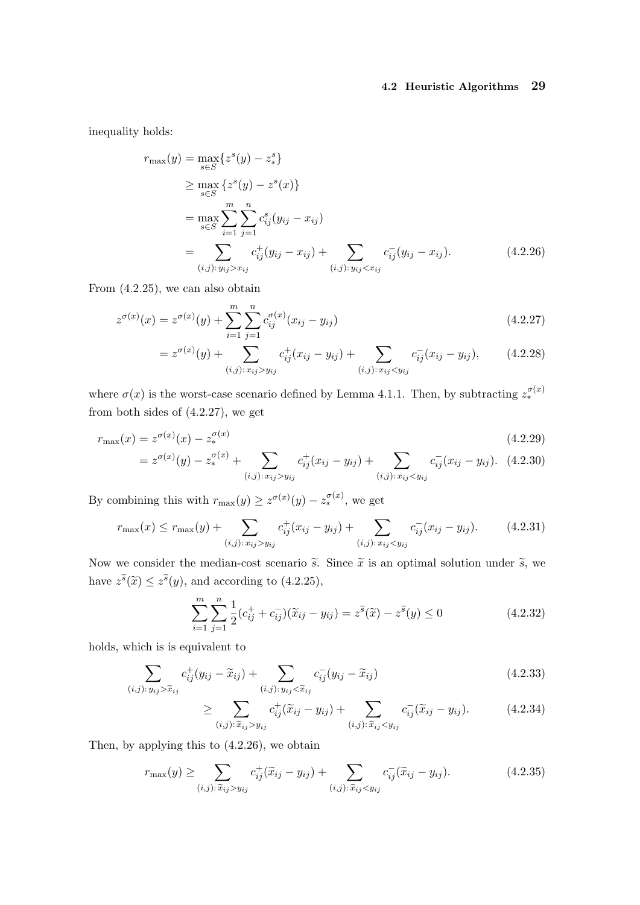inequality holds:

$$
\begin{aligned}
r_{\max}(y) &= \max_{s \in S} \{z^s(y) - z_*^s\} \\
&\geq \max_{s \in S} \{z^s(y) - z^s(x)\} \\
&= \max_{s \in S} \sum_{i=1}^{m} \sum_{j=1}^{n} c_{ij}^s (y_{ij} - x_{ij}) \\
&= \sum_{(i,j):\, y_{ij} > x_{ij}} c_{ij}^+ (y_{ij} - x_{ij}) + \sum_{(i,j):\, y_{ij} < x_{ij}} c_{ij}^- (y_{ij} - x_{ij}). \qquad (4.2.26)
\end{aligned}
$$

From (4.2.25), we can also obtain

$$
z^{\sigma(x)}(x) = z^{\sigma(x)}(y) + \sum_{i=1}^{m} \sum_{j=1}^{n} c_{ij}^{\sigma(x)} (x_{ij} - y_{ij}) \qquad (4.2.27)
$$

$$
= z^{\sigma(x)}(y) + \sum_{(i,j):\, x_{ij} > y_{ij}} c_{ij}^+ (x_{ij} - y_{ij}) + \sum_{(i,j):\, x_{ij} < y_{ij}} c_{ij}^- (x_{ij} - y_{ij}), \qquad (4.2.28)
$$

where $\sigma(x)$ is the worst-case scenario defined by Lemma 4.1.1. Then, by subtracting $z_*^{\sigma(x)}$ from both sides of (4.2.27), we get

$$
r_{\max}(x) = z^{\sigma(x)}(x) - z_*^{\sigma(x)} \qquad (4.2.29)
$$

$$
= z^{\sigma(x)}(y) - z_*^{\sigma(x)} + \sum_{(i,j):\, x_{ij} > y_{ij}} c_{ij}^+ (x_{ij} - y_{ij}) + \sum_{(i,j):\, x_{ij} < y_{ij}} c_{ij}^- (x_{ij} - y_{ij}). \quad (4.2.30)
$$

By combining this with $r_{\max}(y) \geq z^{\sigma(x)}(y) - z_*^{\sigma(x)}$, we get

$$
r_{\max}(x) \leq r_{\max}(y) + \sum_{(i,j):\, x_{ij} > y_{ij}} c_{ij}^+ (x_{ij} - y_{ij}) + \sum_{(i,j):\, x_{ij} < y_{ij}} c_{ij}^- (x_{ij} - y_{ij}). \qquad (4.2.31)
$$

Now we consider the median-cost scenario $\widetilde{s}$. Since $\widetilde{x}$ is an optimal solution under $\widetilde{s}$, we have $z^{\widetilde{s}}(\widetilde{x}) \leq z^{\widetilde{s}}(y)$, and according to (4.2.25),

$$
\sum_{i=1}^{m} \sum_{j=1}^{n} \frac{1}{2}(c_{ij}^+ + c_{ij}^-)(\widetilde{x}_{ij} - y_{ij}) = z^{\widetilde{s}}(\widetilde{x}) - z^{\widetilde{s}}(y) \leq 0 \qquad (4.2.32)
$$

holds, which is is equivalent to

$$
\sum_{(i,j):\, y_{ij} > \widetilde{x}_{ij}} c_{ij}^+ (y_{ij} - \widetilde{x}_{ij}) + \sum_{(i,j):\, y_{ij} < \widetilde{x}_{ij}} c_{ij}^- (y_{ij} - \widetilde{x}_{ij}) \qquad (4.2.33)
$$

$$
\geq \sum_{(i,j):\, \widetilde{x}_{ij} > y_{ij}} c_{ij}^+ (\widetilde{x}_{ij} - y_{ij}) + \sum_{(i,j):\, \widetilde{x}_{ij} < y_{ij}} c_{ij}^- (\widetilde{x}_{ij} - y_{ij}). \qquad (4.2.34)
$$

Then, by applying this to (4.2.26), we obtain

$$
r_{\max}(y) \geq \sum_{(i,j):\, \widetilde{x}_{ij} > y_{ij}} c_{ij}^+ (\widetilde{x}_{ij} - y_{ij}) + \sum_{(i,j):\, \widetilde{x}_{ij} < y_{ij}} c_{ij}^- (\widetilde{x}_{ij} - y_{ij}). \qquad (4.2.35)
$$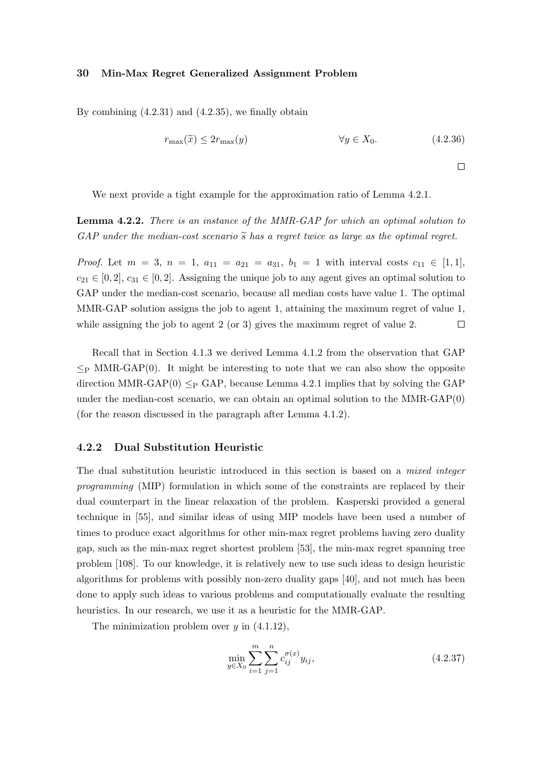By combining (4.2.31) and (4.2.35), we finally obtain

$$r_{\max}(\widetilde{x}) \leq 2r_{\max}(y) \qquad\qquad \forall y \in X_0. \tag{4.2.36}$$

□

We next provide a tight example for the approximation ratio of Lemma 4.2.1.

**Lemma 4.2.2.** *There is an instance of the MMR-GAP for which an optimal solution to GAP under the median-cost scenario $\widetilde{s}$ has a regret twice as large as the optimal regret.*

*Proof.* Let $m = 3$, $n = 1$, $a_{11} = a_{21} = a_{31}$, $b_1 = 1$ with interval costs $c_{11} \in [1, 1]$, $c_{21} \in [0, 2]$, $c_{31} \in [0, 2]$. Assigning the unique job to any agent gives an optimal solution to GAP under the median-cost scenario, because all median costs have value 1. The optimal MMR-GAP solution assigns the job to agent 1, attaining the maximum regret of value 1, while assigning the job to agent 2 (or 3) gives the maximum regret of value 2. □

Recall that in Section 4.1.3 we derived Lemma 4.1.2 from the observation that GAP $\leq_{\text{P}}$ MMR-GAP(0). It might be interesting to note that we can also show the opposite direction MMR-GAP(0) $\leq_{\text{P}}$ GAP, because Lemma 4.2.1 implies that by solving the GAP under the median-cost scenario, we can obtain an optimal solution to the MMR-GAP(0) (for the reason discussed in the paragraph after Lemma 4.1.2).

### 4.2.2 Dual Substitution Heuristic

The dual substitution heuristic introduced in this section is based on a *mixed integer programming* (MIP) formulation in which some of the constraints are replaced by their dual counterpart in the linear relaxation of the problem. Kasperski provided a general technique in [55], and similar ideas of using MIP models have been used a number of times to produce exact algorithms for other min-max regret problems having zero duality gap, such as the min-max regret shortest problem [53], the min-max regret spanning tree problem [108]. To our knowledge, it is relatively new to use such ideas to design heuristic algorithms for problems with possibly non-zero duality gaps [40], and not much has been done to apply such ideas to various problems and computationally evaluate the resulting heuristics. In our research, we use it as a heuristic for the MMR-GAP.

The minimization problem over $y$ in (4.1.12),

$$\min_{y \in X_0} \sum_{i=1}^{m} \sum_{j=1}^{n} c_{ij}^{\sigma(x)} y_{ij}, \tag{4.2.37}$$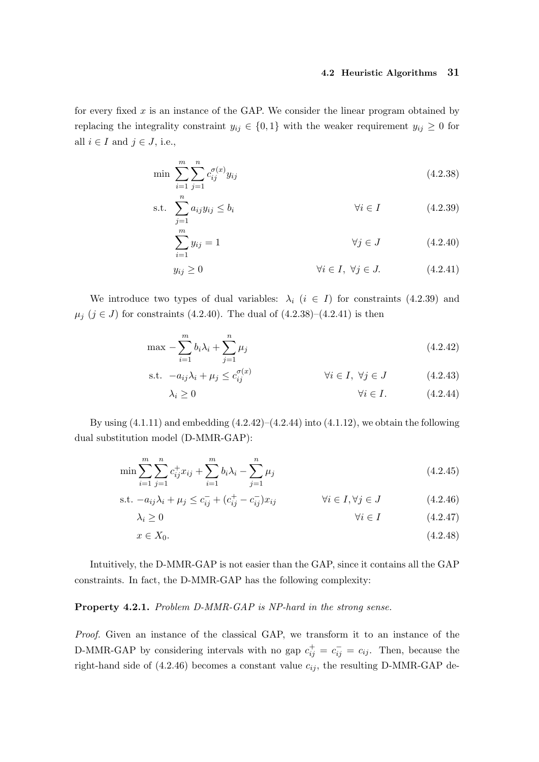for every fixed $x$ is an instance of the GAP. We consider the linear program obtained by replacing the integrality constraint $y_{ij} \in \{0,1\}$ with the weaker requirement $y_{ij} \geq 0$ for all $i \in I$ and $j \in J$, i.e.,

$$\min \sum_{i=1}^{m} \sum_{j=1}^{n} c_{ij}^{\sigma(x)} y_{ij} \tag{4.2.38}$$

$$\text{s.t.} \quad \sum_{j=1}^{n} a_{ij} y_{ij} \leq b_i \qquad \forall i \in I \tag{4.2.39}$$

$$\sum_{i=1}^{m} y_{ij} = 1 \qquad \forall j \in J \tag{4.2.40}$$

$$y_{ij} \geq 0 \qquad \forall i \in I, \ \forall j \in J. \tag{4.2.41}$$

We introduce two types of dual variables: $\lambda_i$ ($i \in I$) for constraints (4.2.39) and $\mu_j$ ($j \in J$) for constraints (4.2.40). The dual of (4.2.38)–(4.2.41) is then

$$\max - \sum_{i=1}^{m} b_i \lambda_i + \sum_{j=1}^{n} \mu_j \tag{4.2.42}$$

$$\text{s.t.} \quad -a_{ij}\lambda_i + \mu_j \leq c_{ij}^{\sigma(x)} \qquad \forall i \in I, \ \forall j \in J \tag{4.2.43}$$

$$\lambda_i \geq 0 \qquad \forall i \in I. \tag{4.2.44}$$

By using (4.1.11) and embedding (4.2.42)–(4.2.44) into (4.1.12), we obtain the following dual substitution model (D-MMR-GAP):

$$\min \sum_{i=1}^{m} \sum_{j=1}^{n} c_{ij}^{+} x_{ij} + \sum_{i=1}^{m} b_i \lambda_i - \sum_{j=1}^{n} \mu_j \tag{4.2.45}$$

$$\text{s.t.} \ -a_{ij}\lambda_i + \mu_j \leq c_{ij}^{-} + (c_{ij}^{+} - c_{ij}^{-}) x_{ij} \qquad \forall i \in I, \forall j \in J \tag{4.2.46}$$

$$\lambda_i \geq 0 \qquad \forall i \in I \tag{4.2.47}$$

$$x \in X_0. \tag{4.2.48}$$

Intuitively, the D-MMR-GAP is not easier than the GAP, since it contains all the GAP constraints. In fact, the D-MMR-GAP has the following complexity:

**Property 4.2.1.** *Problem D-MMR-GAP is NP-hard in the strong sense.*

*Proof.* Given an instance of the classical GAP, we transform it to an instance of the D-MMR-GAP by considering intervals with no gap $c_{ij}^{+} = c_{ij}^{-} = c_{ij}$. Then, because the right-hand side of (4.2.46) becomes a constant value $c_{ij}$, the resulting D-MMR-GAP de-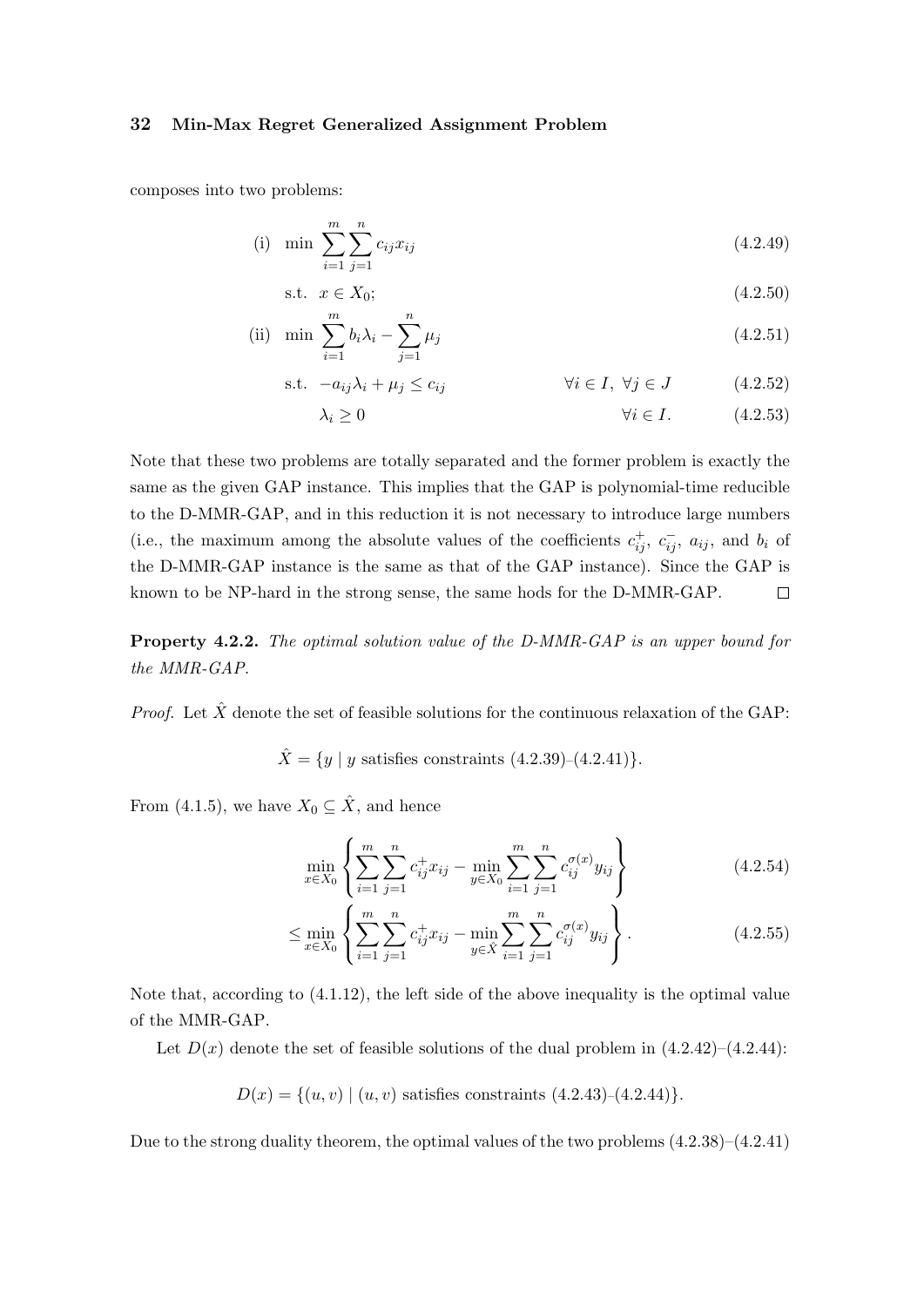composes into two problems:

$$\text{(i)} \quad \min \sum_{i=1}^{m} \sum_{j=1}^{n} c_{ij} x_{ij} \tag{4.2.49}$$

$$\text{s.t.} \quad x \in X_0; \tag{4.2.50}$$

$$\text{(ii)} \quad \min \sum_{i=1}^{m} b_i \lambda_i - \sum_{j=1}^{n} \mu_j \tag{4.2.51}$$

$$\text{s.t.} \quad -a_{ij}\lambda_i + \mu_j \leq c_{ij} \qquad \forall i \in I, \ \forall j \in J \tag{4.2.52}$$

$$\lambda_i \geq 0 \qquad \forall i \in I. \tag{4.2.53}$$

Note that these two problems are totally separated and the former problem is exactly the same as the given GAP instance. This implies that the GAP is polynomial-time reducible to the D-MMR-GAP, and in this reduction it is not necessary to introduce large numbers (i.e., the maximum among the absolute values of the coefficients $c_{ij}^{+}$, $c_{ij}^{-}$, $a_{ij}$, and $b_i$ of the D-MMR-GAP instance is the same as that of the GAP instance). Since the GAP is known to be NP-hard in the strong sense, the same hods for the D-MMR-GAP. □

**Property 4.2.2.** *The optimal solution value of the D-MMR-GAP is an upper bound for the MMR-GAP.*

*Proof.* Let $\hat{X}$ denote the set of feasible solutions for the continuous relaxation of the GAP:

$$\hat{X} = \{y \mid y \text{ satisfies constraints (4.2.39)–(4.2.41)}\}.$$

From (4.1.5), we have $X_0 \subseteq \hat{X}$, and hence

$$\min_{x \in X_0} \left\{ \sum_{i=1}^{m} \sum_{j=1}^{n} c_{ij}^{+} x_{ij} - \min_{y \in X_0} \sum_{i=1}^{m} \sum_{j=1}^{n} c_{ij}^{\sigma(x)} y_{ij} \right\} \tag{4.2.54}$$

$$\leq \min_{x \in X_0} \left\{ \sum_{i=1}^{m} \sum_{j=1}^{n} c_{ij}^{+} x_{ij} - \min_{y \in \hat{X}} \sum_{i=1}^{m} \sum_{j=1}^{n} c_{ij}^{\sigma(x)} y_{ij} \right\}. \tag{4.2.55}$$

Note that, according to (4.1.12), the left side of the above inequality is the optimal value of the MMR-GAP.

Let $D(x)$ denote the set of feasible solutions of the dual problem in (4.2.42)–(4.2.44):

$$D(x) = \{(u, v) \mid (u, v) \text{ satisfies constraints (4.2.43)–(4.2.44)}\}.$$

Due to the strong duality theorem, the optimal values of the two problems (4.2.38)–(4.2.41)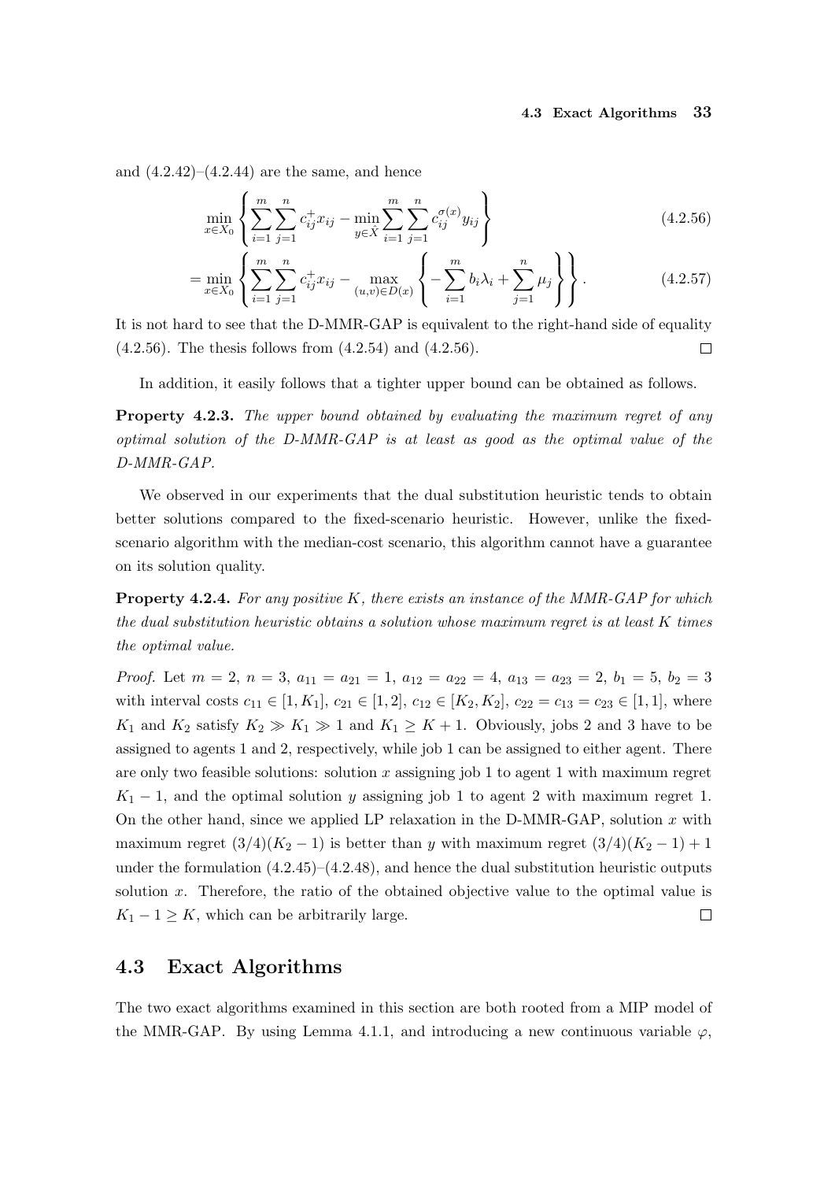and (4.2.42)–(4.2.44) are the same, and hence

$$\min_{x \in X_0} \left\{ \sum_{i=1}^{m} \sum_{j=1}^{n} c_{ij}^{+} x_{ij} - \min_{y \in \hat{X}} \sum_{i=1}^{m} \sum_{j=1}^{n} c_{ij}^{\sigma(x)} y_{ij} \right\} \tag{4.2.56}$$

$$= \min_{x \in X_0} \left\{ \sum_{i=1}^{m} \sum_{j=1}^{n} c_{ij}^{+} x_{ij} - \max_{(u,v) \in D(x)} \left\{ - \sum_{i=1}^{m} b_i \lambda_i + \sum_{j=1}^{n} \mu_j \right\} \right\}. \tag{4.2.57}$$

It is not hard to see that the D-MMR-GAP is equivalent to the right-hand side of equality (4.2.56). The thesis follows from (4.2.54) and (4.2.56). □

In addition, it easily follows that a tighter upper bound can be obtained as follows.

**Property 4.2.3.** *The upper bound obtained by evaluating the maximum regret of any optimal solution of the D-MMR-GAP is at least as good as the optimal value of the D-MMR-GAP.*

We observed in our experiments that the dual substitution heuristic tends to obtain better solutions compared to the fixed-scenario heuristic. However, unlike the fixed-scenario algorithm with the median-cost scenario, this algorithm cannot have a guarantee on its solution quality.

**Property 4.2.4.** *For any positive $K$, there exists an instance of the MMR-GAP for which the dual substitution heuristic obtains a solution whose maximum regret is at least $K$ times the optimal value.*

*Proof.* Let $m = 2$, $n = 3$, $a_{11} = a_{21} = 1$, $a_{12} = a_{22} = 4$, $a_{13} = a_{23} = 2$, $b_1 = 5$, $b_2 = 3$ with interval costs $c_{11} \in [1, K_1]$, $c_{21} \in [1, 2]$, $c_{12} \in [K_2, K_2]$, $c_{22} = c_{13} = c_{23} \in [1, 1]$, where $K_1$ and $K_2$ satisfy $K_2 \gg K_1 \gg 1$ and $K_1 \geq K + 1$. Obviously, jobs 2 and 3 have to be assigned to agents 1 and 2, respectively, while job 1 can be assigned to either agent. There are only two feasible solutions: solution $x$ assigning job 1 to agent 1 with maximum regret $K_1 - 1$, and the optimal solution $y$ assigning job 1 to agent 2 with maximum regret 1. On the other hand, since we applied LP relaxation in the D-MMR-GAP, solution $x$ with maximum regret $(3/4)(K_2 - 1)$ is better than $y$ with maximum regret $(3/4)(K_2 - 1) + 1$ under the formulation (4.2.45)–(4.2.48), and hence the dual substitution heuristic outputs solution $x$. Therefore, the ratio of the obtained objective value to the optimal value is $K_1 - 1 \geq K$, which can be arbitrarily large. □

## 4.3 Exact Algorithms

The two exact algorithms examined in this section are both rooted from a MIP model of the MMR-GAP. By using Lemma 4.1.1, and introducing a new continuous variable $\varphi$,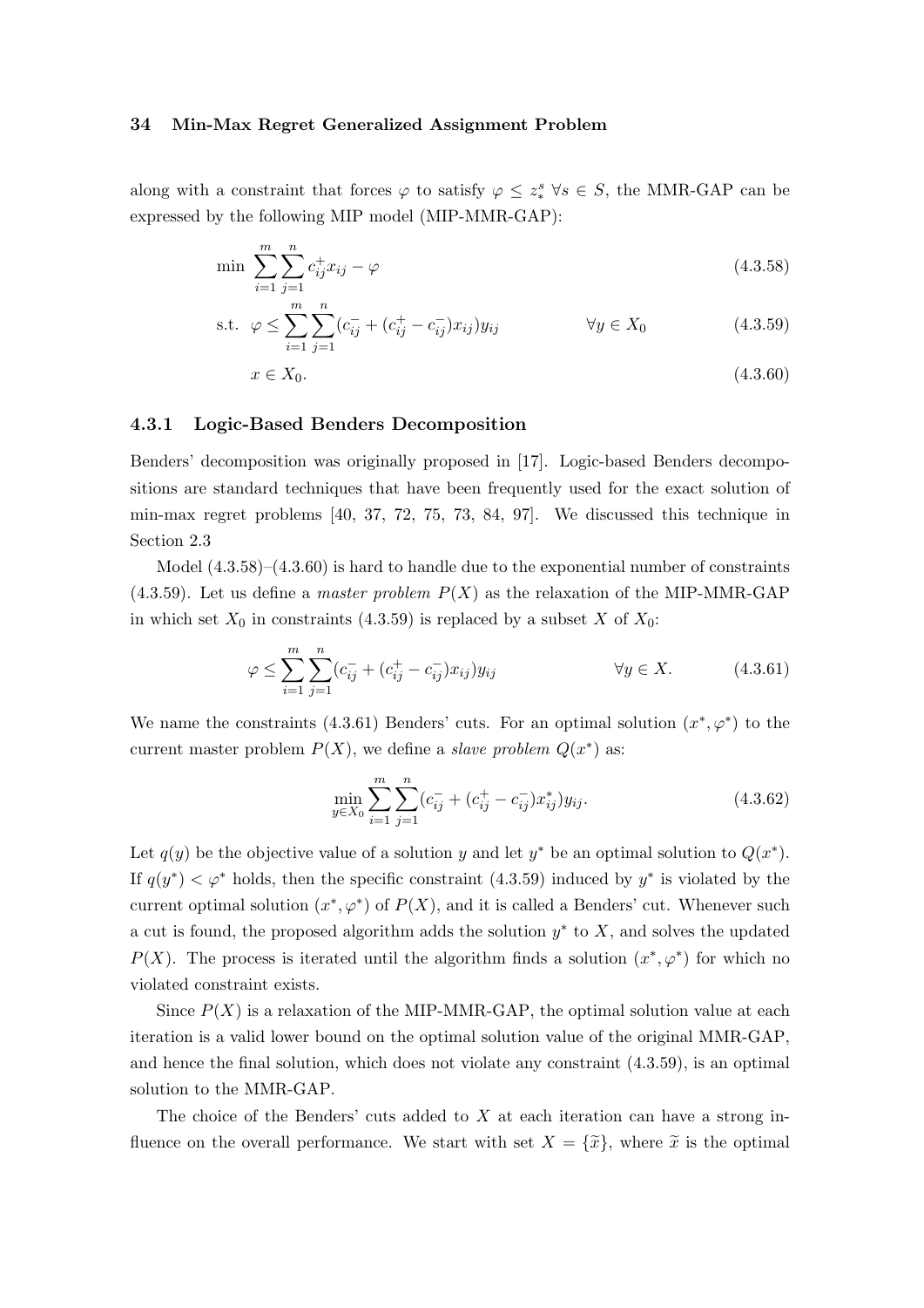along with a constraint that forces $\varphi$ to satisfy $\varphi \leq z_*^s \; \forall s \in S$, the MMR-GAP can be expressed by the following MIP model (MIP-MMR-GAP):

$$\min \sum_{i=1}^{m} \sum_{j=1}^{n} c_{ij}^{+} x_{ij} - \varphi \tag{4.3.58}$$

$$\text{s.t.} \quad \varphi \leq \sum_{i=1}^{m} \sum_{j=1}^{n} (c_{ij}^{-} + (c_{ij}^{+} - c_{ij}^{-}) x_{ij}) y_{ij} \qquad \forall y \in X_0 \tag{4.3.59}$$

$$x \in X_0. \tag{4.3.60}$$

### 4.3.1 Logic-Based Benders Decomposition

Benders' decomposition was originally proposed in [17]. Logic-based Benders decompositions are standard techniques that have been frequently used for the exact solution of min-max regret problems [40, 37, 72, 75, 73, 84, 97]. We discussed this technique in Section 2.3

Model (4.3.58)–(4.3.60) is hard to handle due to the exponential number of constraints (4.3.59). Let us define a *master problem* $P(X)$ as the relaxation of the MIP-MMR-GAP in which set $X_0$ in constraints (4.3.59) is replaced by a subset $X$ of $X_0$:

$$\varphi \leq \sum_{i=1}^{m} \sum_{j=1}^{n} (c_{ij}^{-} + (c_{ij}^{+} - c_{ij}^{-}) x_{ij}) y_{ij} \qquad \forall y \in X. \tag{4.3.61}$$

We name the constraints (4.3.61) Benders' cuts. For an optimal solution $(x^*, \varphi^*)$ to the current master problem $P(X)$, we define a *slave problem* $Q(x^*)$ as:

$$\min_{y \in X_0} \sum_{i=1}^{m} \sum_{j=1}^{n} (c_{ij}^{-} + (c_{ij}^{+} - c_{ij}^{-}) x_{ij}^{*}) y_{ij}. \tag{4.3.62}$$

Let $q(y)$ be the objective value of a solution $y$ and let $y^*$ be an optimal solution to $Q(x^*)$. If $q(y^*) < \varphi^*$ holds, then the specific constraint (4.3.59) induced by $y^*$ is violated by the current optimal solution $(x^*, \varphi^*)$ of $P(X)$, and it is called a Benders' cut. Whenever such a cut is found, the proposed algorithm adds the solution $y^*$ to $X$, and solves the updated $P(X)$. The process is iterated until the algorithm finds a solution $(x^*, \varphi^*)$ for which no violated constraint exists.

Since $P(X)$ is a relaxation of the MIP-MMR-GAP, the optimal solution value at each iteration is a valid lower bound on the optimal solution value of the original MMR-GAP, and hence the final solution, which does not violate any constraint (4.3.59), is an optimal solution to the MMR-GAP.

The choice of the Benders' cuts added to $X$ at each iteration can have a strong influence on the overall performance. We start with set $X = \{\widetilde{x}\}$, where $\widetilde{x}$ is the optimal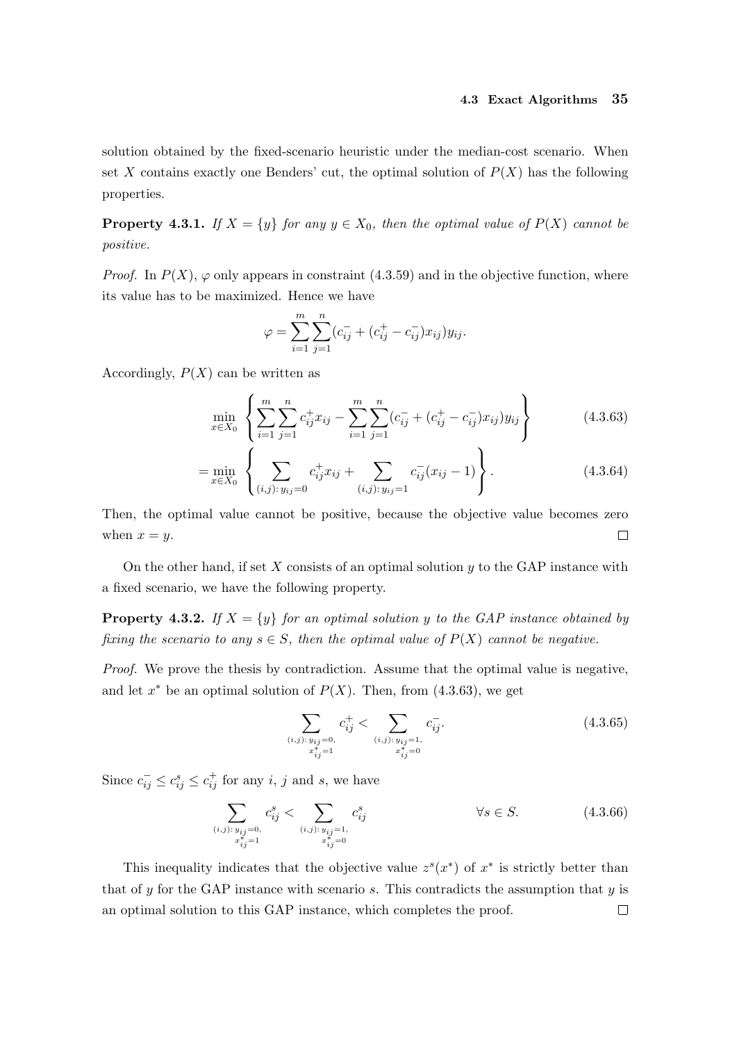solution obtained by the fixed-scenario heuristic under the median-cost scenario. When set $X$ contains exactly one Benders' cut, the optimal solution of $P(X)$ has the following properties.

**Property 4.3.1.** *If $X = \{y\}$ for any $y \in X_0$, then the optimal value of $P(X)$ cannot be positive.*

*Proof.* In $P(X)$, $\varphi$ only appears in constraint (4.3.59) and in the objective function, where its value has to be maximized. Hence we have

$$\varphi = \sum_{i=1}^{m} \sum_{j=1}^{n} (c_{ij}^{-} + (c_{ij}^{+} - c_{ij}^{-}) x_{ij}) y_{ij}.$$

Accordingly, $P(X)$ can be written as

$$\min_{x \in X_0} \left\{ \sum_{i=1}^{m} \sum_{j=1}^{n} c_{ij}^{+} x_{ij} - \sum_{i=1}^{m} \sum_{j=1}^{n} (c_{ij}^{-} + (c_{ij}^{+} - c_{ij}^{-}) x_{ij}) y_{ij} \right\} \tag{4.3.63}$$

$$= \min_{x \in X_0} \left\{ \sum_{(i,j)\colon y_{ij}=0} c_{ij}^{+} x_{ij} + \sum_{(i,j)\colon y_{ij}=1} c_{ij}^{-} (x_{ij} - 1) \right\}. \tag{4.3.64}$$

Then, the optimal value cannot be positive, because the objective value becomes zero when $x = y$. $\square$

On the other hand, if set $X$ consists of an optimal solution $y$ to the GAP instance with a fixed scenario, we have the following property.

**Property 4.3.2.** *If $X = \{y\}$ for an optimal solution $y$ to the GAP instance obtained by fixing the scenario to any $s \in S$, then the optimal value of $P(X)$ cannot be negative.*

*Proof.* We prove the thesis by contradiction. Assume that the optimal value is negative, and let $x^*$ be an optimal solution of $P(X)$. Then, from (4.3.63), we get

$$\sum_{\substack{(i,j)\colon y_{ij}=0, \\ x_{ij}^*=1}} c_{ij}^{+} < \sum_{\substack{(i,j)\colon y_{ij}=1, \\ x_{ij}^*=0}} c_{ij}^{-}. \tag{4.3.65}$$

Since $c_{ij}^{-} \leq c_{ij}^{s} \leq c_{ij}^{+}$ for any $i$, $j$ and $s$, we have

$$\sum_{\substack{(i,j)\colon y_{ij}=0, \\ x_{ij}^*=1}} c_{ij}^{s} < \sum_{\substack{(i,j)\colon y_{ij}=1, \\ x_{ij}^*=0}} c_{ij}^{s} \qquad \forall s \in S. \tag{4.3.66}$$

This inequality indicates that the objective value $z^s(x^*)$ of $x^*$ is strictly better than that of $y$ for the GAP instance with scenario $s$. This contradicts the assumption that $y$ is an optimal solution to this GAP instance, which completes the proof. $\square$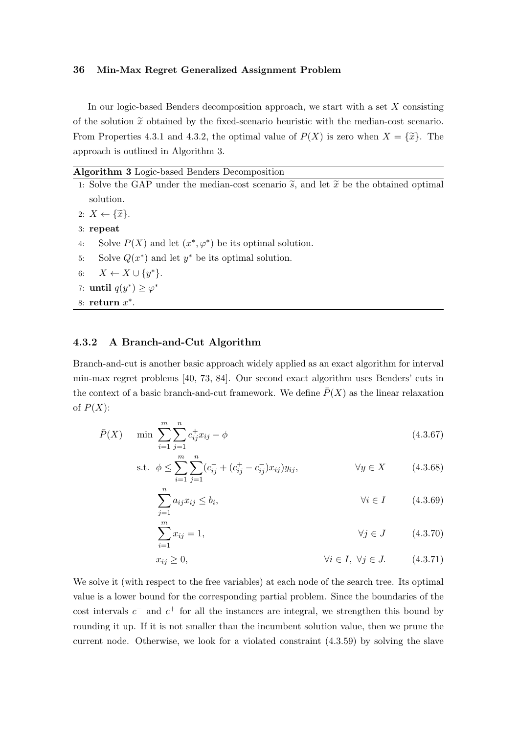In our logic-based Benders decomposition approach, we start with a set $X$ consisting of the solution $\widetilde{x}$ obtained by the fixed-scenario heuristic with the median-cost scenario. From Properties 4.3.1 and 4.3.2, the optimal value of $P(X)$ is zero when $X = \{\widetilde{x}\}$. The approach is outlined in Algorithm 3.

**Algorithm 3** Logic-based Benders Decomposition

1: Solve the GAP under the median-cost scenario $\widetilde{s}$, and let $\widetilde{x}$ be the obtained optimal solution.
2: $X \leftarrow \{\widetilde{x}\}$.
3: **repeat**
4: Solve $P(X)$ and let $(x^*, \varphi^*)$ be its optimal solution.
5: Solve $Q(x^*)$ and let $y^*$ be its optimal solution.
6: $X \leftarrow X \cup \{y^*\}$.
7: **until** $q(y^*) \geq \varphi^*$
8: **return** $x^*$.

### 4.3.2 A Branch-and-Cut Algorithm

Branch-and-cut is another basic approach widely applied as an exact algorithm for interval min-max regret problems [40, 73, 84]. Our second exact algorithm uses Benders' cuts in the context of a basic branch-and-cut framework. We define $\bar{P}(X)$ as the linear relaxation of $P(X)$:

$$\bar{P}(X) \quad \min \sum_{i=1}^{m}\sum_{j=1}^{n} c_{ij}^{+} x_{ij} - \phi \tag{4.3.67}$$

$$\text{s.t.} \quad \phi \leq \sum_{i=1}^{m}\sum_{j=1}^{n} (c_{ij}^{-} + (c_{ij}^{+} - c_{ij}^{-}) x_{ij}) y_{ij}, \qquad \forall y \in X \tag{4.3.68}$$

$$\sum_{j=1}^{n} a_{ij} x_{ij} \leq b_i, \qquad \forall i \in I \tag{4.3.69}$$

$$\sum_{i=1}^{m} x_{ij} = 1, \qquad \forall j \in J \tag{4.3.70}$$

$$x_{ij} \geq 0, \qquad \forall i \in I,\ \forall j \in J. \tag{4.3.71}$$

We solve it (with respect to the free variables) at each node of the search tree. Its optimal value is a lower bound for the corresponding partial problem. Since the boundaries of the cost intervals $c^-$ and $c^+$ for all the instances are integral, we strengthen this bound by rounding it up. If it is not smaller than the incumbent solution value, then we prune the current node. Otherwise, we look for a violated constraint (4.3.59) by solving the slave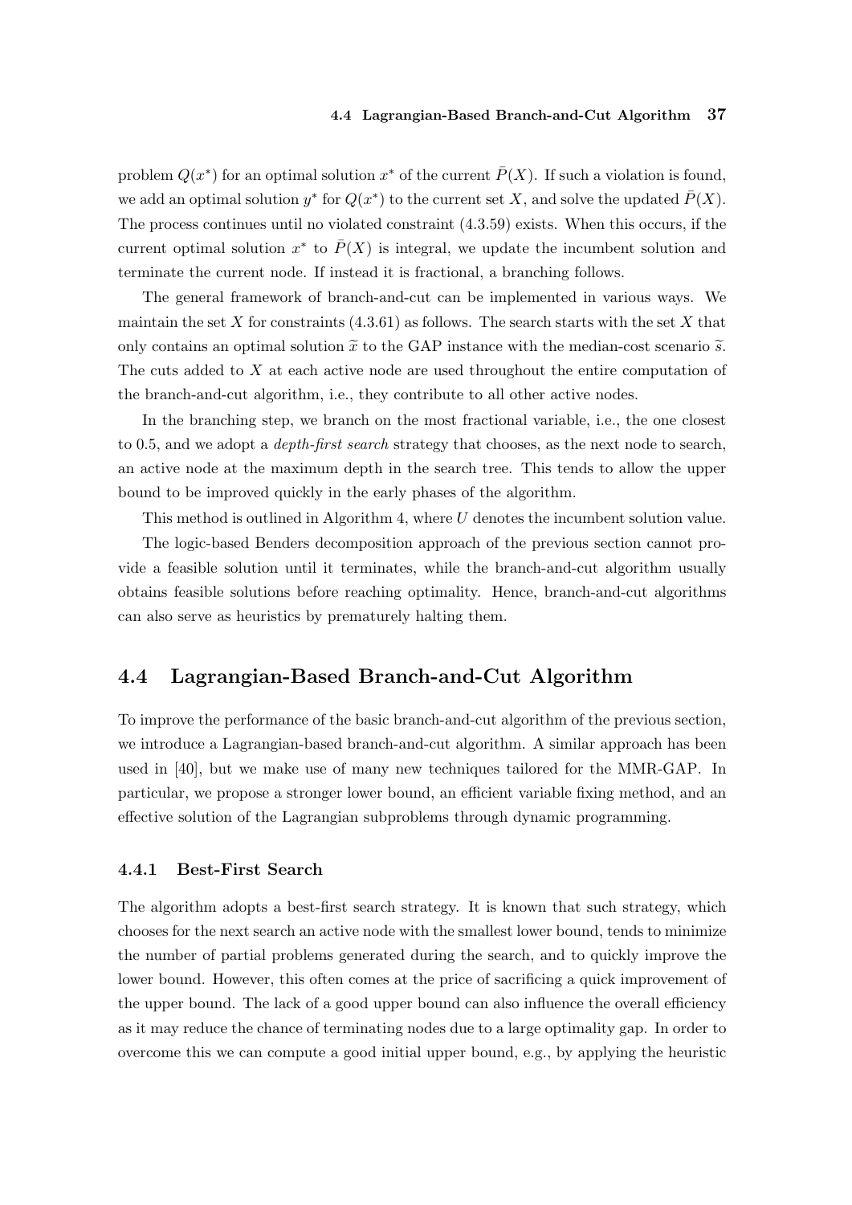problem $Q(x^*)$ for an optimal solution $x^*$ of the current $\bar{P}(X)$. If such a violation is found, we add an optimal solution $y^*$ for $Q(x^*)$ to the current set $X$, and solve the updated $\bar{P}(X)$. The process continues until no violated constraint (4.3.59) exists. When this occurs, if the current optimal solution $x^*$ to $\bar{P}(X)$ is integral, we update the incumbent solution and terminate the current node. If instead it is fractional, a branching follows.

The general framework of branch-and-cut can be implemented in various ways. We maintain the set $X$ for constraints (4.3.61) as follows. The search starts with the set $X$ that only contains an optimal solution $\widetilde{x}$ to the GAP instance with the median-cost scenario $\widetilde{s}$. The cuts added to $X$ at each active node are used throughout the entire computation of the branch-and-cut algorithm, i.e., they contribute to all other active nodes.

In the branching step, we branch on the most fractional variable, i.e., the one closest to 0.5, and we adopt a *depth-first search* strategy that chooses, as the next node to search, an active node at the maximum depth in the search tree. This tends to allow the upper bound to be improved quickly in the early phases of the algorithm.

This method is outlined in Algorithm 4, where $U$ denotes the incumbent solution value.

The logic-based Benders decomposition approach of the previous section cannot provide a feasible solution until it terminates, while the branch-and-cut algorithm usually obtains feasible solutions before reaching optimality. Hence, branch-and-cut algorithms can also serve as heuristics by prematurely halting them.

## 4.4 Lagrangian-Based Branch-and-Cut Algorithm

To improve the performance of the basic branch-and-cut algorithm of the previous section, we introduce a Lagrangian-based branch-and-cut algorithm. A similar approach has been used in [40], but we make use of many new techniques tailored for the MMR-GAP. In particular, we propose a stronger lower bound, an efficient variable fixing method, and an effective solution of the Lagrangian subproblems through dynamic programming.

### 4.4.1 Best-First Search

The algorithm adopts a best-first search strategy. It is known that such strategy, which chooses for the next search an active node with the smallest lower bound, tends to minimize the number of partial problems generated during the search, and to quickly improve the lower bound. However, this often comes at the price of sacrificing a quick improvement of the upper bound. The lack of a good upper bound can also influence the overall efficiency as it may reduce the chance of terminating nodes due to a large optimality gap. In order to overcome this we can compute a good initial upper bound, e.g., by applying the heuristic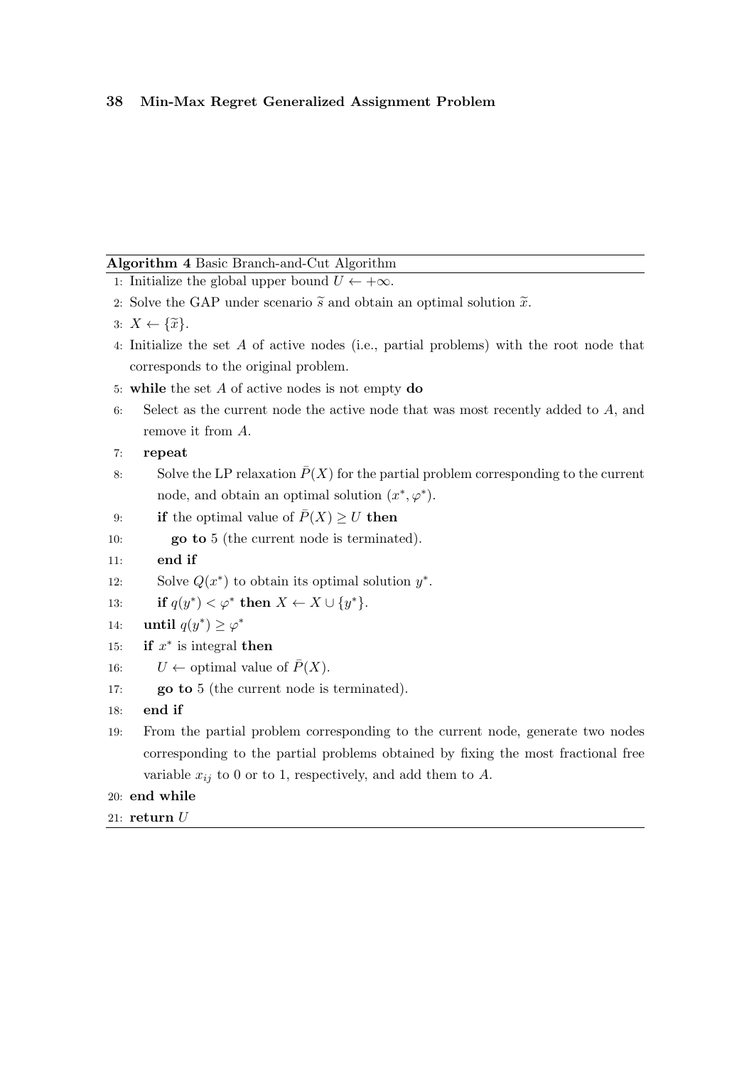**Algorithm 4** Basic Branch-and-Cut Algorithm

1: Initialize the global upper bound $U \leftarrow +\infty$.
2: Solve the GAP under scenario $\widetilde{s}$ and obtain an optimal solution $\widetilde{x}$.
3: $X \leftarrow \{\widetilde{x}\}$.
4: Initialize the set $A$ of active nodes (i.e., partial problems) with the root node that corresponds to the original problem.
5: **while** the set $A$ of active nodes is not empty **do**
6: &nbsp;&nbsp;&nbsp;&nbsp;Select as the current node the active node that was most recently added to $A$, and remove it from $A$.
7: &nbsp;&nbsp;&nbsp;&nbsp;**repeat**
8: &nbsp;&nbsp;&nbsp;&nbsp;&nbsp;&nbsp;&nbsp;&nbsp;Solve the LP relaxation $\bar{P}(X)$ for the partial problem corresponding to the current node, and obtain an optimal solution $(x^*, \varphi^*)$.
9: &nbsp;&nbsp;&nbsp;&nbsp;&nbsp;&nbsp;&nbsp;&nbsp;**if** the optimal value of $\bar{P}(X) \geq U$ **then**
10: &nbsp;&nbsp;&nbsp;&nbsp;&nbsp;&nbsp;&nbsp;&nbsp;&nbsp;&nbsp;&nbsp;&nbsp;**go to** 5 (the current node is terminated).
11: &nbsp;&nbsp;&nbsp;&nbsp;&nbsp;&nbsp;&nbsp;&nbsp;**end if**
12: &nbsp;&nbsp;&nbsp;&nbsp;&nbsp;&nbsp;&nbsp;&nbsp;Solve $Q(x^*)$ to obtain its optimal solution $y^*$.
13: &nbsp;&nbsp;&nbsp;&nbsp;&nbsp;&nbsp;&nbsp;&nbsp;**if** $q(y^*) < \varphi^*$ **then** $X \leftarrow X \cup \{y^*\}$.
14: &nbsp;&nbsp;&nbsp;&nbsp;**until** $q(y^*) \geq \varphi^*$
15: &nbsp;&nbsp;&nbsp;&nbsp;**if** $x^*$ is integral **then**
16: &nbsp;&nbsp;&nbsp;&nbsp;&nbsp;&nbsp;&nbsp;&nbsp;$U \leftarrow$ optimal value of $\bar{P}(X)$.
17: &nbsp;&nbsp;&nbsp;&nbsp;&nbsp;&nbsp;&nbsp;&nbsp;**go to** 5 (the current node is terminated).
18: &nbsp;&nbsp;&nbsp;&nbsp;**end if**
19: &nbsp;&nbsp;&nbsp;&nbsp;From the partial problem corresponding to the current node, generate two nodes corresponding to the partial problems obtained by fixing the most fractional free variable $x_{ij}$ to 0 or to 1, respectively, and add them to $A$.
20: **end while**
21: **return** $U$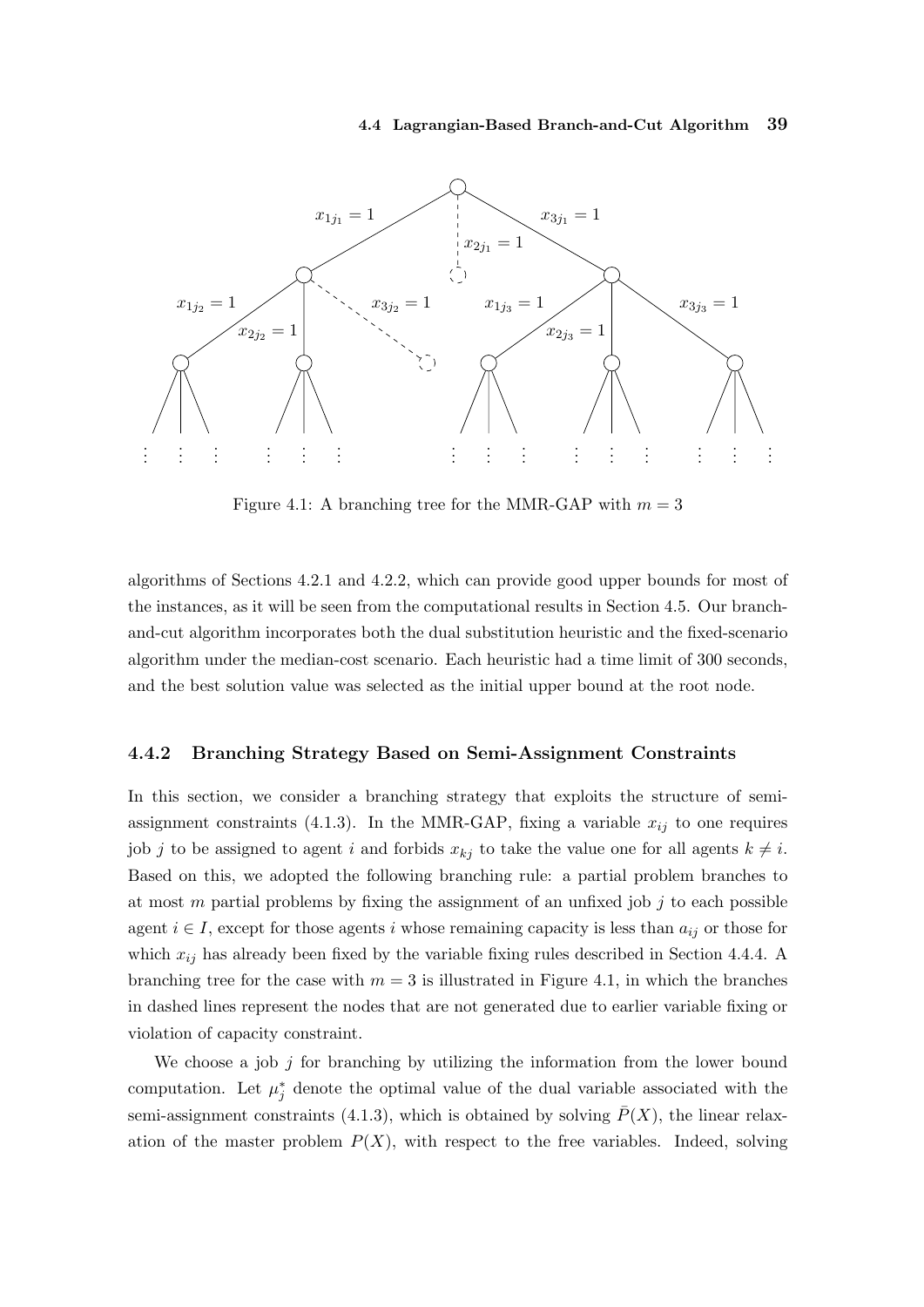Figure 4.1: A branching tree for the MMR-GAP with $m = 3$

algorithms of Sections 4.2.1 and 4.2.2, which can provide good upper bounds for most of the instances, as it will be seen from the computational results in Section 4.5. Our branch-and-cut algorithm incorporates both the dual substitution heuristic and the fixed-scenario algorithm under the median-cost scenario. Each heuristic had a time limit of 300 seconds, and the best solution value was selected as the initial upper bound at the root node.

### 4.4.2 Branching Strategy Based on Semi-Assignment Constraints

In this section, we consider a branching strategy that exploits the structure of semi-assignment constraints (4.1.3). In the MMR-GAP, fixing a variable $x_{ij}$ to one requires job $j$ to be assigned to agent $i$ and forbids $x_{kj}$ to take the value one for all agents $k \neq i$. Based on this, we adopted the following branching rule: a partial problem branches to at most $m$ partial problems by fixing the assignment of an unfixed job $j$ to each possible agent $i \in I$, except for those agents $i$ whose remaining capacity is less than $a_{ij}$ or those for which $x_{ij}$ has already been fixed by the variable fixing rules described in Section 4.4.4. A branching tree for the case with $m = 3$ is illustrated in Figure 4.1, in which the branches in dashed lines represent the nodes that are not generated due to earlier variable fixing or violation of capacity constraint.

We choose a job $j$ for branching by utilizing the information from the lower bound computation. Let $\mu_j^*$ denote the optimal value of the dual variable associated with the semi-assignment constraints (4.1.3), which is obtained by solving $\bar{P}(X)$, the linear relaxation of the master problem $P(X)$, with respect to the free variables. Indeed, solving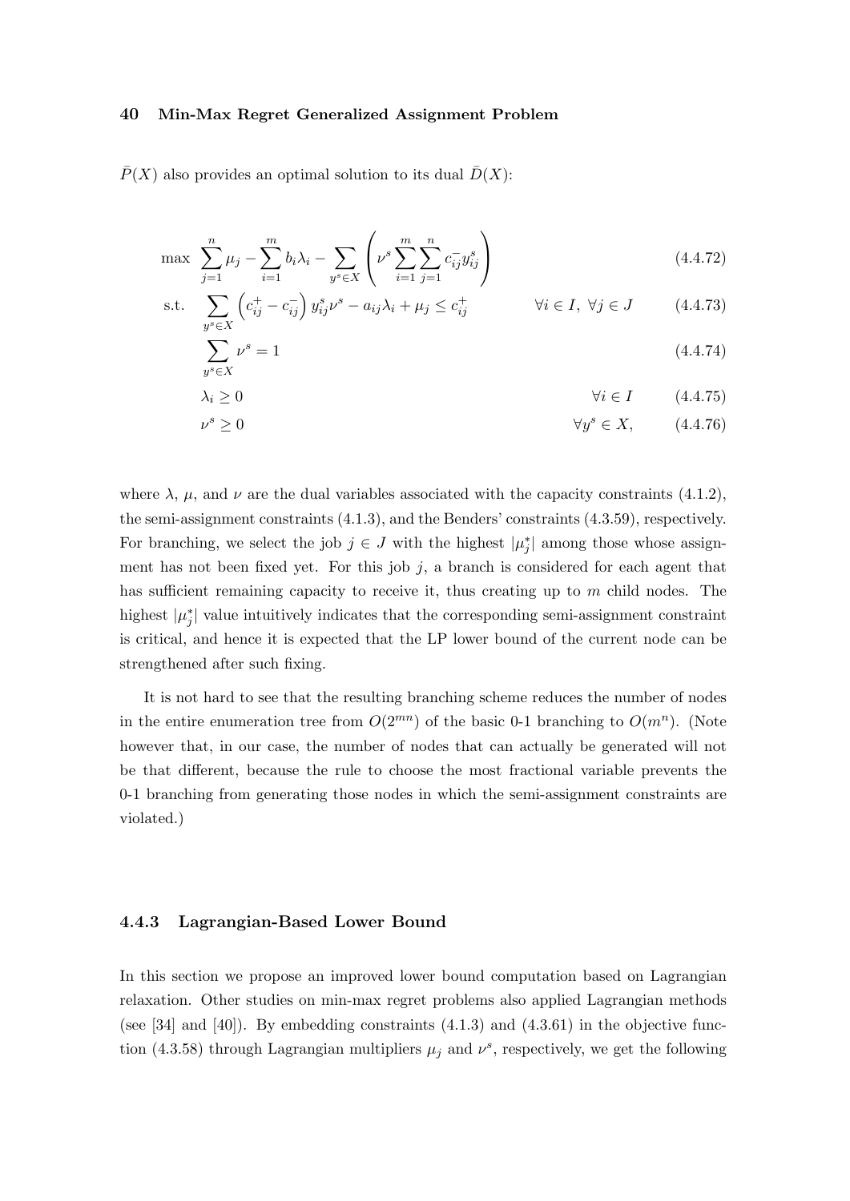$\bar{P}(X)$ also provides an optimal solution to its dual $\bar{D}(X)$:

$$
\begin{aligned}
\max \quad & \sum_{j=1}^{n} \mu_j - \sum_{i=1}^{m} b_i \lambda_i - \sum_{y^s \in X} \left( \nu^s \sum_{i=1}^{m} \sum_{j=1}^{n} c_{ij}^- y_{ij}^s \right) && (4.4.72) \\
\text{s.t.} \quad & \sum_{y^s \in X} \left( c_{ij}^+ - c_{ij}^- \right) y_{ij}^s \nu^s - a_{ij} \lambda_i + \mu_j \leq c_{ij}^+ \qquad \forall i \in I,\ \forall j \in J && (4.4.73) \\
& \sum_{y^s \in X} \nu^s = 1 && (4.4.74) \\
& \lambda_i \geq 0 \qquad \forall i \in I && (4.4.75) \\
& \nu^s \geq 0 \qquad \forall y^s \in X, && (4.4.76)
\end{aligned}
$$

where $\lambda$, $\mu$, and $\nu$ are the dual variables associated with the capacity constraints (4.1.2), the semi-assignment constraints (4.1.3), and the Benders' constraints (4.3.59), respectively. For branching, we select the job $j \in J$ with the highest $|\mu_j^*|$ among those whose assignment has not been fixed yet. For this job $j$, a branch is considered for each agent that has sufficient remaining capacity to receive it, thus creating up to $m$ child nodes. The highest $|\mu_j^*|$ value intuitively indicates that the corresponding semi-assignment constraint is critical, and hence it is expected that the LP lower bound of the current node can be strengthened after such fixing.

It is not hard to see that the resulting branching scheme reduces the number of nodes in the entire enumeration tree from $O(2^{mn})$ of the basic 0-1 branching to $O(m^n)$. (Note however that, in our case, the number of nodes that can actually be generated will not be that different, because the rule to choose the most fractional variable prevents the 0-1 branching from generating those nodes in which the semi-assignment constraints are violated.)

### 4.4.3 Lagrangian-Based Lower Bound

In this section we propose an improved lower bound computation based on Lagrangian relaxation. Other studies on min-max regret problems also applied Lagrangian methods (see [34] and [40]). By embedding constraints (4.1.3) and (4.3.61) in the objective function (4.3.58) through Lagrangian multipliers $\mu_j$ and $\nu^s$, respectively, we get the following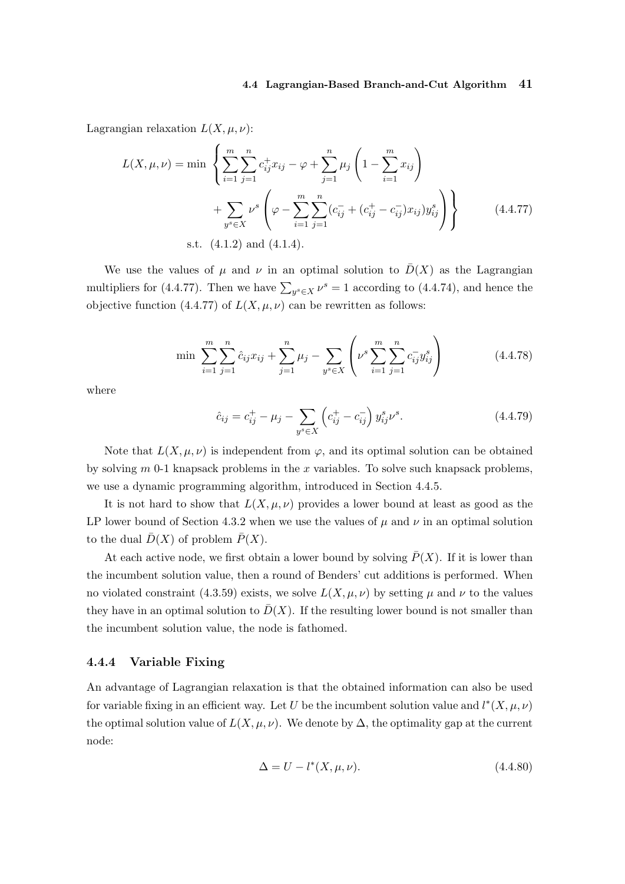Lagrangian relaxation $L(X, \mu, \nu)$:

$$L(X, \mu, \nu) = \min \left\{ \sum_{i=1}^{m} \sum_{j=1}^{n} c_{ij}^{+} x_{ij} - \varphi + \sum_{j=1}^{n} \mu_j \left( 1 - \sum_{i=1}^{m} x_{ij} \right) \right.$$
$$\left. + \sum_{y^s \in X} \nu^s \left( \varphi - \sum_{i=1}^{m} \sum_{j=1}^{n} (c_{ij}^{-} + (c_{ij}^{+} - c_{ij}^{-}) x_{ij}) y_{ij}^s \right) \right\} \tag{4.4.77}$$
$$\text{s.t.} \quad (4.1.2) \text{ and } (4.1.4).$$

We use the values of $\mu$ and $\nu$ in an optimal solution to $\bar{D}(X)$ as the Lagrangian multipliers for (4.4.77). Then we have $\sum_{y^s \in X} \nu^s = 1$ according to (4.4.74), and hence the objective function (4.4.77) of $L(X, \mu, \nu)$ can be rewritten as follows:

$$\min \sum_{i=1}^{m} \sum_{j=1}^{n} \hat{c}_{ij} x_{ij} + \sum_{j=1}^{n} \mu_j - \sum_{y^s \in X} \left( \nu^s \sum_{i=1}^{m} \sum_{j=1}^{n} c_{ij}^{-} y_{ij}^s \right) \tag{4.4.78}$$

where

$$\hat{c}_{ij} = c_{ij}^{+} - \mu_j - \sum_{y^s \in X} \left( c_{ij}^{+} - c_{ij}^{-} \right) y_{ij}^s \nu^s. \tag{4.4.79}$$

Note that $L(X, \mu, \nu)$ is independent from $\varphi$, and its optimal solution can be obtained by solving $m$ 0-1 knapsack problems in the $x$ variables. To solve such knapsack problems, we use a dynamic programming algorithm, introduced in Section 4.4.5.

It is not hard to show that $L(X, \mu, \nu)$ provides a lower bound at least as good as the LP lower bound of Section 4.3.2 when we use the values of $\mu$ and $\nu$ in an optimal solution to the dual $\bar{D}(X)$ of problem $\bar{P}(X)$.

At each active node, we first obtain a lower bound by solving $\bar{P}(X)$. If it is lower than the incumbent solution value, then a round of Benders' cut additions is performed. When no violated constraint (4.3.59) exists, we solve $L(X, \mu, \nu)$ by setting $\mu$ and $\nu$ to the values they have in an optimal solution to $\bar{D}(X)$. If the resulting lower bound is not smaller than the incumbent solution value, the node is fathomed.

### 4.4.4 Variable Fixing

An advantage of Lagrangian relaxation is that the obtained information can also be used for variable fixing in an efficient way. Let $U$ be the incumbent solution value and $l^*(X, \mu, \nu)$ the optimal solution value of $L(X, \mu, \nu)$. We denote by $\Delta$, the optimality gap at the current node:

$$\Delta = U - l^*(X, \mu, \nu). \tag{4.4.80}$$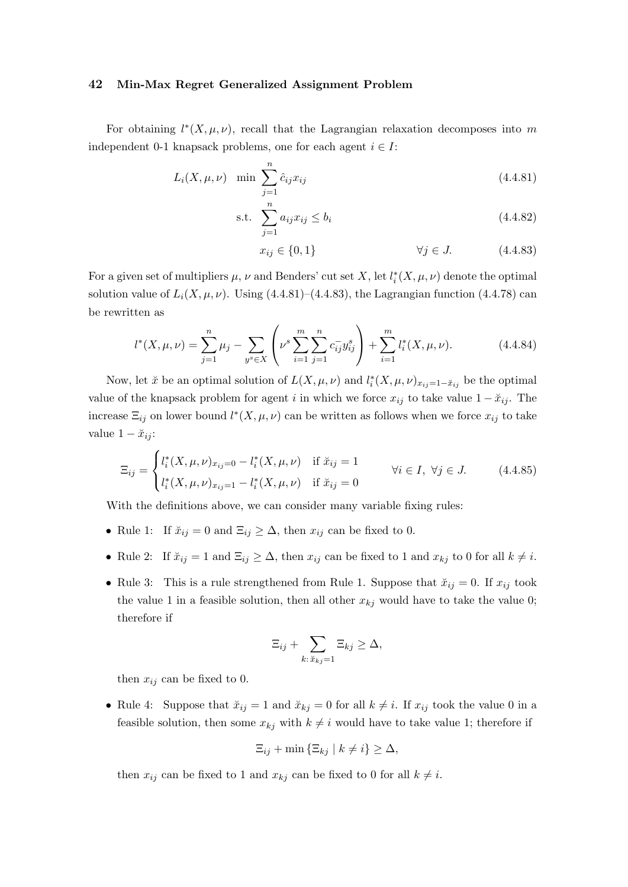For obtaining $l^*(X, \mu, \nu)$, recall that the Lagrangian relaxation decomposes into $m$ independent 0-1 knapsack problems, one for each agent $i \in I$:

$$L_i(X, \mu, \nu) \quad \min \sum_{j=1}^{n} \hat{c}_{ij} x_{ij} \tag{4.4.81}$$

$$\text{s.t.} \sum_{j=1}^{n} a_{ij} x_{ij} \leq b_i \tag{4.4.82}$$

$$x_{ij} \in \{0, 1\} \qquad \forall j \in J. \tag{4.4.83}$$

For a given set of multipliers $\mu$, $\nu$ and Benders' cut set $X$, let $l_i^*(X, \mu, \nu)$ denote the optimal solution value of $L_i(X, \mu, \nu)$. Using (4.4.81)–(4.4.83), the Lagrangian function (4.4.78) can be rewritten as

$$l^*(X, \mu, \nu) = \sum_{j=1}^{n} \mu_j - \sum_{y^s \in X} \left( \nu^s \sum_{i=1}^{m} \sum_{j=1}^{n} c_{ij}^{-} y_{ij}^{s} \right) + \sum_{i=1}^{m} l_i^*(X, \mu, \nu). \tag{4.4.84}$$

Now, let $\breve{x}$ be an optimal solution of $L(X, \mu, \nu)$ and $l_i^*(X, \mu, \nu)_{x_{ij}=1-\breve{x}_{ij}}$ be the optimal value of the knapsack problem for agent $i$ in which we force $x_{ij}$ to take value $1 - \breve{x}_{ij}$. The increase $\Xi_{ij}$ on lower bound $l^*(X, \mu, \nu)$ can be written as follows when we force $x_{ij}$ to take value $1 - \breve{x}_{ij}$:

$$\Xi_{ij} = \begin{cases} l_i^*(X, \mu, \nu)_{x_{ij}=0} - l_i^*(X, \mu, \nu) & \text{if } \breve{x}_{ij} = 1 \\ l_i^*(X, \mu, \nu)_{x_{ij}=1} - l_i^*(X, \mu, \nu) & \text{if } \breve{x}_{ij} = 0 \end{cases} \qquad \forall i \in I, \ \forall j \in J. \tag{4.4.85}$$

With the definitions above, we can consider many variable fixing rules:

- Rule 1: If $\breve{x}_{ij} = 0$ and $\Xi_{ij} \geq \Delta$, then $x_{ij}$ can be fixed to 0.
- Rule 2: If $\breve{x}_{ij} = 1$ and $\Xi_{ij} \geq \Delta$, then $x_{ij}$ can be fixed to 1 and $x_{kj}$ to 0 for all $k \neq i$.
- Rule 3: This is a rule strengthened from Rule 1. Suppose that $\breve{x}_{ij} = 0$. If $x_{ij}$ took the value 1 in a feasible solution, then all other $x_{kj}$ would have to take the value 0; therefore if

  $$\Xi_{ij} + \sum_{k:\, \breve{x}_{kj}=1} \Xi_{kj} \geq \Delta,$$

  then $x_{ij}$ can be fixed to 0.
- Rule 4: Suppose that $\breve{x}_{ij} = 1$ and $\breve{x}_{kj} = 0$ for all $k \neq i$. If $x_{ij}$ took the value 0 in a feasible solution, then some $x_{kj}$ with $k \neq i$ would have to take value 1; therefore if

  $$\Xi_{ij} + \min \{\Xi_{kj} \mid k \neq i\} \geq \Delta,$$

  then $x_{ij}$ can be fixed to 1 and $x_{kj}$ can be fixed to 0 for all $k \neq i$.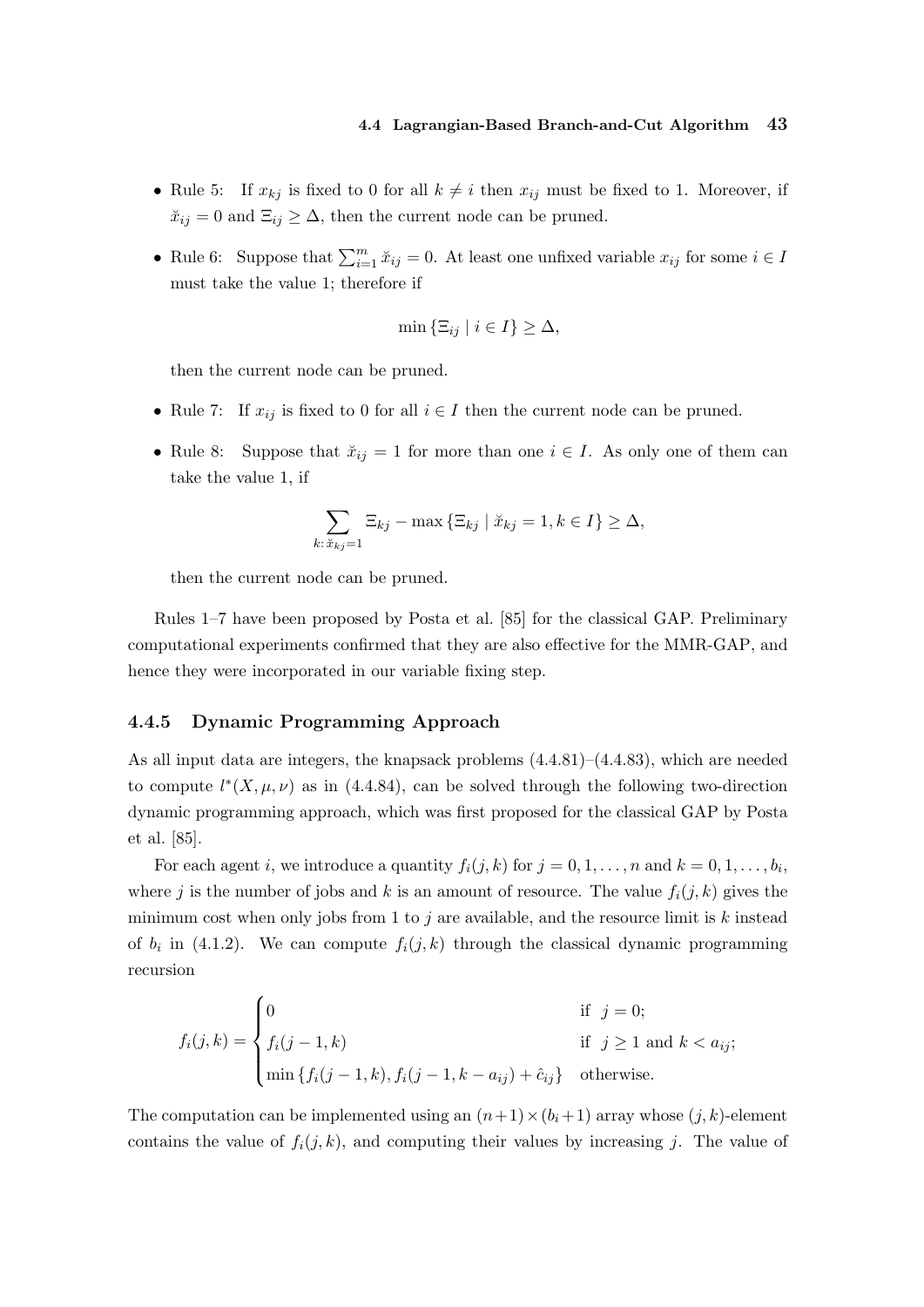- Rule 5: If $x_{kj}$ is fixed to 0 for all $k \neq i$ then $x_{ij}$ must be fixed to 1. Moreover, if $\breve{x}_{ij} = 0$ and $\Xi_{ij} \geq \Delta$, then the current node can be pruned.
- Rule 6: Suppose that $\sum_{i=1}^{m} \breve{x}_{ij} = 0$. At least one unfixed variable $x_{ij}$ for some $i \in I$ must take the value 1; therefore if

$$\min \{\Xi_{ij} \mid i \in I\} \geq \Delta,$$

  then the current node can be pruned.
- Rule 7: If $x_{ij}$ is fixed to 0 for all $i \in I$ then the current node can be pruned.
- Rule 8: Suppose that $\breve{x}_{ij} = 1$ for more than one $i \in I$. As only one of them can take the value 1, if

$$\sum_{k:\, \breve{x}_{kj}=1} \Xi_{kj} - \max \{\Xi_{kj} \mid \breve{x}_{kj} = 1, k \in I\} \geq \Delta,$$

  then the current node can be pruned.

Rules 1–7 have been proposed by Posta et al. [85] for the classical GAP. Preliminary computational experiments confirmed that they are also effective for the MMR-GAP, and hence they were incorporated in our variable fixing step.

### 4.4.5 Dynamic Programming Approach

As all input data are integers, the knapsack problems (4.4.81)–(4.4.83), which are needed to compute $l^*(X, \mu, \nu)$ as in (4.4.84), can be solved through the following two-direction dynamic programming approach, which was first proposed for the classical GAP by Posta et al. [85].

For each agent $i$, we introduce a quantity $f_i(j,k)$ for $j = 0, 1, \ldots, n$ and $k = 0, 1, \ldots, b_i$, where $j$ is the number of jobs and $k$ is an amount of resource. The value $f_i(j,k)$ gives the minimum cost when only jobs from 1 to $j$ are available, and the resource limit is $k$ instead of $b_i$ in (4.1.2). We can compute $f_i(j,k)$ through the classical dynamic programming recursion

$$f_i(j,k) = \begin{cases} 0 & \text{if } \ j = 0; \\ f_i(j-1,k) & \text{if } \ j \geq 1 \text{ and } k < a_{ij}; \\ \min \{f_i(j-1,k), f_i(j-1,k-a_{ij}) + \hat{c}_{ij}\} & \text{otherwise.} \end{cases}$$

The computation can be implemented using an $(n+1) \times (b_i+1)$ array whose $(j,k)$-element contains the value of $f_i(j,k)$, and computing their values by increasing $j$. The value of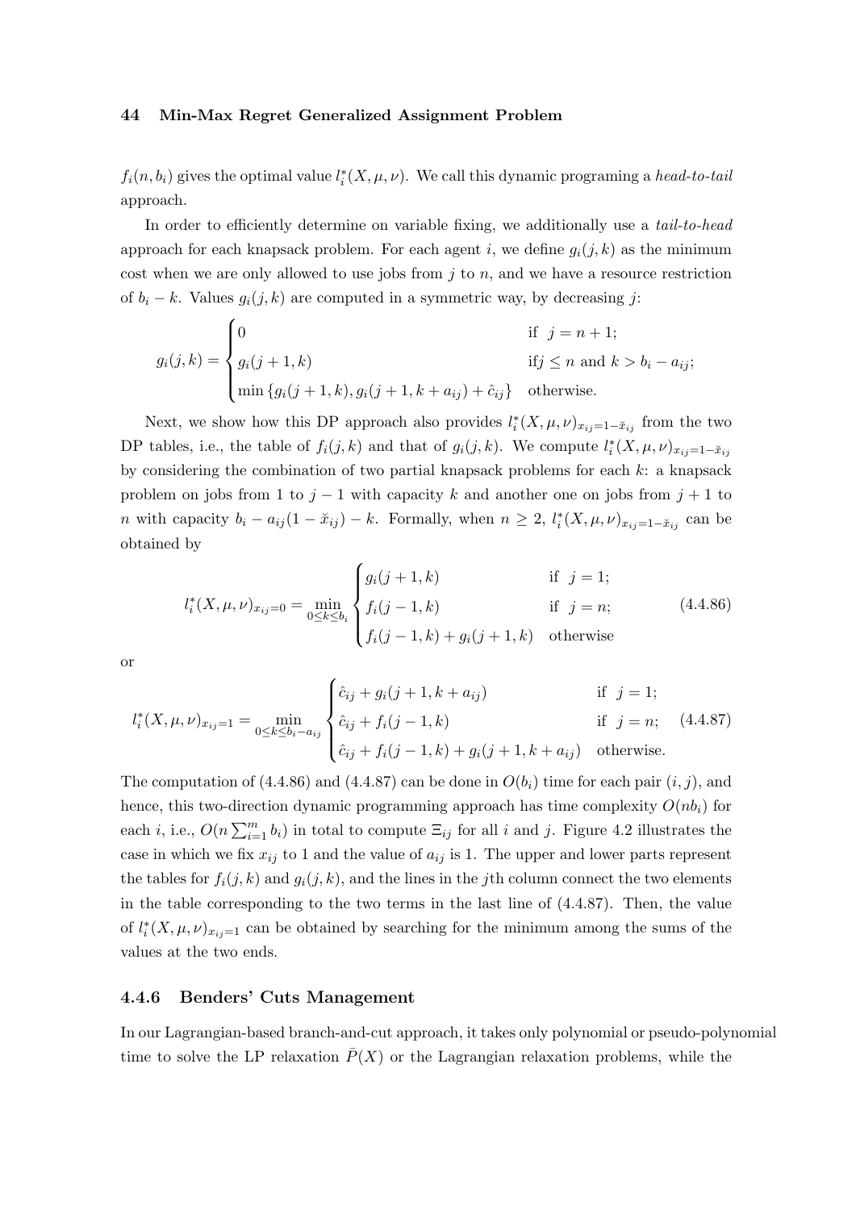$f_i(n, b_i)$ gives the optimal value $l_i^*(X, \mu, \nu)$. We call this dynamic programing a *head-to-tail* approach.

In order to efficiently determine on variable fixing, we additionally use a *tail-to-head* approach for each knapsack problem. For each agent $i$, we define $g_i(j, k)$ as the minimum cost when we are only allowed to use jobs from $j$ to $n$, and we have a resource restriction of $b_i - k$. Values $g_i(j, k)$ are computed in a symmetric way, by decreasing $j$:

$$g_i(j,k) = \begin{cases} 0 & \text{if } \ j = n+1; \\ g_i(j+1,k) & \text{if} j \leq n \text{ and } k > b_i - a_{ij}; \\ \min\left\{g_i(j+1,k), g_i(j+1,k+a_{ij}) + \hat{c}_{ij}\right\} & \text{otherwise.} \end{cases}$$

Next, we show how this DP approach also provides $l_i^*(X, \mu, \nu)_{x_{ij}=1-\breve{x}_{ij}}$ from the two DP tables, i.e., the table of $f_i(j, k)$ and that of $g_i(j, k)$. We compute $l_i^*(X, \mu, \nu)_{x_{ij}=1-\breve{x}_{ij}}$ by considering the combination of two partial knapsack problems for each $k$: a knapsack problem on jobs from 1 to $j-1$ with capacity $k$ and another one on jobs from $j+1$ to $n$ with capacity $b_i - a_{ij}(1 - \breve{x}_{ij}) - k$. Formally, when $n \geq 2$, $l_i^*(X, \mu, \nu)_{x_{ij}=1-\breve{x}_{ij}}$ can be obtained by

$$l_i^*(X,\mu,\nu)_{x_{ij}=0} = \min_{0 \leq k \leq b_i} \begin{cases} g_i(j+1,k) & \text{if } \ j = 1; \\ f_i(j-1,k) & \text{if } \ j = n; \\ f_i(j-1,k) + g_i(j+1,k) & \text{otherwise} \end{cases} \tag{4.4.86}$$

or

$$l_i^*(X,\mu,\nu)_{x_{ij}=1} = \min_{0 \leq k \leq b_i - a_{ij}} \begin{cases} \hat{c}_{ij} + g_i(j+1,k+a_{ij}) & \text{if } \ j = 1; \\ \hat{c}_{ij} + f_i(j-1,k) & \text{if } \ j = n; \\ \hat{c}_{ij} + f_i(j-1,k) + g_i(j+1,k+a_{ij}) & \text{otherwise.} \end{cases} \tag{4.4.87}$$

The computation of (4.4.86) and (4.4.87) can be done in $O(b_i)$ time for each pair $(i, j)$, and hence, this two-direction dynamic programming approach has time complexity $O(nb_i)$ for each $i$, i.e., $O(n \sum_{i=1}^{m} b_i)$ in total to compute $\Xi_{ij}$ for all $i$ and $j$. Figure 4.2 illustrates the case in which we fix $x_{ij}$ to 1 and the value of $a_{ij}$ is 1. The upper and lower parts represent the tables for $f_i(j, k)$ and $g_i(j, k)$, and the lines in the $j$th column connect the two elements in the table corresponding to the two terms in the last line of (4.4.87). Then, the value of $l_i^*(X, \mu, \nu)_{x_{ij}=1}$ can be obtained by searching for the minimum among the sums of the values at the two ends.

### 4.4.6 Benders' Cuts Management

In our Lagrangian-based branch-and-cut approach, it takes only polynomial or pseudo-polynomial time to solve the LP relaxation $\bar{P}(X)$ or the Lagrangian relaxation problems, while the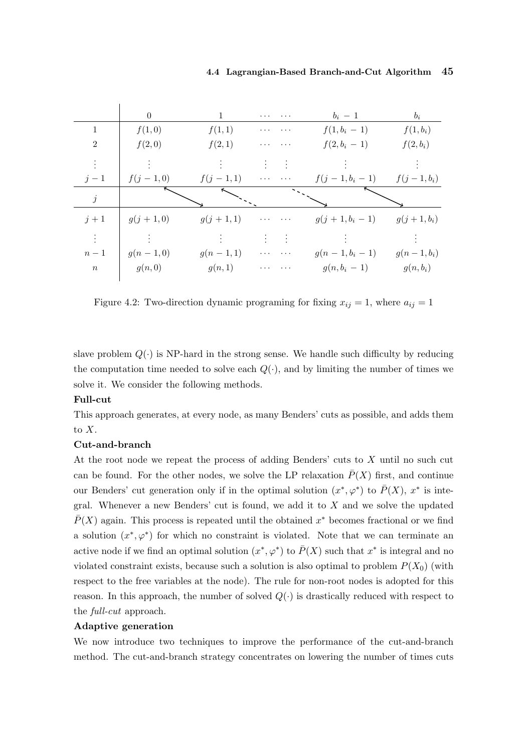|  | 0 | 1 | ⋯ ⋯ | $b_i - 1$ | $b_i$ |
|---|---|---|---|---|---|
| 1 | $f(1,0)$ | $f(1,1)$ | ⋯ ⋯ | $f(1,b_i-1)$ | $f(1,b_i)$ |
| 2 | $f(2,0)$ | $f(2,1)$ | ⋯ ⋯ | $f(2,b_i-1)$ | $f(2,b_i)$ |
| ⋮ | ⋮ | ⋮ | ⋮ ⋮ | ⋮ | ⋮ |
| $j-1$ | $f(j-1,0)$ | $f(j-1,1)$ | ⋯ ⋯ | $f(j-1,b_i-1)$ | $f(j-1,b_i)$ |
| $j$ |  |  |  |  |  |
| $j+1$ | $g(j+1,0)$ | $g(j+1,1)$ | ⋯ ⋯ | $g(j+1,b_i-1)$ | $g(j+1,b_i)$ |
| ⋮ | ⋮ | ⋮ | ⋮ ⋮ | ⋮ | ⋮ |
| $n-1$ | $g(n-1,0)$ | $g(n-1,1)$ | ⋯ ⋯ | $g(n-1,b_i-1)$ | $g(n-1,b_i)$ |
| $n$ | $g(n,0)$ | $g(n,1)$ | ⋯ ⋯ | $g(n,b_i-1)$ | $g(n,b_i)$ |

Figure 4.2: Two-direction dynamic programing for fixing $x_{ij} = 1$, where $a_{ij} = 1$

slave problem $Q(\cdot)$ is NP-hard in the strong sense. We handle such difficulty by reducing the computation time needed to solve each $Q(\cdot)$, and by limiting the number of times we solve it. We consider the following methods.

**Full-cut**

This approach generates, at every node, as many Benders' cuts as possible, and adds them to $X$.

**Cut-and-branch**

At the root node we repeat the process of adding Benders' cuts to $X$ until no such cut can be found. For the other nodes, we solve the LP relaxation $\bar{P}(X)$ first, and continue our Benders' cut generation only if in the optimal solution $(x^*, \varphi^*)$ to $\bar{P}(X)$, $x^*$ is integral. Whenever a new Benders' cut is found, we add it to $X$ and we solve the updated $\bar{P}(X)$ again. This process is repeated until the obtained $x^*$ becomes fractional or we find a solution $(x^*, \varphi^*)$ for which no constraint is violated. Note that we can terminate an active node if we find an optimal solution $(x^*, \varphi^*)$ to $\bar{P}(X)$ such that $x^*$ is integral and no violated constraint exists, because such a solution is also optimal to problem $P(X_0)$ (with respect to the free variables at the node). The rule for non-root nodes is adopted for this reason. In this approach, the number of solved $Q(\cdot)$ is drastically reduced with respect to the *full-cut* approach.

**Adaptive generation**

We now introduce two techniques to improve the performance of the cut-and-branch method. The cut-and-branch strategy concentrates on lowering the number of times cuts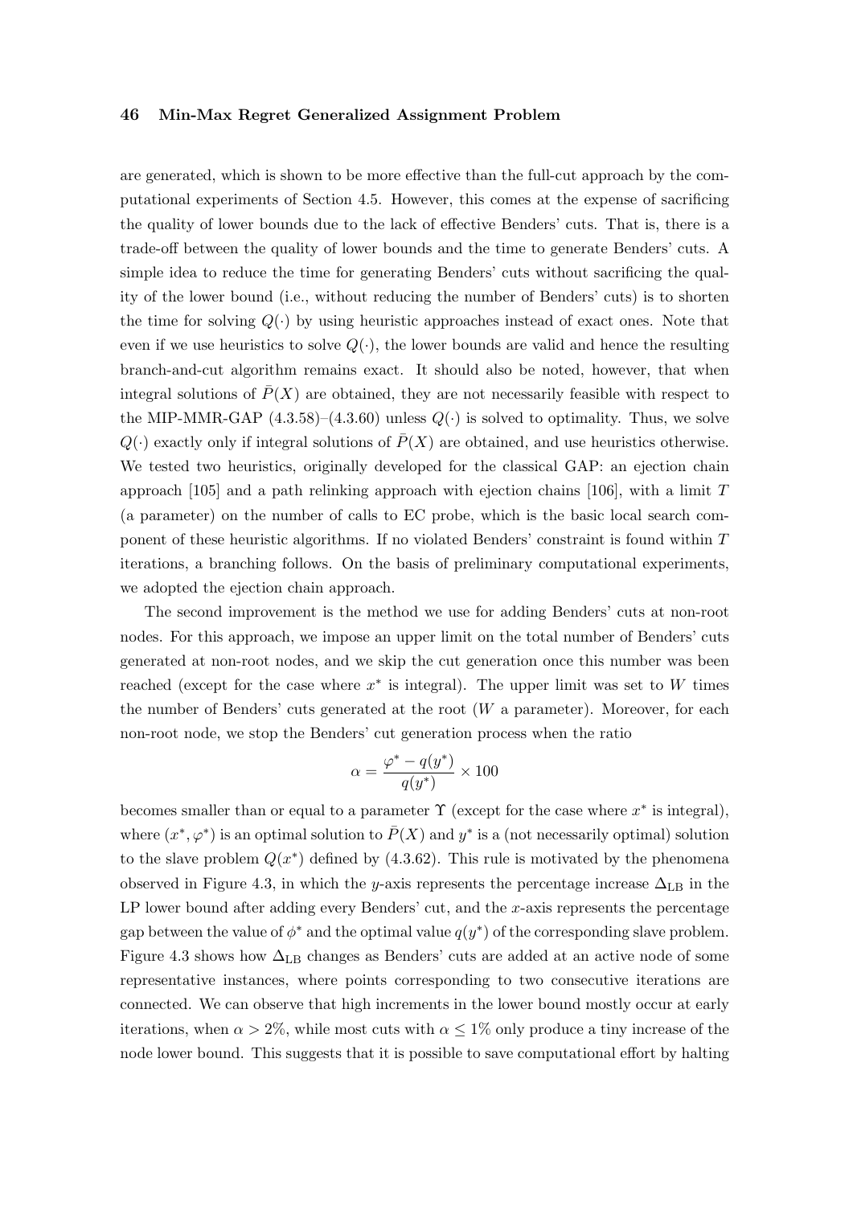are generated, which is shown to be more effective than the full-cut approach by the computational experiments of Section 4.5. However, this comes at the expense of sacrificing the quality of lower bounds due to the lack of effective Benders' cuts. That is, there is a trade-off between the quality of lower bounds and the time to generate Benders' cuts. A simple idea to reduce the time for generating Benders' cuts without sacrificing the quality of the lower bound (i.e., without reducing the number of Benders' cuts) is to shorten the time for solving $Q(\cdot)$ by using heuristic approaches instead of exact ones. Note that even if we use heuristics to solve $Q(\cdot)$, the lower bounds are valid and hence the resulting branch-and-cut algorithm remains exact. It should also be noted, however, that when integral solutions of $\bar{P}(X)$ are obtained, they are not necessarily feasible with respect to the MIP-MMR-GAP (4.3.58)–(4.3.60) unless $Q(\cdot)$ is solved to optimality. Thus, we solve $Q(\cdot)$ exactly only if integral solutions of $\bar{P}(X)$ are obtained, and use heuristics otherwise. We tested two heuristics, originally developed for the classical GAP: an ejection chain approach [105] and a path relinking approach with ejection chains [106], with a limit $T$ (a parameter) on the number of calls to EC probe, which is the basic local search component of these heuristic algorithms. If no violated Benders' constraint is found within $T$ iterations, a branching follows. On the basis of preliminary computational experiments, we adopted the ejection chain approach.

The second improvement is the method we use for adding Benders' cuts at non-root nodes. For this approach, we impose an upper limit on the total number of Benders' cuts generated at non-root nodes, and we skip the cut generation once this number was been reached (except for the case where $x^*$ is integral). The upper limit was set to $W$ times the number of Benders' cuts generated at the root ($W$ a parameter). Moreover, for each non-root node, we stop the Benders' cut generation process when the ratio

$$\alpha = \frac{\varphi^* - q(y^*)}{q(y^*)} \times 100$$

becomes smaller than or equal to a parameter $\Upsilon$ (except for the case where $x^*$ is integral), where $(x^*, \varphi^*)$ is an optimal solution to $\bar{P}(X)$ and $y^*$ is a (not necessarily optimal) solution to the slave problem $Q(x^*)$ defined by (4.3.62). This rule is motivated by the phenomena observed in Figure 4.3, in which the $y$-axis represents the percentage increase $\Delta_{\text{LB}}$ in the LP lower bound after adding every Benders' cut, and the $x$-axis represents the percentage gap between the value of $\phi^*$ and the optimal value $q(y^*)$ of the corresponding slave problem. Figure 4.3 shows how $\Delta_{\text{LB}}$ changes as Benders' cuts are added at an active node of some representative instances, where points corresponding to two consecutive iterations are connected. We can observe that high increments in the lower bound mostly occur at early iterations, when $\alpha > 2\%$, while most cuts with $\alpha \leq 1\%$ only produce a tiny increase of the node lower bound. This suggests that it is possible to save computational effort by halting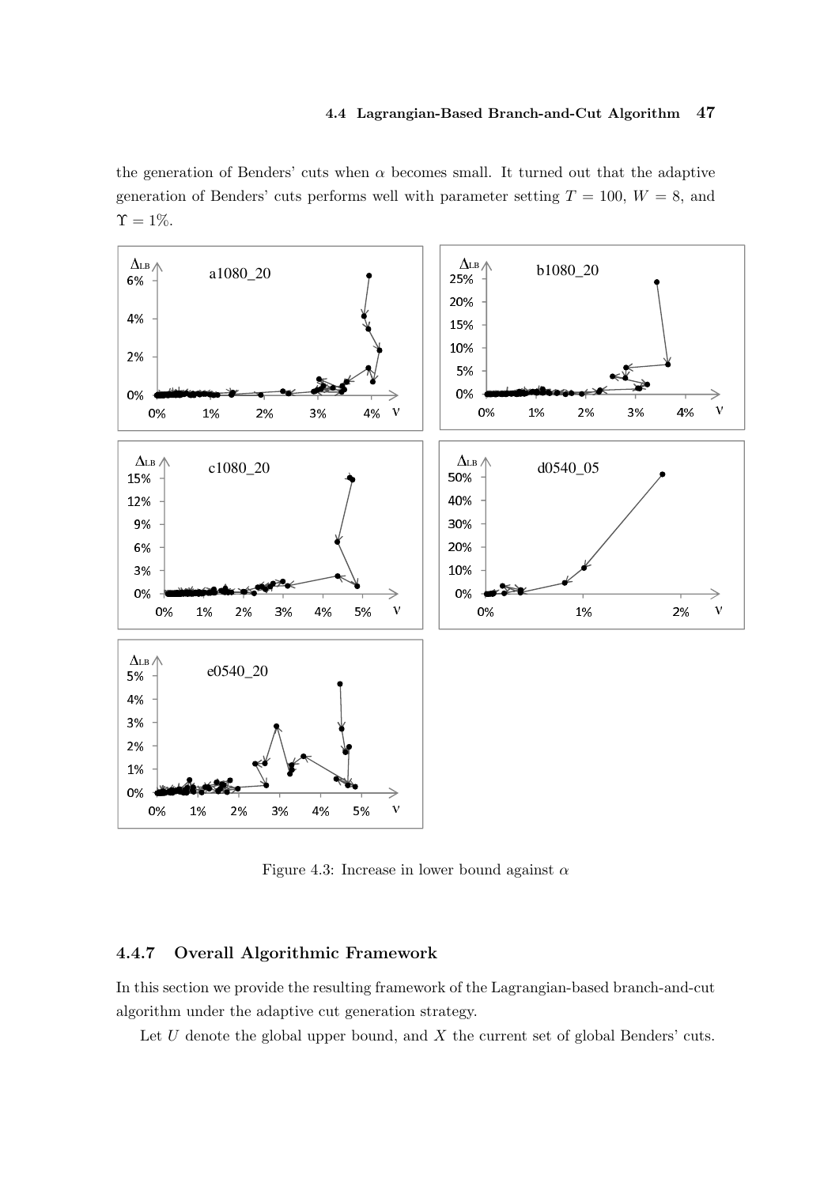the generation of Benders' cuts when $\alpha$ becomes small. It turned out that the adaptive generation of Benders' cuts performs well with parameter setting $T = 100$, $W = 8$, and $\Upsilon = 1\%$.

Figure 4.3: Increase in lower bound against $\alpha$

### 4.4.7 Overall Algorithmic Framework

In this section we provide the resulting framework of the Lagrangian-based branch-and-cut algorithm under the adaptive cut generation strategy.

Let $U$ denote the global upper bound, and $X$ the current set of global Benders' cuts.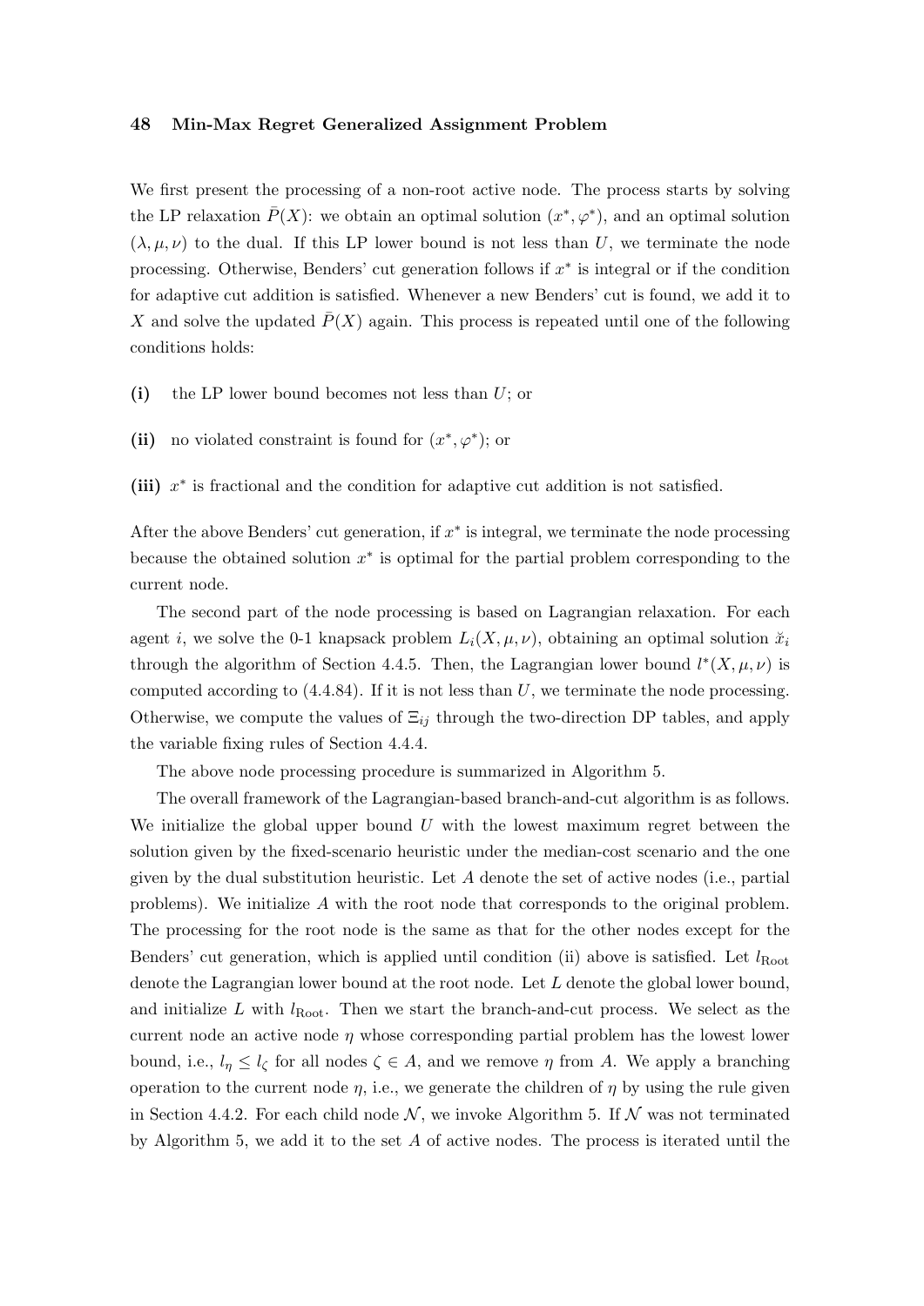We first present the processing of a non-root active node. The process starts by solving the LP relaxation $\bar{P}(X)$: we obtain an optimal solution $(x^*, \varphi^*)$, and an optimal solution $(\lambda, \mu, \nu)$ to the dual. If this LP lower bound is not less than $U$, we terminate the node processing. Otherwise, Benders' cut generation follows if $x^*$ is integral or if the condition for adaptive cut addition is satisfied. Whenever a new Benders' cut is found, we add it to $X$ and solve the updated $\bar{P}(X)$ again. This process is repeated until one of the following conditions holds:

**(i)** the LP lower bound becomes not less than $U$; or

**(ii)** no violated constraint is found for $(x^*, \varphi^*)$; or

**(iii)** $x^*$ is fractional and the condition for adaptive cut addition is not satisfied.

After the above Benders' cut generation, if $x^*$ is integral, we terminate the node processing because the obtained solution $x^*$ is optimal for the partial problem corresponding to the current node.

The second part of the node processing is based on Lagrangian relaxation. For each agent $i$, we solve the 0-1 knapsack problem $L_i(X, \mu, \nu)$, obtaining an optimal solution $\breve{x}_i$ through the algorithm of Section 4.4.5. Then, the Lagrangian lower bound $l^*(X, \mu, \nu)$ is computed according to (4.4.84). If it is not less than $U$, we terminate the node processing. Otherwise, we compute the values of $\Xi_{ij}$ through the two-direction DP tables, and apply the variable fixing rules of Section 4.4.4.

The above node processing procedure is summarized in Algorithm 5.

The overall framework of the Lagrangian-based branch-and-cut algorithm is as follows. We initialize the global upper bound $U$ with the lowest maximum regret between the solution given by the fixed-scenario heuristic under the median-cost scenario and the one given by the dual substitution heuristic. Let $A$ denote the set of active nodes (i.e., partial problems). We initialize $A$ with the root node that corresponds to the original problem. The processing for the root node is the same as that for the other nodes except for the Benders' cut generation, which is applied until condition (ii) above is satisfied. Let $l_{\text{Root}}$ denote the Lagrangian lower bound at the root node. Let $L$ denote the global lower bound, and initialize $L$ with $l_{\text{Root}}$. Then we start the branch-and-cut process. We select as the current node an active node $\eta$ whose corresponding partial problem has the lowest lower bound, i.e., $l_\eta \leq l_\zeta$ for all nodes $\zeta \in A$, and we remove $\eta$ from $A$. We apply a branching operation to the current node $\eta$, i.e., we generate the children of $\eta$ by using the rule given in Section 4.4.2. For each child node $\mathcal{N}$, we invoke Algorithm 5. If $\mathcal{N}$ was not terminated by Algorithm 5, we add it to the set $A$ of active nodes. The process is iterated until the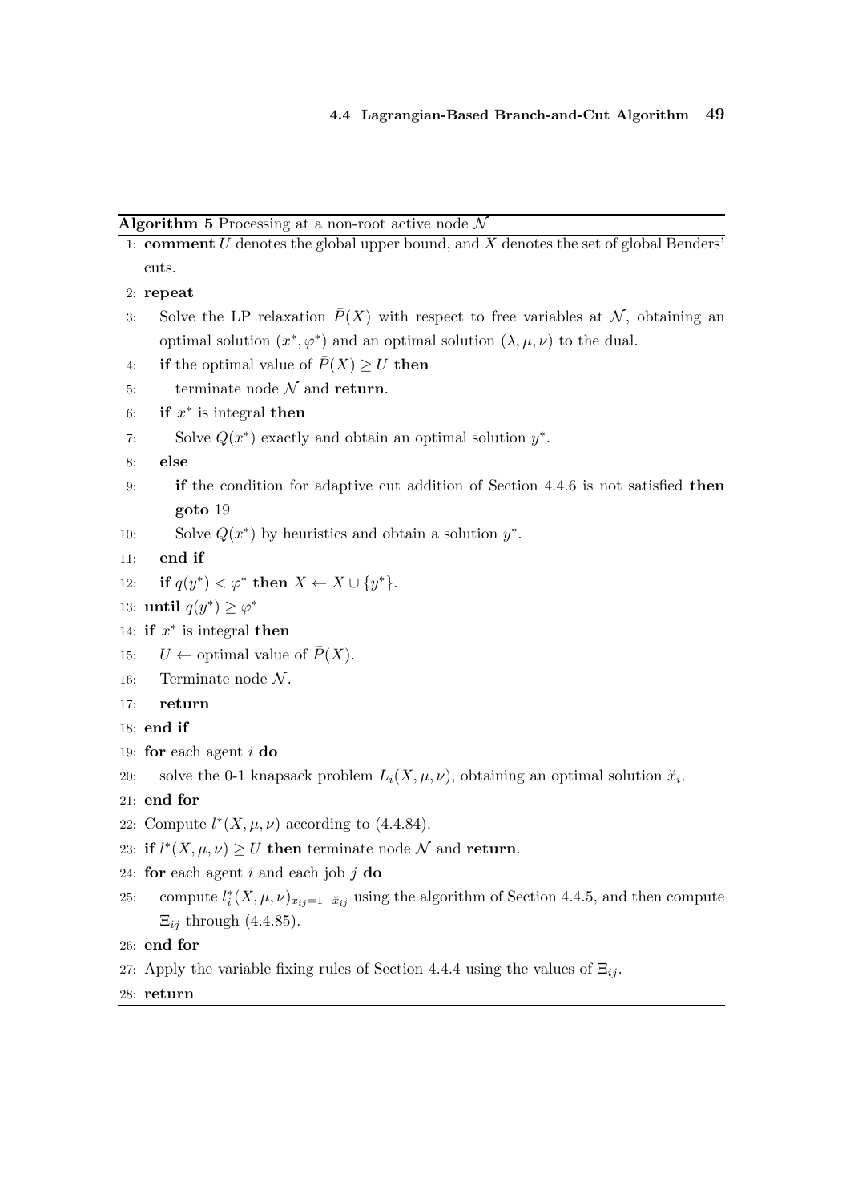**Algorithm 5** Processing at a non-root active node $\mathcal{N}$

```
1:  comment U denotes the global upper bound, and X denotes the set of global Benders'
    cuts.
2:  repeat
3:    Solve the LP relaxation P̄(X) with respect to free variables at N, obtaining an
      optimal solution (x*, φ*) and an optimal solution (λ, μ, ν) to the dual.
4:    if the optimal value of P̄(X) ≥ U then
5:      terminate node N and return.
6:    if x* is integral then
7:      Solve Q(x*) exactly and obtain an optimal solution y*.
8:    else
9:      if the condition for adaptive cut addition of Section 4.4.6 is not satisfied then
        goto 19
10:     Solve Q(x*) by heuristics and obtain a solution y*.
11:   end if
12:   if q(y*) < φ* then X ← X ∪ {y*}.
13: until q(y*) ≥ φ*
14: if x* is integral then
15:   U ← optimal value of P̄(X).
16:   Terminate node N.
17:   return
18: end if
19: for each agent i do
20:   solve the 0-1 knapsack problem L_i(X, μ, ν), obtaining an optimal solution x̆_i.
21: end for
22: Compute l*(X, μ, ν) according to (4.4.84).
23: if l*(X, μ, ν) ≥ U then terminate node N and return.
24: for each agent i and each job j do
25:   compute l_i*(X, μ, ν)_{x_ij = 1 - x̆_ij} using the algorithm of Section 4.4.5, and then compute
      Ξ_ij through (4.4.85).
26: end for
27: Apply the variable fixing rules of Section 4.4.4 using the values of Ξ_ij.
28: return
```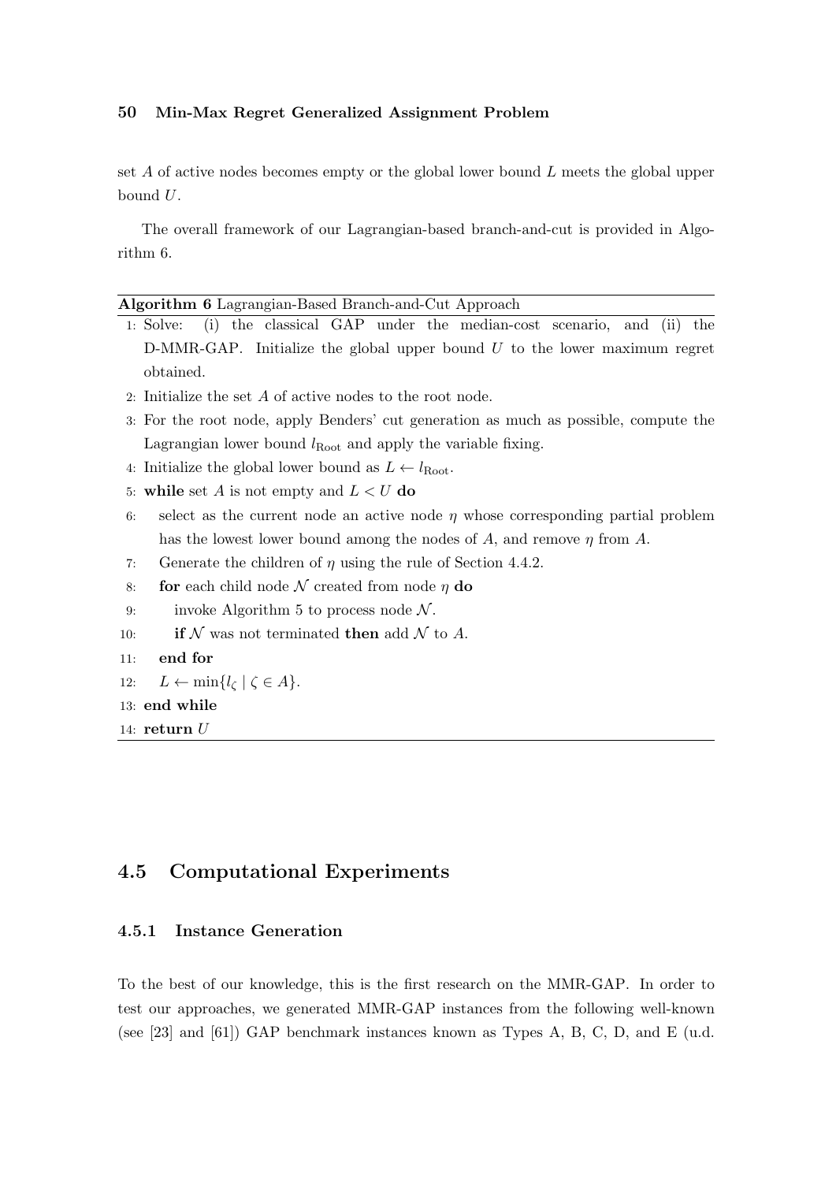set $A$ of active nodes becomes empty or the global lower bound $L$ meets the global upper bound $U$.

The overall framework of our Lagrangian-based branch-and-cut is provided in Algorithm 6.

**Algorithm 6** Lagrangian-Based Branch-and-Cut Approach

1: Solve: (i) the classical GAP under the median-cost scenario, and (ii) the D-MMR-GAP. Initialize the global upper bound $U$ to the lower maximum regret obtained.
2: Initialize the set $A$ of active nodes to the root node.
3: For the root node, apply Benders' cut generation as much as possible, compute the Lagrangian lower bound $l_{\text{Root}}$ and apply the variable fixing.
4: Initialize the global lower bound as $L \leftarrow l_{\text{Root}}$.
5: **while** set $A$ is not empty and $L < U$ **do**
6: select as the current node an active node $\eta$ whose corresponding partial problem has the lowest lower bound among the nodes of $A$, and remove $\eta$ from $A$.
7: Generate the children of $\eta$ using the rule of Section 4.4.2.
8: **for** each child node $\mathcal{N}$ created from node $\eta$ **do**
9: invoke Algorithm 5 to process node $\mathcal{N}$.
10: **if** $\mathcal{N}$ was not terminated **then** add $\mathcal{N}$ to $A$.
11: **end for**
12: $L \leftarrow \min\{l_\zeta \mid \zeta \in A\}$.
13: **end while**
14: **return** $U$

## 4.5 Computational Experiments

### 4.5.1 Instance Generation

To the best of our knowledge, this is the first research on the MMR-GAP. In order to test our approaches, we generated MMR-GAP instances from the following well-known (see [23] and [61]) GAP benchmark instances known as Types A, B, C, D, and E (u.d.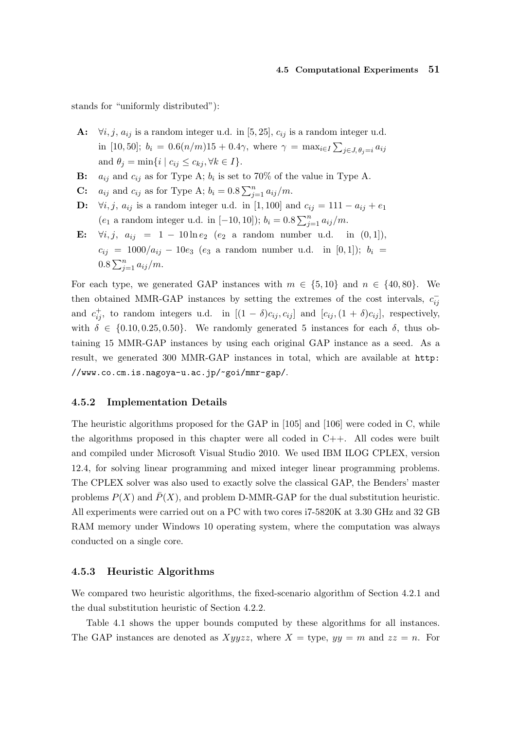stands for "uniformly distributed"):

- **A:** $\forall i, j$, $a_{ij}$ is a random integer u.d. in $[5, 25]$, $c_{ij}$ is a random integer u.d. in $[10, 50]$; $b_i = 0.6(n/m)15 + 0.4\gamma$, where $\gamma = \max_{i \in I} \sum_{j \in J, \theta_j = i} a_{ij}$ and $\theta_j = \min\{i \mid c_{ij} \le c_{kj}, \forall k \in I\}$.
- **B:** $a_{ij}$ and $c_{ij}$ as for Type A; $b_i$ is set to 70% of the value in Type A.
- **C:** $a_{ij}$ and $c_{ij}$ as for Type A; $b_i = 0.8 \sum_{j=1}^{n} a_{ij}/m$.
- **D:** $\forall i, j$, $a_{ij}$ is a random integer u.d. in $[1, 100]$ and $c_{ij} = 111 - a_{ij} + e_1$ ($e_1$ a random integer u.d. in $[-10, 10]$); $b_i = 0.8 \sum_{j=1}^{n} a_{ij}/m$.
- **E:** $\forall i, j$, $a_{ij} = 1 - 10 \ln e_2$ ($e_2$ a random number u.d. in $(0, 1]$), $c_{ij} = 1000/a_{ij} - 10e_3$ ($e_3$ a random number u.d. in $[0, 1]$); $b_i = 0.8 \sum_{j=1}^{n} a_{ij}/m$.

For each type, we generated GAP instances with $m \in \{5, 10\}$ and $n \in \{40, 80\}$. We then obtained MMR-GAP instances by setting the extremes of the cost intervals, $c_{ij}^-$ and $c_{ij}^+$, to random integers u.d. in $[(1 - \delta)c_{ij}, c_{ij}]$ and $[c_{ij}, (1 + \delta)c_{ij}]$, respectively, with $\delta \in \{0.10, 0.25, 0.50\}$. We randomly generated 5 instances for each $\delta$, thus obtaining 15 MMR-GAP instances by using each original GAP instance as a seed. As a result, we generated 300 MMR-GAP instances in total, which are available at http://www.co.cm.is.nagoya-u.ac.jp/~goi/mmr-gap/.

### 4.5.2 Implementation Details

The heuristic algorithms proposed for the GAP in [105] and [106] were coded in C, while the algorithms proposed in this chapter were all coded in C++. All codes were built and compiled under Microsoft Visual Studio 2010. We used IBM ILOG CPLEX, version 12.4, for solving linear programming and mixed integer linear programming problems. The CPLEX solver was also used to exactly solve the classical GAP, the Benders' master problems $P(X)$ and $\bar{P}(X)$, and problem D-MMR-GAP for the dual substitution heuristic. All experiments were carried out on a PC with two cores i7-5820K at 3.30 GHz and 32 GB RAM memory under Windows 10 operating system, where the computation was always conducted on a single core.

### 4.5.3 Heuristic Algorithms

We compared two heuristic algorithms, the fixed-scenario algorithm of Section 4.2.1 and the dual substitution heuristic of Section 4.2.2.

Table 4.1 shows the upper bounds computed by these algorithms for all instances. The GAP instances are denoted as $Xyyzz$, where $X$ = type, $yy = m$ and $zz = n$. For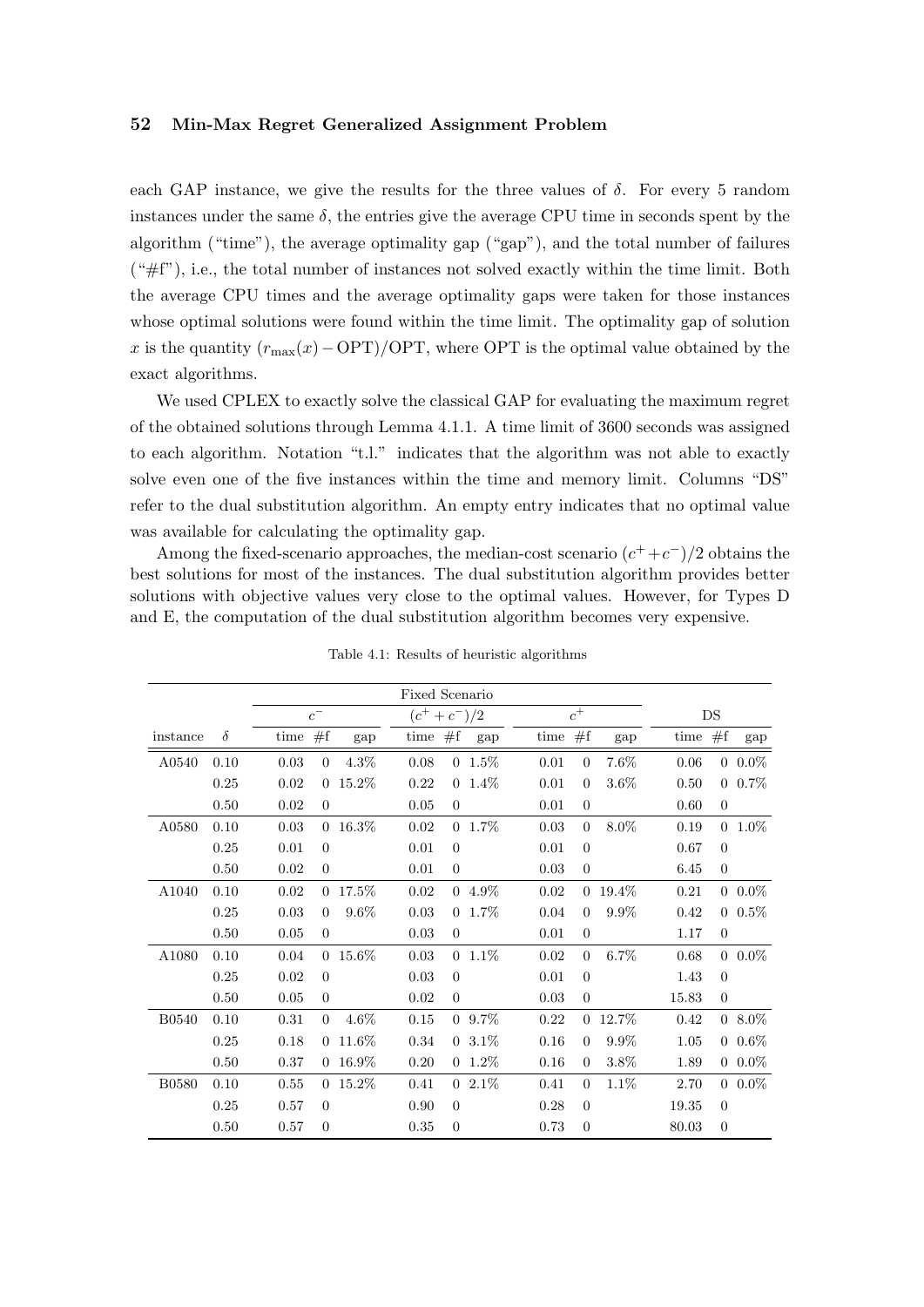each GAP instance, we give the results for the three values of $\delta$. For every 5 random instances under the same $\delta$, the entries give the average CPU time in seconds spent by the algorithm ("time"), the average optimality gap ("gap"), and the total number of failures ("#f"), i.e., the total number of instances not solved exactly within the time limit. Both the average CPU times and the average optimality gaps were taken for those instances whose optimal solutions were found within the time limit. The optimality gap of solution $x$ is the quantity $(r_{\max}(x) - \mathrm{OPT})/\mathrm{OPT}$, where OPT is the optimal value obtained by the exact algorithms.

We used CPLEX to exactly solve the classical GAP for evaluating the maximum regret of the obtained solutions through Lemma 4.1.1. A time limit of 3600 seconds was assigned to each algorithm. Notation "t.l." indicates that the algorithm was not able to exactly solve even one of the five instances within the time and memory limit. Columns "DS" refer to the dual substitution algorithm. An empty entry indicates that no optimal value was available for calculating the optimality gap.

Among the fixed-scenario approaches, the median-cost scenario $(c^+ + c^-)/2$ obtains the best solutions for most of the instances. The dual substitution algorithm provides better solutions with objective values very close to the optimal values. However, for Types D and E, the computation of the dual substitution algorithm becomes very expensive.

Table 4.1: Results of heuristic algorithms

| | | Fixed Scenario | | | | | | | | | | | |
|---|---|---|---|---|---|---|---|---|---|---|---|---|---|
| | | $c^-$ | | | $(c^+ + c^-)/2$ | | | $c^+$ | | | DS | | |
| instance | $\delta$ | time | #f | gap | time | #f | gap | time | #f | gap | time | #f | gap |
| A0540 | 0.10 | 0.03 | 0 | 4.3% | 0.08 | 0 | 1.5% | 0.01 | 0 | 7.6% | 0.06 | 0 | 0.0% |
| | 0.25 | 0.02 | 0 | 15.2% | 0.22 | 0 | 1.4% | 0.01 | 0 | 3.6% | 0.50 | 0 | 0.7% |
| | 0.50 | 0.02 | 0 | | 0.05 | 0 | | 0.01 | 0 | | 0.60 | 0 | |
| A0580 | 0.10 | 0.03 | 0 | 16.3% | 0.02 | 0 | 1.7% | 0.03 | 0 | 8.0% | 0.19 | 0 | 1.0% |
| | 0.25 | 0.01 | 0 | | 0.01 | 0 | | 0.01 | 0 | | 0.67 | 0 | |
| | 0.50 | 0.02 | 0 | | 0.01 | 0 | | 0.03 | 0 | | 6.45 | 0 | |
| A1040 | 0.10 | 0.02 | 0 | 17.5% | 0.02 | 0 | 4.9% | 0.02 | 0 | 19.4% | 0.21 | 0 | 0.0% |
| | 0.25 | 0.03 | 0 | 9.6% | 0.03 | 0 | 1.7% | 0.04 | 0 | 9.9% | 0.42 | 0 | 0.5% |
| | 0.50 | 0.05 | 0 | | 0.03 | 0 | | 0.01 | 0 | | 1.17 | 0 | |
| A1080 | 0.10 | 0.04 | 0 | 15.6% | 0.03 | 0 | 1.1% | 0.02 | 0 | 6.7% | 0.68 | 0 | 0.0% |
| | 0.25 | 0.02 | 0 | | 0.03 | 0 | | 0.01 | 0 | | 1.43 | 0 | |
| | 0.50 | 0.05 | 0 | | 0.02 | 0 | | 0.03 | 0 | | 15.83 | 0 | |
| B0540 | 0.10 | 0.31 | 0 | 4.6% | 0.15 | 0 | 9.7% | 0.22 | 0 | 12.7% | 0.42 | 0 | 8.0% |
| | 0.25 | 0.18 | 0 | 11.6% | 0.34 | 0 | 3.1% | 0.16 | 0 | 9.9% | 1.05 | 0 | 0.6% |
| | 0.50 | 0.37 | 0 | 16.9% | 0.20 | 0 | 1.2% | 0.16 | 0 | 3.8% | 1.89 | 0 | 0.0% |
| B0580 | 0.10 | 0.55 | 0 | 15.2% | 0.41 | 0 | 2.1% | 0.41 | 0 | 1.1% | 2.70 | 0 | 0.0% |
| | 0.25 | 0.57 | 0 | | 0.90 | 0 | | 0.28 | 0 | | 19.35 | 0 | |
| | 0.50 | 0.57 | 0 | | 0.35 | 0 | | 0.73 | 0 | | 80.03 | 0 | |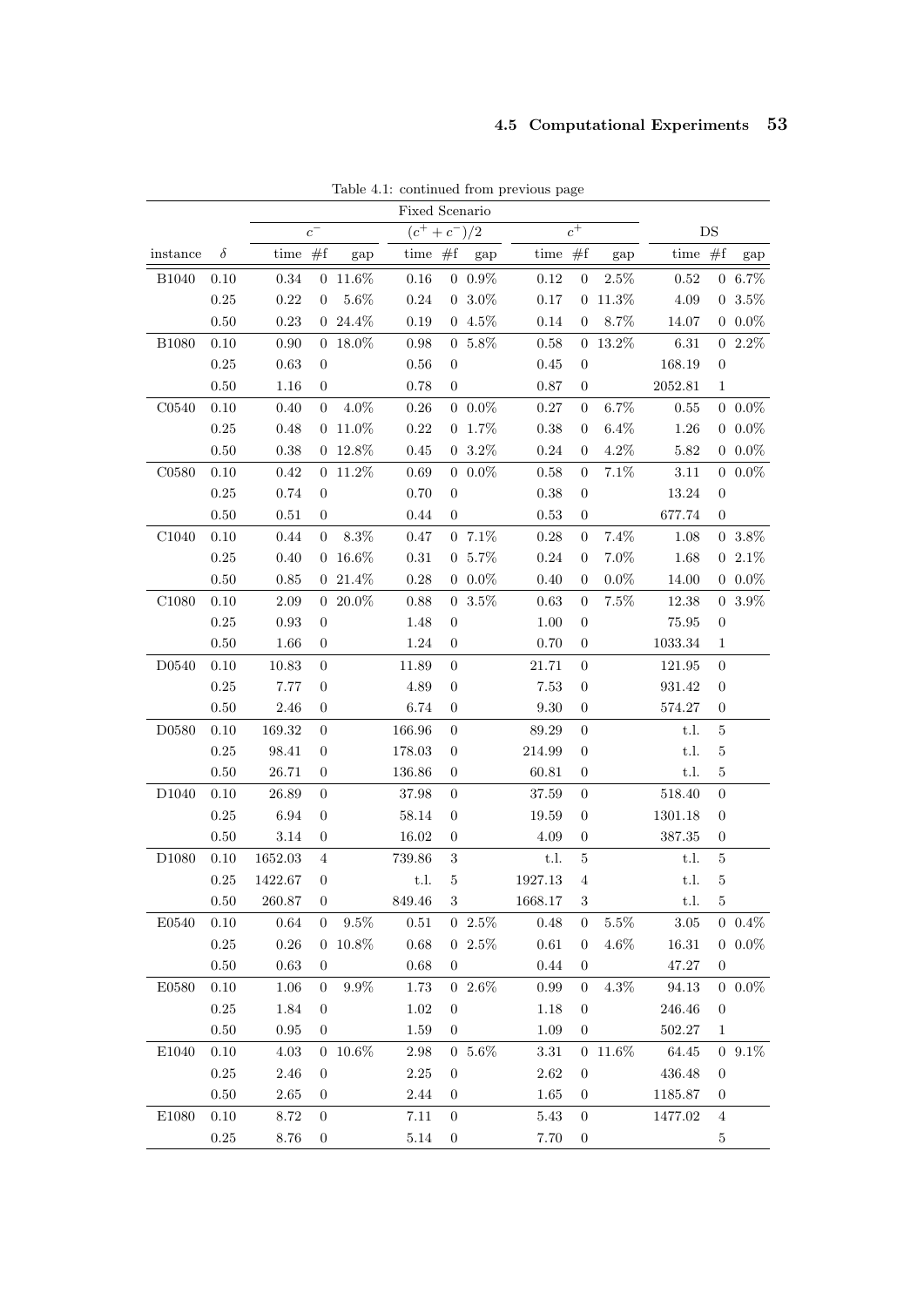Table 4.1: continued from previous page

| | | Fixed Scenario | | | | | | | | | | | |
|---|---|---|---|---|---|---|---|---|---|---|---|---|---|
| | | $c^-$ | | | $(c^+ + c^-)/2$ | | | $c^+$ | | | DS | | |
| instance | $\delta$ | time | #f | gap | time | #f | gap | time | #f | gap | time | #f | gap |
| B1040 | 0.10 | 0.34 | 0 | 11.6% | 0.16 | 0 | 0.9% | 0.12 | 0 | 2.5% | 0.52 | 0 | 6.7% |
| | 0.25 | 0.22 | 0 | 5.6% | 0.24 | 0 | 3.0% | 0.17 | 0 | 11.3% | 4.09 | 0 | 3.5% |
| | 0.50 | 0.23 | 0 | 24.4% | 0.19 | 0 | 4.5% | 0.14 | 0 | 8.7% | 14.07 | 0 | 0.0% |
| B1080 | 0.10 | 0.90 | 0 | 18.0% | 0.98 | 0 | 5.8% | 0.58 | 0 | 13.2% | 6.31 | 0 | 2.2% |
| | 0.25 | 0.63 | 0 | | 0.56 | 0 | | 0.45 | 0 | | 168.19 | 0 | |
| | 0.50 | 1.16 | 0 | | 0.78 | 0 | | 0.87 | 0 | | 2052.81 | 1 | |
| C0540 | 0.10 | 0.40 | 0 | 4.0% | 0.26 | 0 | 0.0% | 0.27 | 0 | 6.7% | 0.55 | 0 | 0.0% |
| | 0.25 | 0.48 | 0 | 11.0% | 0.22 | 0 | 1.7% | 0.38 | 0 | 6.4% | 1.26 | 0 | 0.0% |
| | 0.50 | 0.38 | 0 | 12.8% | 0.45 | 0 | 3.2% | 0.24 | 0 | 4.2% | 5.82 | 0 | 0.0% |
| C0580 | 0.10 | 0.42 | 0 | 11.2% | 0.69 | 0 | 0.0% | 0.58 | 0 | 7.1% | 3.11 | 0 | 0.0% |
| | 0.25 | 0.74 | 0 | | 0.70 | 0 | | 0.38 | 0 | | 13.24 | 0 | |
| | 0.50 | 0.51 | 0 | | 0.44 | 0 | | 0.53 | 0 | | 677.74 | 0 | |
| C1040 | 0.10 | 0.44 | 0 | 8.3% | 0.47 | 0 | 7.1% | 0.28 | 0 | 7.4% | 1.08 | 0 | 3.8% |
| | 0.25 | 0.40 | 0 | 16.6% | 0.31 | 0 | 5.7% | 0.24 | 0 | 7.0% | 1.68 | 0 | 2.1% |
| | 0.50 | 0.85 | 0 | 21.4% | 0.28 | 0 | 0.0% | 0.40 | 0 | 0.0% | 14.00 | 0 | 0.0% |
| C1080 | 0.10 | 2.09 | 0 | 20.0% | 0.88 | 0 | 3.5% | 0.63 | 0 | 7.5% | 12.38 | 0 | 3.9% |
| | 0.25 | 0.93 | 0 | | 1.48 | 0 | | 1.00 | 0 | | 75.95 | 0 | |
| | 0.50 | 1.66 | 0 | | 1.24 | 0 | | 0.70 | 0 | | 1033.34 | 1 | |
| D0540 | 0.10 | 10.83 | 0 | | 11.89 | 0 | | 21.71 | 0 | | 121.95 | 0 | |
| | 0.25 | 7.77 | 0 | | 4.89 | 0 | | 7.53 | 0 | | 931.42 | 0 | |
| | 0.50 | 2.46 | 0 | | 6.74 | 0 | | 9.30 | 0 | | 574.27 | 0 | |
| D0580 | 0.10 | 169.32 | 0 | | 166.96 | 0 | | 89.29 | 0 | | t.l. | 5 | |
| | 0.25 | 98.41 | 0 | | 178.03 | 0 | | 214.99 | 0 | | t.l. | 5 | |
| | 0.50 | 26.71 | 0 | | 136.86 | 0 | | 60.81 | 0 | | t.l. | 5 | |
| D1040 | 0.10 | 26.89 | 0 | | 37.98 | 0 | | 37.59 | 0 | | 518.40 | 0 | |
| | 0.25 | 6.94 | 0 | | 58.14 | 0 | | 19.59 | 0 | | 1301.18 | 0 | |
| | 0.50 | 3.14 | 0 | | 16.02 | 0 | | 4.09 | 0 | | 387.35 | 0 | |
| D1080 | 0.10 | 1652.03 | 4 | | 739.86 | 3 | | t.l. | 5 | | t.l. | 5 | |
| | 0.25 | 1422.67 | 0 | | t.l. | 5 | | 1927.13 | 4 | | t.l. | 5 | |
| | 0.50 | 260.87 | 0 | | 849.46 | 3 | | 1668.17 | 3 | | t.l. | 5 | |
| E0540 | 0.10 | 0.64 | 0 | 9.5% | 0.51 | 0 | 2.5% | 0.48 | 0 | 5.5% | 3.05 | 0 | 0.4% |
| | 0.25 | 0.26 | 0 | 10.8% | 0.68 | 0 | 2.5% | 0.61 | 0 | 4.6% | 16.31 | 0 | 0.0% |
| | 0.50 | 0.63 | 0 | | 0.68 | 0 | | 0.44 | 0 | | 47.27 | 0 | |
| E0580 | 0.10 | 1.06 | 0 | 9.9% | 1.73 | 0 | 2.6% | 0.99 | 0 | 4.3% | 94.13 | 0 | 0.0% |
| | 0.25 | 1.84 | 0 | | 1.02 | 0 | | 1.18 | 0 | | 246.46 | 0 | |
| | 0.50 | 0.95 | 0 | | 1.59 | 0 | | 1.09 | 0 | | 502.27 | 1 | |
| E1040 | 0.10 | 4.03 | 0 | 10.6% | 2.98 | 0 | 5.6% | 3.31 | 0 | 11.6% | 64.45 | 0 | 9.1% |
| | 0.25 | 2.46 | 0 | | 2.25 | 0 | | 2.62 | 0 | | 436.48 | 0 | |
| | 0.50 | 2.65 | 0 | | 2.44 | 0 | | 1.65 | 0 | | 1185.87 | 0 | |
| E1080 | 0.10 | 8.72 | 0 | | 7.11 | 0 | | 5.43 | 0 | | 1477.02 | 4 | |
| | 0.25 | 8.76 | 0 | | 5.14 | 0 | | 7.70 | 0 | | | 5 | |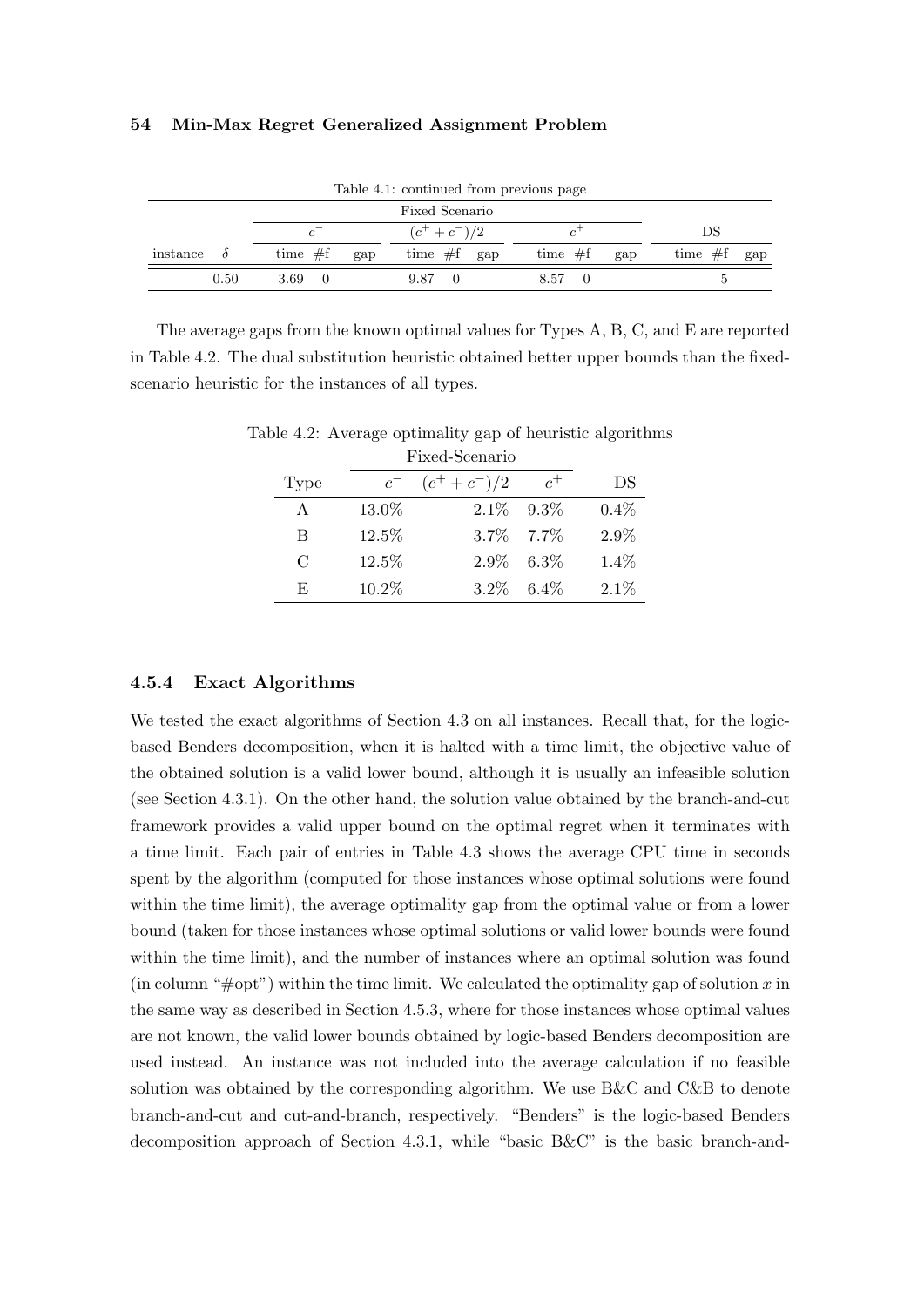Table 4.1: continued from previous page

| | | Fixed Scenario | | | | | | | | | | | |
|---|---|---|---|---|---|---|---|---|---|---|---|---|---|
| | | $c^-$ | | | $(c^+ + c^-)/2$ | | | $c^+$ | | | DS | | |
| instance | $\delta$ | time | #f | gap | time | #f | gap | time | #f | gap | time | #f | gap |
| | 0.50 | 3.69 | 0 | | 9.87 | 0 | | 8.57 | 0 | | | 5 | |

The average gaps from the known optimal values for Types A, B, C, and E are reported in Table 4.2. The dual substitution heuristic obtained better upper bounds than the fixed-scenario heuristic for the instances of all types.

Table 4.2: Average optimality gap of heuristic algorithms

| | Fixed-Scenario | | | |
|---|---|---|---|---|
| Type | $c^-$ | $(c^+ + c^-)/2$ | $c^+$ | DS |
| A | 13.0% | 2.1% | 9.3% | 0.4% |
| B | 12.5% | 3.7% | 7.7% | 2.9% |
| C | 12.5% | 2.9% | 6.3% | 1.4% |
| E | 10.2% | 3.2% | 6.4% | 2.1% |

### 4.5.4 Exact Algorithms

We tested the exact algorithms of Section 4.3 on all instances. Recall that, for the logic-based Benders decomposition, when it is halted with a time limit, the objective value of the obtained solution is a valid lower bound, although it is usually an infeasible solution (see Section 4.3.1). On the other hand, the solution value obtained by the branch-and-cut framework provides a valid upper bound on the optimal regret when it terminates with a time limit. Each pair of entries in Table 4.3 shows the average CPU time in seconds spent by the algorithm (computed for those instances whose optimal solutions were found within the time limit), the average optimality gap from the optimal value or from a lower bound (taken for those instances whose optimal solutions or valid lower bounds were found within the time limit), and the number of instances where an optimal solution was found (in column "#opt") within the time limit. We calculated the optimality gap of solution $x$ in the same way as described in Section 4.5.3, where for those instances whose optimal values are not known, the valid lower bounds obtained by logic-based Benders decomposition are used instead. An instance was not included into the average calculation if no feasible solution was obtained by the corresponding algorithm. We use B&C and C&B to denote branch-and-cut and cut-and-branch, respectively. "Benders" is the logic-based Benders decomposition approach of Section 4.3.1, while "basic B&C" is the basic branch-and-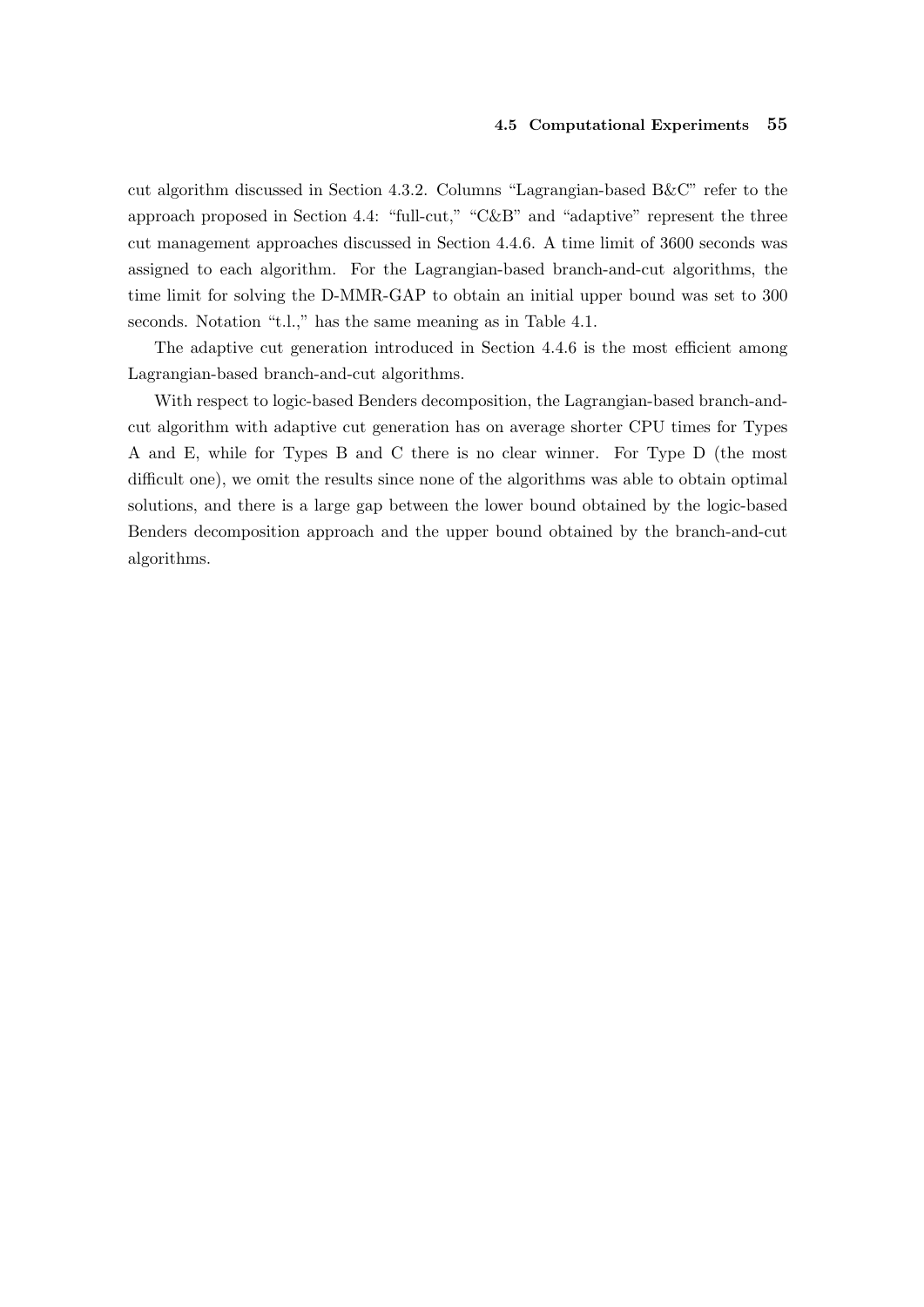cut algorithm discussed in Section 4.3.2. Columns "Lagrangian-based B&C" refer to the approach proposed in Section 4.4: "full-cut," "C&B" and "adaptive" represent the three cut management approaches discussed in Section 4.4.6. A time limit of 3600 seconds was assigned to each algorithm. For the Lagrangian-based branch-and-cut algorithms, the time limit for solving the D-MMR-GAP to obtain an initial upper bound was set to 300 seconds. Notation "t.l.," has the same meaning as in Table 4.1.

The adaptive cut generation introduced in Section 4.4.6 is the most efficient among Lagrangian-based branch-and-cut algorithms.

With respect to logic-based Benders decomposition, the Lagrangian-based branch-and-cut algorithm with adaptive cut generation has on average shorter CPU times for Types A and E, while for Types B and C there is no clear winner. For Type D (the most difficult one), we omit the results since none of the algorithms was able to obtain optimal solutions, and there is a large gap between the lower bound obtained by the logic-based Benders decomposition approach and the upper bound obtained by the branch-and-cut algorithms.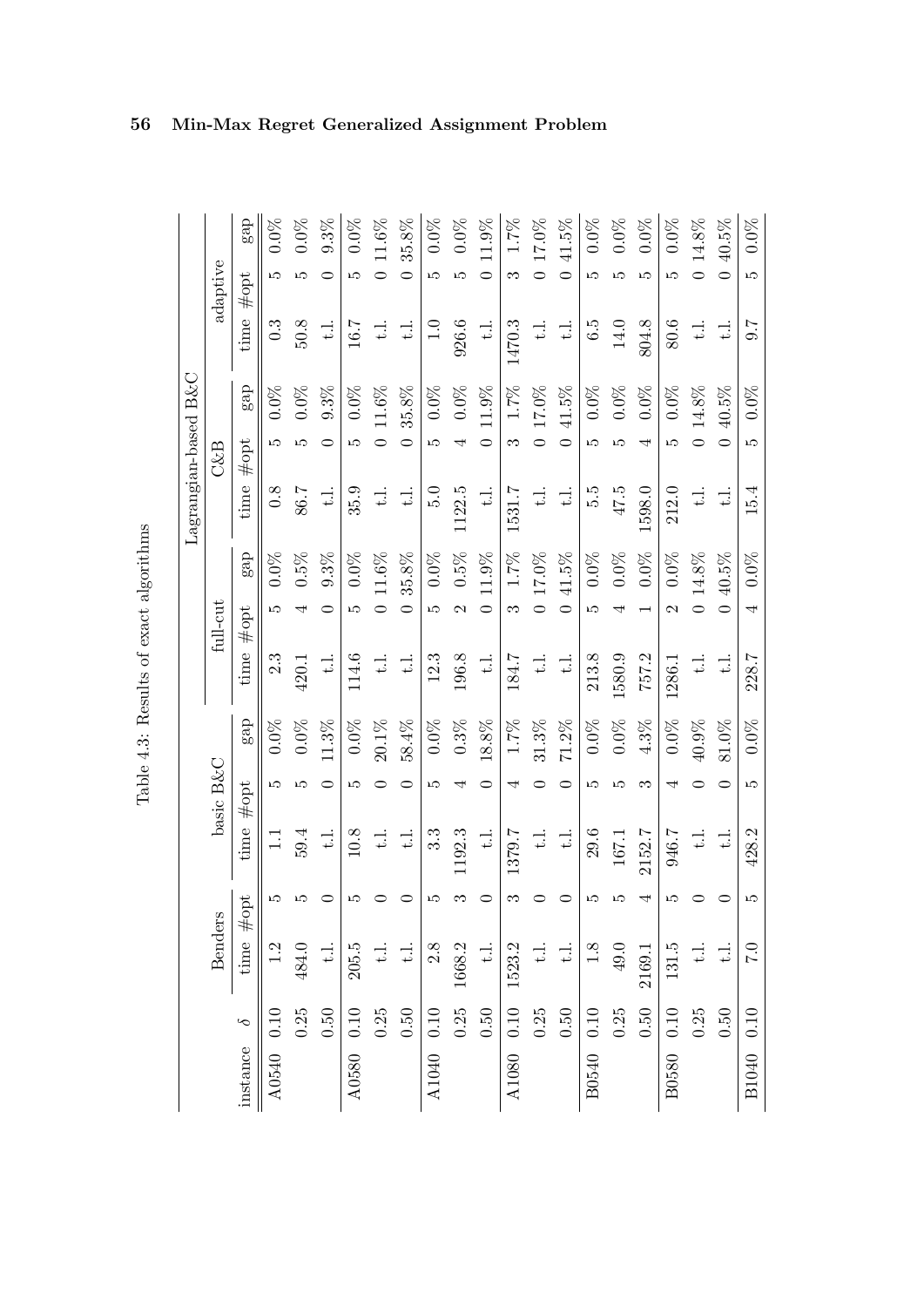Table 4.3: Results of exact algorithms

| instance | $\delta$ | Benders | | basic B&C | | | full-cut | | | Lagrangian-based B&C | | | | | |
|---|---|---|---|---|---|---|---|---|---|---|---|---|---|---|---|
| | | | | | | | | | | C&B | | | adaptive | | |
| | | time | #opt | time | #opt | gap | time | #opt | gap | time | #opt | gap | time | #opt | gap |
| A0540 | 0.10 | 1.2 | 5 | 1.1 | 5 | 0.0% | 2.3 | 5 | 0.0% | 0.8 | 5 | 0.0% | 0.3 | 5 | 0.0% |
| | 0.25 | 484.0 | 5 | 59.4 | 5 | 0.0% | 420.1 | 4 | 0.5% | 86.7 | 5 | 0.0% | 50.8 | 5 | 0.0% |
| | 0.50 | t.l. | 0 | t.l. | 0 | 11.3% | t.l. | 0 | 9.3% | t.l. | 0 | 9.3% | t.l. | 0 | 9.3% |
| A0580 | 0.10 | 205.5 | 5 | 10.8 | 5 | 0.0% | 114.6 | 5 | 0.0% | 35.9 | 5 | 0.0% | 16.7 | 5 | 0.0% |
| | 0.25 | t.l. | 0 | t.l. | 0 | 20.1% | t.l. | 0 | 11.6% | t.l. | 0 | 11.6% | t.l. | 0 | 11.6% |
| | 0.50 | t.l. | 0 | t.l. | 0 | 58.4% | t.l. | 0 | 35.8% | t.l. | 0 | 35.8% | t.l. | 0 | 35.8% |
| A1040 | 0.10 | 2.8 | 5 | 3.3 | 5 | 0.0% | 12.3 | 5 | 0.0% | 5.0 | 5 | 0.0% | 1.0 | 5 | 0.0% |
| | 0.25 | 1668.2 | 3 | 1192.3 | 4 | 0.3% | 196.8 | 2 | 0.5% | 1122.5 | 4 | 0.0% | 926.6 | 5 | 0.0% |
| | 0.50 | t.l. | 0 | t.l. | 0 | 18.8% | t.l. | 0 | 11.9% | t.l. | 0 | 11.9% | t.l. | 0 | 11.9% |
| A1080 | 0.10 | 1523.2 | 3 | 1379.7 | 4 | 1.7% | 184.7 | 3 | 1.7% | 1531.7 | 3 | 1.7% | 1470.3 | 3 | 1.7% |
| | 0.25 | t.l. | 0 | t.l. | 0 | 31.3% | t.l. | 0 | 17.0% | t.l. | 0 | 17.0% | t.l. | 0 | 17.0% |
| | 0.50 | t.l. | 0 | t.l. | 0 | 71.2% | t.l. | 0 | 41.5% | t.l. | 0 | 41.5% | t.l. | 0 | 41.5% |
| B0540 | 0.10 | 1.8 | 5 | 29.6 | 5 | 0.0% | 213.8 | 5 | 0.0% | 5.5 | 5 | 0.0% | 6.5 | 5 | 0.0% |
| | 0.25 | 49.0 | 5 | 167.1 | 5 | 0.0% | 1580.9 | 4 | 0.0% | 47.5 | 5 | 0.0% | 14.0 | 5 | 0.0% |
| | 0.50 | 2169.1 | 4 | 2152.7 | 3 | 4.3% | 757.2 | 1 | 0.0% | 1598.0 | 4 | 0.0% | 804.8 | 5 | 0.0% |
| B0580 | 0.10 | 131.5 | 5 | 946.7 | 4 | 0.0% | 1286.1 | 2 | 0.0% | 212.0 | 5 | 0.0% | 80.6 | 5 | 0.0% |
| | 0.25 | t.l. | 0 | t.l. | 0 | 40.9% | t.l. | 0 | 14.8% | t.l. | 0 | 14.8% | t.l. | 0 | 14.8% |
| | 0.50 | t.l. | 0 | t.l. | 0 | 81.0% | t.l. | 0 | 40.5% | t.l. | 0 | 40.5% | t.l. | 0 | 40.5% |
| B1040 | 0.10 | 7.0 | 5 | 428.2 | 5 | 0.0% | 228.7 | 4 | 0.0% | 15.4 | 5 | 0.0% | 9.7 | 5 | 0.0% |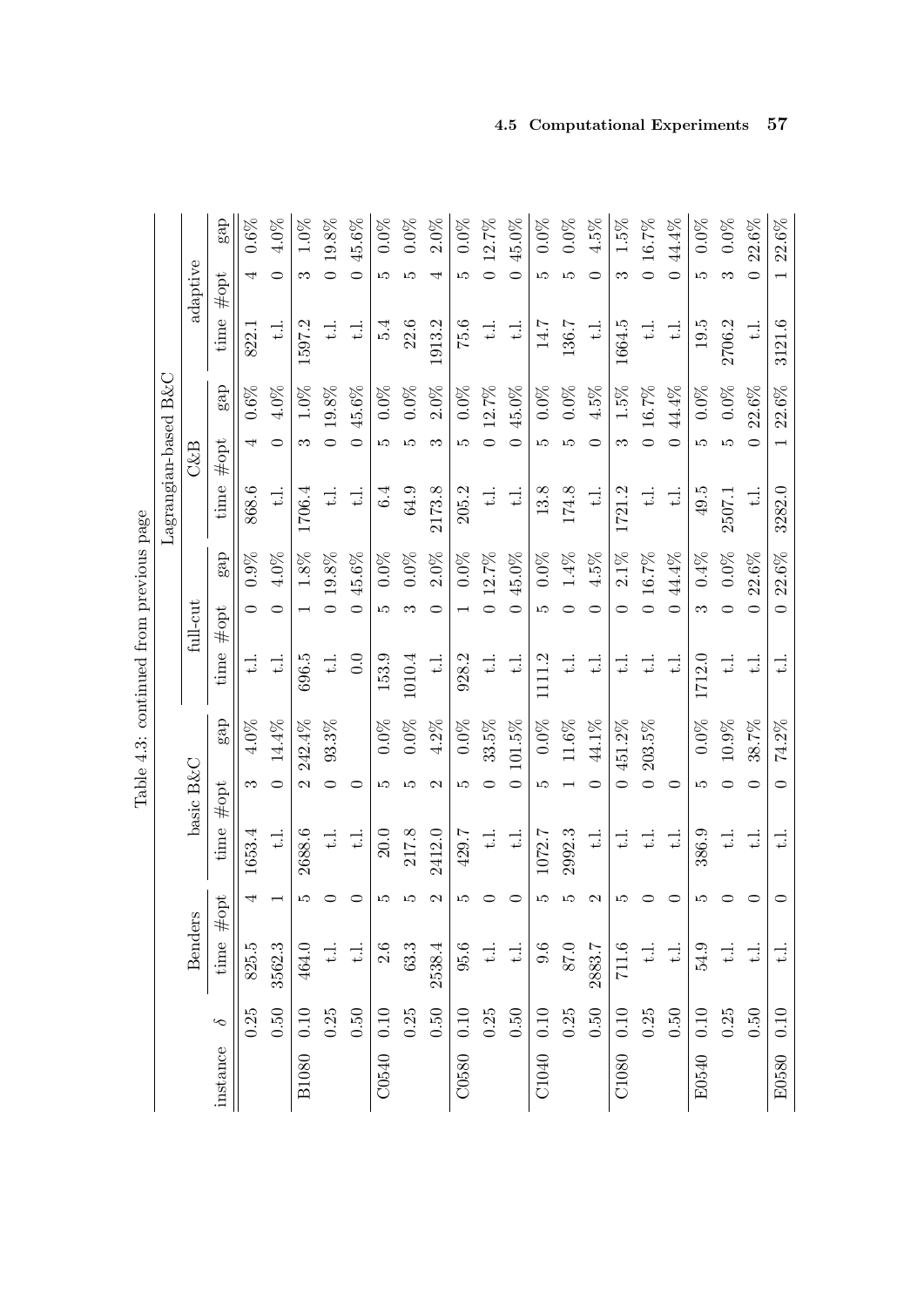Table 4.3: continued from previous page

| instance | $\delta$ | Benders | | basic B&C | | | Lagrangian-based B&C | | | | | | | | |
|---|---|---|---|---|---|---|---|---|---|---|---|---|---|---|---|
| | | | | | | | full-cut | | | C&B | | | adaptive | | |
| | | time | #opt | time | #opt | gap | time | #opt | gap | time | #opt | gap | time | #opt | gap |
| | 0.25 | 825.5 | 4 | 1653.4 | 3 | 4.0% | t.l. | 0 | 0.9% | 868.6 | 4 | 0.6% | 822.1 | 4 | 0.6% |
| | 0.50 | 3562.3 | 1 | t.l. | 0 | 14.4% | t.l. | 0 | 4.0% | t.l. | 0 | 4.0% | t.l. | 0 | 4.0% |
| B1080 | 0.10 | 464.0 | 5 | 2688.6 | 2 | 242.4% | 696.5 | 1 | 1.8% | 1706.4 | 3 | 1.0% | 1597.2 | 3 | 1.0% |
| | 0.25 | t.l. | 0 | t.l. | 0 | 93.3% | t.l. | 0 | 19.8% | t.l. | 0 | 19.8% | t.l. | 0 | 19.8% |
| | 0.50 | t.l. | 0 | t.l. | 0 | | 0.0 | 0 | 45.6% | t.l. | 0 | 45.6% | t.l. | 0 | 45.6% |
| C0540 | 0.10 | 2.6 | 5 | 20.0 | 5 | 0.0% | 153.9 | 5 | 0.0% | 6.4 | 5 | 0.0% | 5.4 | 5 | 0.0% |
| | 0.25 | 63.3 | 5 | 217.8 | 5 | 0.0% | 1010.4 | 3 | 0.0% | 64.9 | 5 | 0.0% | 22.6 | 5 | 0.0% |
| | 0.50 | 2538.4 | 2 | 2412.0 | 2 | 4.2% | t.l. | 0 | 2.0% | 2173.8 | 3 | 2.0% | 1913.2 | 4 | 2.0% |
| C0580 | 0.10 | 95.6 | 5 | 429.7 | 5 | 0.0% | 928.2 | 1 | 0.0% | 205.2 | 5 | 0.0% | 75.6 | 5 | 0.0% |
| | 0.25 | t.l. | 0 | t.l. | 0 | 33.5% | t.l. | 0 | 12.7% | t.l. | 0 | 12.7% | t.l. | 0 | 12.7% |
| | 0.50 | t.l. | 0 | t.l. | 0 | 101.5% | t.l. | 0 | 45.0% | t.l. | 0 | 45.0% | t.l. | 0 | 45.0% |
| C1040 | 0.10 | 9.6 | 5 | 1072.7 | 5 | 0.0% | 1111.2 | 5 | 0.0% | 13.8 | 5 | 0.0% | 14.7 | 5 | 0.0% |
| | 0.25 | 87.0 | 5 | 2992.3 | 1 | 11.6% | t.l. | 0 | 1.4% | 174.8 | 5 | 0.0% | 136.7 | 5 | 0.0% |
| | 0.50 | 2883.7 | 2 | t.l. | 0 | 44.1% | t.l. | 0 | 4.5% | t.l. | 0 | 4.5% | t.l. | 0 | 4.5% |
| C1080 | 0.10 | 711.6 | 5 | t.l. | 0 | 451.2% | t.l. | 0 | 2.1% | 1721.2 | 3 | 1.5% | 1664.5 | 3 | 1.5% |
| | 0.25 | t.l. | 0 | t.l. | 0 | 203.5% | t.l. | 0 | 16.7% | t.l. | 0 | 16.7% | t.l. | 0 | 16.7% |
| | 0.50 | t.l. | 0 | t.l. | 0 | | t.l. | 0 | 44.4% | t.l. | 0 | 44.4% | t.l. | 0 | 44.4% |
| E0540 | 0.10 | 54.9 | 5 | 386.9 | 5 | 0.0% | 1712.0 | 3 | 0.4% | 49.5 | 5 | 0.0% | 19.5 | 5 | 0.0% |
| | 0.25 | t.l. | 0 | t.l. | 0 | 10.9% | t.l. | 0 | 0.0% | 2507.1 | 5 | 0.0% | 2706.2 | 3 | 0.0% |
| | 0.50 | t.l. | 0 | t.l. | 0 | 38.7% | t.l. | 0 | 22.6% | t.l. | 0 | 22.6% | t.l. | 0 | 22.6% |
| E0580 | 0.10 | t.l. | 0 | t.l. | 0 | 74.2% | t.l. | 0 | 22.6% | 3282.0 | 1 | 22.6% | 3121.6 | 1 | 22.6% |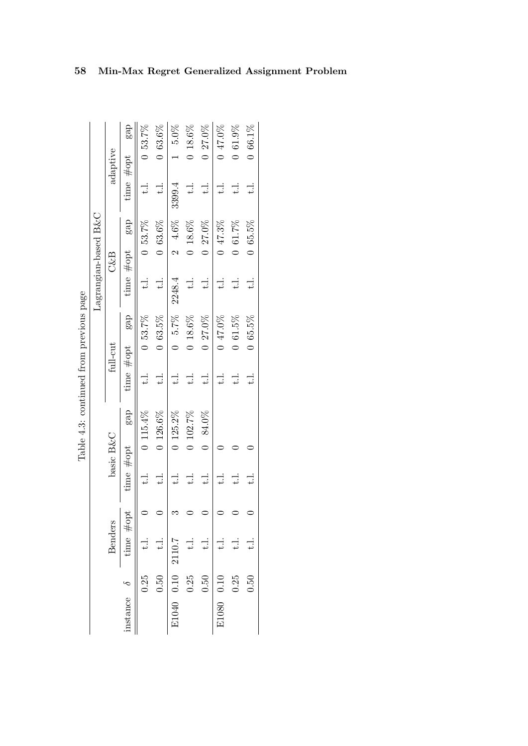Table 4.3: continued from previous page

| instance | $\delta$ | Benders | | basic B&C | | | Lagrangian-based B&C | | | | | | | | |
|---|---|---|---|---|---|---|---|---|---|---|---|---|---|---|---|
| | | | | | | | full-cut | | | C&B | | | adaptive | | |
| | | time | #opt | time | #opt | gap | time | #opt | gap | time | #opt | gap | time | #opt | gap |
| | 0.25 | t.l. | 0 | t.l. | 0 | 115.4% | t.l. | 0 | 53.7% | t.l. | 0 | 53.7% | t.l. | 0 | 53.7% |
| | 0.50 | t.l. | 0 | t.l. | 0 | 126.6% | t.l. | 0 | 63.5% | t.l. | 0 | 63.6% | t.l. | 0 | 63.6% |
| E1040 | 0.10 | 2110.7 | 3 | t.l. | 0 | 125.2% | t.l. | 0 | 5.7% | 2248.4 | 2 | 4.6% | 3399.4 | 1 | 5.0% |
| | 0.25 | t.l. | 0 | t.l. | 0 | 102.7% | t.l. | 0 | 18.6% | t.l. | 0 | 18.6% | t.l. | 0 | 18.6% |
| | 0.50 | t.l. | 0 | t.l. | 0 | 84.0% | t.l. | 0 | 27.0% | t.l. | 0 | 27.0% | t.l. | 0 | 27.0% |
| E1080 | 0.10 | t.l. | 0 | t.l. | 0 | | t.l. | 0 | 47.0% | t.l. | 0 | 47.3% | t.l. | 0 | 47.0% |
| | 0.25 | t.l. | 0 | t.l. | 0 | | t.l. | 0 | 61.5% | t.l. | 0 | 61.7% | t.l. | 0 | 61.9% |
| | 0.50 | t.l. | 0 | t.l. | 0 | | t.l. | 0 | 65.5% | t.l. | 0 | 65.5% | t.l. | 0 | 66.1% |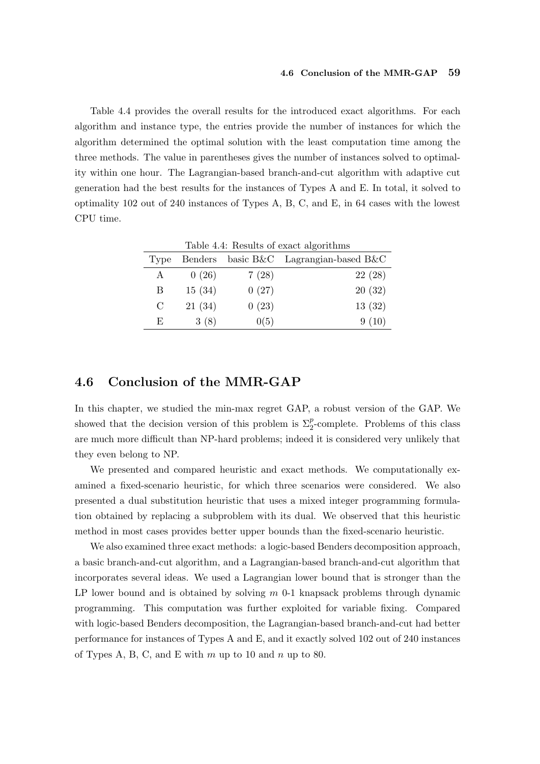Table 4.4 provides the overall results for the introduced exact algorithms. For each algorithm and instance type, the entries provide the number of instances for which the algorithm determined the optimal solution with the least computation time among the three methods. The value in parentheses gives the number of instances solved to optimality within one hour. The Lagrangian-based branch-and-cut algorithm with adaptive cut generation had the best results for the instances of Types A and E. In total, it solved to optimality 102 out of 240 instances of Types A, B, C, and E, in 64 cases with the lowest CPU time.

Table 4.4: Results of exact algorithms

| Type | Benders | basic B&C | Lagrangian-based B&C |
|---|---|---|---|
| A | 0 (26) | 7 (28) | 22 (28) |
| B | 15 (34) | 0 (27) | 20 (32) |
| C | 21 (34) | 0 (23) | 13 (32) |
| E | 3 (8) | 0(5) | 9 (10) |

## 4.6 Conclusion of the MMR-GAP

In this chapter, we studied the min-max regret GAP, a robust version of the GAP. We showed that the decision version of this problem is $\Sigma_2^p$-complete. Problems of this class are much more difficult than NP-hard problems; indeed it is considered very unlikely that they even belong to NP.

We presented and compared heuristic and exact methods. We computationally examined a fixed-scenario heuristic, for which three scenarios were considered. We also presented a dual substitution heuristic that uses a mixed integer programming formulation obtained by replacing a subproblem with its dual. We observed that this heuristic method in most cases provides better upper bounds than the fixed-scenario heuristic.

We also examined three exact methods: a logic-based Benders decomposition approach, a basic branch-and-cut algorithm, and a Lagrangian-based branch-and-cut algorithm that incorporates several ideas. We used a Lagrangian lower bound that is stronger than the LP lower bound and is obtained by solving $m$ 0-1 knapsack problems through dynamic programming. This computation was further exploited for variable fixing. Compared with logic-based Benders decomposition, the Lagrangian-based branch-and-cut had better performance for instances of Types A and E, and it exactly solved 102 out of 240 instances of Types A, B, C, and E with $m$ up to 10 and $n$ up to 80.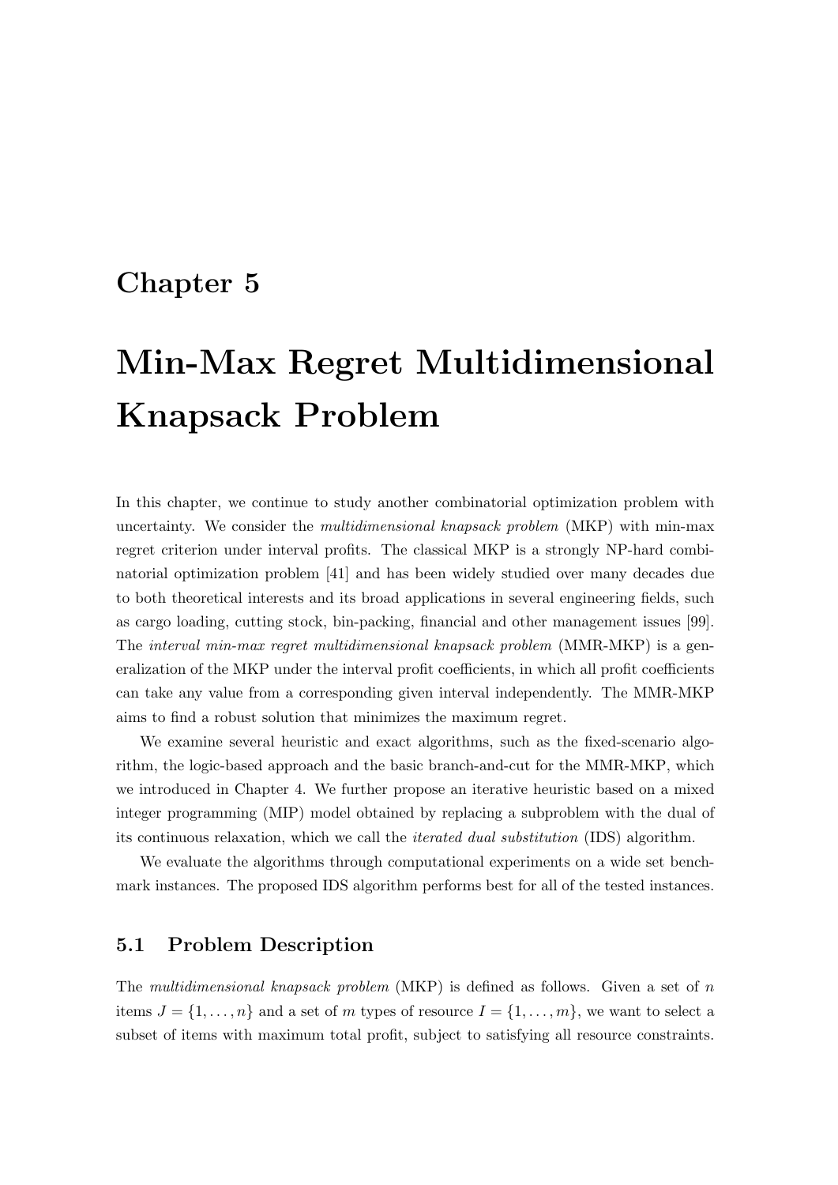# Chapter 5

# Min-Max Regret Multidimensional Knapsack Problem

In this chapter, we continue to study another combinatorial optimization problem with uncertainty. We consider the *multidimensional knapsack problem* (MKP) with min-max regret criterion under interval profits. The classical MKP is a strongly NP-hard combinatorial optimization problem [41] and has been widely studied over many decades due to both theoretical interests and its broad applications in several engineering fields, such as cargo loading, cutting stock, bin-packing, financial and other management issues [99]. The *interval min-max regret multidimensional knapsack problem* (MMR-MKP) is a generalization of the MKP under the interval profit coefficients, in which all profit coefficients can take any value from a corresponding given interval independently. The MMR-MKP aims to find a robust solution that minimizes the maximum regret.

We examine several heuristic and exact algorithms, such as the fixed-scenario algorithm, the logic-based approach and the basic branch-and-cut for the MMR-MKP, which we introduced in Chapter 4. We further propose an iterative heuristic based on a mixed integer programming (MIP) model obtained by replacing a subproblem with the dual of its continuous relaxation, which we call the *iterated dual substitution* (IDS) algorithm.

We evaluate the algorithms through computational experiments on a wide set benchmark instances. The proposed IDS algorithm performs best for all of the tested instances.

## 5.1 Problem Description

The *multidimensional knapsack problem* (MKP) is defined as follows. Given a set of $n$ items $J = \{1, \ldots, n\}$ and a set of $m$ types of resource $I = \{1, \ldots, m\}$, we want to select a subset of items with maximum total profit, subject to satisfying all resource constraints.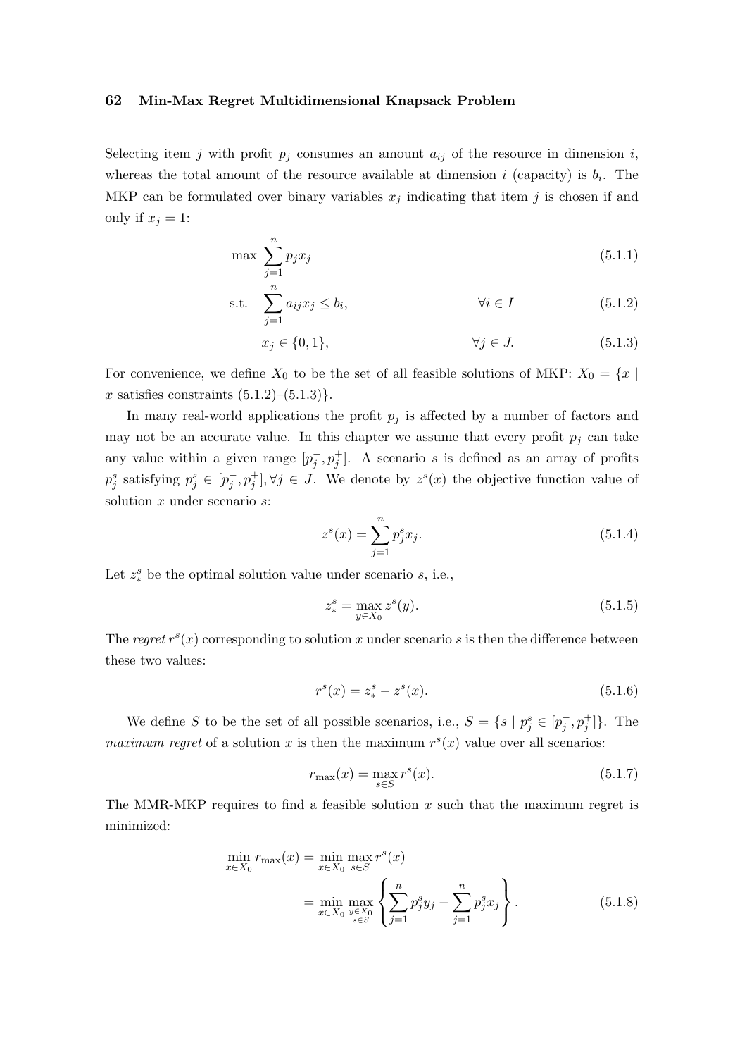Selecting item $j$ with profit $p_j$ consumes an amount $a_{ij}$ of the resource in dimension $i$, whereas the total amount of the resource available at dimension $i$ (capacity) is $b_i$. The MKP can be formulated over binary variables $x_j$ indicating that item $j$ is chosen if and only if $x_j = 1$:

$$\max \sum_{j=1}^{n} p_j x_j \tag{5.1.1}$$

$$\text{s.t.} \quad \sum_{j=1}^{n} a_{ij} x_j \leq b_i, \qquad \forall i \in I \tag{5.1.2}$$

$$x_j \in \{0, 1\}, \qquad \forall j \in J. \tag{5.1.3}$$

For convenience, we define $X_0$ to be the set of all feasible solutions of MKP: $X_0 = \{x \mid x \text{ satisfies constraints } (5.1.2)\text{–}(5.1.3)\}$.

In many real-world applications the profit $p_j$ is affected by a number of factors and may not be an accurate value. In this chapter we assume that every profit $p_j$ can take any value within a given range $[p_j^-, p_j^+]$. A scenario $s$ is defined as an array of profits $p_j^s$ satisfying $p_j^s \in [p_j^-, p_j^+], \forall j \in J$. We denote by $z^s(x)$ the objective function value of solution $x$ under scenario $s$:

$$z^s(x) = \sum_{j=1}^{n} p_j^s x_j. \tag{5.1.4}$$

Let $z_*^s$ be the optimal solution value under scenario $s$, i.e.,

$$z_*^s = \max_{y \in X_0} z^s(y). \tag{5.1.5}$$

The *regret* $r^s(x)$ corresponding to solution $x$ under scenario $s$ is then the difference between these two values:

$$r^s(x) = z_*^s - z^s(x). \tag{5.1.6}$$

We define $S$ to be the set of all possible scenarios, i.e., $S = \{s \mid p_j^s \in [p_j^-, p_j^+]\}$. The *maximum regret* of a solution $x$ is then the maximum $r^s(x)$ value over all scenarios:

$$r_{\max}(x) = \max_{s \in S} r^s(x). \tag{5.1.7}$$

The MMR-MKP requires to find a feasible solution $x$ such that the maximum regret is minimized:

$$\begin{aligned}
\min_{x \in X_0} r_{\max}(x) &= \min_{x \in X_0} \max_{s \in S} r^s(x) \\
&= \min_{x \in X_0} \max_{\substack{y \in X_0 \\ s \in S}} \left\{ \sum_{j=1}^{n} p_j^s y_j - \sum_{j=1}^{n} p_j^s x_j \right\}.
\end{aligned} \tag{5.1.8}$$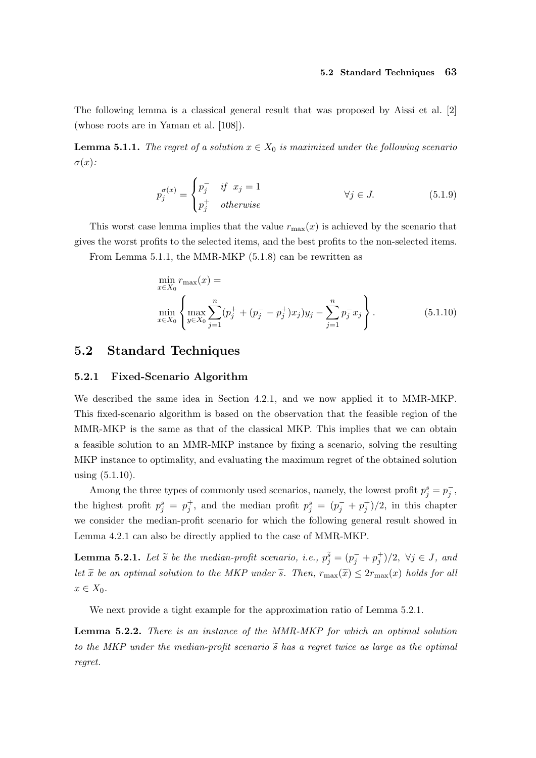The following lemma is a classical general result that was proposed by Aissi et al. [2] (whose roots are in Yaman et al. [108]).

**Lemma 5.1.1.** *The regret of a solution $x \in X_0$ is maximized under the following scenario $\sigma(x)$:*

$$p_j^{\sigma(x)} = \begin{cases} p_j^- & \text{if } \ x_j = 1 \\ p_j^+ & \text{otherwise} \end{cases} \qquad \forall j \in J. \tag{5.1.9}$$

This worst case lemma implies that the value $r_{\max}(x)$ is achieved by the scenario that gives the worst profits to the selected items, and the best profits to the non-selected items.

From Lemma 5.1.1, the MMR-MKP (5.1.8) can be rewritten as

$$\min_{x \in X_0} r_{\max}(x) = \min_{x \in X_0} \left\{ \max_{y \in X_0} \sum_{j=1}^{n} (p_j^+ + (p_j^- - p_j^+) x_j) y_j - \sum_{j=1}^{n} p_j^- x_j \right\}. \tag{5.1.10}$$

## 5.2 Standard Techniques

### 5.2.1 Fixed-Scenario Algorithm

We described the same idea in Section 4.2.1, and we now applied it to MMR-MKP. This fixed-scenario algorithm is based on the observation that the feasible region of the MMR-MKP is the same as that of the classical MKP. This implies that we can obtain a feasible solution to an MMR-MKP instance by fixing a scenario, solving the resulting MKP instance to optimality, and evaluating the maximum regret of the obtained solution using (5.1.10).

Among the three types of commonly used scenarios, namely, the lowest profit $p_j^s = p_j^-$, the highest profit $p_j^s = p_j^+$, and the median profit $p_j^s = (p_j^- + p_j^+)/2$, in this chapter we consider the median-profit scenario for which the following general result showed in Lemma 4.2.1 can also be directly applied to the case of MMR-MKP.

**Lemma 5.2.1.** *Let $\widetilde{s}$ be the median-profit scenario, i.e., $p_j^{\widetilde{s}} = (p_j^- + p_j^+)/2, \ \forall j \in J$, and let $\widetilde{x}$ be an optimal solution to the MKP under $\widetilde{s}$. Then, $r_{\max}(\widetilde{x}) \leq 2 r_{\max}(x)$ holds for all $x \in X_0$.*

We next provide a tight example for the approximation ratio of Lemma 5.2.1.

**Lemma 5.2.2.** *There is an instance of the MMR-MKP for which an optimal solution to the MKP under the median-profit scenario $\widetilde{s}$ has a regret twice as large as the optimal regret.*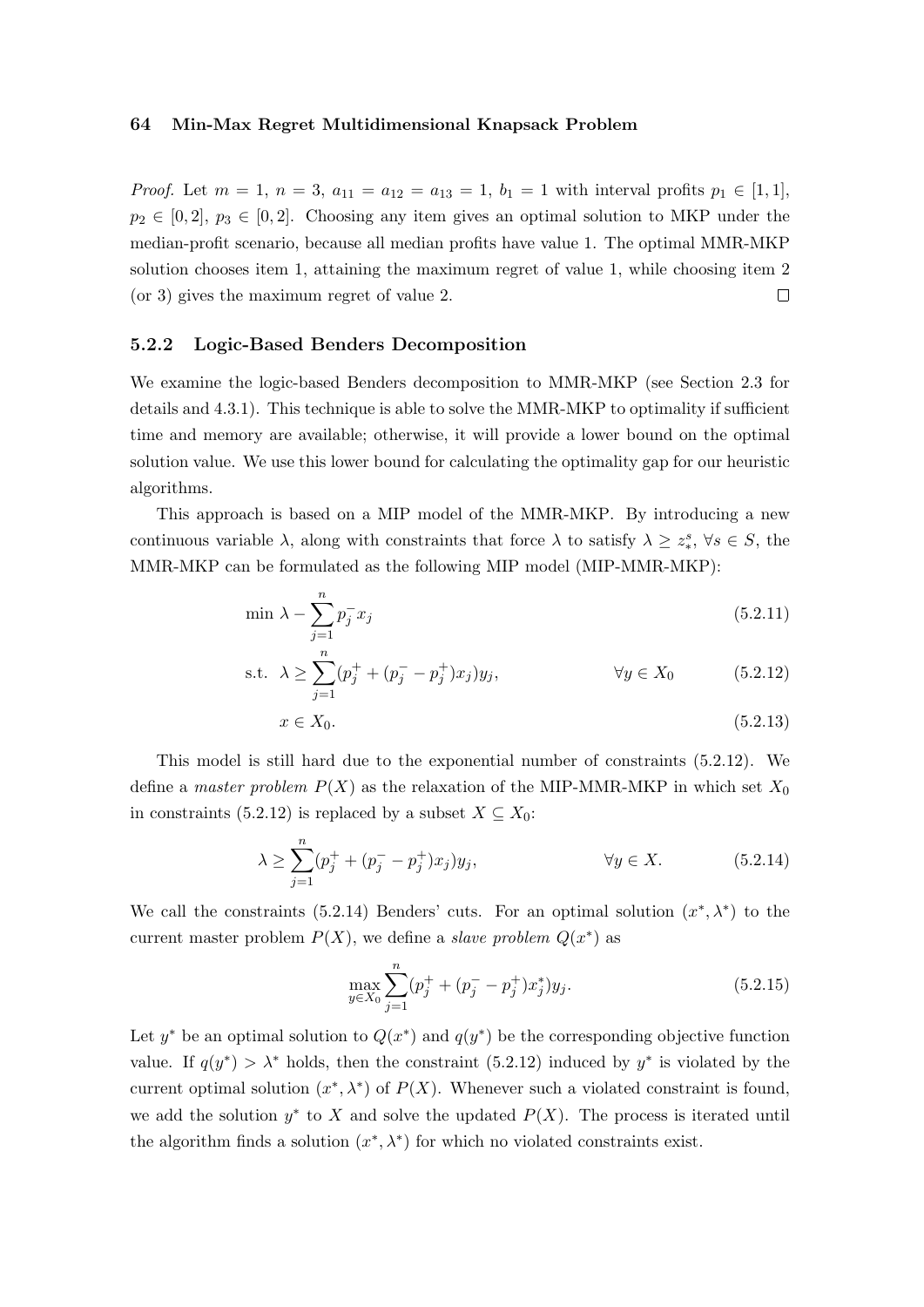*Proof.* Let $m = 1$, $n = 3$, $a_{11} = a_{12} = a_{13} = 1$, $b_1 = 1$ with interval profits $p_1 \in [1, 1]$, $p_2 \in [0, 2]$, $p_3 \in [0, 2]$. Choosing any item gives an optimal solution to MKP under the median-profit scenario, because all median profits have value 1. The optimal MMR-MKP solution chooses item 1, attaining the maximum regret of value 1, while choosing item 2 (or 3) gives the maximum regret of value 2. □

### 5.2.2 Logic-Based Benders Decomposition

We examine the logic-based Benders decomposition to MMR-MKP (see Section 2.3 for details and 4.3.1). This technique is able to solve the MMR-MKP to optimality if sufficient time and memory are available; otherwise, it will provide a lower bound on the optimal solution value. We use this lower bound for calculating the optimality gap for our heuristic algorithms.

This approach is based on a MIP model of the MMR-MKP. By introducing a new continuous variable $\lambda$, along with constraints that force $\lambda$ to satisfy $\lambda \geq z_*^s$, $\forall s \in S$, the MMR-MKP can be formulated as the following MIP model (MIP-MMR-MKP):

$$\min \lambda - \sum_{j=1}^{n} p_j^- x_j \tag{5.2.11}$$

$$\text{s.t.} \ \ \lambda \geq \sum_{j=1}^{n} (p_j^+ + (p_j^- - p_j^+) x_j) y_j, \qquad \forall y \in X_0 \tag{5.2.12}$$

$$x \in X_0. \tag{5.2.13}$$

This model is still hard due to the exponential number of constraints (5.2.12). We define a *master problem* $P(X)$ as the relaxation of the MIP-MMR-MKP in which set $X_0$ in constraints (5.2.12) is replaced by a subset $X \subseteq X_0$:

$$\lambda \geq \sum_{j=1}^{n} (p_j^+ + (p_j^- - p_j^+) x_j) y_j, \qquad \forall y \in X. \tag{5.2.14}$$

We call the constraints (5.2.14) Benders' cuts. For an optimal solution $(x^*, \lambda^*)$ to the current master problem $P(X)$, we define a *slave problem* $Q(x^*)$ as

$$\max_{y \in X_0} \sum_{j=1}^{n} (p_j^+ + (p_j^- - p_j^+) x_j^*) y_j. \tag{5.2.15}$$

Let $y^*$ be an optimal solution to $Q(x^*)$ and $q(y^*)$ be the corresponding objective function value. If $q(y^*) > \lambda^*$ holds, then the constraint (5.2.12) induced by $y^*$ is violated by the current optimal solution $(x^*, \lambda^*)$ of $P(X)$. Whenever such a violated constraint is found, we add the solution $y^*$ to $X$ and solve the updated $P(X)$. The process is iterated until the algorithm finds a solution $(x^*, \lambda^*)$ for which no violated constraints exist.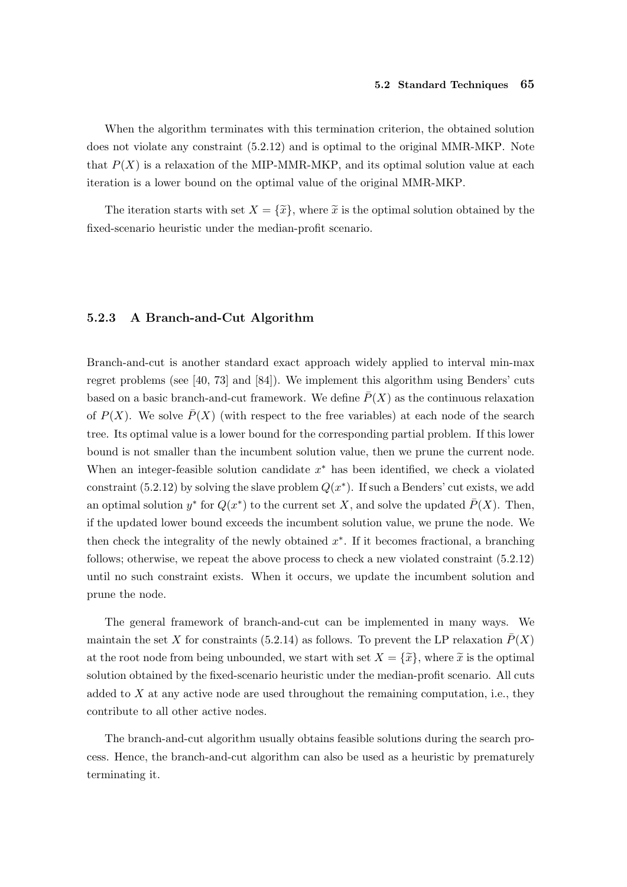When the algorithm terminates with this termination criterion, the obtained solution does not violate any constraint (5.2.12) and is optimal to the original MMR-MKP. Note that $P(X)$ is a relaxation of the MIP-MMR-MKP, and its optimal solution value at each iteration is a lower bound on the optimal value of the original MMR-MKP.

The iteration starts with set $X = \{\widetilde{x}\}$, where $\widetilde{x}$ is the optimal solution obtained by the fixed-scenario heuristic under the median-profit scenario.

### 5.2.3 A Branch-and-Cut Algorithm

Branch-and-cut is another standard exact approach widely applied to interval min-max regret problems (see [40, 73] and [84]). We implement this algorithm using Benders' cuts based on a basic branch-and-cut framework. We define $\bar{P}(X)$ as the continuous relaxation of $P(X)$. We solve $\bar{P}(X)$ (with respect to the free variables) at each node of the search tree. Its optimal value is a lower bound for the corresponding partial problem. If this lower bound is not smaller than the incumbent solution value, then we prune the current node. When an integer-feasible solution candidate $x^*$ has been identified, we check a violated constraint (5.2.12) by solving the slave problem $Q(x^*)$. If such a Benders' cut exists, we add an optimal solution $y^*$ for $Q(x^*)$ to the current set $X$, and solve the updated $\bar{P}(X)$. Then, if the updated lower bound exceeds the incumbent solution value, we prune the node. We then check the integrality of the newly obtained $x^*$. If it becomes fractional, a branching follows; otherwise, we repeat the above process to check a new violated constraint (5.2.12) until no such constraint exists. When it occurs, we update the incumbent solution and prune the node.

The general framework of branch-and-cut can be implemented in many ways. We maintain the set $X$ for constraints (5.2.14) as follows. To prevent the LP relaxation $\bar{P}(X)$ at the root node from being unbounded, we start with set $X = \{\widetilde{x}\}$, where $\widetilde{x}$ is the optimal solution obtained by the fixed-scenario heuristic under the median-profit scenario. All cuts added to $X$ at any active node are used throughout the remaining computation, i.e., they contribute to all other active nodes.

The branch-and-cut algorithm usually obtains feasible solutions during the search process. Hence, the branch-and-cut algorithm can also be used as a heuristic by prematurely terminating it.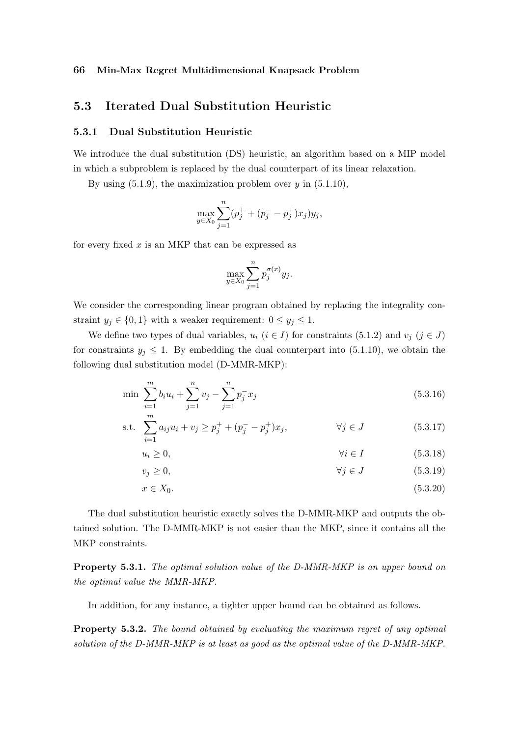## 5.3 Iterated Dual Substitution Heuristic

### 5.3.1 Dual Substitution Heuristic

We introduce the dual substitution (DS) heuristic, an algorithm based on a MIP model in which a subproblem is replaced by the dual counterpart of its linear relaxation.

By using (5.1.9), the maximization problem over $y$ in (5.1.10),

$$\max_{y \in X_0} \sum_{j=1}^{n} (p_j^+ + (p_j^- - p_j^+)x_j)y_j,$$

for every fixed $x$ is an MKP that can be expressed as

$$\max_{y \in X_0} \sum_{j=1}^{n} p_j^{\sigma(x)} y_j.$$

We consider the corresponding linear program obtained by replacing the integrality constraint $y_j \in \{0, 1\}$ with a weaker requirement: $0 \leq y_j \leq 1$.

We define two types of dual variables, $u_i$ ($i \in I$) for constraints (5.1.2) and $v_j$ ($j \in J$) for constraints $y_j \leq 1$. By embedding the dual counterpart into (5.1.10), we obtain the following dual substitution model (D-MMR-MKP):

$$\min \sum_{i=1}^{m} b_i u_i + \sum_{j=1}^{n} v_j - \sum_{j=1}^{n} p_j^- x_j \tag{5.3.16}$$

$$\text{s.t.} \quad \sum_{i=1}^{m} a_{ij} u_i + v_j \geq p_j^+ + (p_j^- - p_j^+)x_j, \qquad \forall j \in J \tag{5.3.17}$$

$$u_i \geq 0, \qquad \forall i \in I \tag{5.3.18}$$

$$v_j \geq 0, \qquad \forall j \in J \tag{5.3.19}$$

$$x \in X_0. \tag{5.3.20}$$

The dual substitution heuristic exactly solves the D-MMR-MKP and outputs the obtained solution. The D-MMR-MKP is not easier than the MKP, since it contains all the MKP constraints.

**Property 5.3.1.** *The optimal solution value of the D-MMR-MKP is an upper bound on the optimal value the MMR-MKP.*

In addition, for any instance, a tighter upper bound can be obtained as follows.

**Property 5.3.2.** *The bound obtained by evaluating the maximum regret of any optimal solution of the D-MMR-MKP is at least as good as the optimal value of the D-MMR-MKP.*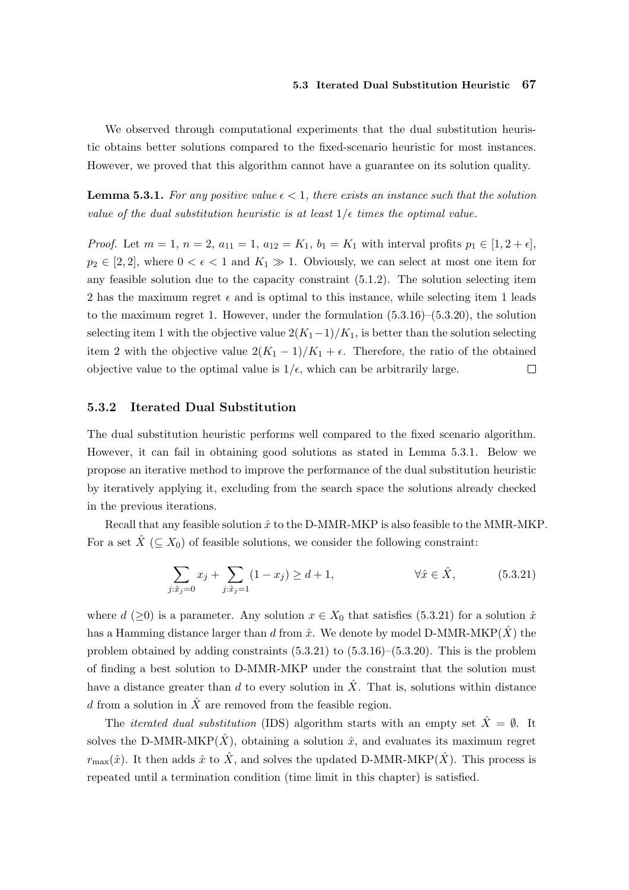We observed through computational experiments that the dual substitution heuristic obtains better solutions compared to the fixed-scenario heuristic for most instances. However, we proved that this algorithm cannot have a guarantee on its solution quality.

**Lemma 5.3.1.** *For any positive value $\epsilon < 1$, there exists an instance such that the solution value of the dual substitution heuristic is at least $1/\epsilon$ times the optimal value.*

*Proof.* Let $m = 1$, $n = 2$, $a_{11} = 1$, $a_{12} = K_1$, $b_1 = K_1$ with interval profits $p_1 \in [1, 2 + \epsilon]$, $p_2 \in [2, 2]$, where $0 < \epsilon < 1$ and $K_1 \gg 1$. Obviously, we can select at most one item for any feasible solution due to the capacity constraint (5.1.2). The solution selecting item 2 has the maximum regret $\epsilon$ and is optimal to this instance, while selecting item 1 leads to the maximum regret 1. However, under the formulation (5.3.16)–(5.3.20), the solution selecting item 1 with the objective value $2(K_1 - 1)/K_1$, is better than the solution selecting item 2 with the objective value $2(K_1 - 1)/K_1 + \epsilon$. Therefore, the ratio of the obtained objective value to the optimal value is $1/\epsilon$, which can be arbitrarily large. □

### 5.3.2 Iterated Dual Substitution

The dual substitution heuristic performs well compared to the fixed scenario algorithm. However, it can fail in obtaining good solutions as stated in Lemma 5.3.1. Below we propose an iterative method to improve the performance of the dual substitution heuristic by iteratively applying it, excluding from the search space the solutions already checked in the previous iterations.

Recall that any feasible solution $\hat{x}$ to the D-MMR-MKP is also feasible to the MMR-MKP. For a set $\hat{X}$ ($\subseteq X_0$) of feasible solutions, we consider the following constraint:

$$\sum_{j:\hat{x}_j=0} x_j + \sum_{j:\hat{x}_j=1} (1 - x_j) \geq d + 1, \qquad \forall \hat{x} \in \hat{X}, \tag{5.3.21}$$

where $d$ ($\geq 0$) is a parameter. Any solution $x \in X_0$ that satisfies (5.3.21) for a solution $\hat{x}$ has a Hamming distance larger than $d$ from $\hat{x}$. We denote by model D-MMR-MKP($\hat{X}$) the problem obtained by adding constraints (5.3.21) to (5.3.16)–(5.3.20). This is the problem of finding a best solution to D-MMR-MKP under the constraint that the solution must have a distance greater than $d$ to every solution in $\hat{X}$. That is, solutions within distance $d$ from a solution in $\hat{X}$ are removed from the feasible region.

The *iterated dual substitution* (IDS) algorithm starts with an empty set $\hat{X} = \emptyset$. It solves the D-MMR-MKP($\hat{X}$), obtaining a solution $\hat{x}$, and evaluates its maximum regret $r_{\max}(\hat{x})$. It then adds $\hat{x}$ to $\hat{X}$, and solves the updated D-MMR-MKP($\hat{X}$). This process is repeated until a termination condition (time limit in this chapter) is satisfied.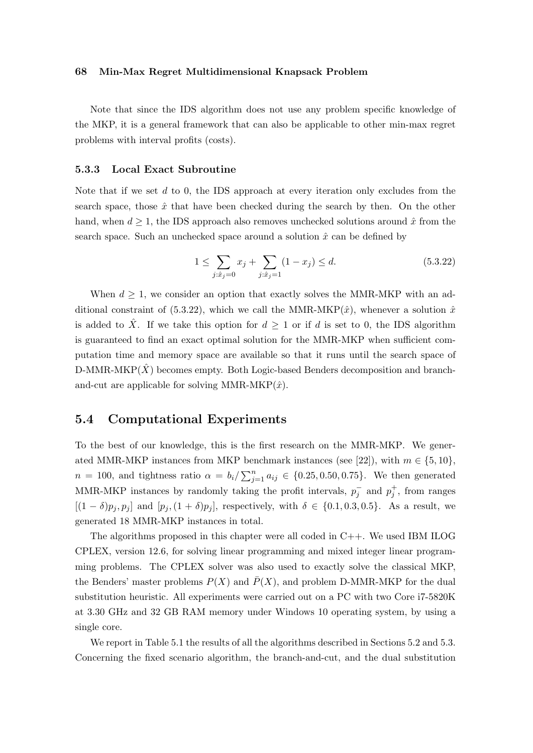Note that since the IDS algorithm does not use any problem specific knowledge of the MKP, it is a general framework that can also be applicable to other min-max regret problems with interval profits (costs).

### 5.3.3 Local Exact Subroutine

Note that if we set $d$ to 0, the IDS approach at every iteration only excludes from the search space, those $\hat{x}$ that have been checked during the search by then. On the other hand, when $d \geq 1$, the IDS approach also removes unchecked solutions around $\hat{x}$ from the search space. Such an unchecked space around a solution $\hat{x}$ can be defined by

$$1 \leq \sum_{j:\hat{x}_j=0} x_j + \sum_{j:\hat{x}_j=1} (1 - x_j) \leq d. \tag{5.3.22}$$

When $d \geq 1$, we consider an option that exactly solves the MMR-MKP with an additional constraint of (5.3.22), which we call the MMR-MKP($\hat{x}$), whenever a solution $\hat{x}$ is added to $\hat{X}$. If we take this option for $d \geq 1$ or if $d$ is set to 0, the IDS algorithm is guaranteed to find an exact optimal solution for the MMR-MKP when sufficient computation time and memory space are available so that it runs until the search space of D-MMR-MKP($\hat{X}$) becomes empty. Both Logic-based Benders decomposition and branch-and-cut are applicable for solving MMR-MKP($\hat{x}$).

## 5.4 Computational Experiments

To the best of our knowledge, this is the first research on the MMR-MKP. We generated MMR-MKP instances from MKP benchmark instances (see [22]), with $m \in \{5, 10\}$, $n = 100$, and tightness ratio $\alpha = b_i / \sum_{j=1}^{n} a_{ij} \in \{0.25, 0.50, 0.75\}$. We then generated MMR-MKP instances by randomly taking the profit intervals, $p_j^-$ and $p_j^+$, from ranges $[(1-\delta)p_j, p_j]$ and $[p_j, (1+\delta)p_j]$, respectively, with $\delta \in \{0.1, 0.3, 0.5\}$. As a result, we generated 18 MMR-MKP instances in total.

The algorithms proposed in this chapter were all coded in C++. We used IBM ILOG CPLEX, version 12.6, for solving linear programming and mixed integer linear programming problems. The CPLEX solver was also used to exactly solve the classical MKP, the Benders' master problems $P(X)$ and $\bar{P}(X)$, and problem D-MMR-MKP for the dual substitution heuristic. All experiments were carried out on a PC with two Core i7-5820K at 3.30 GHz and 32 GB RAM memory under Windows 10 operating system, by using a single core.

We report in Table 5.1 the results of all the algorithms described in Sections 5.2 and 5.3. Concerning the fixed scenario algorithm, the branch-and-cut, and the dual substitution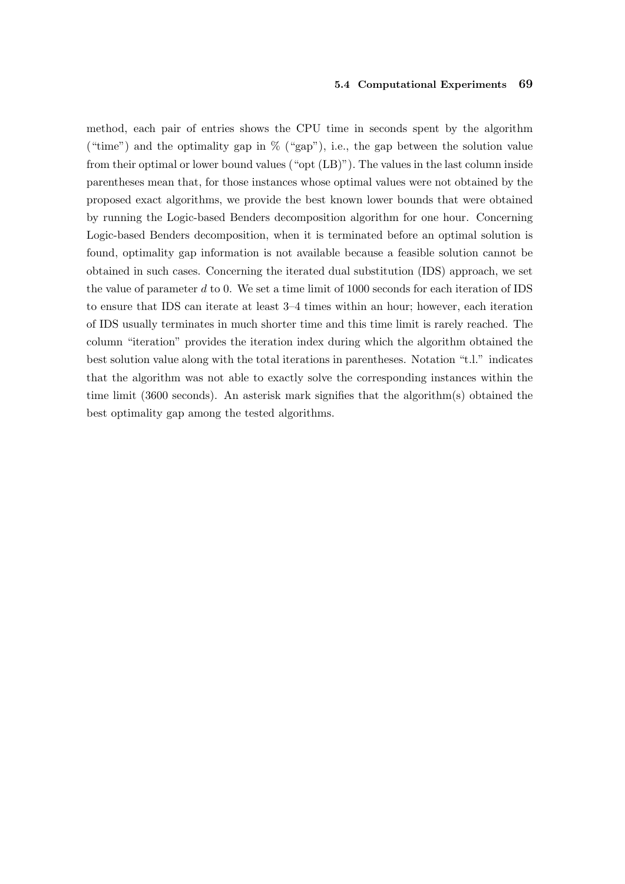method, each pair of entries shows the CPU time in seconds spent by the algorithm ("time") and the optimality gap in % ("gap"), i.e., the gap between the solution value from their optimal or lower bound values ("opt (LB)"). The values in the last column inside parentheses mean that, for those instances whose optimal values were not obtained by the proposed exact algorithms, we provide the best known lower bounds that were obtained by running the Logic-based Benders decomposition algorithm for one hour. Concerning Logic-based Benders decomposition, when it is terminated before an optimal solution is found, optimality gap information is not available because a feasible solution cannot be obtained in such cases. Concerning the iterated dual substitution (IDS) approach, we set the value of parameter $d$ to 0. We set a time limit of 1000 seconds for each iteration of IDS to ensure that IDS can iterate at least 3–4 times within an hour; however, each iteration of IDS usually terminates in much shorter time and this time limit is rarely reached. The column "iteration" provides the iteration index during which the algorithm obtained the best solution value along with the total iterations in parentheses. Notation "t.l." indicates that the algorithm was not able to exactly solve the corresponding instances within the time limit (3600 seconds). An asterisk mark signifies that the algorithm(s) obtained the best optimality gap among the tested algorithms.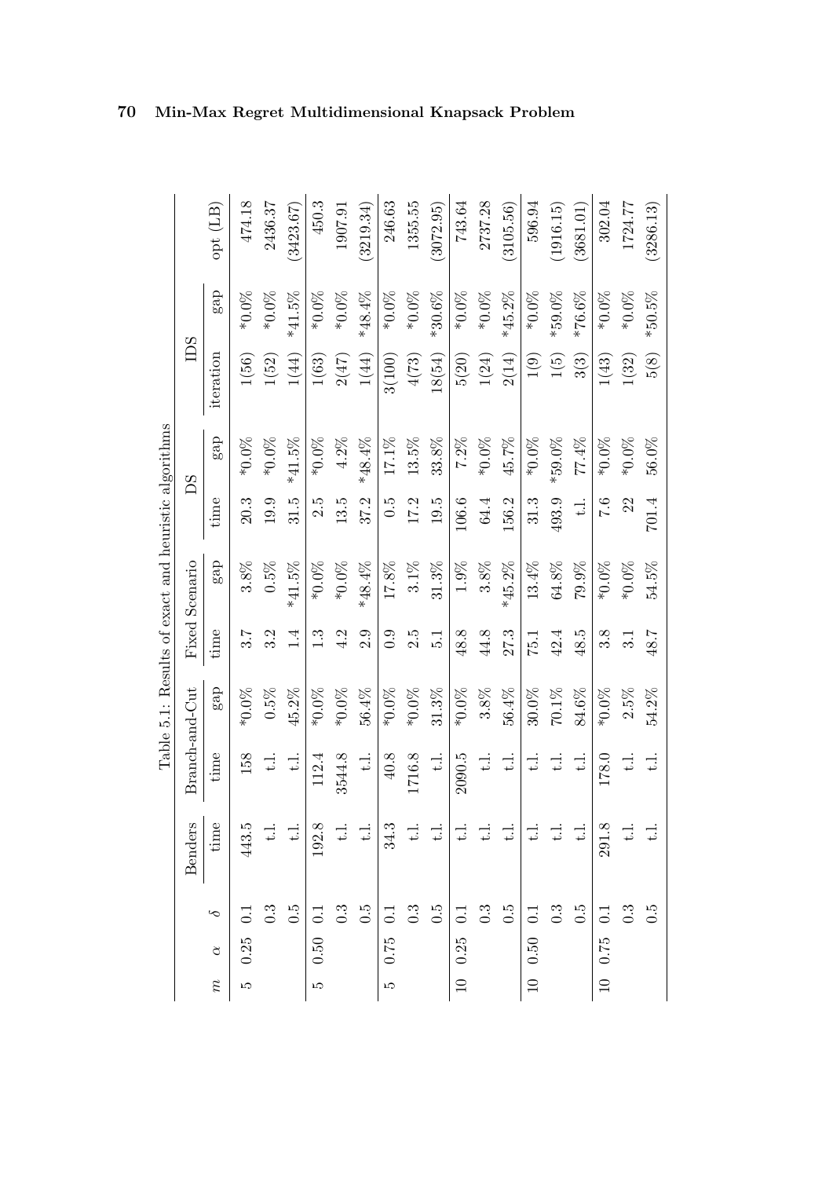Table 5.1: Results of exact and heuristic algorithms

| $m$ | $\alpha$ | $\delta$ | Benders | Branch-and-Cut | | Fixed Scenario | | DS | | IDS | | opt (LB) |
|---|---|---|---|---|---|---|---|---|---|---|---|---|
| | | | time | time | gap | time | gap | time | gap | iteration | gap | |
| 5 | 0.25 | 0.1 | 443.5 | 158 | *0.0% | 3.7 | 3.8% | 20.3 | *0.0% | 1(56) | *0.0% | 474.18 |
| | | 0.3 | t.l. | t.l. | 0.5% | 3.2 | 0.5% | 19.9 | *0.0% | 1(52) | *0.0% | 2436.37 |
| | | 0.5 | t.l. | t.l. | 45.2% | 1.4 | *41.5% | 31.5 | *41.5% | 1(44) | *41.5% | (3423.67) |
| 5 | 0.50 | 0.1 | 192.8 | 112.4 | *0.0% | 1.3 | *0.0% | 2.5 | *0.0% | 1(63) | *0.0% | 450.3 |
| | | 0.3 | t.l. | 3544.8 | *0.0% | 4.2 | *0.0% | 13.5 | 4.2% | 2(47) | *0.0% | 1907.91 |
| | | 0.5 | t.l. | t.l. | 56.4% | 2.9 | *48.4% | 37.2 | *48.4% | 1(44) | *48.4% | (3219.34) |
| 5 | 0.75 | 0.1 | 34.3 | 40.8 | *0.0% | 0.9 | 17.8% | 0.5 | 17.1% | 3(100) | *0.0% | 246.63 |
| | | 0.3 | t.l. | 1716.8 | *0.0% | 2.5 | 3.1% | 17.2 | 13.5% | 4(73) | *0.0% | 1355.55 |
| | | 0.5 | t.l. | t.l. | 31.3% | 5.1 | 31.3% | 19.5 | 33.8% | 18(54) | *30.6% | (3072.95) |
| 10 | 0.25 | 0.1 | t.l. | 2090.5 | *0.0% | 48.8 | 1.9% | 106.6 | 7.2% | 5(20) | *0.0% | 743.64 |
| | | 0.3 | t.l. | t.l. | 3.8% | 44.8 | 3.8% | 64.4 | *0.0% | 1(24) | *0.0% | 2737.28 |
| | | 0.5 | t.l. | t.l. | 56.4% | 27.3 | *45.2% | 156.2 | 45.7% | 2(14) | *45.2% | (3105.56) |
| 10 | 0.50 | 0.1 | t.l. | t.l. | 30.0% | 75.1 | 13.4% | 31.3 | *0.0% | 1(9) | *0.0% | 596.94 |
| | | 0.3 | t.l. | t.l. | 70.1% | 42.4 | 64.8% | 493.9 | *59.0% | 1(5) | *59.0% | (1916.15) |
| | | 0.5 | t.l. | t.l. | 84.6% | 48.5 | 79.9% | t.l. | 77.4% | 3(3) | *76.6% | (3681.01) |
| 10 | 0.75 | 0.1 | 291.8 | 178.0 | *0.0% | 3.8 | *0.0% | 7.6 | *0.0% | 1(43) | *0.0% | 302.04 |
| | | 0.3 | t.l. | t.l. | 2.5% | 3.1 | *0.0% | 22 | *0.0% | 1(32) | *0.0% | 1724.77 |
| | | 0.5 | t.l. | t.l. | 54.2% | 48.7 | 54.5% | 701.4 | 56.0% | 5(8) | *50.5% | (3286.13) |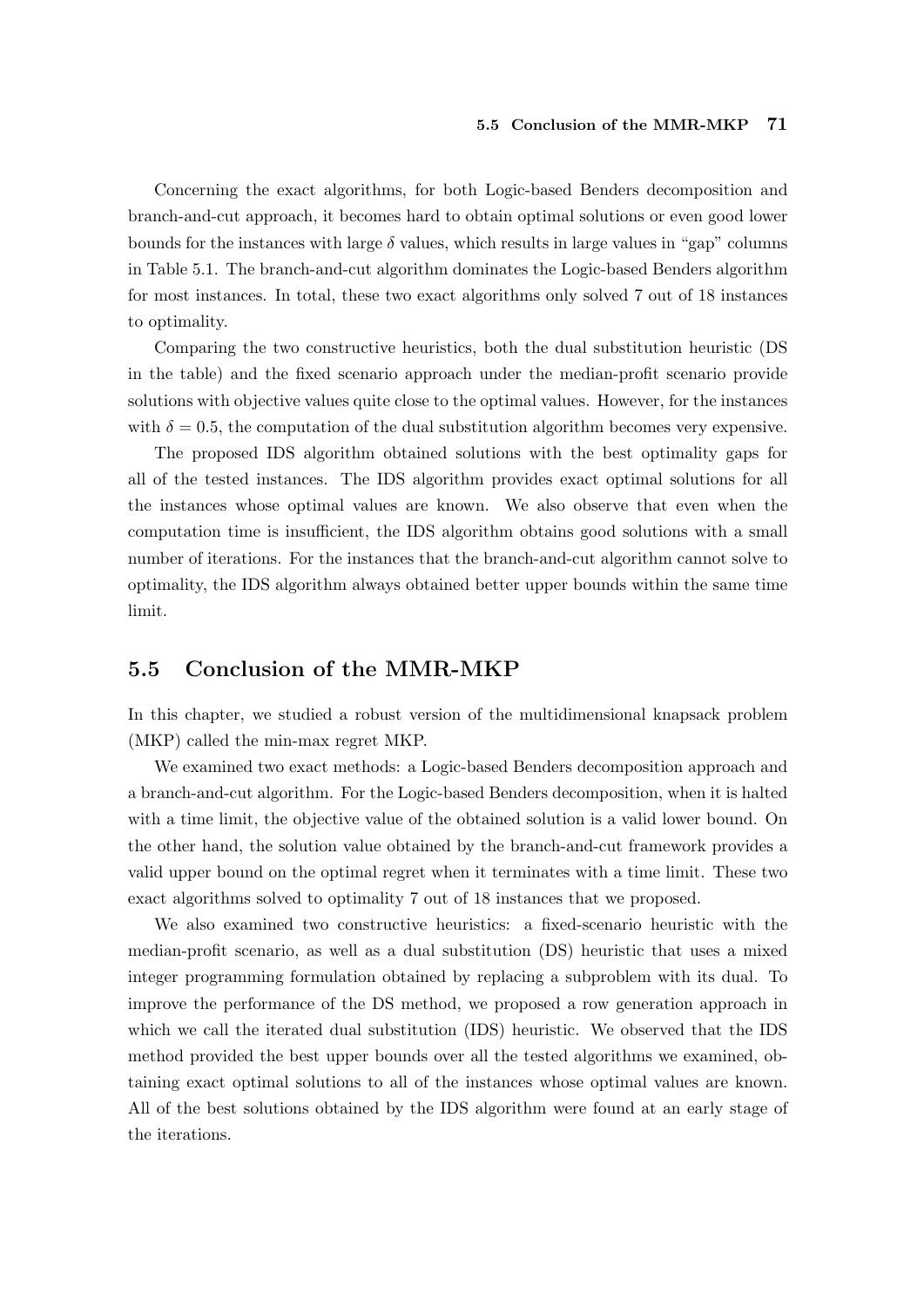Concerning the exact algorithms, for both Logic-based Benders decomposition and branch-and-cut approach, it becomes hard to obtain optimal solutions or even good lower bounds for the instances with large $\delta$ values, which results in large values in "gap" columns in Table 5.1. The branch-and-cut algorithm dominates the Logic-based Benders algorithm for most instances. In total, these two exact algorithms only solved 7 out of 18 instances to optimality.

Comparing the two constructive heuristics, both the dual substitution heuristic (DS in the table) and the fixed scenario approach under the median-profit scenario provide solutions with objective values quite close to the optimal values. However, for the instances with $\delta = 0.5$, the computation of the dual substitution algorithm becomes very expensive.

The proposed IDS algorithm obtained solutions with the best optimality gaps for all of the tested instances. The IDS algorithm provides exact optimal solutions for all the instances whose optimal values are known. We also observe that even when the computation time is insufficient, the IDS algorithm obtains good solutions with a small number of iterations. For the instances that the branch-and-cut algorithm cannot solve to optimality, the IDS algorithm always obtained better upper bounds within the same time limit.

## 5.5 Conclusion of the MMR-MKP

In this chapter, we studied a robust version of the multidimensional knapsack problem (MKP) called the min-max regret MKP.

We examined two exact methods: a Logic-based Benders decomposition approach and a branch-and-cut algorithm. For the Logic-based Benders decomposition, when it is halted with a time limit, the objective value of the obtained solution is a valid lower bound. On the other hand, the solution value obtained by the branch-and-cut framework provides a valid upper bound on the optimal regret when it terminates with a time limit. These two exact algorithms solved to optimality 7 out of 18 instances that we proposed.

We also examined two constructive heuristics: a fixed-scenario heuristic with the median-profit scenario, as well as a dual substitution (DS) heuristic that uses a mixed integer programming formulation obtained by replacing a subproblem with its dual. To improve the performance of the DS method, we proposed a row generation approach in which we call the iterated dual substitution (IDS) heuristic. We observed that the IDS method provided the best upper bounds over all the tested algorithms we examined, obtaining exact optimal solutions to all of the instances whose optimal values are known. All of the best solutions obtained by the IDS algorithm were found at an early stage of the iterations.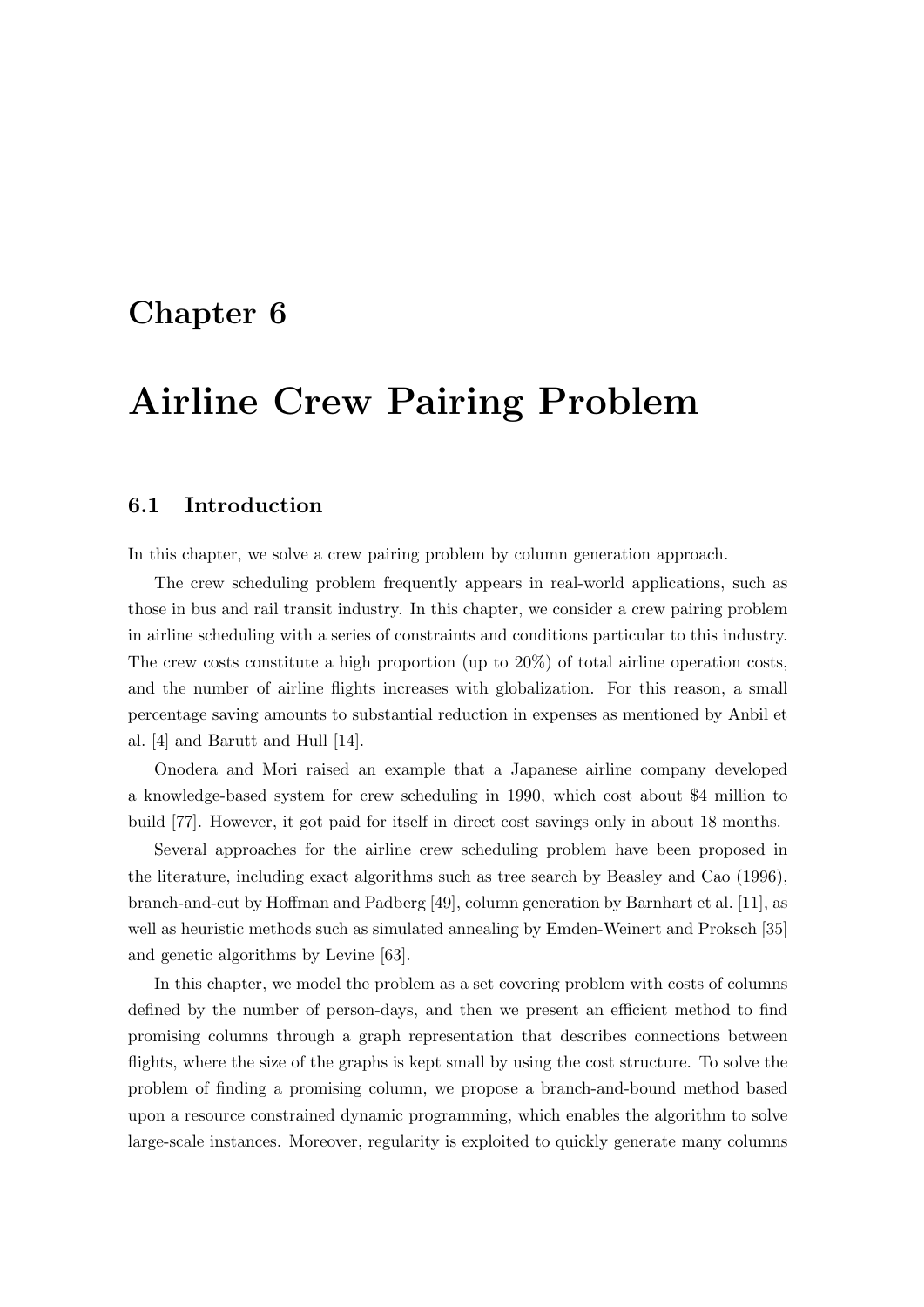# Chapter 6

# Airline Crew Pairing Problem

## 6.1 Introduction

In this chapter, we solve a crew pairing problem by column generation approach.

The crew scheduling problem frequently appears in real-world applications, such as those in bus and rail transit industry. In this chapter, we consider a crew pairing problem in airline scheduling with a series of constraints and conditions particular to this industry. The crew costs constitute a high proportion (up to 20%) of total airline operation costs, and the number of airline flights increases with globalization. For this reason, a small percentage saving amounts to substantial reduction in expenses as mentioned by Anbil et al. [4] and Barutt and Hull [14].

Onodera and Mori raised an example that a Japanese airline company developed a knowledge-based system for crew scheduling in 1990, which cost about $4 million to build [77]. However, it got paid for itself in direct cost savings only in about 18 months.

Several approaches for the airline crew scheduling problem have been proposed in the literature, including exact algorithms such as tree search by Beasley and Cao (1996), branch-and-cut by Hoffman and Padberg [49], column generation by Barnhart et al. [11], as well as heuristic methods such as simulated annealing by Emden-Weinert and Proksch [35] and genetic algorithms by Levine [63].

In this chapter, we model the problem as a set covering problem with costs of columns defined by the number of person-days, and then we present an efficient method to find promising columns through a graph representation that describes connections between flights, where the size of the graphs is kept small by using the cost structure. To solve the problem of finding a promising column, we propose a branch-and-bound method based upon a resource constrained dynamic programming, which enables the algorithm to solve large-scale instances. Moreover, regularity is exploited to quickly generate many columns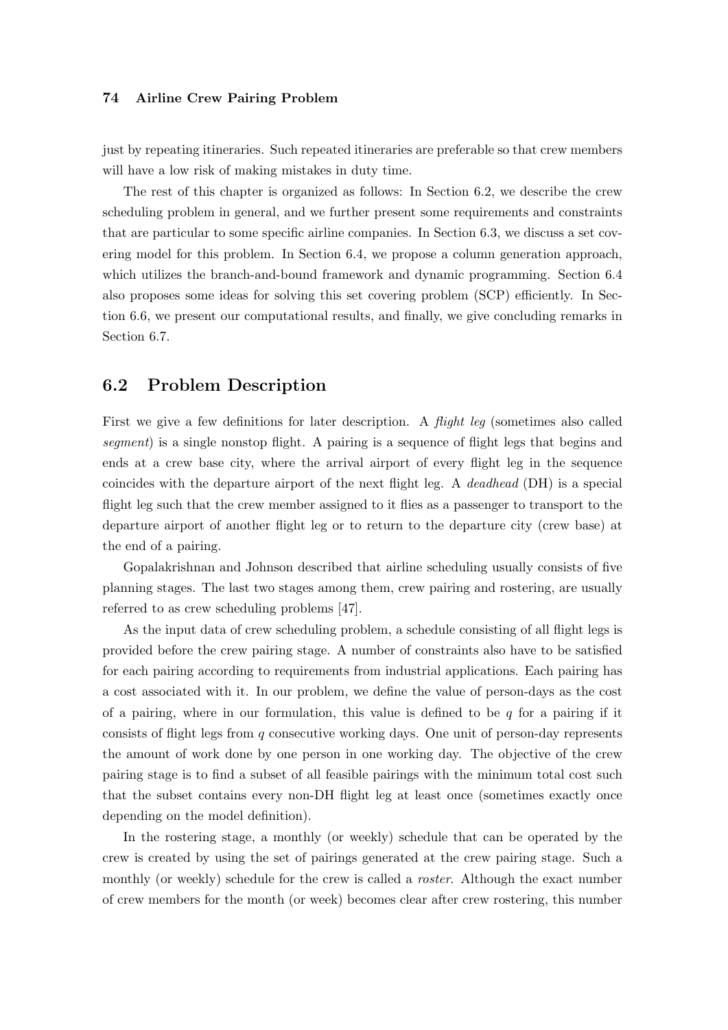just by repeating itineraries. Such repeated itineraries are preferable so that crew members will have a low risk of making mistakes in duty time.

The rest of this chapter is organized as follows: In Section 6.2, we describe the crew scheduling problem in general, and we further present some requirements and constraints that are particular to some specific airline companies. In Section 6.3, we discuss a set covering model for this problem. In Section 6.4, we propose a column generation approach, which utilizes the branch-and-bound framework and dynamic programming. Section 6.4 also proposes some ideas for solving this set covering problem (SCP) efficiently. In Section 6.6, we present our computational results, and finally, we give concluding remarks in Section 6.7.

## 6.2 Problem Description

First we give a few definitions for later description. A *flight leg* (sometimes also called *segment*) is a single nonstop flight. A pairing is a sequence of flight legs that begins and ends at a crew base city, where the arrival airport of every flight leg in the sequence coincides with the departure airport of the next flight leg. A *deadhead* (DH) is a special flight leg such that the crew member assigned to it flies as a passenger to transport to the departure airport of another flight leg or to return to the departure city (crew base) at the end of a pairing.

Gopalakrishnan and Johnson described that airline scheduling usually consists of five planning stages. The last two stages among them, crew pairing and rostering, are usually referred to as crew scheduling problems [47].

As the input data of crew scheduling problem, a schedule consisting of all flight legs is provided before the crew pairing stage. A number of constraints also have to be satisfied for each pairing according to requirements from industrial applications. Each pairing has a cost associated with it. In our problem, we define the value of person-days as the cost of a pairing, where in our formulation, this value is defined to be $q$ for a pairing if it consists of flight legs from $q$ consecutive working days. One unit of person-day represents the amount of work done by one person in one working day. The objective of the crew pairing stage is to find a subset of all feasible pairings with the minimum total cost such that the subset contains every non-DH flight leg at least once (sometimes exactly once depending on the model definition).

In the rostering stage, a monthly (or weekly) schedule that can be operated by the crew is created by using the set of pairings generated at the crew pairing stage. Such a monthly (or weekly) schedule for the crew is called a *roster*. Although the exact number of crew members for the month (or week) becomes clear after crew rostering, this number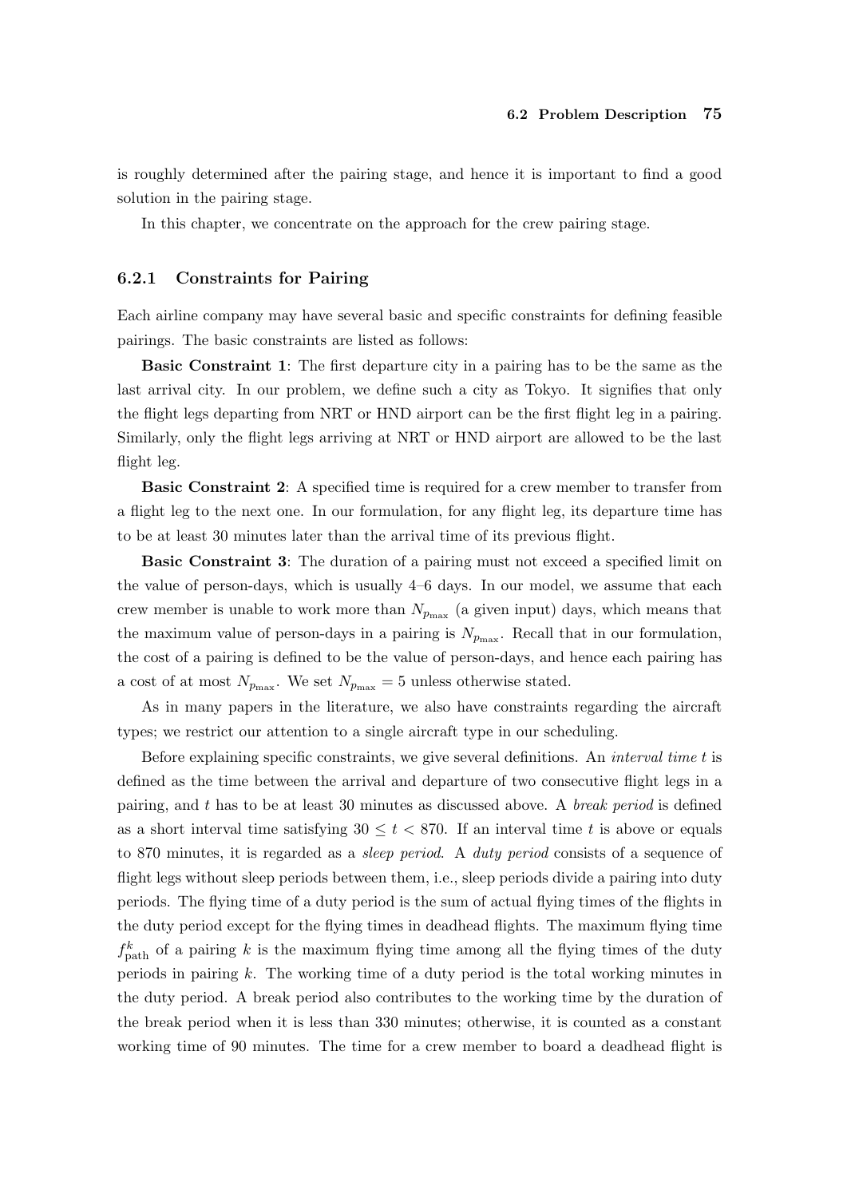is roughly determined after the pairing stage, and hence it is important to find a good solution in the pairing stage.

In this chapter, we concentrate on the approach for the crew pairing stage.

### 6.2.1 Constraints for Pairing

Each airline company may have several basic and specific constraints for defining feasible pairings. The basic constraints are listed as follows:

**Basic Constraint 1**: The first departure city in a pairing has to be the same as the last arrival city. In our problem, we define such a city as Tokyo. It signifies that only the flight legs departing from NRT or HND airport can be the first flight leg in a pairing. Similarly, only the flight legs arriving at NRT or HND airport are allowed to be the last flight leg.

**Basic Constraint 2**: A specified time is required for a crew member to transfer from a flight leg to the next one. In our formulation, for any flight leg, its departure time has to be at least 30 minutes later than the arrival time of its previous flight.

**Basic Constraint 3**: The duration of a pairing must not exceed a specified limit on the value of person-days, which is usually 4–6 days. In our model, we assume that each crew member is unable to work more than $N_{p_{\max}}$ (a given input) days, which means that the maximum value of person-days in a pairing is $N_{p_{\max}}$. Recall that in our formulation, the cost of a pairing is defined to be the value of person-days, and hence each pairing has a cost of at most $N_{p_{\max}}$. We set $N_{p_{\max}} = 5$ unless otherwise stated.

As in many papers in the literature, we also have constraints regarding the aircraft types; we restrict our attention to a single aircraft type in our scheduling.

Before explaining specific constraints, we give several definitions. An *interval time* $t$ is defined as the time between the arrival and departure of two consecutive flight legs in a pairing, and $t$ has to be at least 30 minutes as discussed above. A *break period* is defined as a short interval time satisfying $30 \leq t < 870$. If an interval time $t$ is above or equals to 870 minutes, it is regarded as a *sleep period*. A *duty period* consists of a sequence of flight legs without sleep periods between them, i.e., sleep periods divide a pairing into duty periods. The flying time of a duty period is the sum of actual flying times of the flights in the duty period except for the flying times in deadhead flights. The maximum flying time $f_{\text{path}}^k$ of a pairing $k$ is the maximum flying time among all the flying times of the duty periods in pairing $k$. The working time of a duty period is the total working minutes in the duty period. A break period also contributes to the working time by the duration of the break period when it is less than 330 minutes; otherwise, it is counted as a constant working time of 90 minutes. The time for a crew member to board a deadhead flight is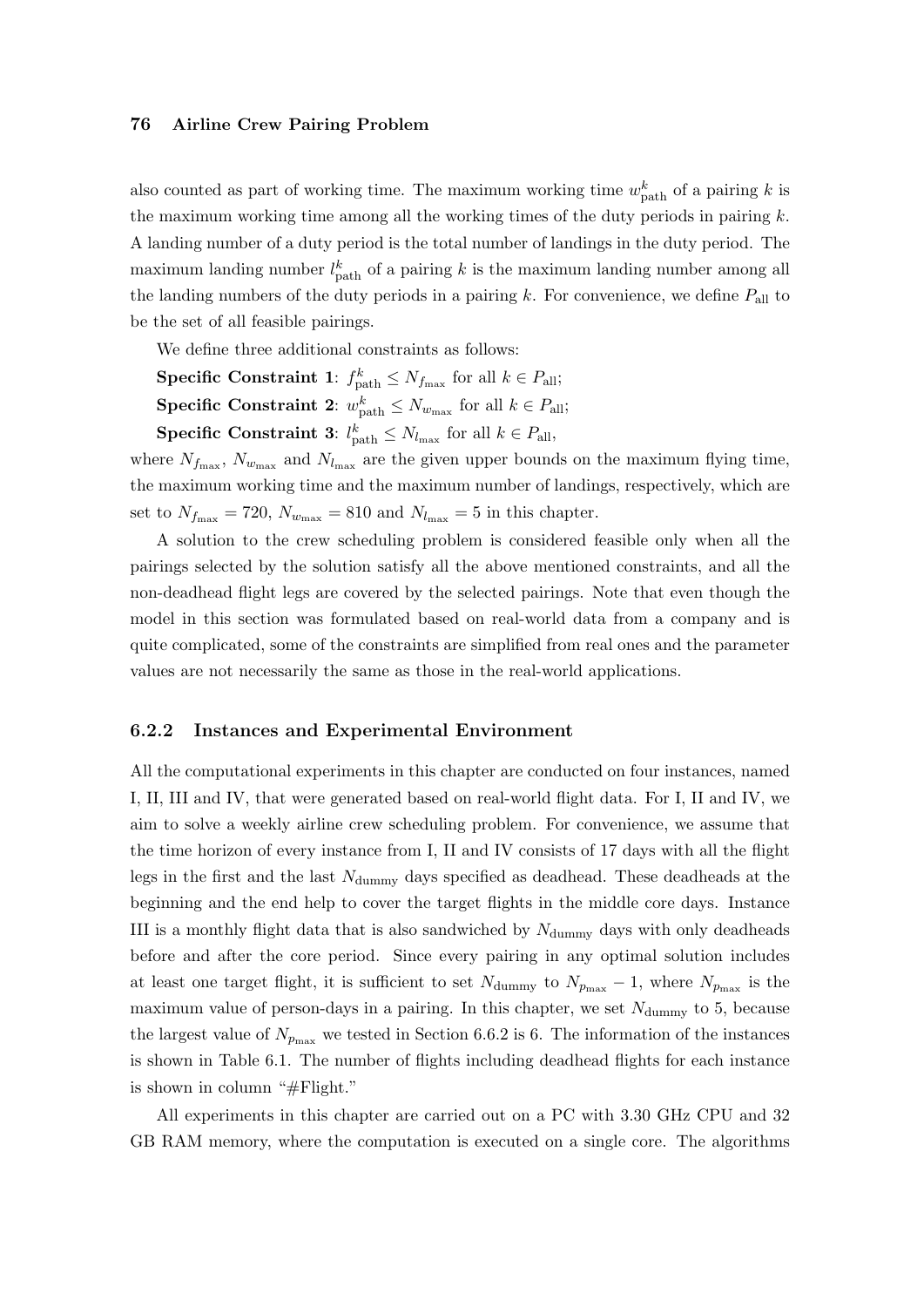also counted as part of working time. The maximum working time $w^k_{\text{path}}$ of a pairing $k$ is the maximum working time among all the working times of the duty periods in pairing $k$. A landing number of a duty period is the total number of landings in the duty period. The maximum landing number $l^k_{\text{path}}$ of a pairing $k$ is the maximum landing number among all the landing numbers of the duty periods in a pairing $k$. For convenience, we define $P_{\text{all}}$ to be the set of all feasible pairings.

We define three additional constraints as follows:

**Specific Constraint 1**: $f^k_{\text{path}} \leq N_{f_{\max}}$ for all $k \in P_{\text{all}}$;

**Specific Constraint 2**: $w^k_{\text{path}} \leq N_{w_{\max}}$ for all $k \in P_{\text{all}}$;

**Specific Constraint 3**: $l^k_{\text{path}} \leq N_{l_{\max}}$ for all $k \in P_{\text{all}}$,

where $N_{f_{\max}}$, $N_{w_{\max}}$ and $N_{l_{\max}}$ are the given upper bounds on the maximum flying time, the maximum working time and the maximum number of landings, respectively, which are set to $N_{f_{\max}} = 720$, $N_{w_{\max}} = 810$ and $N_{l_{\max}} = 5$ in this chapter.

A solution to the crew scheduling problem is considered feasible only when all the pairings selected by the solution satisfy all the above mentioned constraints, and all the non-deadhead flight legs are covered by the selected pairings. Note that even though the model in this section was formulated based on real-world data from a company and is quite complicated, some of the constraints are simplified from real ones and the parameter values are not necessarily the same as those in the real-world applications.

### 6.2.2 Instances and Experimental Environment

All the computational experiments in this chapter are conducted on four instances, named I, II, III and IV, that were generated based on real-world flight data. For I, II and IV, we aim to solve a weekly airline crew scheduling problem. For convenience, we assume that the time horizon of every instance from I, II and IV consists of 17 days with all the flight legs in the first and the last $N_{\text{dummy}}$ days specified as deadhead. These deadheads at the beginning and the end help to cover the target flights in the middle core days. Instance III is a monthly flight data that is also sandwiched by $N_{\text{dummy}}$ days with only deadheads before and after the core period. Since every pairing in any optimal solution includes at least one target flight, it is sufficient to set $N_{\text{dummy}}$ to $N_{p_{\max}} - 1$, where $N_{p_{\max}}$ is the maximum value of person-days in a pairing. In this chapter, we set $N_{\text{dummy}}$ to 5, because the largest value of $N_{p_{\max}}$ we tested in Section 6.6.2 is 6. The information of the instances is shown in Table 6.1. The number of flights including deadhead flights for each instance is shown in column "#Flight."

All experiments in this chapter are carried out on a PC with 3.30 GHz CPU and 32 GB RAM memory, where the computation is executed on a single core. The algorithms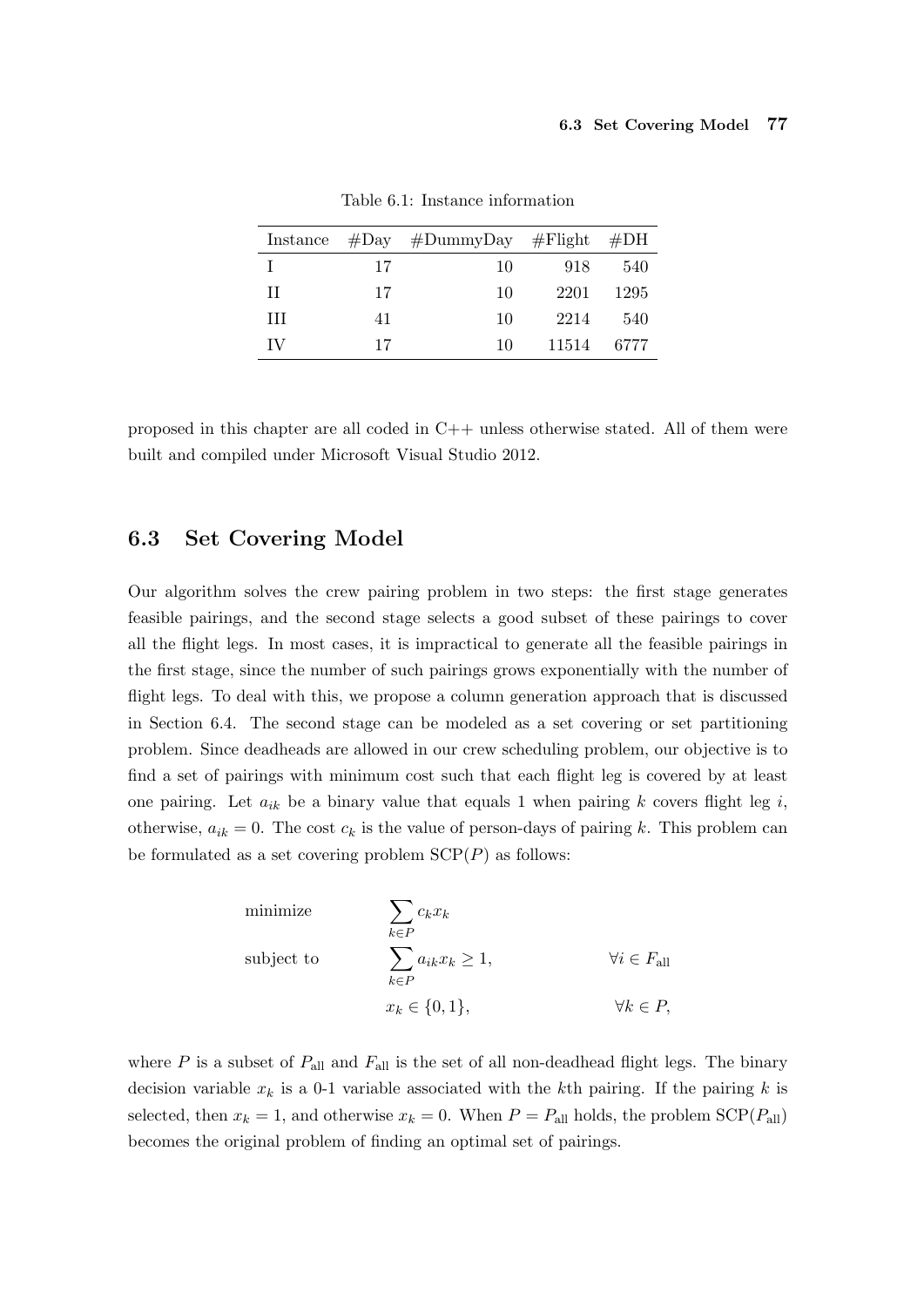Table 6.1: Instance information

| Instance | #Day | #DummyDay | #Flight | #DH |
|---|---|---|---|---|
| I | 17 | 10 | 918 | 540 |
| II | 17 | 10 | 2201 | 1295 |
| III | 41 | 10 | 2214 | 540 |
| IV | 17 | 10 | 11514 | 6777 |

proposed in this chapter are all coded in C++ unless otherwise stated. All of them were built and compiled under Microsoft Visual Studio 2012.

## 6.3 Set Covering Model

Our algorithm solves the crew pairing problem in two steps: the first stage generates feasible pairings, and the second stage selects a good subset of these pairings to cover all the flight legs. In most cases, it is impractical to generate all the feasible pairings in the first stage, since the number of such pairings grows exponentially with the number of flight legs. To deal with this, we propose a column generation approach that is discussed in Section 6.4. The second stage can be modeled as a set covering or set partitioning problem. Since deadheads are allowed in our crew scheduling problem, our objective is to find a set of pairings with minimum cost such that each flight leg is covered by at least one pairing. Let $a_{ik}$ be a binary value that equals 1 when pairing $k$ covers flight leg $i$, otherwise, $a_{ik} = 0$. The cost $c_k$ is the value of person-days of pairing $k$. This problem can be formulated as a set covering problem $\text{SCP}(P)$ as follows:

$$
\begin{aligned}
\text{minimize} \quad & \sum_{k \in P} c_k x_k \\
\text{subject to} \quad & \sum_{k \in P} a_{ik} x_k \geq 1, && \forall i \in F_{\text{all}} \\
& x_k \in \{0, 1\}, && \forall k \in P,
\end{aligned}
$$

where $P$ is a subset of $P_{\text{all}}$ and $F_{\text{all}}$ is the set of all non-deadhead flight legs. The binary decision variable $x_k$ is a 0-1 variable associated with the $k$th pairing. If the pairing $k$ is selected, then $x_k = 1$, and otherwise $x_k = 0$. When $P = P_{\text{all}}$ holds, the problem $\text{SCP}(P_{\text{all}})$ becomes the original problem of finding an optimal set of pairings.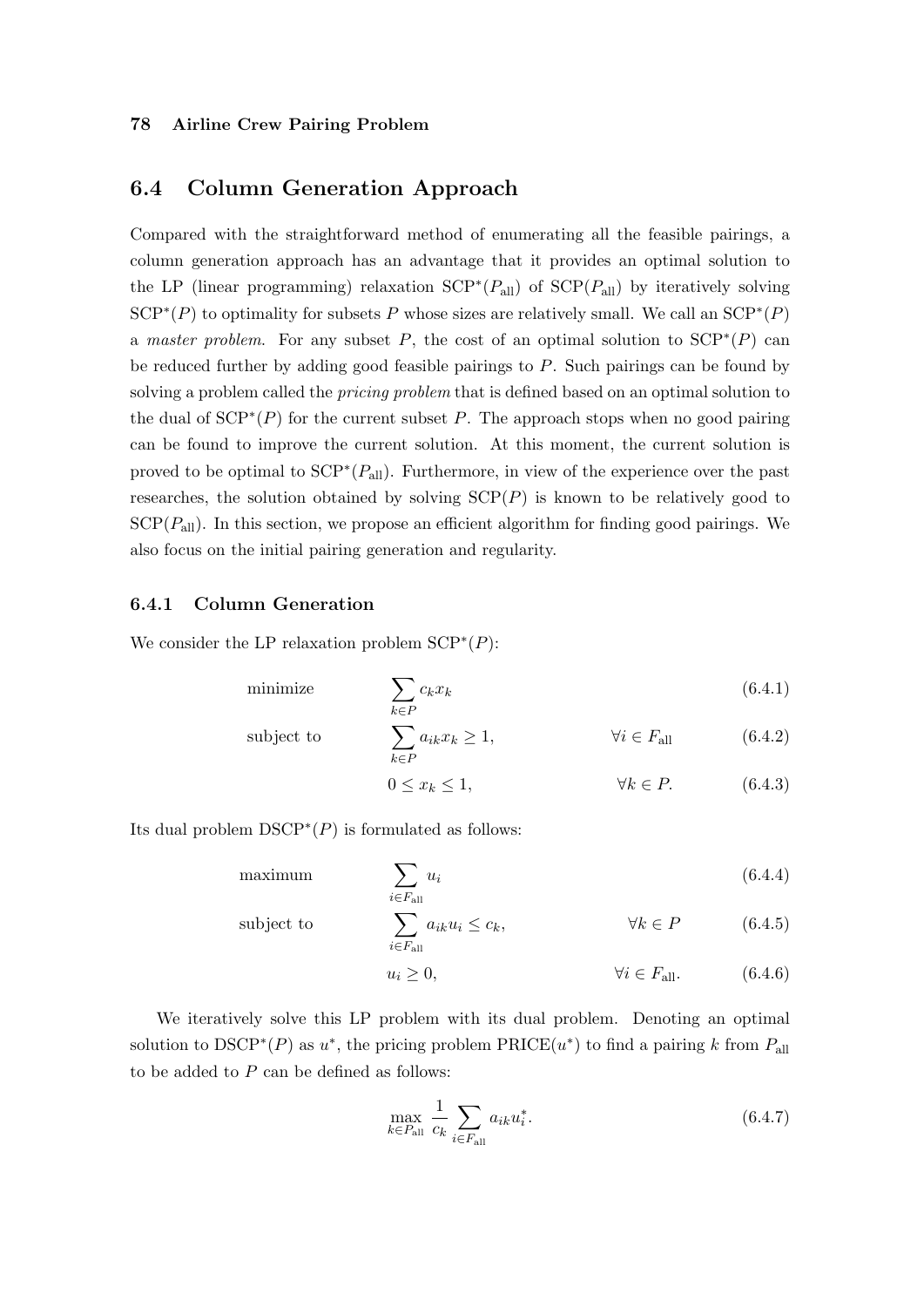## 6.4 Column Generation Approach

Compared with the straightforward method of enumerating all the feasible pairings, a column generation approach has an advantage that it provides an optimal solution to the LP (linear programming) relaxation $\mathrm{SCP}^*(P_{\mathrm{all}})$ of $\mathrm{SCP}(P_{\mathrm{all}})$ by iteratively solving $\mathrm{SCP}^*(P)$ to optimality for subsets $P$ whose sizes are relatively small. We call an $\mathrm{SCP}^*(P)$ a *master problem*. For any subset $P$, the cost of an optimal solution to $\mathrm{SCP}^*(P)$ can be reduced further by adding good feasible pairings to $P$. Such pairings can be found by solving a problem called the *pricing problem* that is defined based on an optimal solution to the dual of $\mathrm{SCP}^*(P)$ for the current subset $P$. The approach stops when no good pairing can be found to improve the current solution. At this moment, the current solution is proved to be optimal to $\mathrm{SCP}^*(P_{\mathrm{all}})$. Furthermore, in view of the experience over the past researches, the solution obtained by solving $\mathrm{SCP}(P)$ is known to be relatively good to $\mathrm{SCP}(P_{\mathrm{all}})$. In this section, we propose an efficient algorithm for finding good pairings. We also focus on the initial pairing generation and regularity.

### 6.4.1 Column Generation

We consider the LP relaxation problem $\mathrm{SCP}^*(P)$:

$$\text{minimize} \quad \sum_{k \in P} c_k x_k \tag{6.4.1}$$

$$\text{subject to} \quad \sum_{k \in P} a_{ik} x_k \geq 1, \qquad \forall i \in F_{\mathrm{all}} \tag{6.4.2}$$

$$0 \leq x_k \leq 1, \qquad \forall k \in P. \tag{6.4.3}$$

Its dual problem $\mathrm{DSCP}^*(P)$ is formulated as follows:

$$\text{maximum} \quad \sum_{i \in F_{\mathrm{all}}} u_i \tag{6.4.4}$$

$$\text{subject to} \quad \sum_{i \in F_{\mathrm{all}}} a_{ik} u_i \leq c_k, \qquad \forall k \in P \tag{6.4.5}$$

$$u_i \geq 0, \qquad \forall i \in F_{\mathrm{all}}. \tag{6.4.6}$$

We iteratively solve this LP problem with its dual problem. Denoting an optimal solution to $\mathrm{DSCP}^*(P)$ as $u^*$, the pricing problem $\mathrm{PRICE}(u^*)$ to find a pairing $k$ from $P_{\mathrm{all}}$ to be added to $P$ can be defined as follows:

$$\max_{k \in P_{\mathrm{all}}} \frac{1}{c_k} \sum_{i \in F_{\mathrm{all}}} a_{ik} u_i^*. \tag{6.4.7}$$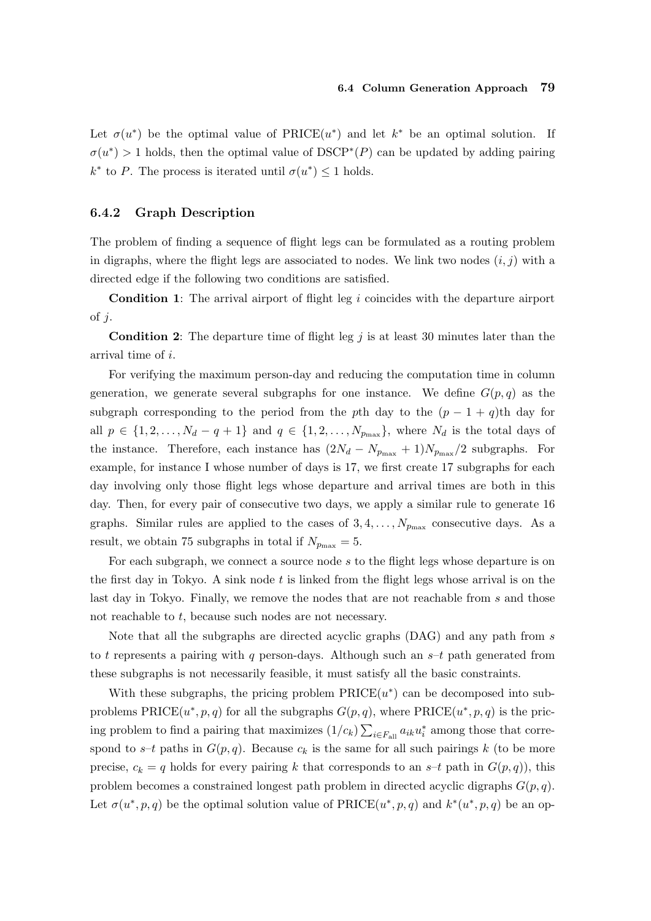Let $\sigma(u^*)$ be the optimal value of PRICE($u^*$) and let $k^*$ be an optimal solution. If $\sigma(u^*) > 1$ holds, then the optimal value of DSCP$^*(P)$ can be updated by adding pairing $k^*$ to $P$. The process is iterated until $\sigma(u^*) \leq 1$ holds.

### 6.4.2 Graph Description

The problem of finding a sequence of flight legs can be formulated as a routing problem in digraphs, where the flight legs are associated to nodes. We link two nodes $(i, j)$ with a directed edge if the following two conditions are satisfied.

**Condition 1**: The arrival airport of flight leg $i$ coincides with the departure airport of $j$.

**Condition 2**: The departure time of flight leg $j$ is at least 30 minutes later than the arrival time of $i$.

For verifying the maximum person-day and reducing the computation time in column generation, we generate several subgraphs for one instance. We define $G(p, q)$ as the subgraph corresponding to the period from the $p$th day to the $(p - 1 + q)$th day for all $p \in \{1, 2, \ldots, N_d - q + 1\}$ and $q \in \{1, 2, \ldots, N_{p_{\max}}\}$, where $N_d$ is the total days of the instance. Therefore, each instance has $(2N_d - N_{p_{\max}} + 1)N_{p_{\max}}/2$ subgraphs. For example, for instance I whose number of days is 17, we first create 17 subgraphs for each day involving only those flight legs whose departure and arrival times are both in this day. Then, for every pair of consecutive two days, we apply a similar rule to generate 16 graphs. Similar rules are applied to the cases of $3, 4, \ldots, N_{p_{\max}}$ consecutive days. As a result, we obtain 75 subgraphs in total if $N_{p_{\max}} = 5$.

For each subgraph, we connect a source node $s$ to the flight legs whose departure is on the first day in Tokyo. A sink node $t$ is linked from the flight legs whose arrival is on the last day in Tokyo. Finally, we remove the nodes that are not reachable from $s$ and those not reachable to $t$, because such nodes are not necessary.

Note that all the subgraphs are directed acyclic graphs (DAG) and any path from $s$ to $t$ represents a pairing with $q$ person-days. Although such an $s$–$t$ path generated from these subgraphs is not necessarily feasible, it must satisfy all the basic constraints.

With these subgraphs, the pricing problem PRICE($u^*$) can be decomposed into subproblems PRICE($u^*, p, q$) for all the subgraphs $G(p, q)$, where PRICE($u^*, p, q$) is the pricing problem to find a pairing that maximizes $(1/c_k)\sum_{i \in F_{\text{all}}} a_{ik} u_i^*$ among those that correspond to $s$–$t$ paths in $G(p, q)$. Because $c_k$ is the same for all such pairings $k$ (to be more precise, $c_k = q$ holds for every pairing $k$ that corresponds to an $s$–$t$ path in $G(p, q)$), this problem becomes a constrained longest path problem in directed acyclic digraphs $G(p, q)$. Let $\sigma(u^*, p, q)$ be the optimal solution value of PRICE($u^*, p, q$) and $k^*(u^*, p, q)$ be an op-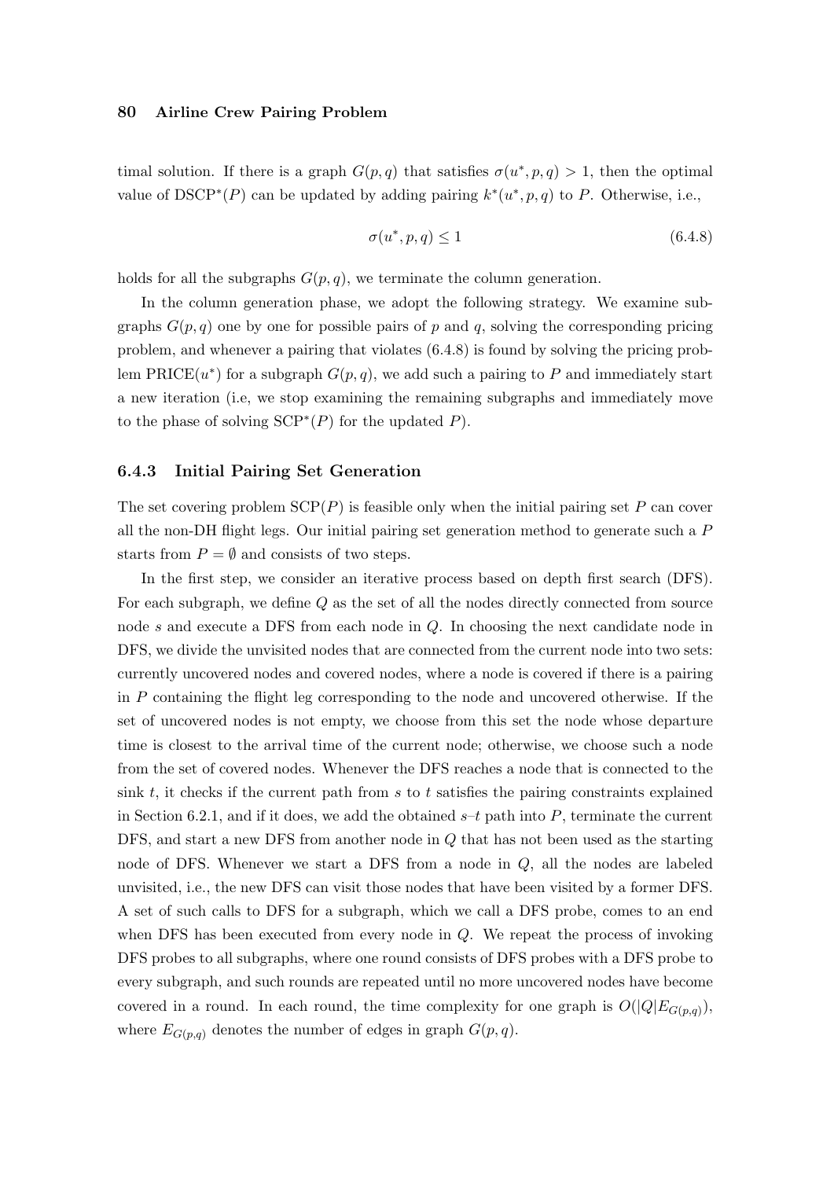timal solution. If there is a graph $G(p,q)$ that satisfies $\sigma(u^*,p,q) > 1$, then the optimal value of DSCP$^*(P)$ can be updated by adding pairing $k^*(u^*,p,q)$ to $P$. Otherwise, i.e.,

$$\sigma(u^*,p,q) \leq 1 \tag{6.4.8}$$

holds for all the subgraphs $G(p,q)$, we terminate the column generation.

In the column generation phase, we adopt the following strategy. We examine subgraphs $G(p,q)$ one by one for possible pairs of $p$ and $q$, solving the corresponding pricing problem, and whenever a pairing that violates (6.4.8) is found by solving the pricing problem PRICE$(u^*)$ for a subgraph $G(p,q)$, we add such a pairing to $P$ and immediately start a new iteration (i.e, we stop examining the remaining subgraphs and immediately move to the phase of solving SCP$^*(P)$ for the updated $P$).

### 6.4.3 Initial Pairing Set Generation

The set covering problem SCP$(P)$ is feasible only when the initial pairing set $P$ can cover all the non-DH flight legs. Our initial pairing set generation method to generate such a $P$ starts from $P = \emptyset$ and consists of two steps.

In the first step, we consider an iterative process based on depth first search (DFS). For each subgraph, we define $Q$ as the set of all the nodes directly connected from source node $s$ and execute a DFS from each node in $Q$. In choosing the next candidate node in DFS, we divide the unvisited nodes that are connected from the current node into two sets: currently uncovered nodes and covered nodes, where a node is covered if there is a pairing in $P$ containing the flight leg corresponding to the node and uncovered otherwise. If the set of uncovered nodes is not empty, we choose from this set the node whose departure time is closest to the arrival time of the current node; otherwise, we choose such a node from the set of covered nodes. Whenever the DFS reaches a node that is connected to the sink $t$, it checks if the current path from $s$ to $t$ satisfies the pairing constraints explained in Section 6.2.1, and if it does, we add the obtained $s$–$t$ path into $P$, terminate the current DFS, and start a new DFS from another node in $Q$ that has not been used as the starting node of DFS. Whenever we start a DFS from a node in $Q$, all the nodes are labeled unvisited, i.e., the new DFS can visit those nodes that have been visited by a former DFS. A set of such calls to DFS for a subgraph, which we call a DFS probe, comes to an end when DFS has been executed from every node in $Q$. We repeat the process of invoking DFS probes to all subgraphs, where one round consists of DFS probes with a DFS probe to every subgraph, and such rounds are repeated until no more uncovered nodes have become covered in a round. In each round, the time complexity for one graph is $O(|Q|E_{G(p,q)})$, where $E_{G(p,q)}$ denotes the number of edges in graph $G(p,q)$.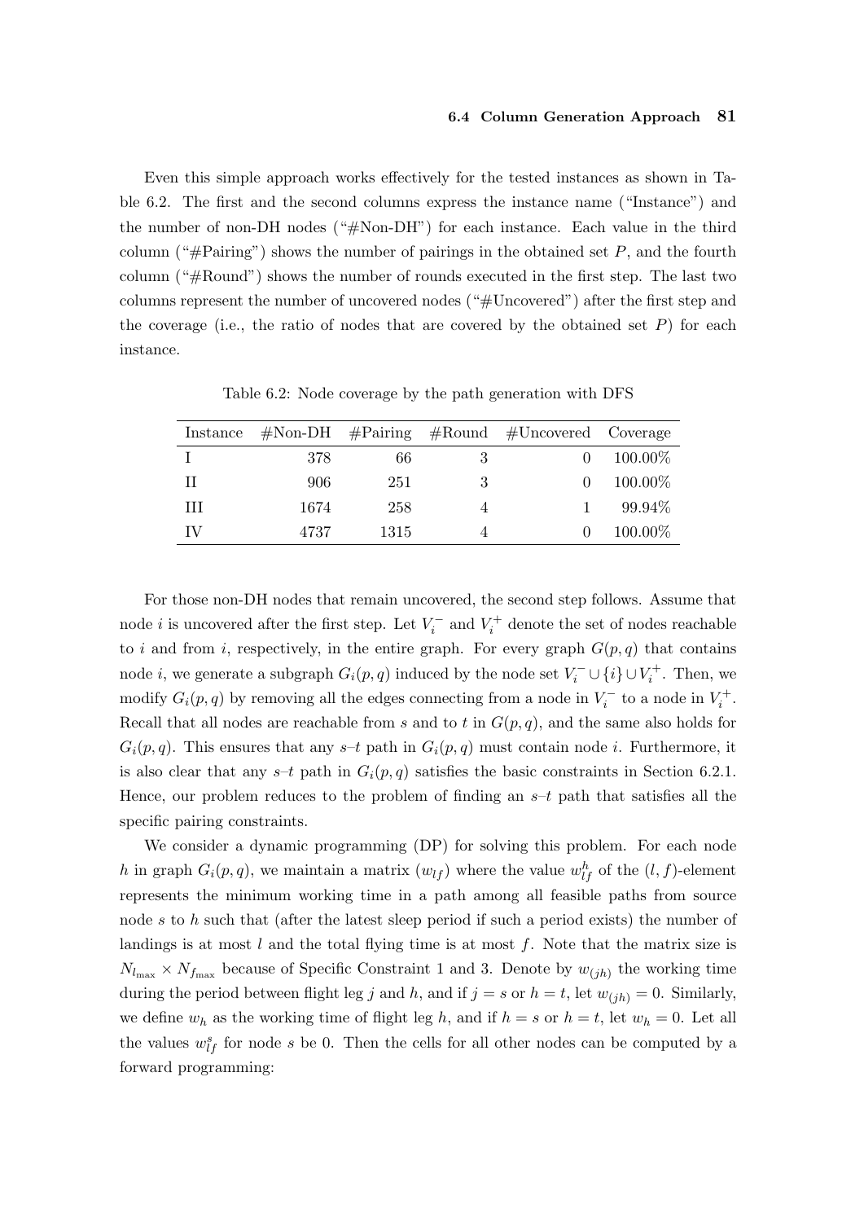Even this simple approach works effectively for the tested instances as shown in Table 6.2. The first and the second columns express the instance name ("Instance") and the number of non-DH nodes ("#Non-DH") for each instance. Each value in the third column ("#Pairing") shows the number of pairings in the obtained set $P$, and the fourth column ("#Round") shows the number of rounds executed in the first step. The last two columns represent the number of uncovered nodes ("#Uncovered") after the first step and the coverage (i.e., the ratio of nodes that are covered by the obtained set $P$) for each instance.

Table 6.2: Node coverage by the path generation with DFS

| Instance | #Non-DH | #Pairing | #Round | #Uncovered | Coverage |
|---|---|---|---|---|---|
| I | 378 | 66 | 3 | 0 | 100.00% |
| II | 906 | 251 | 3 | 0 | 100.00% |
| III | 1674 | 258 | 4 | 1 | 99.94% |
| IV | 4737 | 1315 | 4 | 0 | 100.00% |

For those non-DH nodes that remain uncovered, the second step follows. Assume that node $i$ is uncovered after the first step. Let $V_i^-$ and $V_i^+$ denote the set of nodes reachable to $i$ and from $i$, respectively, in the entire graph. For every graph $G(p,q)$ that contains node $i$, we generate a subgraph $G_i(p,q)$ induced by the node set $V_i^- \cup \{i\} \cup V_i^+$. Then, we modify $G_i(p,q)$ by removing all the edges connecting from a node in $V_i^-$ to a node in $V_i^+$. Recall that all nodes are reachable from $s$ and to $t$ in $G(p,q)$, and the same also holds for $G_i(p,q)$. This ensures that any $s$–$t$ path in $G_i(p,q)$ must contain node $i$. Furthermore, it is also clear that any $s$–$t$ path in $G_i(p,q)$ satisfies the basic constraints in Section 6.2.1. Hence, our problem reduces to the problem of finding an $s$–$t$ path that satisfies all the specific pairing constraints.

We consider a dynamic programming (DP) for solving this problem. For each node $h$ in graph $G_i(p,q)$, we maintain a matrix $(w_{lf})$ where the value $w_{lf}^h$ of the $(l,f)$-element represents the minimum working time in a path among all feasible paths from source node $s$ to $h$ such that (after the latest sleep period if such a period exists) the number of landings is at most $l$ and the total flying time is at most $f$. Note that the matrix size is $N_{l_{\max}} \times N_{f_{\max}}$ because of Specific Constraint 1 and 3. Denote by $w_{(jh)}$ the working time during the period between flight leg $j$ and $h$, and if $j = s$ or $h = t$, let $w_{(jh)} = 0$. Similarly, we define $w_h$ as the working time of flight leg $h$, and if $h = s$ or $h = t$, let $w_h = 0$. Let all the values $w_{lf}^s$ for node $s$ be 0. Then the cells for all other nodes can be computed by a forward programming: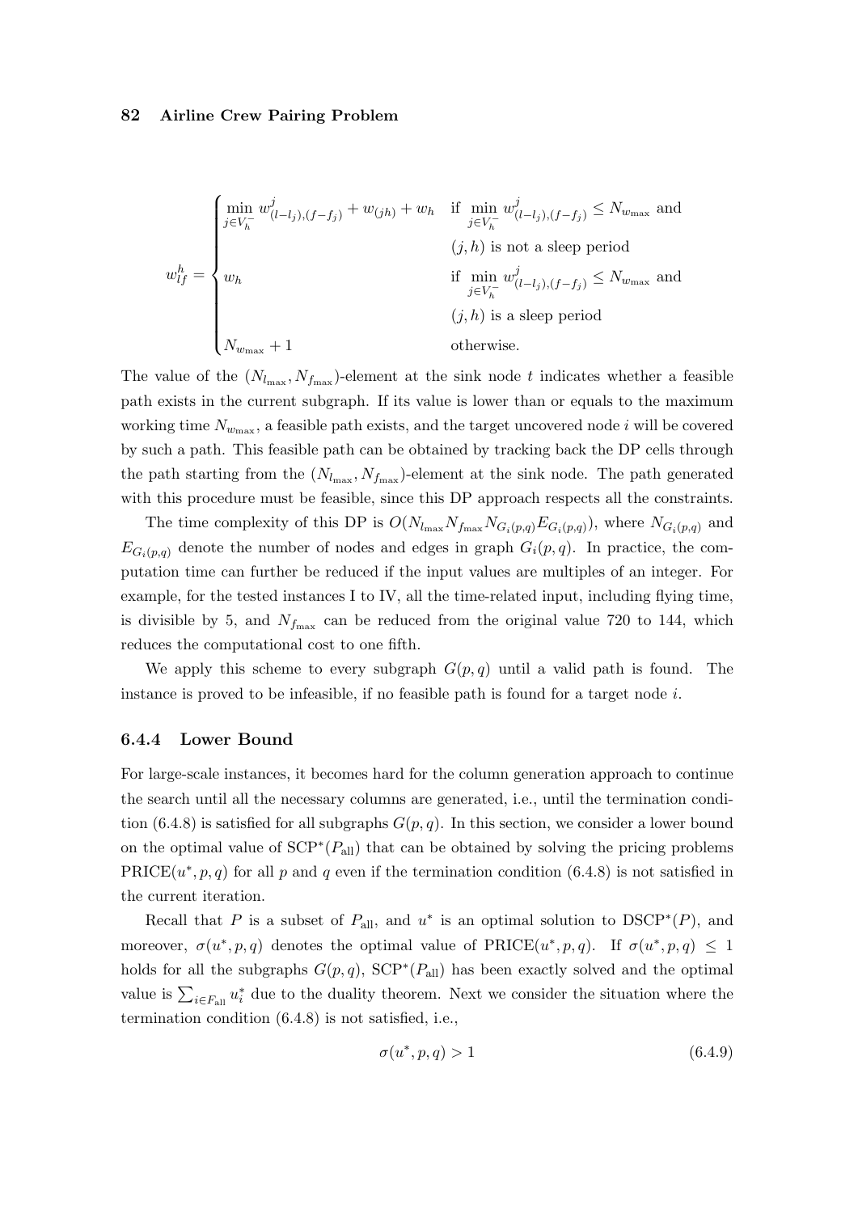$$
w_{lf}^{h} = \begin{cases} \min\limits_{j \in V_h^-} w_{(l-l_j),(f-f_j)}^{j} + w_{(jh)} + w_h & \text{if } \min\limits_{j \in V_h^-} w_{(l-l_j),(f-f_j)}^{j} \leq N_{w_{\max}} \text{ and} \\ & (j,h) \text{ is not a sleep period} \\ w_h & \text{if } \min\limits_{j \in V_h^-} w_{(l-l_j),(f-f_j)}^{j} \leq N_{w_{\max}} \text{ and} \\ & (j,h) \text{ is a sleep period} \\ N_{w_{\max}} + 1 & \text{otherwise.} \end{cases}
$$

The value of the $(N_{l_{\max}}, N_{f_{\max}})$-element at the sink node $t$ indicates whether a feasible path exists in the current subgraph. If its value is lower than or equals to the maximum working time $N_{w_{\max}}$, a feasible path exists, and the target uncovered node $i$ will be covered by such a path. This feasible path can be obtained by tracking back the DP cells through the path starting from the $(N_{l_{\max}}, N_{f_{\max}})$-element at the sink node. The path generated with this procedure must be feasible, since this DP approach respects all the constraints.

The time complexity of this DP is $O(N_{l_{\max}} N_{f_{\max}} N_{G_i(p,q)} E_{G_i(p,q)})$, where $N_{G_i(p,q)}$ and $E_{G_i(p,q)}$ denote the number of nodes and edges in graph $G_i(p,q)$. In practice, the computation time can further be reduced if the input values are multiples of an integer. For example, for the tested instances I to IV, all the time-related input, including flying time, is divisible by 5, and $N_{f_{\max}}$ can be reduced from the original value 720 to 144, which reduces the computational cost to one fifth.

We apply this scheme to every subgraph $G(p,q)$ until a valid path is found. The instance is proved to be infeasible, if no feasible path is found for a target node $i$.

### 6.4.4 Lower Bound

For large-scale instances, it becomes hard for the column generation approach to continue the search until all the necessary columns are generated, i.e., until the termination condition (6.4.8) is satisfied for all subgraphs $G(p,q)$. In this section, we consider a lower bound on the optimal value of $\text{SCP}^*(P_{\text{all}})$ that can be obtained by solving the pricing problems $\text{PRICE}(u^*, p, q)$ for all $p$ and $q$ even if the termination condition (6.4.8) is not satisfied in the current iteration.

Recall that $P$ is a subset of $P_{\text{all}}$, and $u^*$ is an optimal solution to $\text{DSCP}^*(P)$, and moreover, $\sigma(u^*, p, q)$ denotes the optimal value of $\text{PRICE}(u^*, p, q)$. If $\sigma(u^*, p, q) \leq 1$ holds for all the subgraphs $G(p,q)$, $\text{SCP}^*(P_{\text{all}})$ has been exactly solved and the optimal value is $\sum_{i \in F_{\text{all}}} u_i^*$ due to the duality theorem. Next we consider the situation where the termination condition (6.4.8) is not satisfied, i.e.,

$$
\sigma(u^*, p, q) > 1 \tag{6.4.9}
$$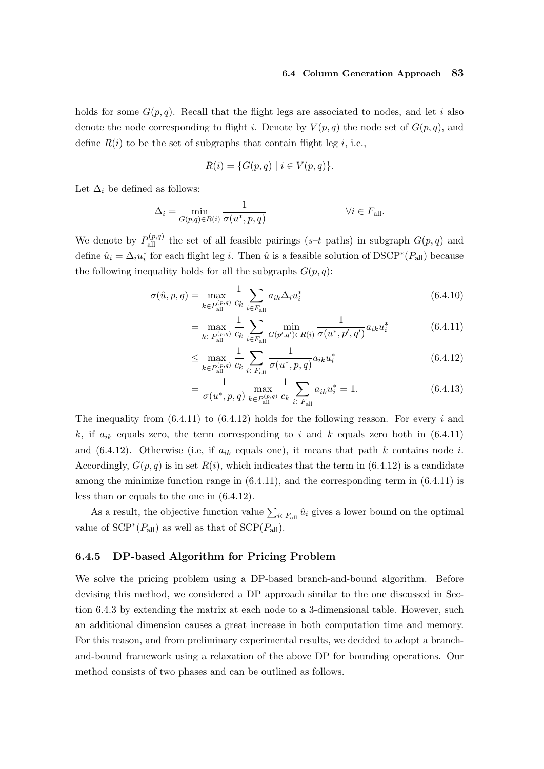holds for some $G(p,q)$. Recall that the flight legs are associated to nodes, and let $i$ also denote the node corresponding to flight $i$. Denote by $V(p,q)$ the node set of $G(p,q)$, and define $R(i)$ to be the set of subgraphs that contain flight leg $i$, i.e.,

$$R(i) = \{G(p,q) \mid i \in V(p,q)\}.$$

Let $\Delta_i$ be defined as follows:

$$\Delta_i = \min_{G(p,q) \in R(i)} \frac{1}{\sigma(u^*, p, q)} \qquad \qquad \forall i \in F_{\text{all}}.$$

We denote by $P_{\text{all}}^{(p,q)}$ the set of all feasible pairings ($s$–$t$ paths) in subgraph $G(p,q)$ and define $\hat{u}_i = \Delta_i u_i^*$ for each flight leg $i$. Then $\hat{u}$ is a feasible solution of $\text{DSCP}^*(P_{\text{all}})$ because the following inequality holds for all the subgraphs $G(p,q)$:

$$\sigma(\hat{u}, p, q) = \max_{k \in P_{\text{all}}^{(p,q)}} \frac{1}{c_k} \sum_{i \in F_{\text{all}}} a_{ik} \Delta_i u_i^* \tag{6.4.10}$$

$$= \max_{k \in P_{\text{all}}^{(p,q)}} \frac{1}{c_k} \sum_{i \in F_{\text{all}}} \min_{G(p',q') \in R(i)} \frac{1}{\sigma(u^*, p', q')} a_{ik} u_i^* \tag{6.4.11}$$

$$\leq \max_{k \in P_{\text{all}}^{(p,q)}} \frac{1}{c_k} \sum_{i \in F_{\text{all}}} \frac{1}{\sigma(u^*, p, q)} a_{ik} u_i^* \tag{6.4.12}$$

$$= \frac{1}{\sigma(u^*, p, q)} \max_{k \in P_{\text{all}}^{(p,q)}} \frac{1}{c_k} \sum_{i \in F_{\text{all}}} a_{ik} u_i^* = 1. \tag{6.4.13}$$

The inequality from (6.4.11) to (6.4.12) holds for the following reason. For every $i$ and $k$, if $a_{ik}$ equals zero, the term corresponding to $i$ and $k$ equals zero both in (6.4.11) and (6.4.12). Otherwise (i.e, if $a_{ik}$ equals one), it means that path $k$ contains node $i$. Accordingly, $G(p,q)$ is in set $R(i)$, which indicates that the term in (6.4.12) is a candidate among the minimize function range in (6.4.11), and the corresponding term in (6.4.11) is less than or equals to the one in (6.4.12).

As a result, the objective function value $\sum_{i \in F_{\text{all}}} \hat{u}_i$ gives a lower bound on the optimal value of $\text{SCP}^*(P_{\text{all}})$ as well as that of $\text{SCP}(P_{\text{all}})$.

### 6.4.5 DP-based Algorithm for Pricing Problem

We solve the pricing problem using a DP-based branch-and-bound algorithm. Before devising this method, we considered a DP approach similar to the one discussed in Section 6.4.3 by extending the matrix at each node to a 3-dimensional table. However, such an additional dimension causes a great increase in both computation time and memory. For this reason, and from preliminary experimental results, we decided to adopt a branch-and-bound framework using a relaxation of the above DP for bounding operations. Our method consists of two phases and can be outlined as follows.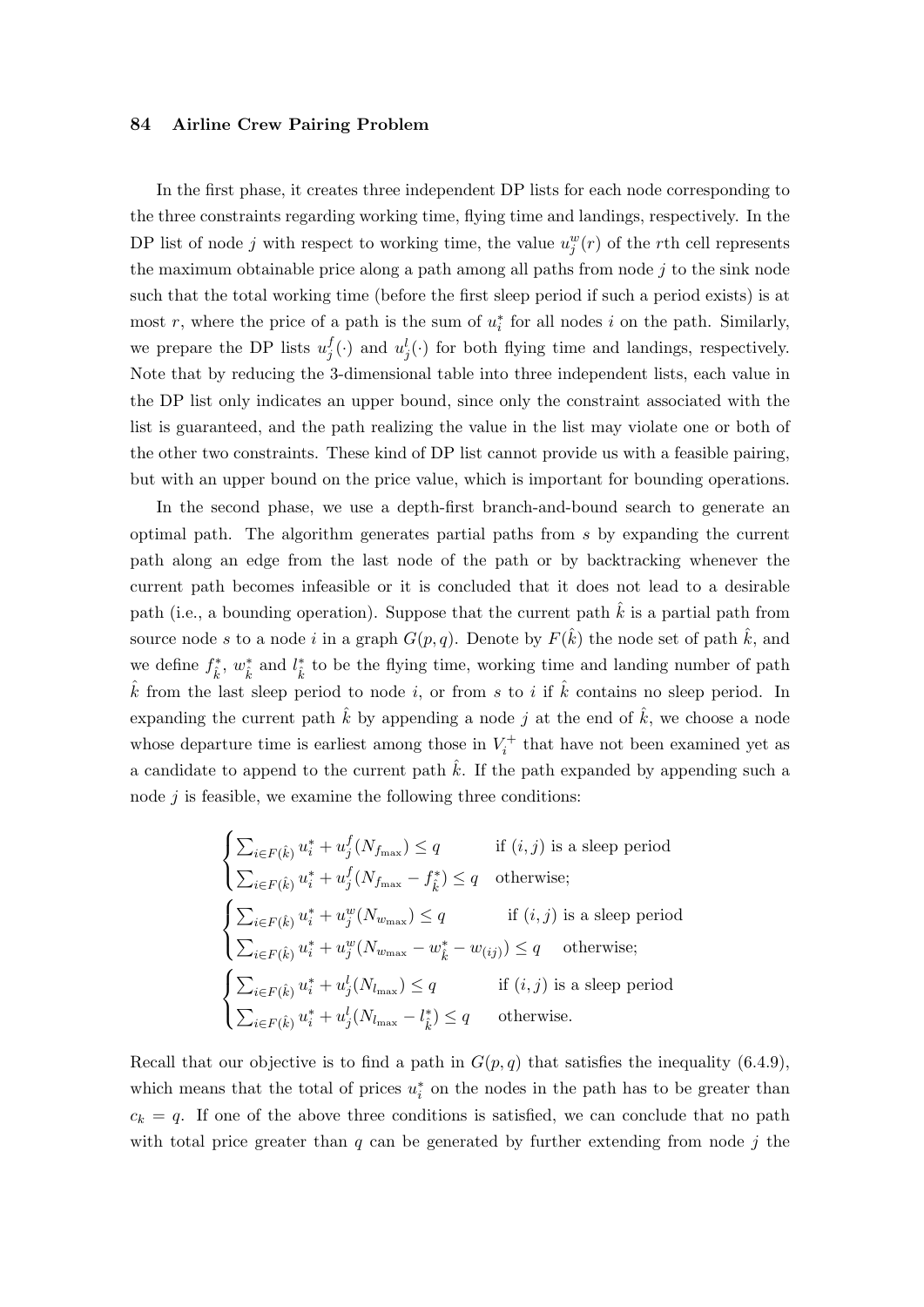In the first phase, it creates three independent DP lists for each node corresponding to the three constraints regarding working time, flying time and landings, respectively. In the DP list of node $j$ with respect to working time, the value $u_j^w(r)$ of the $r$th cell represents the maximum obtainable price along a path among all paths from node $j$ to the sink node such that the total working time (before the first sleep period if such a period exists) is at most $r$, where the price of a path is the sum of $u_i^*$ for all nodes $i$ on the path. Similarly, we prepare the DP lists $u_j^f(\cdot)$ and $u_j^l(\cdot)$ for both flying time and landings, respectively. Note that by reducing the 3-dimensional table into three independent lists, each value in the DP list only indicates an upper bound, since only the constraint associated with the list is guaranteed, and the path realizing the value in the list may violate one or both of the other two constraints. These kind of DP list cannot provide us with a feasible pairing, but with an upper bound on the price value, which is important for bounding operations.

In the second phase, we use a depth-first branch-and-bound search to generate an optimal path. The algorithm generates partial paths from $s$ by expanding the current path along an edge from the last node of the path or by backtracking whenever the current path becomes infeasible or it is concluded that it does not lead to a desirable path (i.e., a bounding operation). Suppose that the current path $\hat{k}$ is a partial path from source node $s$ to a node $i$ in a graph $G(p,q)$. Denote by $F(\hat{k})$ the node set of path $\hat{k}$, and we define $f_{\hat{k}}^*$, $w_{\hat{k}}^*$ and $l_{\hat{k}}^*$ to be the flying time, working time and landing number of path $\hat{k}$ from the last sleep period to node $i$, or from $s$ to $i$ if $\hat{k}$ contains no sleep period. In expanding the current path $\hat{k}$ by appending a node $j$ at the end of $\hat{k}$, we choose a node whose departure time is earliest among those in $V_i^+$ that have not been examined yet as a candidate to append to the current path $\hat{k}$. If the path expanded by appending such a node $j$ is feasible, we examine the following three conditions:

$$
\begin{cases}
\sum_{i\in F(\hat{k})} u_i^* + u_j^f(N_{f_{\max}}) \le q & \text{if } (i,j) \text{ is a sleep period} \\
\sum_{i\in F(\hat{k})} u_i^* + u_j^f(N_{f_{\max}} - f_{\hat{k}}^*) \le q & \text{otherwise;}
\end{cases}
$$

$$
\begin{cases}
\sum_{i\in F(\hat{k})} u_i^* + u_j^w(N_{w_{\max}}) \le q & \text{if } (i,j) \text{ is a sleep period} \\
\sum_{i\in F(\hat{k})} u_i^* + u_j^w(N_{w_{\max}} - w_{\hat{k}}^* - w_{(ij)}) \le q & \text{otherwise;}
\end{cases}
$$

$$
\begin{cases}
\sum_{i\in F(\hat{k})} u_i^* + u_j^l(N_{l_{\max}}) \le q & \text{if } (i,j) \text{ is a sleep period} \\
\sum_{i\in F(\hat{k})} u_i^* + u_j^l(N_{l_{\max}} - l_{\hat{k}}^*) \le q & \text{otherwise.}
\end{cases}
$$

Recall that our objective is to find a path in $G(p,q)$ that satisfies the inequality (6.4.9), which means that the total of prices $u_i^*$ on the nodes in the path has to be greater than $c_k = q$. If one of the above three conditions is satisfied, we can conclude that no path with total price greater than $q$ can be generated by further extending from node $j$ the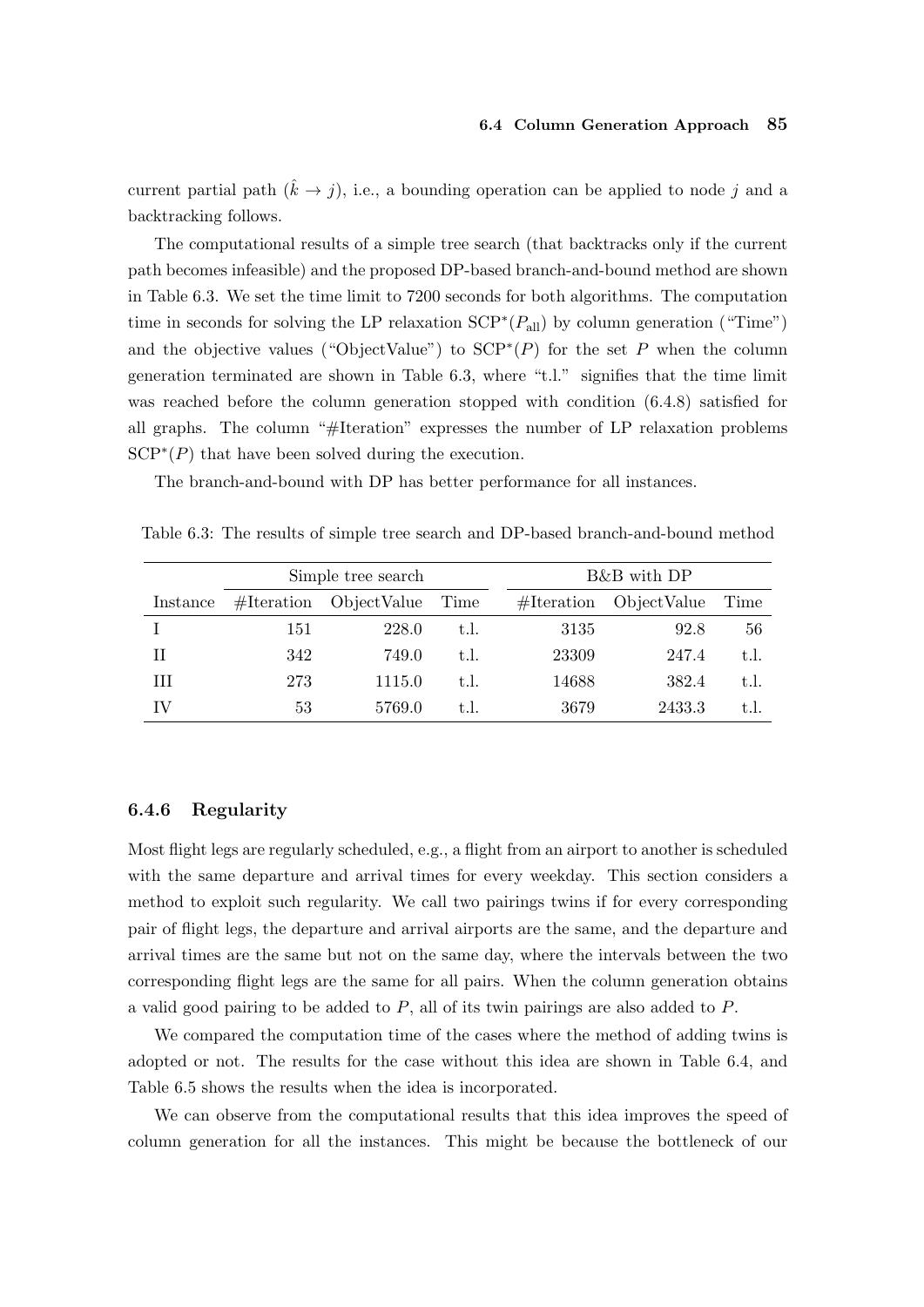current partial path ($\hat{k} \to j$), i.e., a bounding operation can be applied to node $j$ and a backtracking follows.

The computational results of a simple tree search (that backtracks only if the current path becomes infeasible) and the proposed DP-based branch-and-bound method are shown in Table 6.3. We set the time limit to 7200 seconds for both algorithms. The computation time in seconds for solving the LP relaxation $\text{SCP}^*(P_{\text{all}})$ by column generation ("Time") and the objective values ("ObjectValue") to $\text{SCP}^*(P)$ for the set $P$ when the column generation terminated are shown in Table 6.3, where "t.l." signifies that the time limit was reached before the column generation stopped with condition (6.4.8) satisfied for all graphs. The column "#Iteration" expresses the number of LP relaxation problems $\text{SCP}^*(P)$ that have been solved during the execution.

The branch-and-bound with DP has better performance for all instances.

Table 6.3: The results of simple tree search and DP-based branch-and-bound method

| | Simple tree search | | | B&B with DP | | |
|---|---|---|---|---|---|---|
| Instance | #Iteration | ObjectValue | Time | #Iteration | ObjectValue | Time |
| I | 151 | 228.0 | t.l. | 3135 | 92.8 | 56 |
| II | 342 | 749.0 | t.l. | 23309 | 247.4 | t.l. |
| III | 273 | 1115.0 | t.l. | 14688 | 382.4 | t.l. |
| IV | 53 | 5769.0 | t.l. | 3679 | 2433.3 | t.l. |

### 6.4.6 Regularity

Most flight legs are regularly scheduled, e.g., a flight from an airport to another is scheduled with the same departure and arrival times for every weekday. This section considers a method to exploit such regularity. We call two pairings twins if for every corresponding pair of flight legs, the departure and arrival airports are the same, and the departure and arrival times are the same but not on the same day, where the intervals between the two corresponding flight legs are the same for all pairs. When the column generation obtains a valid good pairing to be added to $P$, all of its twin pairings are also added to $P$.

We compared the computation time of the cases where the method of adding twins is adopted or not. The results for the case without this idea are shown in Table 6.4, and Table 6.5 shows the results when the idea is incorporated.

We can observe from the computational results that this idea improves the speed of column generation for all the instances. This might be because the bottleneck of our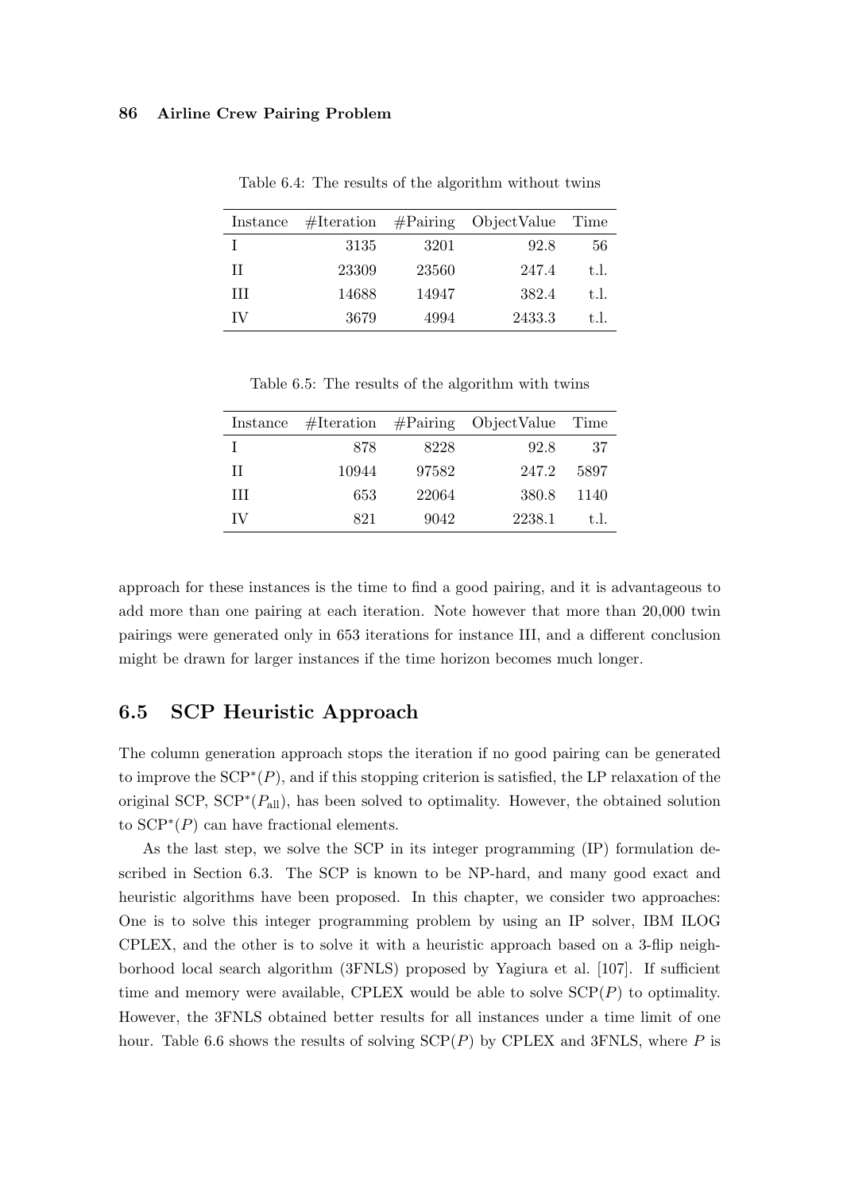Table 6.4: The results of the algorithm without twins

| Instance | #Iteration | #Pairing | ObjectValue | Time |
|---|---|---|---|---|
| I | 3135 | 3201 | 92.8 | 56 |
| II | 23309 | 23560 | 247.4 | t.l. |
| III | 14688 | 14947 | 382.4 | t.l. |
| IV | 3679 | 4994 | 2433.3 | t.l. |

Table 6.5: The results of the algorithm with twins

| Instance | #Iteration | #Pairing | ObjectValue | Time |
|---|---|---|---|---|
| I | 878 | 8228 | 92.8 | 37 |
| II | 10944 | 97582 | 247.2 | 5897 |
| III | 653 | 22064 | 380.8 | 1140 |
| IV | 821 | 9042 | 2238.1 | t.l. |

approach for these instances is the time to find a good pairing, and it is advantageous to add more than one pairing at each iteration. Note however that more than 20,000 twin pairings were generated only in 653 iterations for instance III, and a different conclusion might be drawn for larger instances if the time horizon becomes much longer.

## 6.5 SCP Heuristic Approach

The column generation approach stops the iteration if no good pairing can be generated to improve the $\mathrm{SCP}^*(P)$, and if this stopping criterion is satisfied, the LP relaxation of the original SCP, $\mathrm{SCP}^*(P_{\mathrm{all}})$, has been solved to optimality. However, the obtained solution to $\mathrm{SCP}^*(P)$ can have fractional elements.

As the last step, we solve the SCP in its integer programming (IP) formulation described in Section 6.3. The SCP is known to be NP-hard, and many good exact and heuristic algorithms have been proposed. In this chapter, we consider two approaches: One is to solve this integer programming problem by using an IP solver, IBM ILOG CPLEX, and the other is to solve it with a heuristic approach based on a 3-flip neighborhood local search algorithm (3FNLS) proposed by Yagiura et al. [107]. If sufficient time and memory were available, CPLEX would be able to solve $\mathrm{SCP}(P)$ to optimality. However, the 3FNLS obtained better results for all instances under a time limit of one hour. Table 6.6 shows the results of solving $\mathrm{SCP}(P)$ by CPLEX and 3FNLS, where $P$ is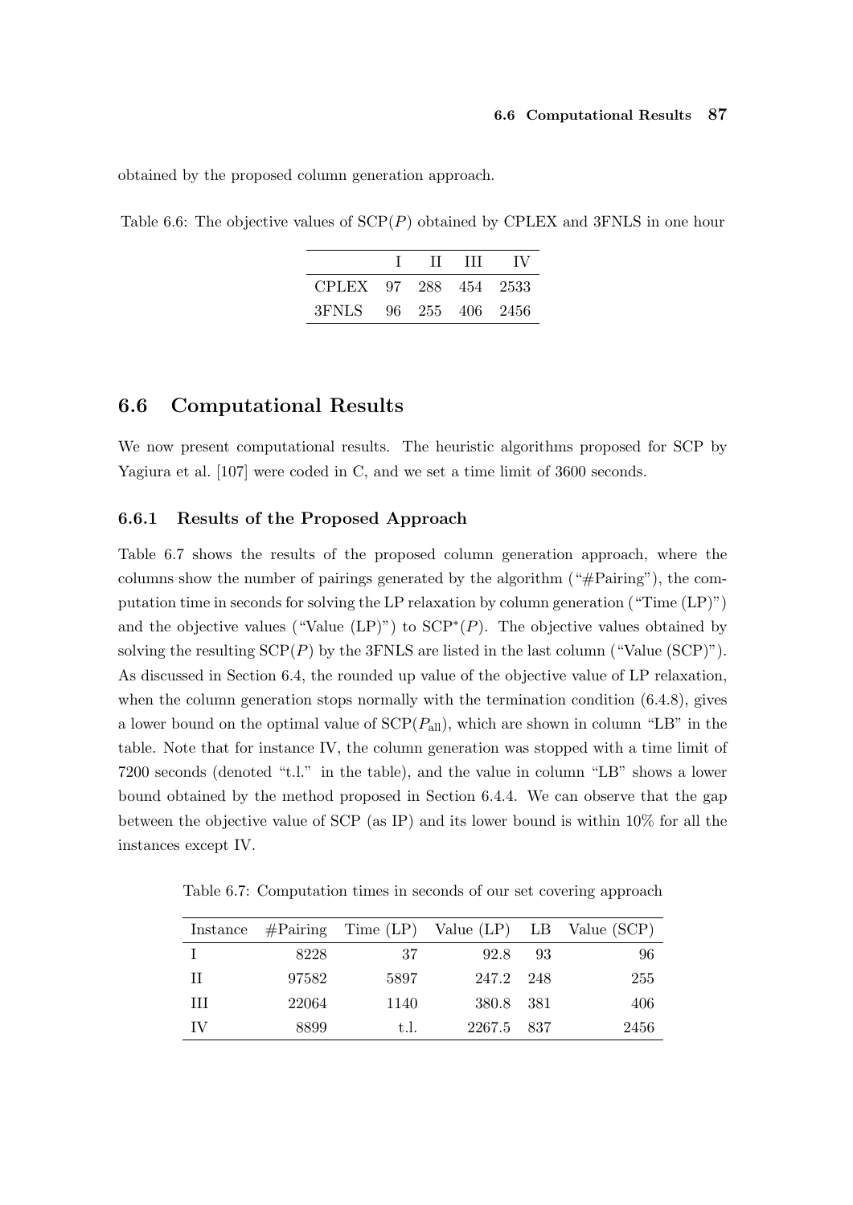obtained by the proposed column generation approach.

Table 6.6: The objective values of $\mathrm{SCP}(P)$ obtained by CPLEX and 3FNLS in one hour

| | I | II | III | IV |
|---|---|---|---|---|
| CPLEX | 97 | 288 | 454 | 2533 |
| 3FNLS | 96 | 255 | 406 | 2456 |

## 6.6 Computational Results

We now present computational results. The heuristic algorithms proposed for SCP by Yagiura et al. [107] were coded in C, and we set a time limit of 3600 seconds.

### 6.6.1 Results of the Proposed Approach

Table 6.7 shows the results of the proposed column generation approach, where the columns show the number of pairings generated by the algorithm ("#Pairing"), the computation time in seconds for solving the LP relaxation by column generation ("Time (LP)") and the objective values ("Value (LP)") to $\mathrm{SCP}^*(P)$. The objective values obtained by solving the resulting $\mathrm{SCP}(P)$ by the 3FNLS are listed in the last column ("Value (SCP)"). As discussed in Section 6.4, the rounded up value of the objective value of LP relaxation, when the column generation stops normally with the termination condition (6.4.8), gives a lower bound on the optimal value of $\mathrm{SCP}(P_{\mathrm{all}})$, which are shown in column "LB" in the table. Note that for instance IV, the column generation was stopped with a time limit of 7200 seconds (denoted "t.l." in the table), and the value in column "LB" shows a lower bound obtained by the method proposed in Section 6.4.4. We can observe that the gap between the objective value of SCP (as IP) and its lower bound is within 10% for all the instances except IV.

Table 6.7: Computation times in seconds of our set covering approach

| Instance | #Pairing | Time (LP) | Value (LP) | LB | Value (SCP) |
|---|---|---|---|---|---|
| I | 8228 | 37 | 92.8 | 93 | 96 |
| II | 97582 | 5897 | 247.2 | 248 | 255 |
| III | 22064 | 1140 | 380.8 | 381 | 406 |
| IV | 8899 | t.l. | 2267.5 | 837 | 2456 |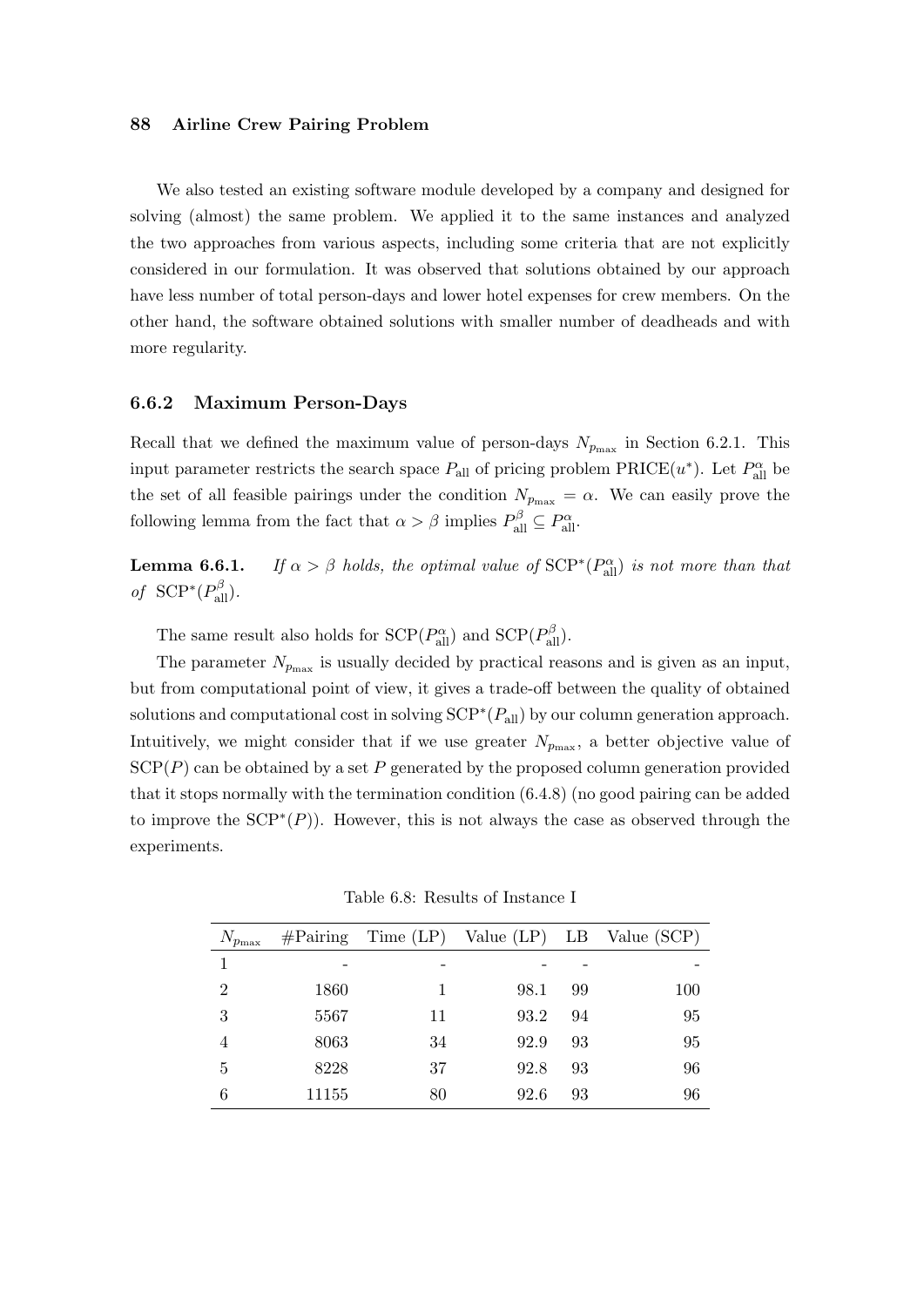We also tested an existing software module developed by a company and designed for solving (almost) the same problem. We applied it to the same instances and analyzed the two approaches from various aspects, including some criteria that are not explicitly considered in our formulation. It was observed that solutions obtained by our approach have less number of total person-days and lower hotel expenses for crew members. On the other hand, the software obtained solutions with smaller number of deadheads and with more regularity.

### 6.6.2 Maximum Person-Days

Recall that we defined the maximum value of person-days $N_{p_{\max}}$ in Section 6.2.1. This input parameter restricts the search space $P_{\text{all}}$ of pricing problem PRICE$(u^*)$. Let $P_{\text{all}}^{\alpha}$ be the set of all feasible pairings under the condition $N_{p_{\max}} = \alpha$. We can easily prove the following lemma from the fact that $\alpha > \beta$ implies $P_{\text{all}}^{\beta} \subseteq P_{\text{all}}^{\alpha}$.

**Lemma 6.6.1.** *If $\alpha > \beta$ holds, the optimal value of* $\text{SCP}^*(P_{\text{all}}^{\alpha})$ *is not more than that of* $\text{SCP}^*(P_{\text{all}}^{\beta})$.

The same result also holds for $\text{SCP}(P_{\text{all}}^{\alpha})$ and $\text{SCP}(P_{\text{all}}^{\beta})$.

The parameter $N_{p_{\max}}$ is usually decided by practical reasons and is given as an input, but from computational point of view, it gives a trade-off between the quality of obtained solutions and computational cost in solving $\text{SCP}^*(P_{\text{all}})$ by our column generation approach. Intuitively, we might consider that if we use greater $N_{p_{\max}}$, a better objective value of $\text{SCP}(P)$ can be obtained by a set $P$ generated by the proposed column generation provided that it stops normally with the termination condition (6.4.8) (no good pairing can be added to improve the $\text{SCP}^*(P)$). However, this is not always the case as observed through the experiments.

Table 6.8: Results of Instance I

| $N_{p_{\max}}$ | #Pairing | Time (LP) | Value (LP) | LB | Value (SCP) |
|---|---|---|---|---|---|
| 1 | - | - | - | - | - |
| 2 | 1860 | 1 | 98.1 | 99 | 100 |
| 3 | 5567 | 11 | 93.2 | 94 | 95 |
| 4 | 8063 | 34 | 92.9 | 93 | 95 |
| 5 | 8228 | 37 | 92.8 | 93 | 96 |
| 6 | 11155 | 80 | 92.6 | 93 | 96 |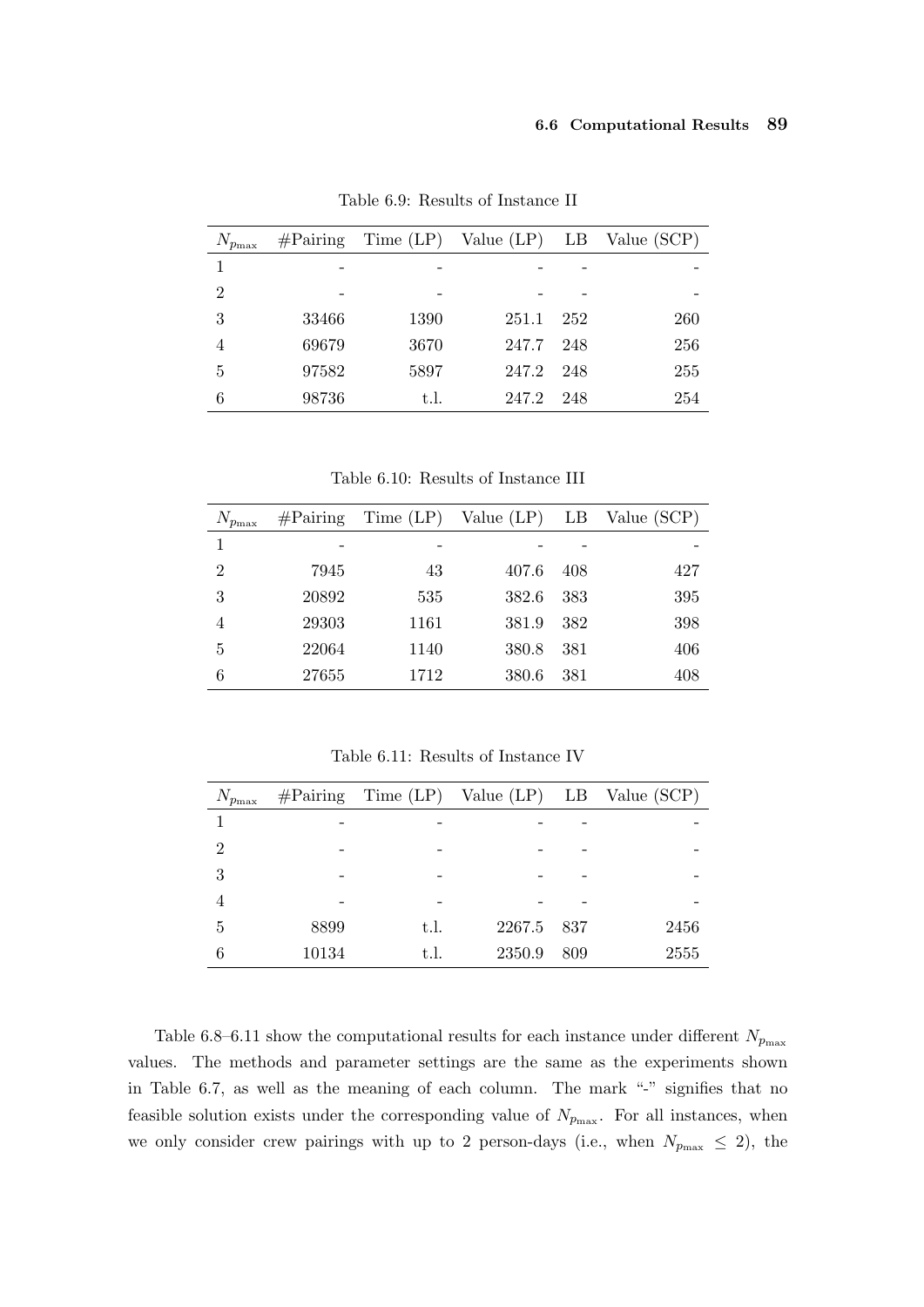Table 6.9: Results of Instance II

| $N_{p_{\max}}$ | #Pairing | Time (LP) | Value (LP) | LB | Value (SCP) |
|---|---|---|---|---|---|
| 1 | - | - | - | - | - |
| 2 | - | - | - | - | - |
| 3 | 33466 | 1390 | 251.1 | 252 | 260 |
| 4 | 69679 | 3670 | 247.7 | 248 | 256 |
| 5 | 97582 | 5897 | 247.2 | 248 | 255 |
| 6 | 98736 | t.l. | 247.2 | 248 | 254 |

Table 6.10: Results of Instance III

| $N_{p_{\max}}$ | #Pairing | Time (LP) | Value (LP) | LB | Value (SCP) |
|---|---|---|---|---|---|
| 1 | - | - | - | - | - |
| 2 | 7945 | 43 | 407.6 | 408 | 427 |
| 3 | 20892 | 535 | 382.6 | 383 | 395 |
| 4 | 29303 | 1161 | 381.9 | 382 | 398 |
| 5 | 22064 | 1140 | 380.8 | 381 | 406 |
| 6 | 27655 | 1712 | 380.6 | 381 | 408 |

Table 6.11: Results of Instance IV

| $N_{p_{\max}}$ | #Pairing | Time (LP) | Value (LP) | LB | Value (SCP) |
|---|---|---|---|---|---|
| 1 | - | - | - | - | - |
| 2 | - | - | - | - | - |
| 3 | - | - | - | - | - |
| 4 | - | - | - | - | - |
| 5 | 8899 | t.l. | 2267.5 | 837 | 2456 |
| 6 | 10134 | t.l. | 2350.9 | 809 | 2555 |

Table 6.8–6.11 show the computational results for each instance under different $N_{p_{\max}}$ values. The methods and parameter settings are the same as the experiments shown in Table 6.7, as well as the meaning of each column. The mark "-" signifies that no feasible solution exists under the corresponding value of $N_{p_{\max}}$. For all instances, when we only consider crew pairings with up to 2 person-days (i.e., when $N_{p_{\max}} \leq 2$), the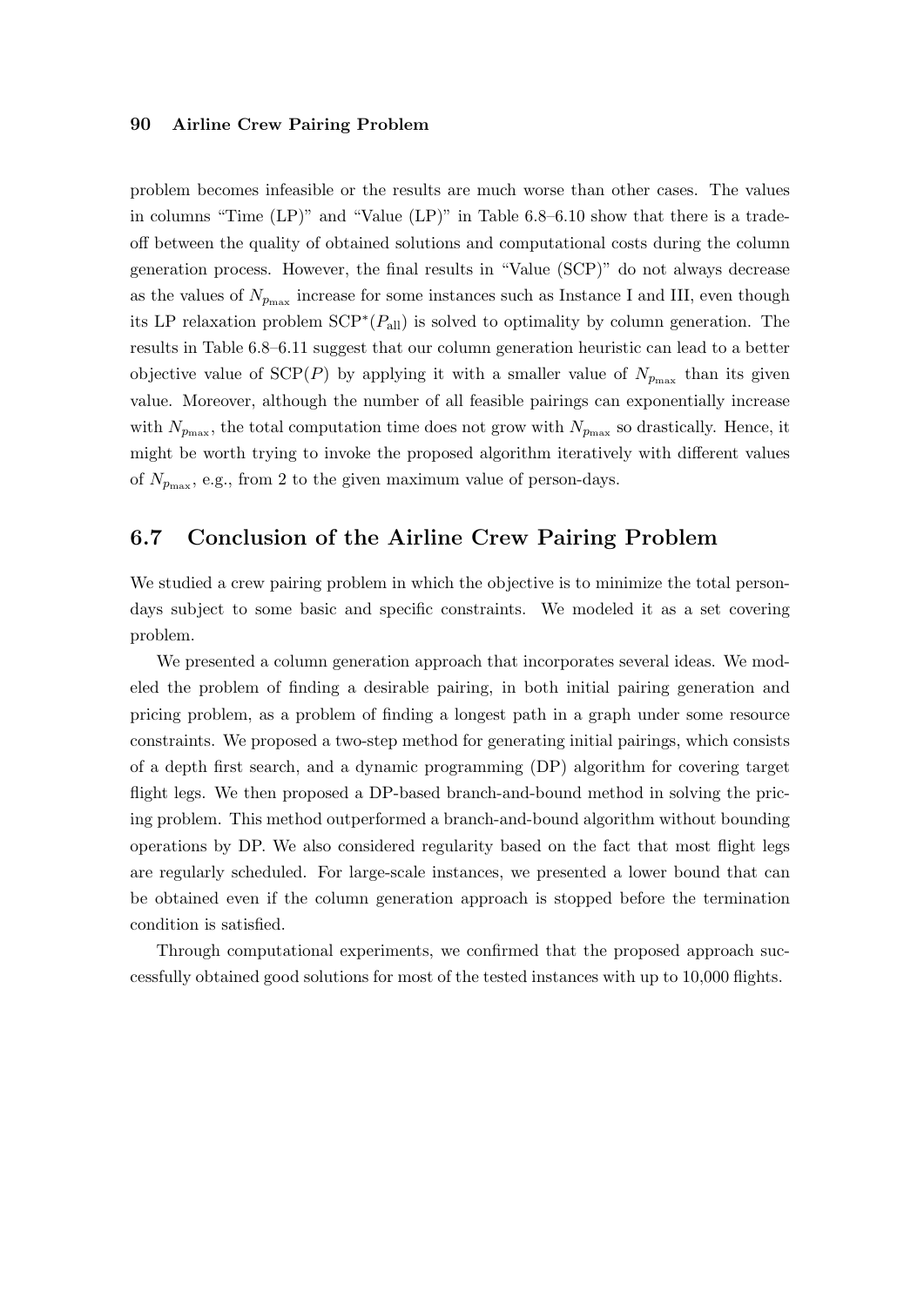problem becomes infeasible or the results are much worse than other cases. The values in columns "Time (LP)" and "Value (LP)" in Table 6.8–6.10 show that there is a trade-off between the quality of obtained solutions and computational costs during the column generation process. However, the final results in "Value (SCP)" do not always decrease as the values of $N_{p_{\max}}$ increase for some instances such as Instance I and III, even though its LP relaxation problem $\mathrm{SCP}^*(P_{\mathrm{all}})$ is solved to optimality by column generation. The results in Table 6.8–6.11 suggest that our column generation heuristic can lead to a better objective value of $\mathrm{SCP}(P)$ by applying it with a smaller value of $N_{p_{\max}}$ than its given value. Moreover, although the number of all feasible pairings can exponentially increase with $N_{p_{\max}}$, the total computation time does not grow with $N_{p_{\max}}$ so drastically. Hence, it might be worth trying to invoke the proposed algorithm iteratively with different values of $N_{p_{\max}}$, e.g., from 2 to the given maximum value of person-days.

## 6.7 Conclusion of the Airline Crew Pairing Problem

We studied a crew pairing problem in which the objective is to minimize the total person-days subject to some basic and specific constraints. We modeled it as a set covering problem.

We presented a column generation approach that incorporates several ideas. We modeled the problem of finding a desirable pairing, in both initial pairing generation and pricing problem, as a problem of finding a longest path in a graph under some resource constraints. We proposed a two-step method for generating initial pairings, which consists of a depth first search, and a dynamic programming (DP) algorithm for covering target flight legs. We then proposed a DP-based branch-and-bound method in solving the pricing problem. This method outperformed a branch-and-bound algorithm without bounding operations by DP. We also considered regularity based on the fact that most flight legs are regularly scheduled. For large-scale instances, we presented a lower bound that can be obtained even if the column generation approach is stopped before the termination condition is satisfied.

Through computational experiments, we confirmed that the proposed approach successfully obtained good solutions for most of the tested instances with up to 10,000 flights.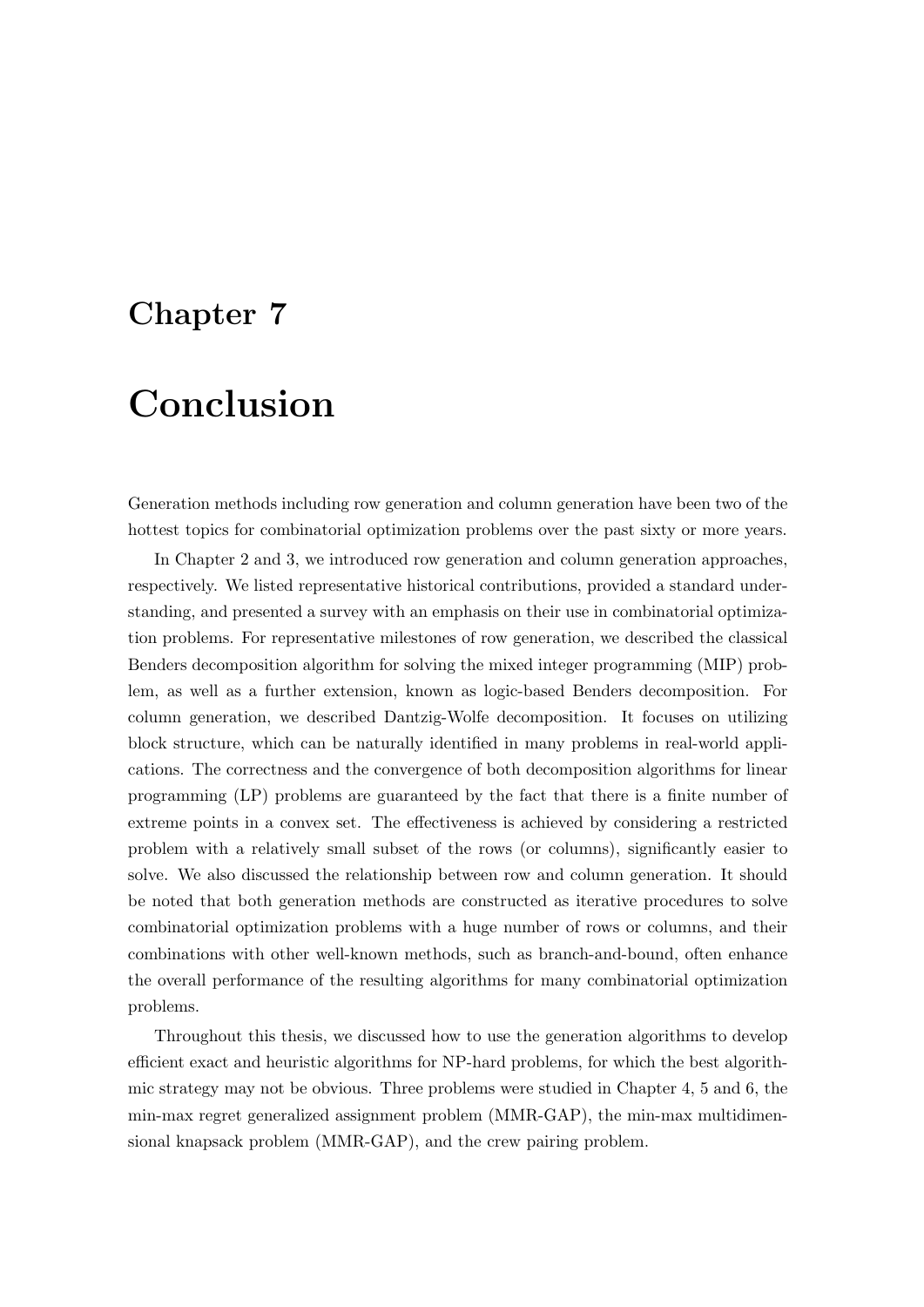# Chapter 7

# Conclusion

Generation methods including row generation and column generation have been two of the hottest topics for combinatorial optimization problems over the past sixty or more years.

In Chapter 2 and 3, we introduced row generation and column generation approaches, respectively. We listed representative historical contributions, provided a standard understanding, and presented a survey with an emphasis on their use in combinatorial optimization problems. For representative milestones of row generation, we described the classical Benders decomposition algorithm for solving the mixed integer programming (MIP) problem, as well as a further extension, known as logic-based Benders decomposition. For column generation, we described Dantzig-Wolfe decomposition. It focuses on utilizing block structure, which can be naturally identified in many problems in real-world applications. The correctness and the convergence of both decomposition algorithms for linear programming (LP) problems are guaranteed by the fact that there is a finite number of extreme points in a convex set. The effectiveness is achieved by considering a restricted problem with a relatively small subset of the rows (or columns), significantly easier to solve. We also discussed the relationship between row and column generation. It should be noted that both generation methods are constructed as iterative procedures to solve combinatorial optimization problems with a huge number of rows or columns, and their combinations with other well-known methods, such as branch-and-bound, often enhance the overall performance of the resulting algorithms for many combinatorial optimization problems.

Throughout this thesis, we discussed how to use the generation algorithms to develop efficient exact and heuristic algorithms for NP-hard problems, for which the best algorithmic strategy may not be obvious. Three problems were studied in Chapter 4, 5 and 6, the min-max regret generalized assignment problem (MMR-GAP), the min-max multidimensional knapsack problem (MMR-GAP), and the crew pairing problem.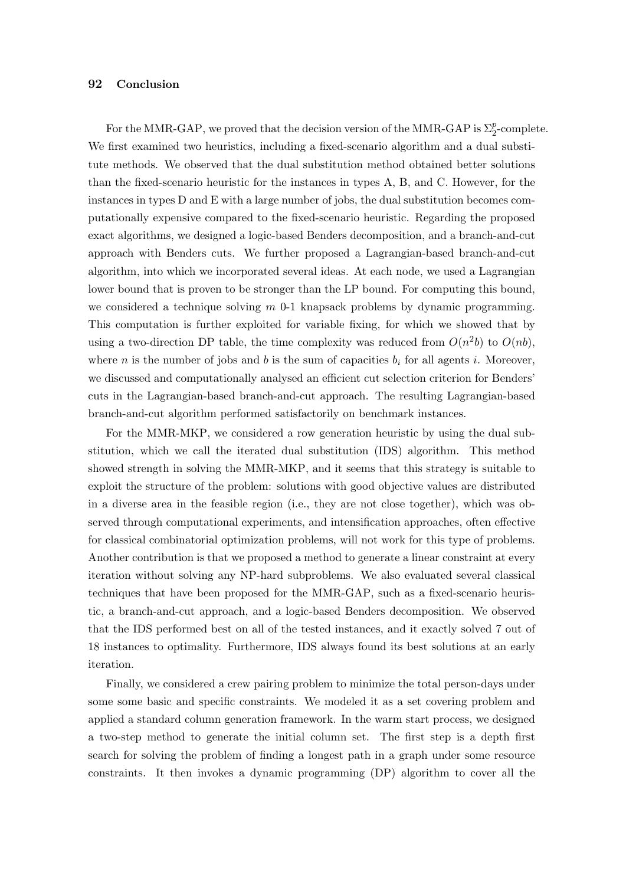For the MMR-GAP, we proved that the decision version of the MMR-GAP is $\Sigma_2^p$-complete. We first examined two heuristics, including a fixed-scenario algorithm and a dual substitute methods. We observed that the dual substitution method obtained better solutions than the fixed-scenario heuristic for the instances in types A, B, and C. However, for the instances in types D and E with a large number of jobs, the dual substitution becomes computationally expensive compared to the fixed-scenario heuristic. Regarding the proposed exact algorithms, we designed a logic-based Benders decomposition, and a branch-and-cut approach with Benders cuts. We further proposed a Lagrangian-based branch-and-cut algorithm, into which we incorporated several ideas. At each node, we used a Lagrangian lower bound that is proven to be stronger than the LP bound. For computing this bound, we considered a technique solving $m$ 0-1 knapsack problems by dynamic programming. This computation is further exploited for variable fixing, for which we showed that by using a two-direction DP table, the time complexity was reduced from $O(n^2b)$ to $O(nb)$, where $n$ is the number of jobs and $b$ is the sum of capacities $b_i$ for all agents $i$. Moreover, we discussed and computationally analysed an efficient cut selection criterion for Benders' cuts in the Lagrangian-based branch-and-cut approach. The resulting Lagrangian-based branch-and-cut algorithm performed satisfactorily on benchmark instances.

For the MMR-MKP, we considered a row generation heuristic by using the dual substitution, which we call the iterated dual substitution (IDS) algorithm. This method showed strength in solving the MMR-MKP, and it seems that this strategy is suitable to exploit the structure of the problem: solutions with good objective values are distributed in a diverse area in the feasible region (i.e., they are not close together), which was observed through computational experiments, and intensification approaches, often effective for classical combinatorial optimization problems, will not work for this type of problems. Another contribution is that we proposed a method to generate a linear constraint at every iteration without solving any NP-hard subproblems. We also evaluated several classical techniques that have been proposed for the MMR-GAP, such as a fixed-scenario heuristic, a branch-and-cut approach, and a logic-based Benders decomposition. We observed that the IDS performed best on all of the tested instances, and it exactly solved 7 out of 18 instances to optimality. Furthermore, IDS always found its best solutions at an early iteration.

Finally, we considered a crew pairing problem to minimize the total person-days under some some basic and specific constraints. We modeled it as a set covering problem and applied a standard column generation framework. In the warm start process, we designed a two-step method to generate the initial column set. The first step is a depth first search for solving the problem of finding a longest path in a graph under some resource constraints. It then invokes a dynamic programming (DP) algorithm to cover all the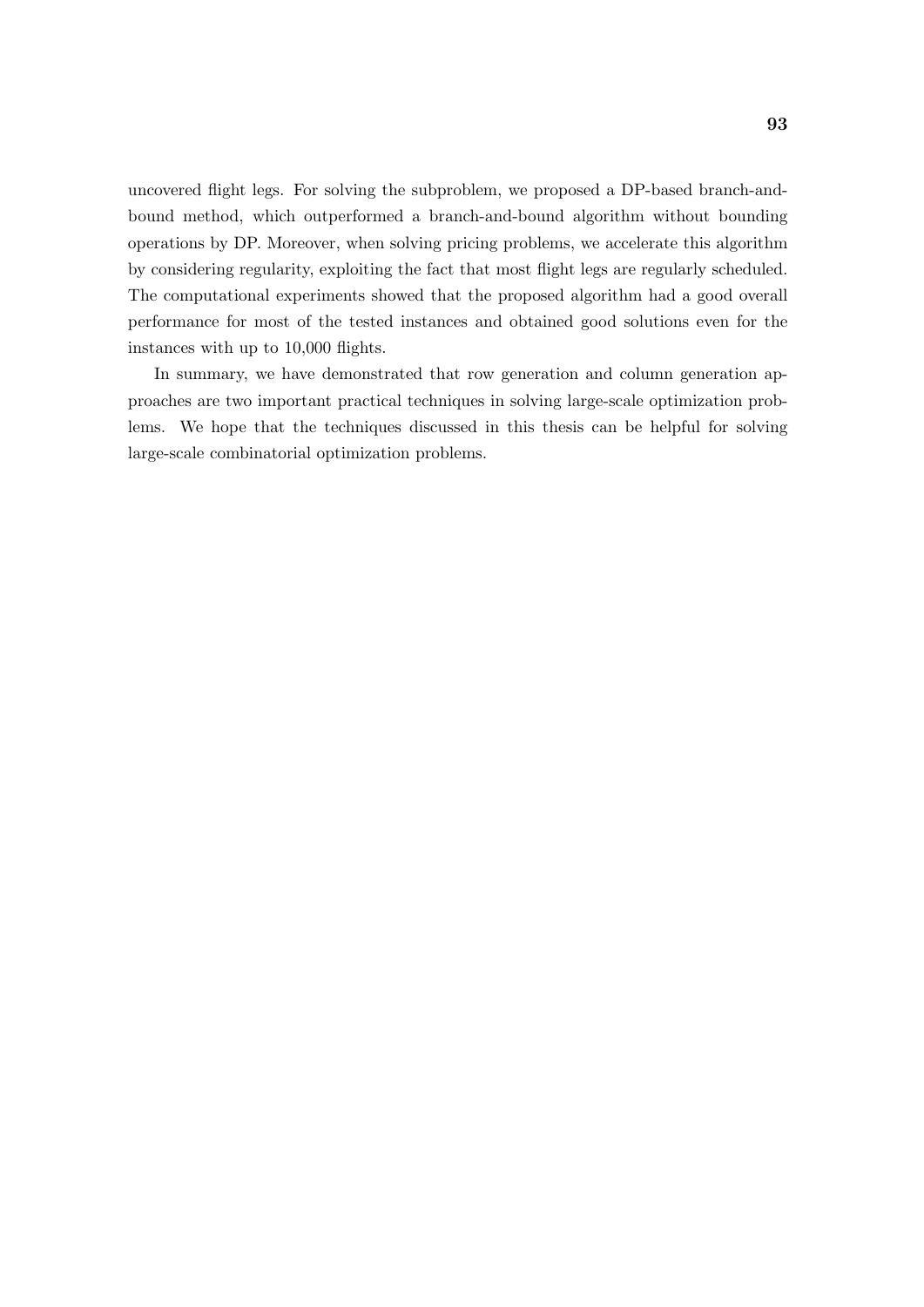uncovered flight legs. For solving the subproblem, we proposed a DP-based branch-and-bound method, which outperformed a branch-and-bound algorithm without bounding operations by DP. Moreover, when solving pricing problems, we accelerate this algorithm by considering regularity, exploiting the fact that most flight legs are regularly scheduled. The computational experiments showed that the proposed algorithm had a good overall performance for most of the tested instances and obtained good solutions even for the instances with up to 10,000 flights.

In summary, we have demonstrated that row generation and column generation approaches are two important practical techniques in solving large-scale optimization problems. We hope that the techniques discussed in this thesis can be helpful for solving large-scale combinatorial optimization problems.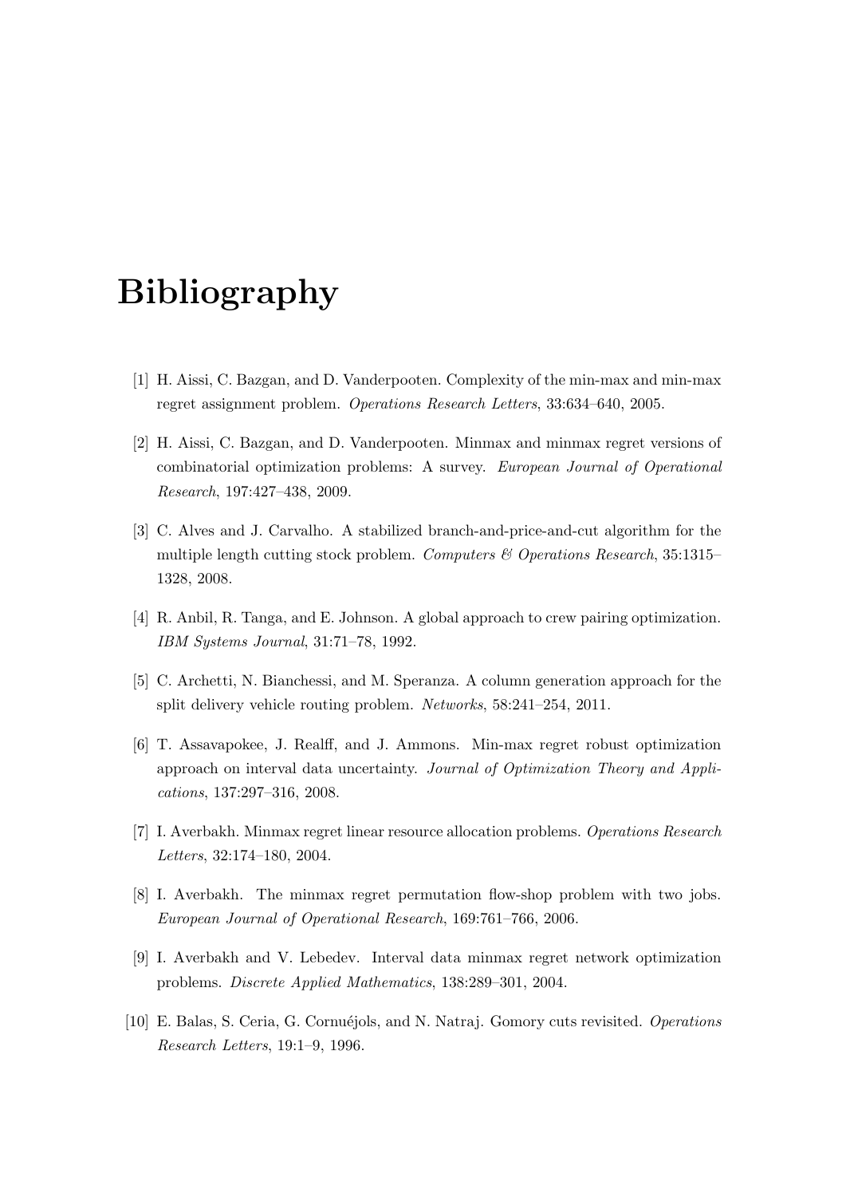# Bibliography

[1] H. Aissi, C. Bazgan, and D. Vanderpooten. Complexity of the min-max and min-max regret assignment problem. *Operations Research Letters*, 33:634–640, 2005.

[2] H. Aissi, C. Bazgan, and D. Vanderpooten. Minmax and minmax regret versions of combinatorial optimization problems: A survey. *European Journal of Operational Research*, 197:427–438, 2009.

[3] C. Alves and J. Carvalho. A stabilized branch-and-price-and-cut algorithm for the multiple length cutting stock problem. *Computers & Operations Research*, 35:1315–1328, 2008.

[4] R. Anbil, R. Tanga, and E. Johnson. A global approach to crew pairing optimization. *IBM Systems Journal*, 31:71–78, 1992.

[5] C. Archetti, N. Bianchessi, and M. Speranza. A column generation approach for the split delivery vehicle routing problem. *Networks*, 58:241–254, 2011.

[6] T. Assavapokee, J. Realff, and J. Ammons. Min-max regret robust optimization approach on interval data uncertainty. *Journal of Optimization Theory and Applications*, 137:297–316, 2008.

[7] I. Averbakh. Minmax regret linear resource allocation problems. *Operations Research Letters*, 32:174–180, 2004.

[8] I. Averbakh. The minmax regret permutation flow-shop problem with two jobs. *European Journal of Operational Research*, 169:761–766, 2006.

[9] I. Averbakh and V. Lebedev. Interval data minmax regret network optimization problems. *Discrete Applied Mathematics*, 138:289–301, 2004.

[10] E. Balas, S. Ceria, G. Cornuéjols, and N. Natraj. Gomory cuts revisited. *Operations Research Letters*, 19:1–9, 1996.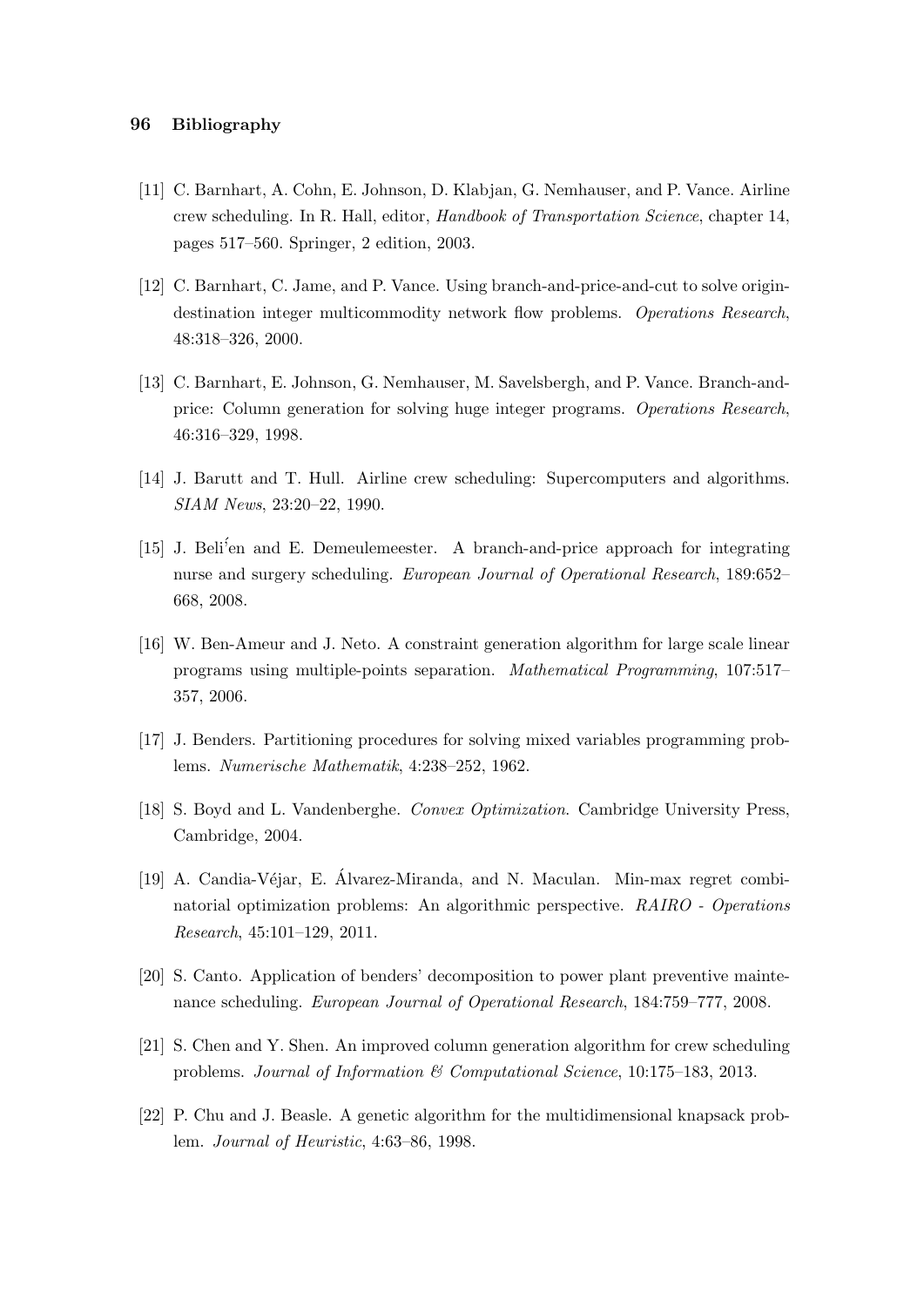[11] C. Barnhart, A. Cohn, E. Johnson, D. Klabjan, G. Nemhauser, and P. Vance. Airline crew scheduling. In R. Hall, editor, *Handbook of Transportation Science*, chapter 14, pages 517–560. Springer, 2 edition, 2003.

[12] C. Barnhart, C. Jame, and P. Vance. Using branch-and-price-and-cut to solve origin-destination integer multicommodity network flow problems. *Operations Research*, 48:318–326, 2000.

[13] C. Barnhart, E. Johnson, G. Nemhauser, M. Savelsbergh, and P. Vance. Branch-and-price: Column generation for solving huge integer programs. *Operations Research*, 46:316–329, 1998.

[14] J. Barutt and T. Hull. Airline crew scheduling: Supercomputers and algorithms. *SIAM News*, 23:20–22, 1990.

[15] J. Beli͑en and E. Demeulemeester. A branch-and-price approach for integrating nurse and surgery scheduling. *European Journal of Operational Research*, 189:652–668, 2008.

[16] W. Ben-Ameur and J. Neto. A constraint generation algorithm for large scale linear programs using multiple-points separation. *Mathematical Programming*, 107:517–357, 2006.

[17] J. Benders. Partitioning procedures for solving mixed variables programming problems. *Numerische Mathematik*, 4:238–252, 1962.

[18] S. Boyd and L. Vandenberghe. *Convex Optimization*. Cambridge University Press, Cambridge, 2004.

[19] A. Candia-Véjar, E. Álvarez-Miranda, and N. Maculan. Min-max regret combinatorial optimization problems: An algorithmic perspective. *RAIRO - Operations Research*, 45:101–129, 2011.

[20] S. Canto. Application of benders' decomposition to power plant preventive maintenance scheduling. *European Journal of Operational Research*, 184:759–777, 2008.

[21] S. Chen and Y. Shen. An improved column generation algorithm for crew scheduling problems. *Journal of Information & Computational Science*, 10:175–183, 2013.

[22] P. Chu and J. Beasle. A genetic algorithm for the multidimensional knapsack problem. *Journal of Heuristic*, 4:63–86, 1998.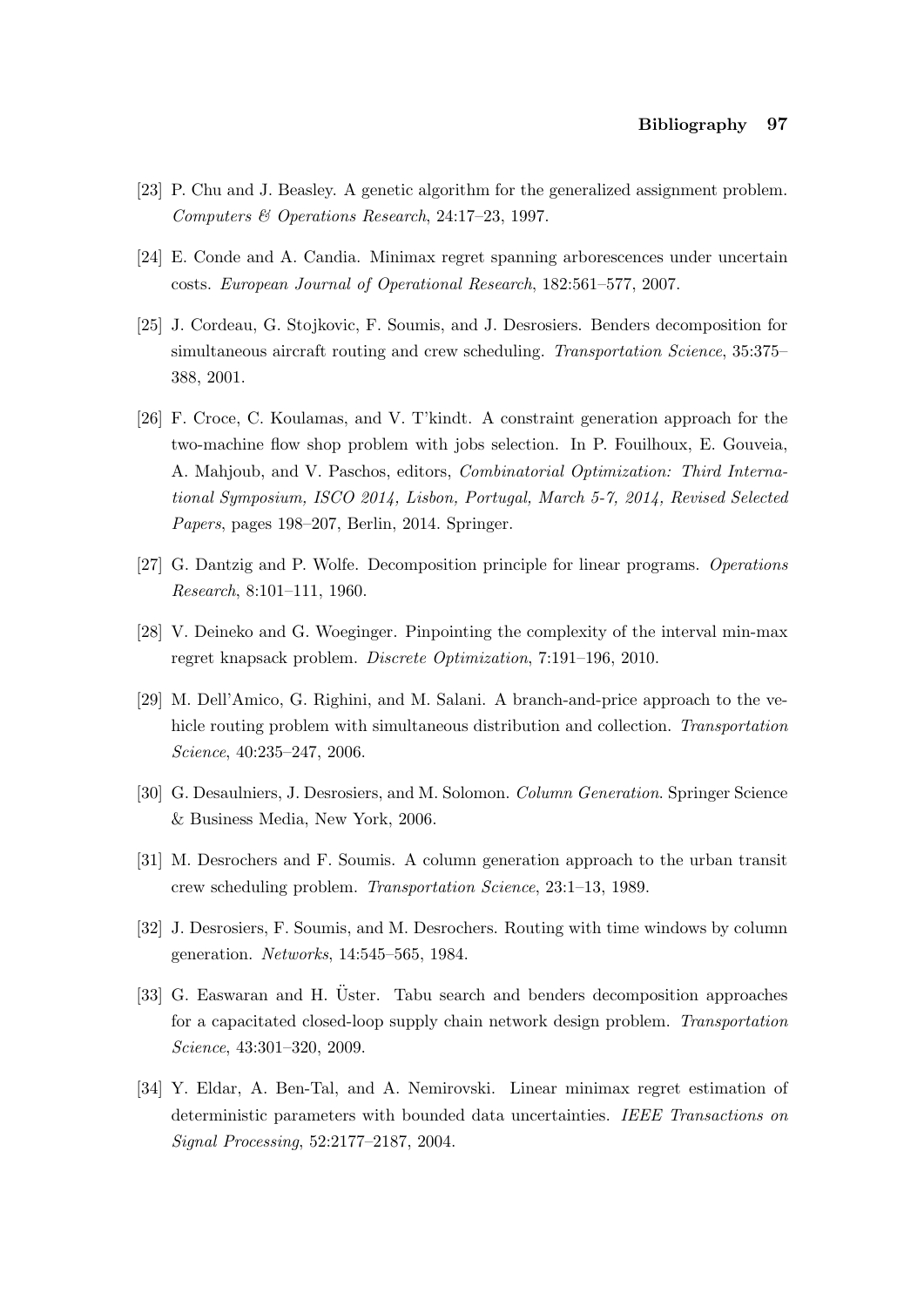[23] P. Chu and J. Beasley. A genetic algorithm for the generalized assignment problem. *Computers & Operations Research*, 24:17–23, 1997.

[24] E. Conde and A. Candia. Minimax regret spanning arborescences under uncertain costs. *European Journal of Operational Research*, 182:561–577, 2007.

[25] J. Cordeau, G. Stojkovic, F. Soumis, and J. Desrosiers. Benders decomposition for simultaneous aircraft routing and crew scheduling. *Transportation Science*, 35:375–388, 2001.

[26] F. Croce, C. Koulamas, and V. T'kindt. A constraint generation approach for the two-machine flow shop problem with jobs selection. In P. Fouilhoux, E. Gouveia, A. Mahjoub, and V. Paschos, editors, *Combinatorial Optimization: Third International Symposium, ISCO 2014, Lisbon, Portugal, March 5-7, 2014, Revised Selected Papers*, pages 198–207, Berlin, 2014. Springer.

[27] G. Dantzig and P. Wolfe. Decomposition principle for linear programs. *Operations Research*, 8:101–111, 1960.

[28] V. Deineko and G. Woeginger. Pinpointing the complexity of the interval min-max regret knapsack problem. *Discrete Optimization*, 7:191–196, 2010.

[29] M. Dell'Amico, G. Righini, and M. Salani. A branch-and-price approach to the vehicle routing problem with simultaneous distribution and collection. *Transportation Science*, 40:235–247, 2006.

[30] G. Desaulniers, J. Desrosiers, and M. Solomon. *Column Generation*. Springer Science & Business Media, New York, 2006.

[31] M. Desrochers and F. Soumis. A column generation approach to the urban transit crew scheduling problem. *Transportation Science*, 23:1–13, 1989.

[32] J. Desrosiers, F. Soumis, and M. Desrochers. Routing with time windows by column generation. *Networks*, 14:545–565, 1984.

[33] G. Easwaran and H. Üster. Tabu search and benders decomposition approaches for a capacitated closed-loop supply chain network design problem. *Transportation Science*, 43:301–320, 2009.

[34] Y. Eldar, A. Ben-Tal, and A. Nemirovski. Linear minimax regret estimation of deterministic parameters with bounded data uncertainties. *IEEE Transactions on Signal Processing*, 52:2177–2187, 2004.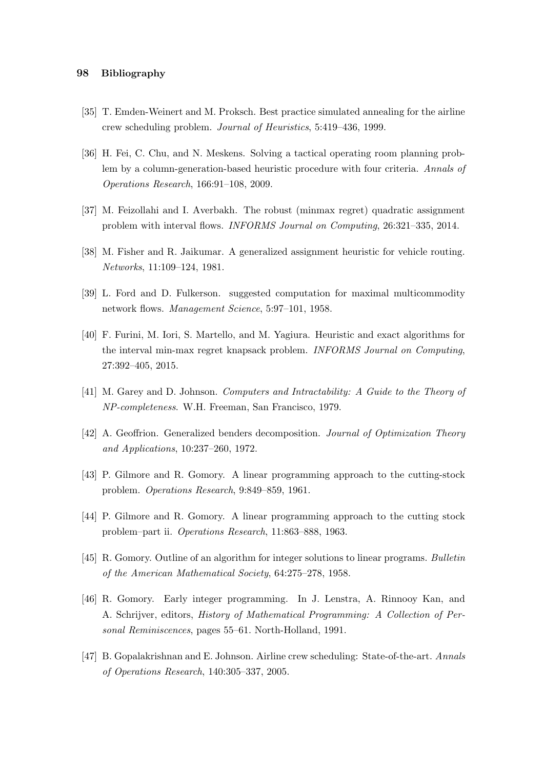[35] T. Emden-Weinert and M. Proksch. Best practice simulated annealing for the airline crew scheduling problem. *Journal of Heuristics*, 5:419–436, 1999.

[36] H. Fei, C. Chu, and N. Meskens. Solving a tactical operating room planning problem by a column-generation-based heuristic procedure with four criteria. *Annals of Operations Research*, 166:91–108, 2009.

[37] M. Feizollahi and I. Averbakh. The robust (minmax regret) quadratic assignment problem with interval flows. *INFORMS Journal on Computing*, 26:321–335, 2014.

[38] M. Fisher and R. Jaikumar. A generalized assignment heuristic for vehicle routing. *Networks*, 11:109–124, 1981.

[39] L. Ford and D. Fulkerson. suggested computation for maximal multicommodity network flows. *Management Science*, 5:97–101, 1958.

[40] F. Furini, M. Iori, S. Martello, and M. Yagiura. Heuristic and exact algorithms for the interval min-max regret knapsack problem. *INFORMS Journal on Computing*, 27:392–405, 2015.

[41] M. Garey and D. Johnson. *Computers and Intractability: A Guide to the Theory of NP-completeness*. W.H. Freeman, San Francisco, 1979.

[42] A. Geoffrion. Generalized benders decomposition. *Journal of Optimization Theory and Applications*, 10:237–260, 1972.

[43] P. Gilmore and R. Gomory. A linear programming approach to the cutting-stock problem. *Operations Research*, 9:849–859, 1961.

[44] P. Gilmore and R. Gomory. A linear programming approach to the cutting stock problem–part ii. *Operations Research*, 11:863–888, 1963.

[45] R. Gomory. Outline of an algorithm for integer solutions to linear programs. *Bulletin of the American Mathematical Society*, 64:275–278, 1958.

[46] R. Gomory. Early integer programming. In J. Lenstra, A. Rinnooy Kan, and A. Schrijver, editors, *History of Mathematical Programming: A Collection of Personal Reminiscences*, pages 55–61. North-Holland, 1991.

[47] B. Gopalakrishnan and E. Johnson. Airline crew scheduling: State-of-the-art. *Annals of Operations Research*, 140:305–337, 2005.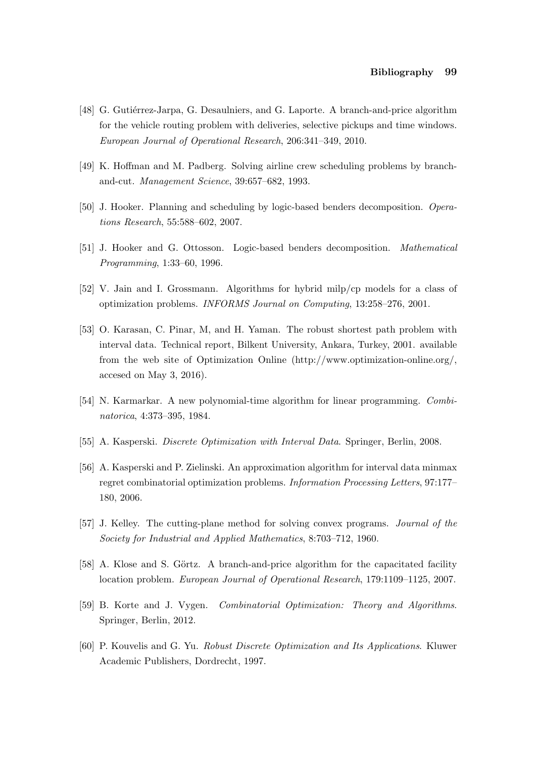[48] G. Gutiérrez-Jarpa, G. Desaulniers, and G. Laporte. A branch-and-price algorithm for the vehicle routing problem with deliveries, selective pickups and time windows. *European Journal of Operational Research*, 206:341–349, 2010.

[49] K. Hoffman and M. Padberg. Solving airline crew scheduling problems by branch-and-cut. *Management Science*, 39:657–682, 1993.

[50] J. Hooker. Planning and scheduling by logic-based benders decomposition. *Operations Research*, 55:588–602, 2007.

[51] J. Hooker and G. Ottosson. Logic-based benders decomposition. *Mathematical Programming*, 1:33–60, 1996.

[52] V. Jain and I. Grossmann. Algorithms for hybrid milp/cp models for a class of optimization problems. *INFORMS Journal on Computing*, 13:258–276, 2001.

[53] O. Karasan, C. Pinar, M, and H. Yaman. The robust shortest path problem with interval data. Technical report, Bilkent University, Ankara, Turkey, 2001. available from the web site of Optimization Online (http://www.optimization-online.org/, accesed on May 3, 2016).

[54] N. Karmarkar. A new polynomial-time algorithm for linear programming. *Combinatorica*, 4:373–395, 1984.

[55] A. Kasperski. *Discrete Optimization with Interval Data*. Springer, Berlin, 2008.

[56] A. Kasperski and P. Zielinski. An approximation algorithm for interval data minmax regret combinatorial optimization problems. *Information Processing Letters*, 97:177–180, 2006.

[57] J. Kelley. The cutting-plane method for solving convex programs. *Journal of the Society for Industrial and Applied Mathematics*, 8:703–712, 1960.

[58] A. Klose and S. Görtz. A branch-and-price algorithm for the capacitated facility location problem. *European Journal of Operational Research*, 179:1109–1125, 2007.

[59] B. Korte and J. Vygen. *Combinatorial Optimization: Theory and Algorithms*. Springer, Berlin, 2012.

[60] P. Kouvelis and G. Yu. *Robust Discrete Optimization and Its Applications*. Kluwer Academic Publishers, Dordrecht, 1997.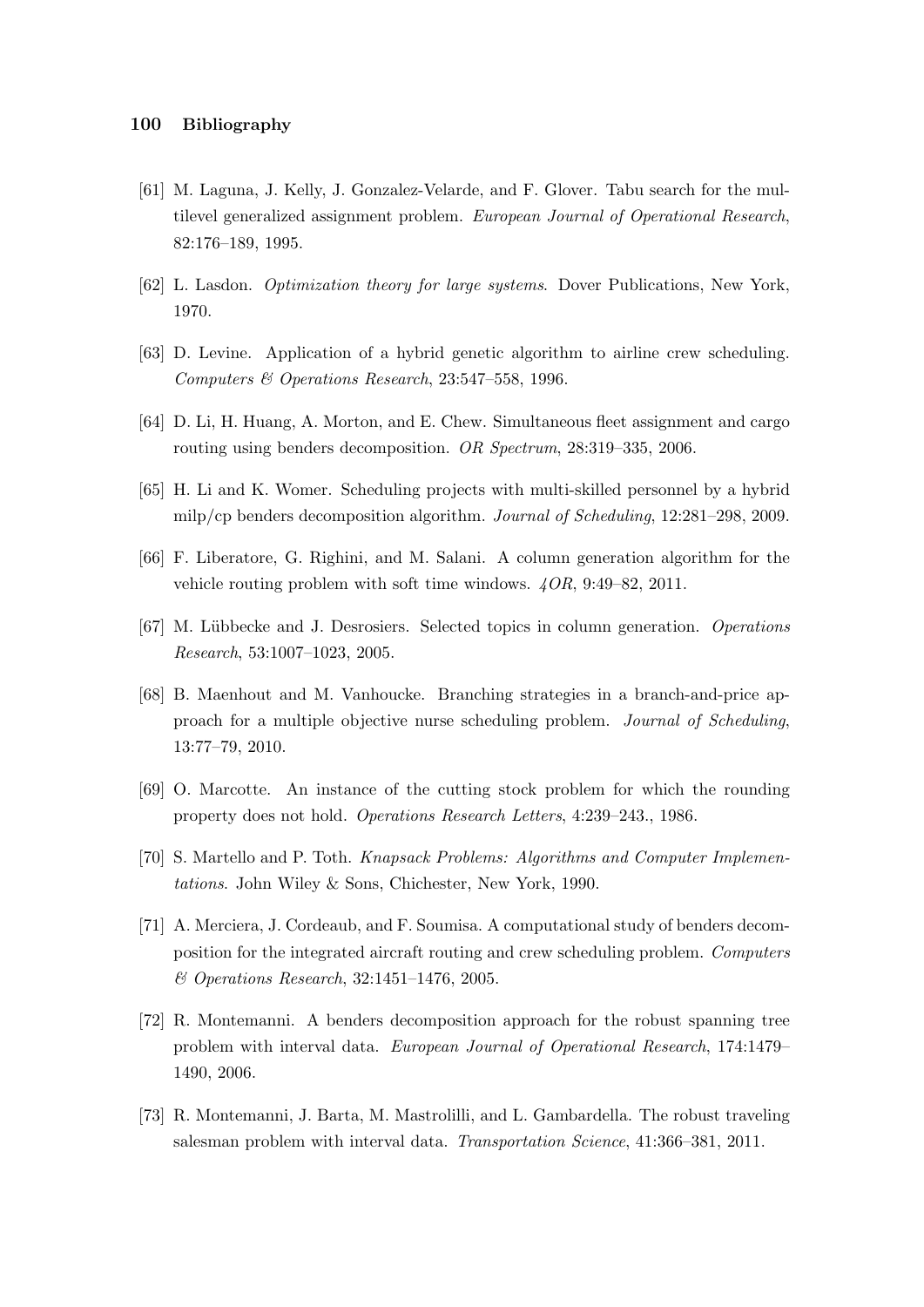[61] M. Laguna, J. Kelly, J. Gonzalez-Velarde, and F. Glover. Tabu search for the multilevel generalized assignment problem. *European Journal of Operational Research*, 82:176–189, 1995.

[62] L. Lasdon. *Optimization theory for large systems*. Dover Publications, New York, 1970.

[63] D. Levine. Application of a hybrid genetic algorithm to airline crew scheduling. *Computers & Operations Research*, 23:547–558, 1996.

[64] D. Li, H. Huang, A. Morton, and E. Chew. Simultaneous fleet assignment and cargo routing using benders decomposition. *OR Spectrum*, 28:319–335, 2006.

[65] H. Li and K. Womer. Scheduling projects with multi-skilled personnel by a hybrid milp/cp benders decomposition algorithm. *Journal of Scheduling*, 12:281–298, 2009.

[66] F. Liberatore, G. Righini, and M. Salani. A column generation algorithm for the vehicle routing problem with soft time windows. *4OR*, 9:49–82, 2011.

[67] M. Lübbecke and J. Desrosiers. Selected topics in column generation. *Operations Research*, 53:1007–1023, 2005.

[68] B. Maenhout and M. Vanhoucke. Branching strategies in a branch-and-price approach for a multiple objective nurse scheduling problem. *Journal of Scheduling*, 13:77–79, 2010.

[69] O. Marcotte. An instance of the cutting stock problem for which the rounding property does not hold. *Operations Research Letters*, 4:239–243., 1986.

[70] S. Martello and P. Toth. *Knapsack Problems: Algorithms and Computer Implementations*. John Wiley & Sons, Chichester, New York, 1990.

[71] A. Merciera, J. Cordeaub, and F. Soumisa. A computational study of benders decomposition for the integrated aircraft routing and crew scheduling problem. *Computers & Operations Research*, 32:1451–1476, 2005.

[72] R. Montemanni. A benders decomposition approach for the robust spanning tree problem with interval data. *European Journal of Operational Research*, 174:1479–1490, 2006.

[73] R. Montemanni, J. Barta, M. Mastrolilli, and L. Gambardella. The robust traveling salesman problem with interval data. *Transportation Science*, 41:366–381, 2011.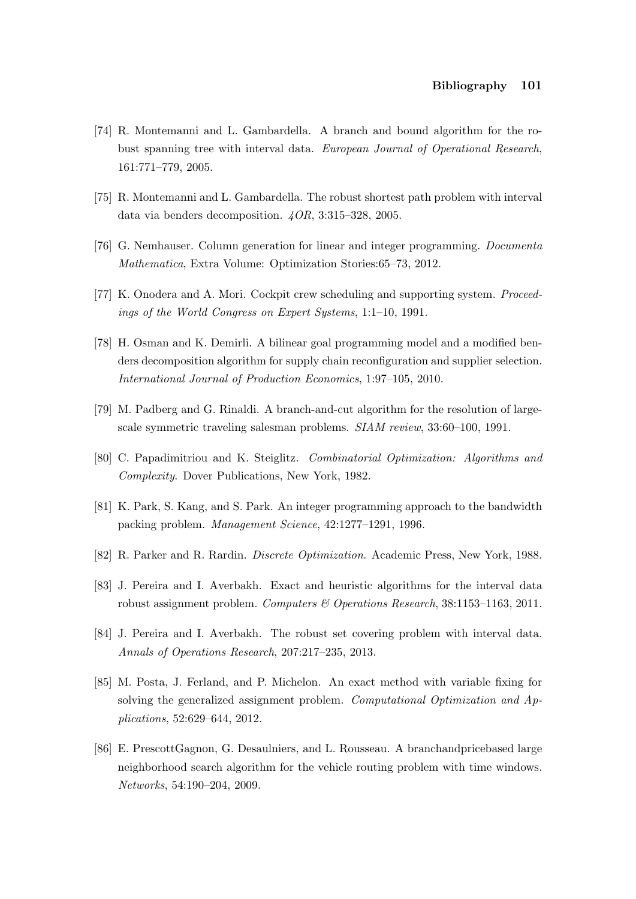[74] R. Montemanni and L. Gambardella. A branch and bound algorithm for the robust spanning tree with interval data. *European Journal of Operational Research*, 161:771–779, 2005.

[75] R. Montemanni and L. Gambardella. The robust shortest path problem with interval data via benders decomposition. *4OR*, 3:315–328, 2005.

[76] G. Nemhauser. Column generation for linear and integer programming. *Documenta Mathematica*, Extra Volume: Optimization Stories:65–73, 2012.

[77] K. Onodera and A. Mori. Cockpit crew scheduling and supporting system. *Proceedings of the World Congress on Expert Systems*, 1:1–10, 1991.

[78] H. Osman and K. Demirli. A bilinear goal programming model and a modified benders decomposition algorithm for supply chain reconfiguration and supplier selection. *International Journal of Production Economics*, 1:97–105, 2010.

[79] M. Padberg and G. Rinaldi. A branch-and-cut algorithm for the resolution of large-scale symmetric traveling salesman problems. *SIAM review*, 33:60–100, 1991.

[80] C. Papadimitriou and K. Steiglitz. *Combinatorial Optimization: Algorithms and Complexity*. Dover Publications, New York, 1982.

[81] K. Park, S. Kang, and S. Park. An integer programming approach to the bandwidth packing problem. *Management Science*, 42:1277–1291, 1996.

[82] R. Parker and R. Rardin. *Discrete Optimization*. Academic Press, New York, 1988.

[83] J. Pereira and I. Averbakh. Exact and heuristic algorithms for the interval data robust assignment problem. *Computers & Operations Research*, 38:1153–1163, 2011.

[84] J. Pereira and I. Averbakh. The robust set covering problem with interval data. *Annals of Operations Research*, 207:217–235, 2013.

[85] M. Posta, J. Ferland, and P. Michelon. An exact method with variable fixing for solving the generalized assignment problem. *Computational Optimization and Applications*, 52:629–644, 2012.

[86] E. PrescottGagnon, G. Desaulniers, and L. Rousseau. A branchandpricebased large neighborhood search algorithm for the vehicle routing problem with time windows. *Networks*, 54:190–204, 2009.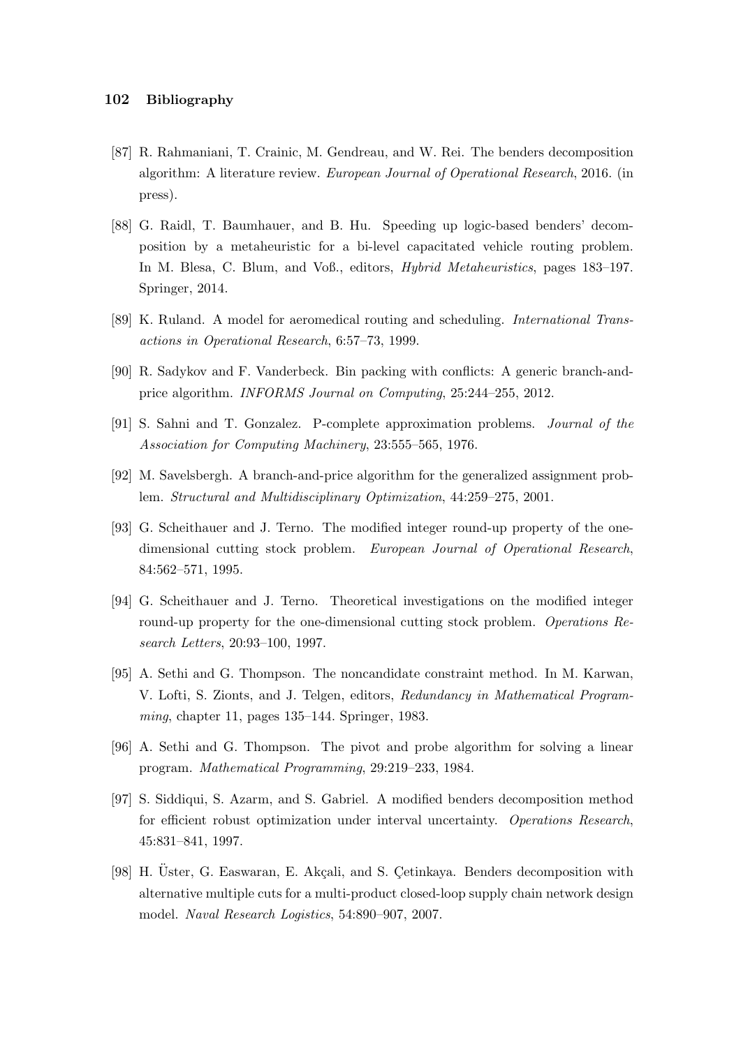[87] R. Rahmaniani, T. Crainic, M. Gendreau, and W. Rei. The benders decomposition algorithm: A literature review. *European Journal of Operational Research*, 2016. (in press).

[88] G. Raidl, T. Baumhauer, and B. Hu. Speeding up logic-based benders' decomposition by a metaheuristic for a bi-level capacitated vehicle routing problem. In M. Blesa, C. Blum, and Voß., editors, *Hybrid Metaheuristics*, pages 183–197. Springer, 2014.

[89] K. Ruland. A model for aeromedical routing and scheduling. *International Transactions in Operational Research*, 6:57–73, 1999.

[90] R. Sadykov and F. Vanderbeck. Bin packing with conflicts: A generic branch-and-price algorithm. *INFORMS Journal on Computing*, 25:244–255, 2012.

[91] S. Sahni and T. Gonzalez. P-complete approximation problems. *Journal of the Association for Computing Machinery*, 23:555–565, 1976.

[92] M. Savelsbergh. A branch-and-price algorithm for the generalized assignment problem. *Structural and Multidisciplinary Optimization*, 44:259–275, 2001.

[93] G. Scheithauer and J. Terno. The modified integer round-up property of the one-dimensional cutting stock problem. *European Journal of Operational Research*, 84:562–571, 1995.

[94] G. Scheithauer and J. Terno. Theoretical investigations on the modified integer round-up property for the one-dimensional cutting stock problem. *Operations Research Letters*, 20:93–100, 1997.

[95] A. Sethi and G. Thompson. The noncandidate constraint method. In M. Karwan, V. Lofti, S. Zionts, and J. Telgen, editors, *Redundancy in Mathematical Programming*, chapter 11, pages 135–144. Springer, 1983.

[96] A. Sethi and G. Thompson. The pivot and probe algorithm for solving a linear program. *Mathematical Programming*, 29:219–233, 1984.

[97] S. Siddiqui, S. Azarm, and S. Gabriel. A modified benders decomposition method for efficient robust optimization under interval uncertainty. *Operations Research*, 45:831–841, 1997.

[98] H. Üster, G. Easwaran, E. Akçali, and S. Çetinkaya. Benders decomposition with alternative multiple cuts for a multi-product closed-loop supply chain network design model. *Naval Research Logistics*, 54:890–907, 2007.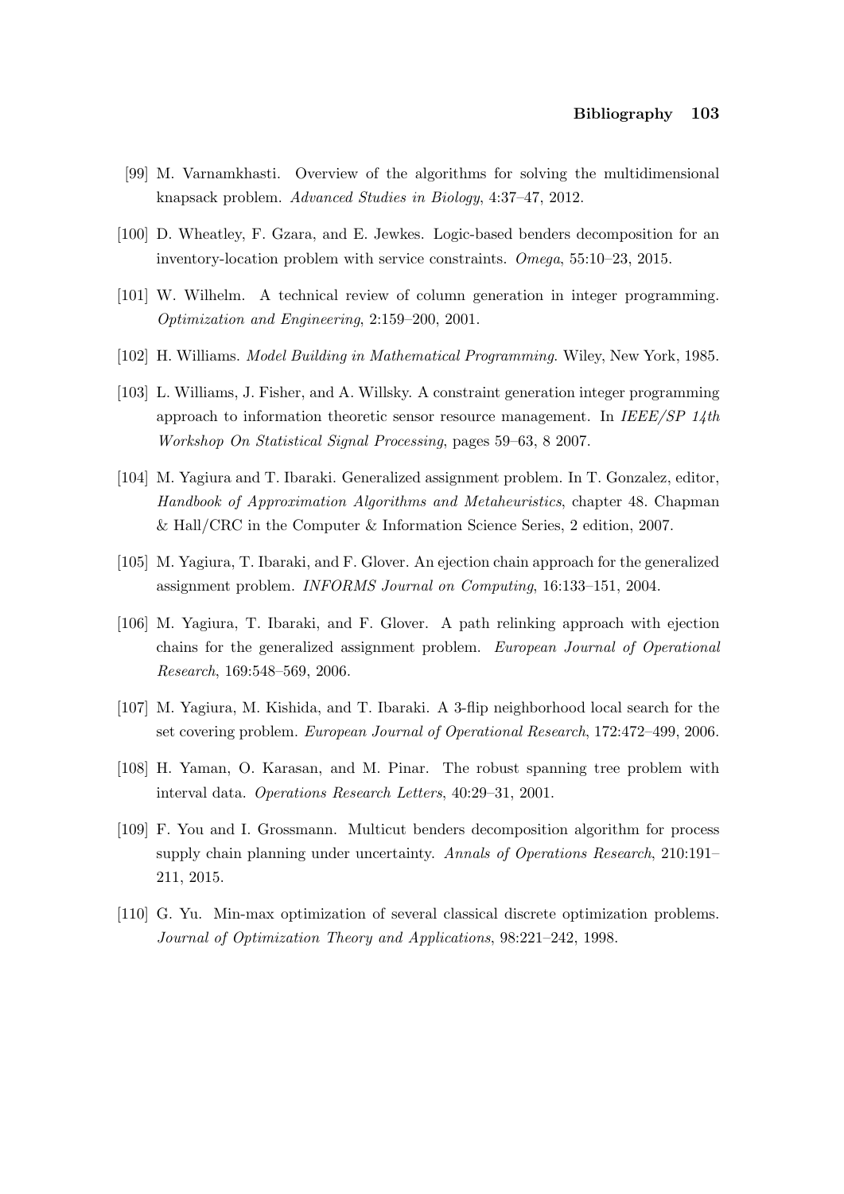[99] M. Varnamkhasti. Overview of the algorithms for solving the multidimensional knapsack problem. *Advanced Studies in Biology*, 4:37–47, 2012.

[100] D. Wheatley, F. Gzara, and E. Jewkes. Logic-based benders decomposition for an inventory-location problem with service constraints. *Omega*, 55:10–23, 2015.

[101] W. Wilhelm. A technical review of column generation in integer programming. *Optimization and Engineering*, 2:159–200, 2001.

[102] H. Williams. *Model Building in Mathematical Programming*. Wiley, New York, 1985.

[103] L. Williams, J. Fisher, and A. Willsky. A constraint generation integer programming approach to information theoretic sensor resource management. In *IEEE/SP 14th Workshop On Statistical Signal Processing*, pages 59–63, 8 2007.

[104] M. Yagiura and T. Ibaraki. Generalized assignment problem. In T. Gonzalez, editor, *Handbook of Approximation Algorithms and Metaheuristics*, chapter 48. Chapman & Hall/CRC in the Computer & Information Science Series, 2 edition, 2007.

[105] M. Yagiura, T. Ibaraki, and F. Glover. An ejection chain approach for the generalized assignment problem. *INFORMS Journal on Computing*, 16:133–151, 2004.

[106] M. Yagiura, T. Ibaraki, and F. Glover. A path relinking approach with ejection chains for the generalized assignment problem. *European Journal of Operational Research*, 169:548–569, 2006.

[107] M. Yagiura, M. Kishida, and T. Ibaraki. A 3-flip neighborhood local search for the set covering problem. *European Journal of Operational Research*, 172:472–499, 2006.

[108] H. Yaman, O. Karasan, and M. Pinar. The robust spanning tree problem with interval data. *Operations Research Letters*, 40:29–31, 2001.

[109] F. You and I. Grossmann. Multicut benders decomposition algorithm for process supply chain planning under uncertainty. *Annals of Operations Research*, 210:191–211, 2015.

[110] G. Yu. Min-max optimization of several classical discrete optimization problems. *Journal of Optimization Theory and Applications*, 98:221–242, 1998.